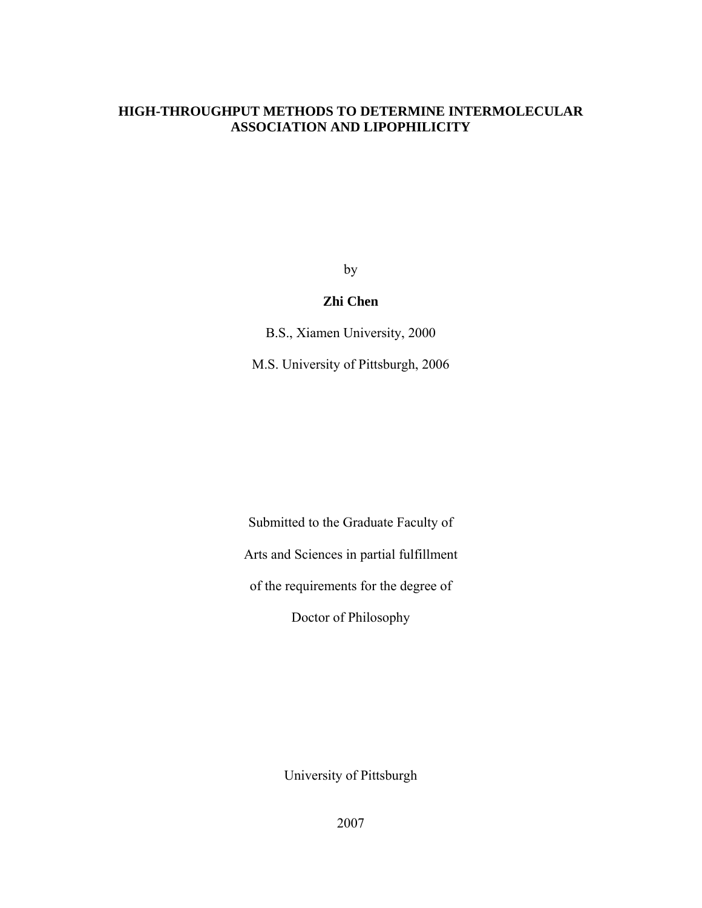# HIGH-THROUGHPUT METHODS TO DETERMINE INTERMOLECULAR ASSOCIATION AND LIPOPHILICITY

by

**Zhi Chen**

B.S., Xiamen University, 2000

M.S. University of Pittsburgh, 2006

Submitted to the Graduate Faculty of

Arts and Sciences in partial fulfillment

of the requirements for the degree of

Doctor of Philosophy

University of Pittsburgh

2007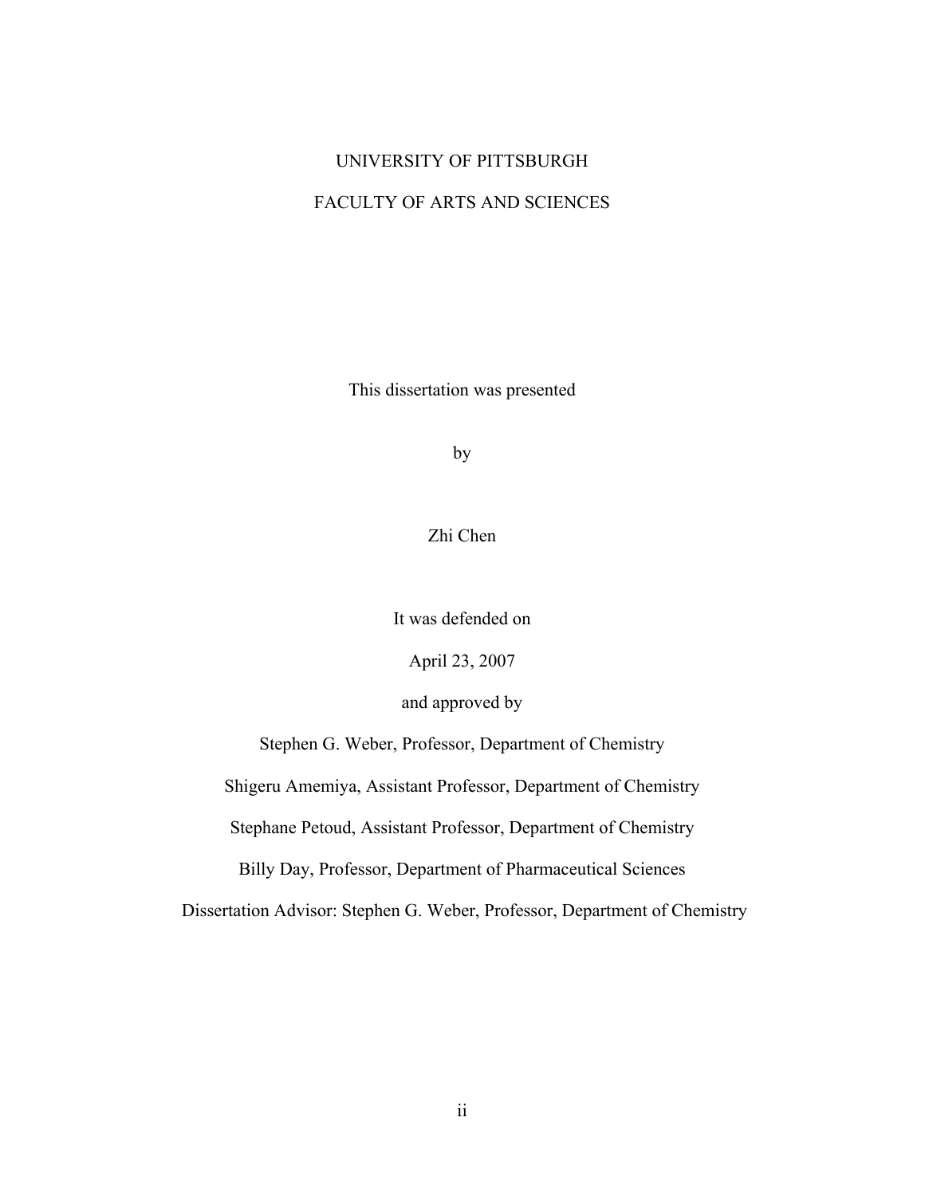UNIVERSITY OF PITTSBURGH

FACULTY OF ARTS AND SCIENCES

This dissertation was presented

by

Zhi Chen

It was defended on

April 23, 2007

and approved by

Stephen G. Weber, Professor, Department of Chemistry

Shigeru Amemiya, Assistant Professor, Department of Chemistry

Stephane Petoud, Assistant Professor, Department of Chemistry

Billy Day, Professor, Department of Pharmaceutical Sciences

Dissertation Advisor: Stephen G. Weber, Professor, Department of Chemistry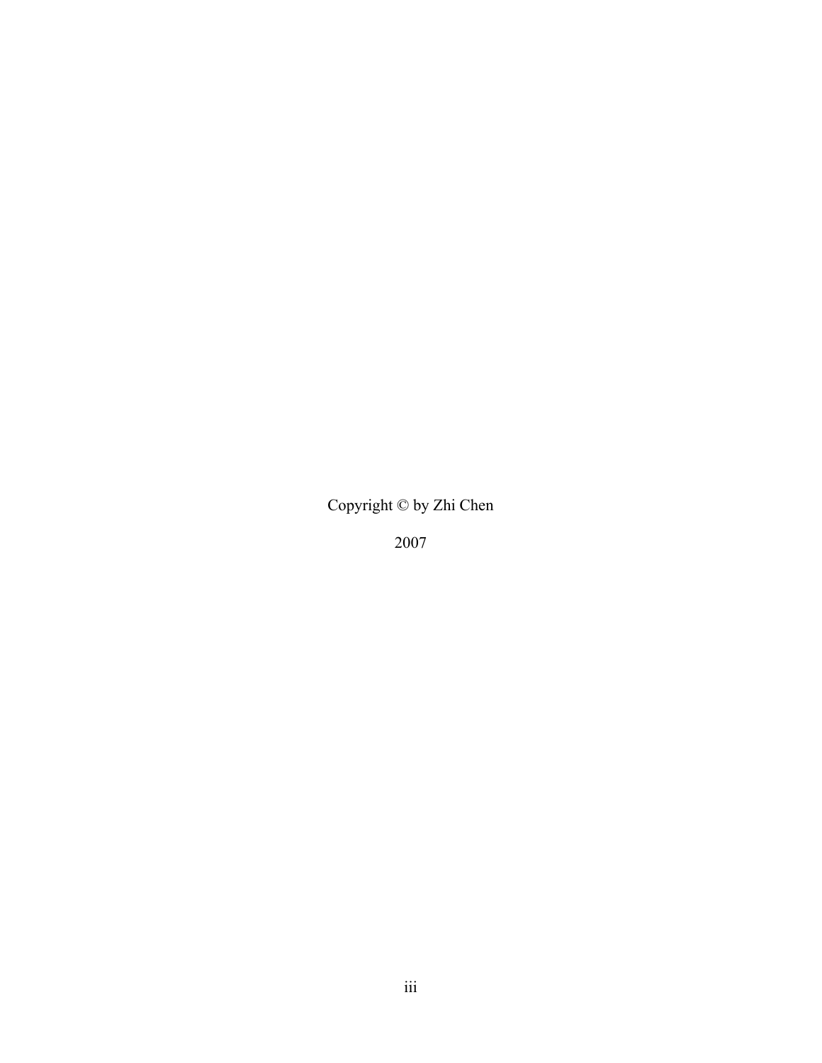Copyright © by Zhi Chen

2007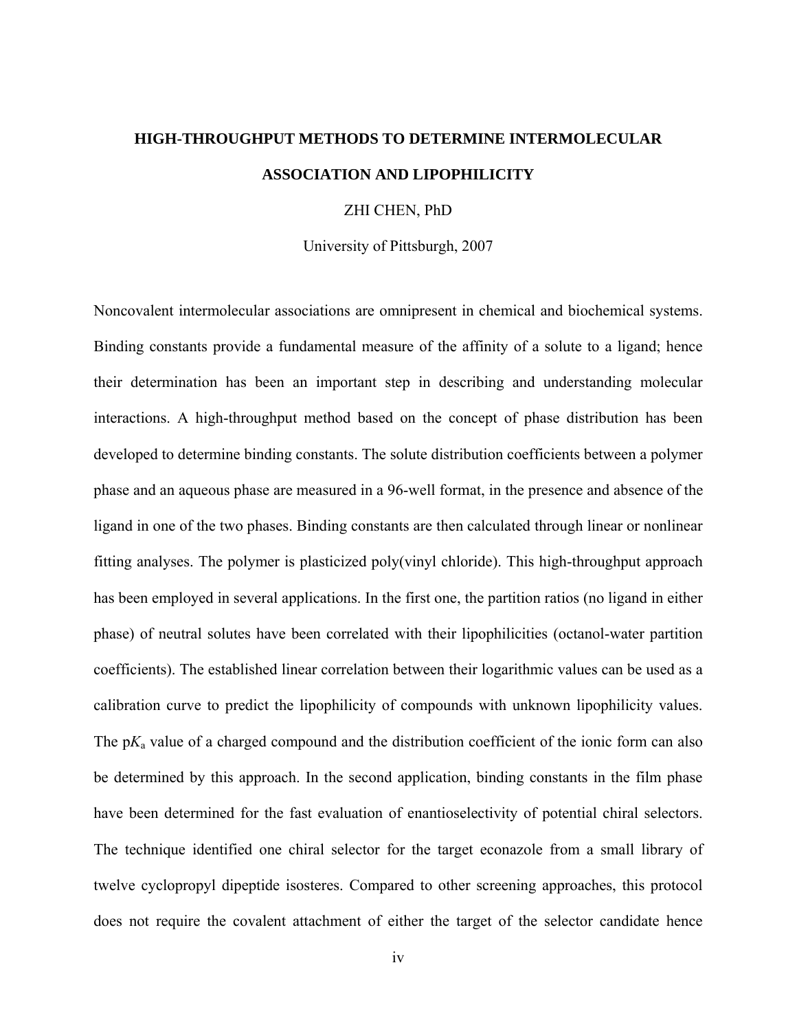**HIGH-THROUGHPUT METHODS TO DETERMINE INTERMOLECULAR ASSOCIATION AND LIPOPHILICITY**

ZHI CHEN, PhD

University of Pittsburgh, 2007

Noncovalent intermolecular associations are omnipresent in chemical and biochemical systems. Binding constants provide a fundamental measure of the affinity of a solute to a ligand; hence their determination has been an important step in describing and understanding molecular interactions. A high-throughput method based on the concept of phase distribution has been developed to determine binding constants. The solute distribution coefficients between a polymer phase and an aqueous phase are measured in a 96-well format, in the presence and absence of the ligand in one of the two phases. Binding constants are then calculated through linear or nonlinear fitting analyses. The polymer is plasticized poly(vinyl chloride). This high-throughput approach has been employed in several applications. In the first one, the partition ratios (no ligand in either phase) of neutral solutes have been correlated with their lipophilicities (octanol-water partition coefficients). The established linear correlation between their logarithmic values can be used as a calibration curve to predict the lipophilicity of compounds with unknown lipophilicity values. The p$K_a$ value of a charged compound and the distribution coefficient of the ionic form can also be determined by this approach. In the second application, binding constants in the film phase have been determined for the fast evaluation of enantioselectivity of potential chiral selectors. The technique identified one chiral selector for the target econazole from a small library of twelve cyclopropyl dipeptide isosteres. Compared to other screening approaches, this protocol does not require the covalent attachment of either the target of the selector candidate hence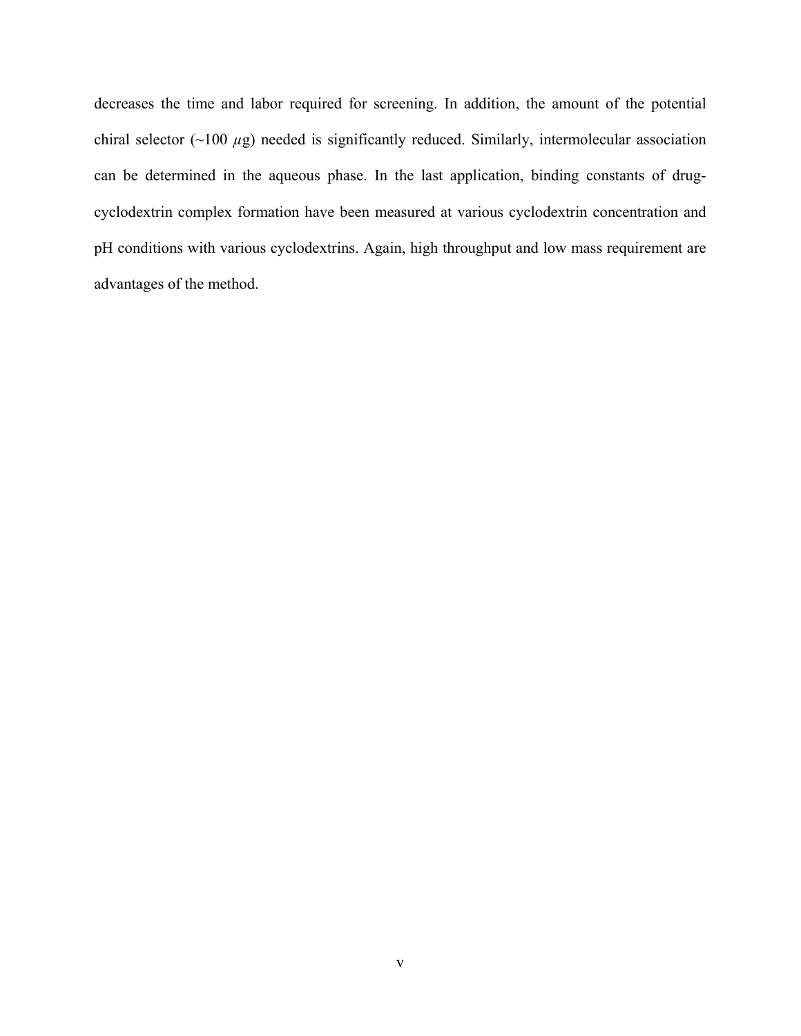decreases the time and labor required for screening. In addition, the amount of the potential chiral selector (~100 $\mu$g) needed is significantly reduced. Similarly, intermolecular association can be determined in the aqueous phase. In the last application, binding constants of drug-cyclodextrin complex formation have been measured at various cyclodextrin concentration and pH conditions with various cyclodextrins. Again, high throughput and low mass requirement are advantages of the method.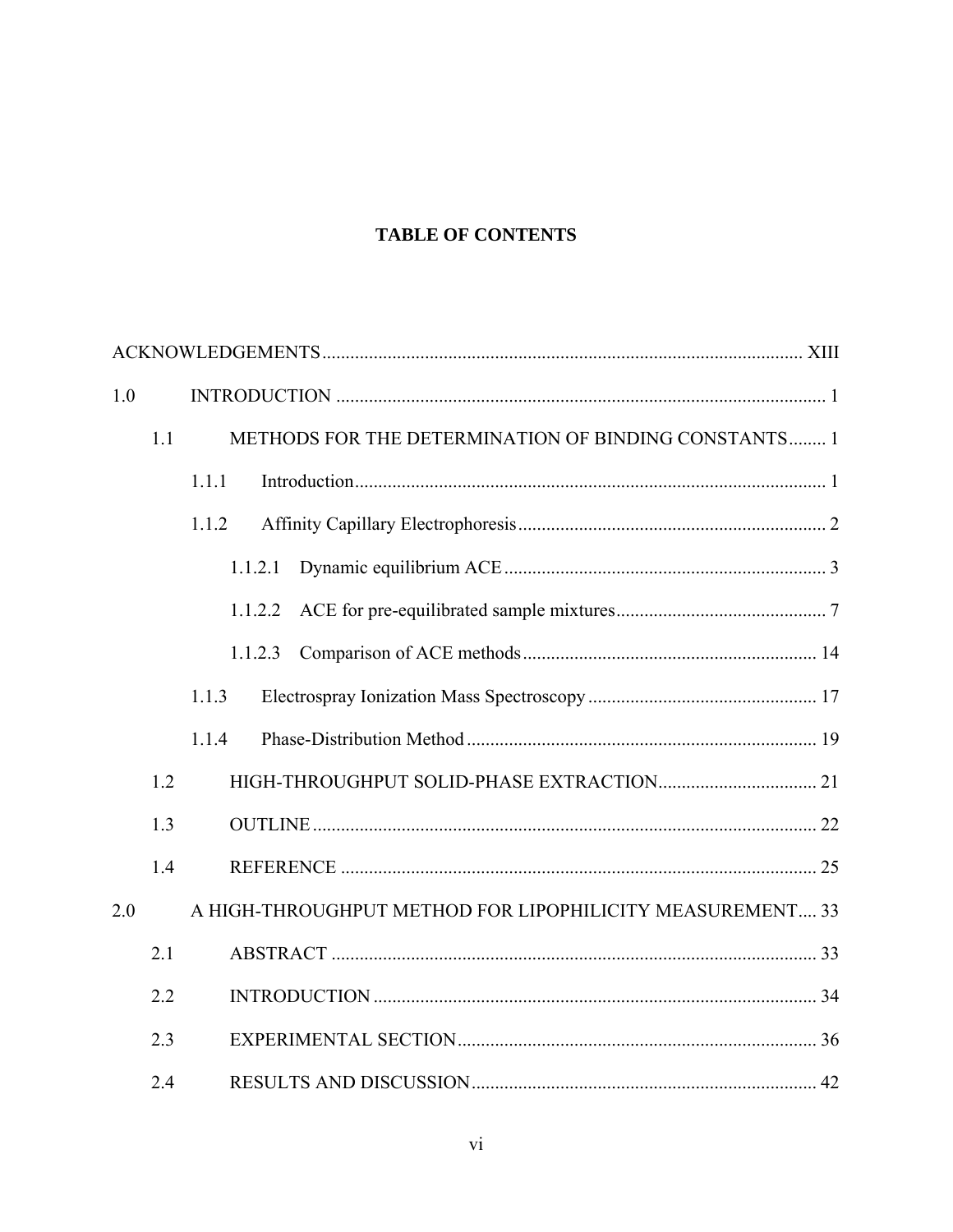# TABLE OF CONTENTS

ACKNOWLEDGEMENTS ..... XIII

1.0 INTRODUCTION ..... 1

- 1.1 METHODS FOR THE DETERMINATION OF BINDING CONSTANTS ..... 1
  - 1.1.1 Introduction ..... 1
  - 1.1.2 Affinity Capillary Electrophoresis ..... 2
    - 1.1.2.1 Dynamic equilibrium ACE ..... 3
    - 1.1.2.2 ACE for pre-equilibrated sample mixtures ..... 7
    - 1.1.2.3 Comparison of ACE methods ..... 14
  - 1.1.3 Electrospray Ionization Mass Spectroscopy ..... 17
  - 1.1.4 Phase-Distribution Method ..... 19
- 1.2 HIGH-THROUGHPUT SOLID-PHASE EXTRACTION ..... 21
- 1.3 OUTLINE ..... 22
- 1.4 REFERENCE ..... 25

2.0 A HIGH-THROUGHPUT METHOD FOR LIPOPHILICITY MEASUREMENT ..... 33

- 2.1 ABSTRACT ..... 33
- 2.2 INTRODUCTION ..... 34
- 2.3 EXPERIMENTAL SECTION ..... 36
- 2.4 RESULTS AND DISCUSSION ..... 42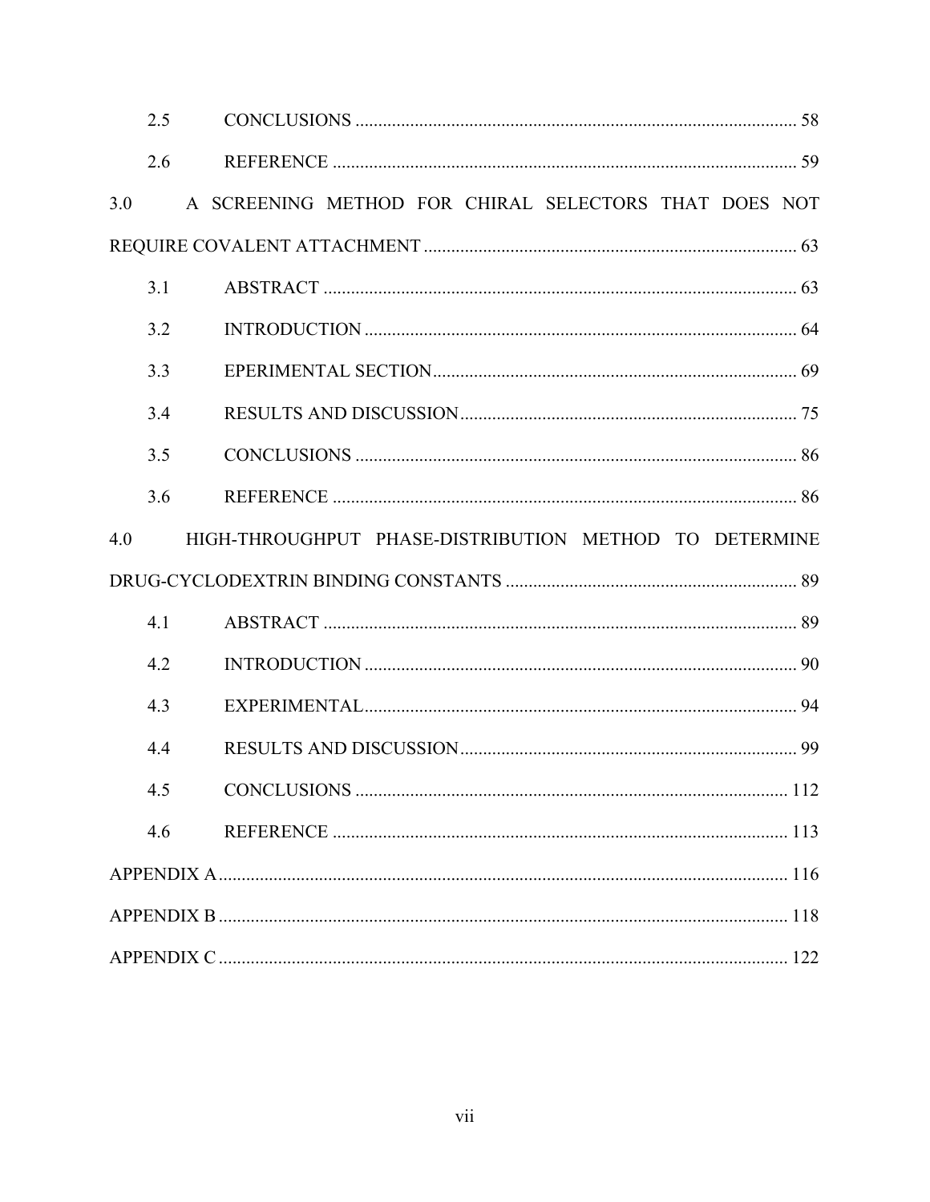2.5 CONCLUSIONS ............................................................................................... 58

2.6 REFERENCE ................................................................................................... 59

3.0 A SCREENING METHOD FOR CHIRAL SELECTORS THAT DOES NOT REQUIRE COVALENT ATTACHMENT ................................................................................ 63

3.1 ABSTRACT ...................................................................................................... 63

3.2 INTRODUCTION ............................................................................................. 64

3.3 EPERIMENTAL SECTION.............................................................................. 69

3.4 RESULTS AND DISCUSSION......................................................................... 75

3.5 CONCLUSIONS ............................................................................................... 86

3.6 REFERENCE ................................................................................................... 86

4.0 HIGH-THROUGHPUT PHASE-DISTRIBUTION METHOD TO DETERMINE DRUG-CYCLODEXTRIN BINDING CONSTANTS ............................................................ 89

4.1 ABSTRACT ...................................................................................................... 89

4.2 INTRODUCTION ............................................................................................. 90

4.3 EXPERIMENTAL............................................................................................. 94

4.4 RESULTS AND DISCUSSION......................................................................... 99

4.5 CONCLUSIONS ............................................................................................. 112

4.6 REFERENCE ................................................................................................. 113

APPENDIX A ........................................................................................................................ 116

APPENDIX B ........................................................................................................................ 118

APPENDIX C ........................................................................................................................ 122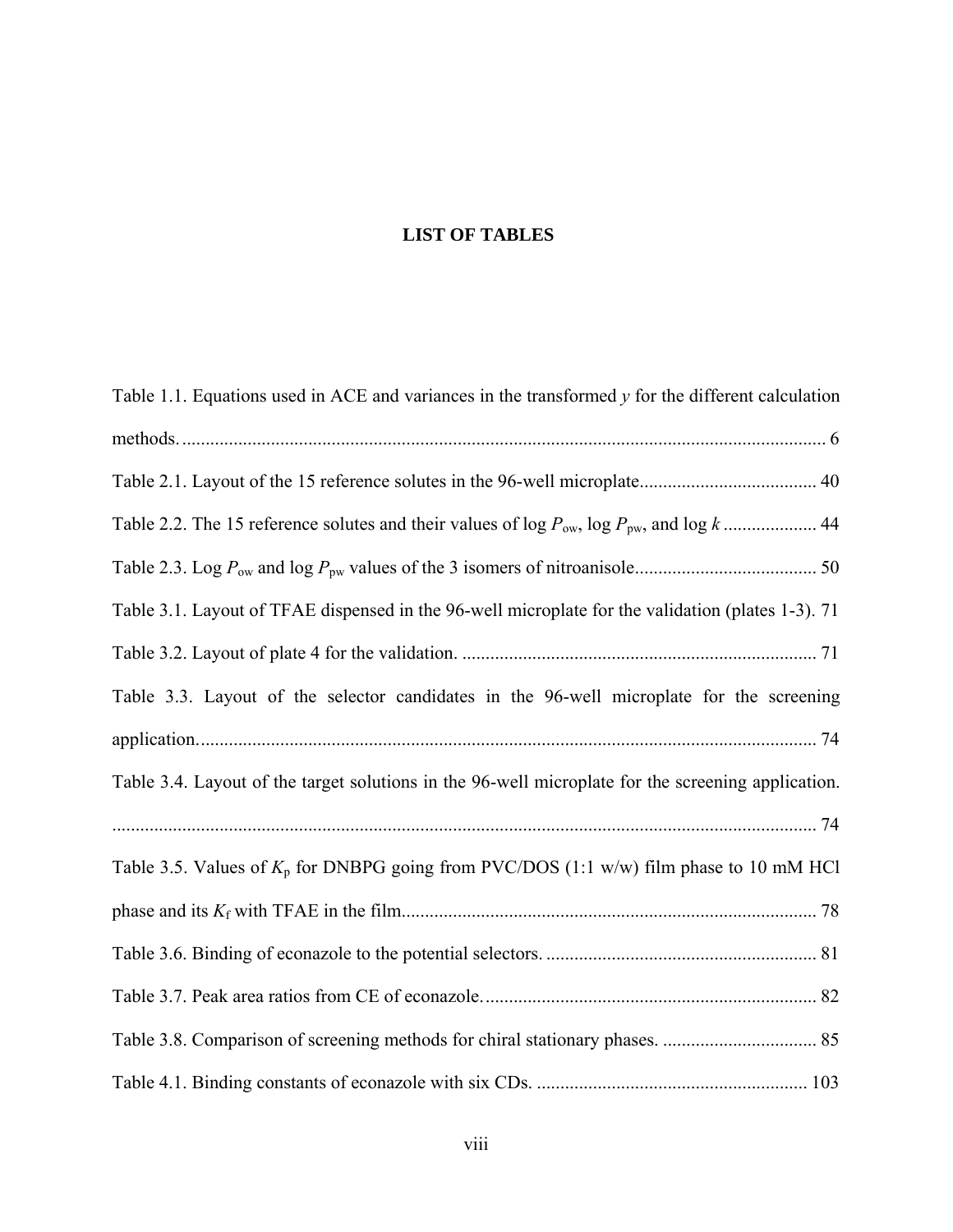# LIST OF TABLES

Table 1.1. Equations used in ACE and variances in the transformed *y* for the different calculation methods. ........................................................................................................................... 6

Table 2.1. Layout of the 15 reference solutes in the 96-well microplate...................................... 40

Table 2.2. The 15 reference solutes and their values of log $P_{ow}$, log $P_{pw}$, and log $k$ .................... 44

Table 2.3. Log $P_{ow}$ and log $P_{pw}$ values of the 3 isomers of nitroanisole....................................... 50

Table 3.1. Layout of TFAE dispensed in the 96-well microplate for the validation (plates 1-3). 71

Table 3.2. Layout of plate 4 for the validation. ........................................................................... 71

Table 3.3. Layout of the selector candidates in the 96-well microplate for the screening application.................................................................................................................................... 74

Table 3.4. Layout of the target solutions in the 96-well microplate for the screening application. ...................................................................................................................................................... 74

Table 3.5. Values of $K_p$ for DNBPG going from PVC/DOS (1:1 w/w) film phase to 10 mM HCl phase and its $K_f$ with TFAE in the film........................................................................................ 78

Table 3.6. Binding of econazole to the potential selectors. .......................................................... 81

Table 3.7. Peak area ratios from CE of econazole....................................................................... 82

Table 3.8. Comparison of screening methods for chiral stationary phases. ................................. 85

Table 4.1. Binding constants of econazole with six CDs. .......................................................... 103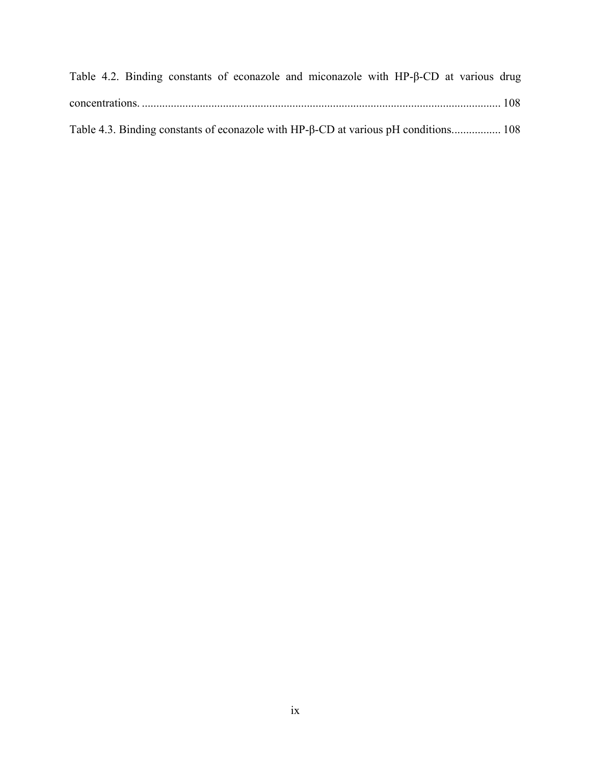Table 4.2. Binding constants of econazole and miconazole with HP-β-CD at various drug concentrations. ........................................................................................................................ 108

Table 4.3. Binding constants of econazole with HP-β-CD at various pH conditions................ 108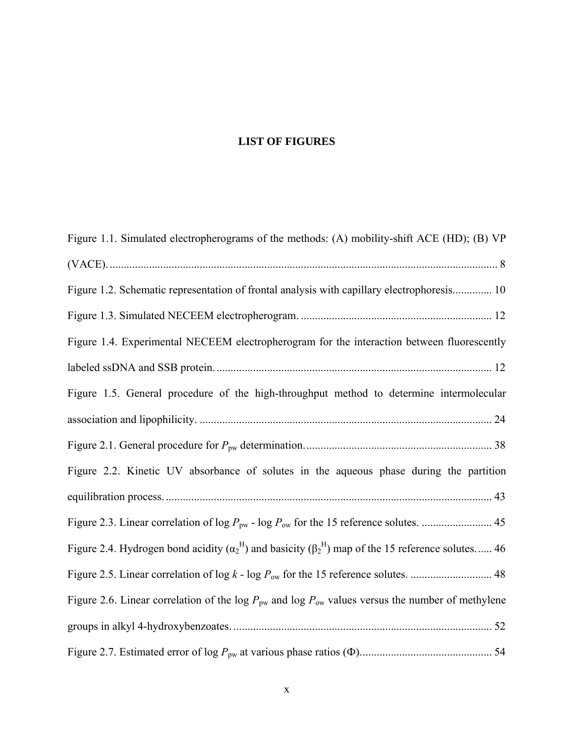# LIST OF FIGURES

Figure 1.1. Simulated electropherograms of the methods: (A) mobility-shift ACE (HD); (B) VP (VACE). ........ 8

Figure 1.2. Schematic representation of frontal analysis with capillary electrophoresis. ........ 10

Figure 1.3. Simulated NECEEM electropherogram. ........ 12

Figure 1.4. Experimental NECEEM electropherogram for the interaction between fluorescently labeled ssDNA and SSB protein. ........ 12

Figure 1.5. General procedure of the high-throughput method to determine intermolecular association and lipophilicity. ........ 24

Figure 2.1. General procedure for $P_{pw}$ determination. ........ 38

Figure 2.2. Kinetic UV absorbance of solutes in the aqueous phase during the partition equilibration process. ........ 43

Figure 2.3. Linear correlation of log $P_{pw}$ - log $P_{ow}$ for the 15 reference solutes. ........ 45

Figure 2.4. Hydrogen bond acidity ($\alpha_2^H$) and basicity ($\beta_2^H$) map of the 15 reference solutes. ........ 46

Figure 2.5. Linear correlation of log $k$ - log $P_{ow}$ for the 15 reference solutes. ........ 48

Figure 2.6. Linear correlation of the log $P_{pw}$ and log $P_{ow}$ values versus the number of methylene groups in alkyl 4-hydroxybenzoates. ........ 52

Figure 2.7. Estimated error of log $P_{pw}$ at various phase ratios ($\Phi$). ........ 54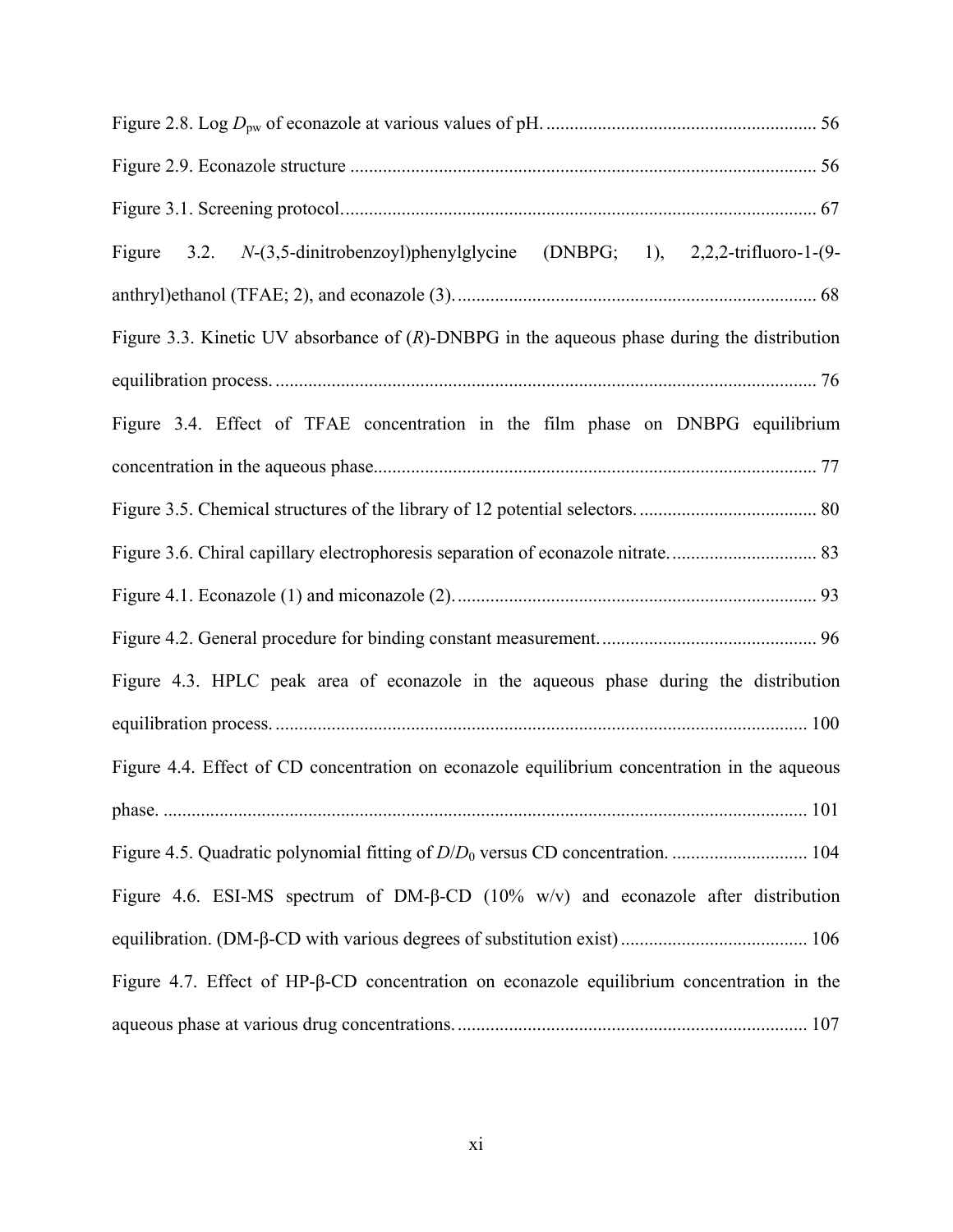Figure 2.8. Log $D_{pw}$ of econazole at various values of pH. ........................................................ 56

Figure 2.9. Econazole structure .................................................................................................. 56

Figure 3.1. Screening protocol.................................................................................................... 67

Figure 3.2. *N*-(3,5-dinitrobenzoyl)phenylglycine (DNBPG; 1), 2,2,2-trifluoro-1-(9-anthryl)ethanol (TFAE; 2), and econazole (3)............................................................................ 68

Figure 3.3. Kinetic UV absorbance of (*R*)-DNBPG in the aqueous phase during the distribution equilibration process. .................................................................................................................. 76

Figure 3.4. Effect of TFAE concentration in the film phase on DNBPG equilibrium concentration in the aqueous phase.............................................................................................. 77

Figure 3.5. Chemical structures of the library of 12 potential selectors. ..................................... 80

Figure 3.6. Chiral capillary electrophoresis separation of econazole nitrate. .............................. 83

Figure 4.1. Econazole (1) and miconazole (2)............................................................................ 93

Figure 4.2. General procedure for binding constant measurement. ............................................ 96

Figure 4.3. HPLC peak area of econazole in the aqueous phase during the distribution equilibration process. ................................................................................................................ 100

Figure 4.4. Effect of CD concentration on econazole equilibrium concentration in the aqueous phase. ....................................................................................................................................... 101

Figure 4.5. Quadratic polynomial fitting of $D/D_0$ versus CD concentration. ............................ 104

Figure 4.6. ESI-MS spectrum of DM-β-CD (10% w/v) and econazole after distribution equilibration. (DM-β-CD with various degrees of substitution exist) ....................................... 106

Figure 4.7. Effect of HP-β-CD concentration on econazole equilibrium concentration in the aqueous phase at various drug concentrations. .......................................................................... 107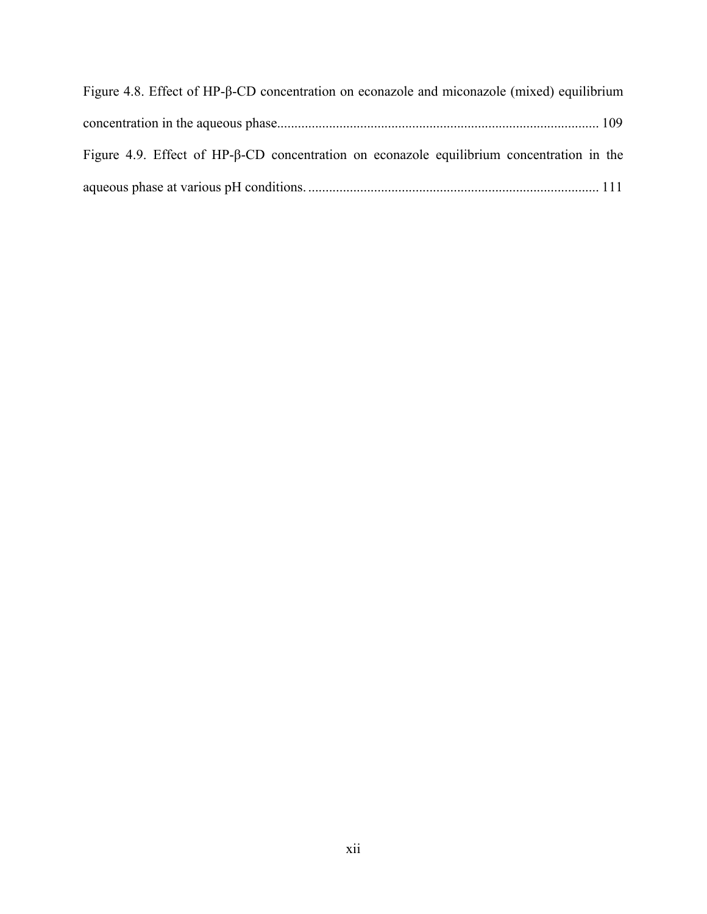Figure 4.8. Effect of HP-β-CD concentration on econazole and miconazole (mixed) equilibrium concentration in the aqueous phase............................................................................................ 109

Figure 4.9. Effect of HP-β-CD concentration on econazole equilibrium concentration in the aqueous phase at various pH conditions. .................................................................................... 111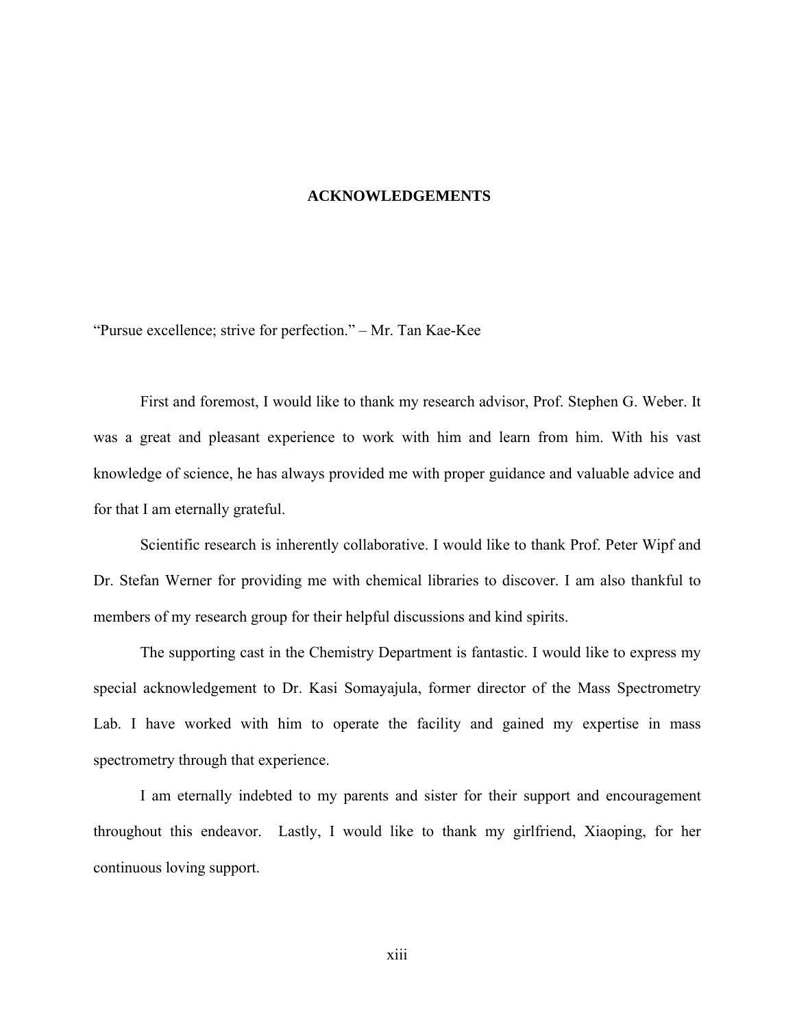# ACKNOWLEDGEMENTS

"Pursue excellence; strive for perfection." – Mr. Tan Kae-Kee

First and foremost, I would like to thank my research advisor, Prof. Stephen G. Weber. It was a great and pleasant experience to work with him and learn from him. With his vast knowledge of science, he has always provided me with proper guidance and valuable advice and for that I am eternally grateful.

Scientific research is inherently collaborative. I would like to thank Prof. Peter Wipf and Dr. Stefan Werner for providing me with chemical libraries to discover. I am also thankful to members of my research group for their helpful discussions and kind spirits.

The supporting cast in the Chemistry Department is fantastic. I would like to express my special acknowledgement to Dr. Kasi Somayajula, former director of the Mass Spectrometry Lab. I have worked with him to operate the facility and gained my expertise in mass spectrometry through that experience.

I am eternally indebted to my parents and sister for their support and encouragement throughout this endeavor. Lastly, I would like to thank my girlfriend, Xiaoping, for her continuous loving support.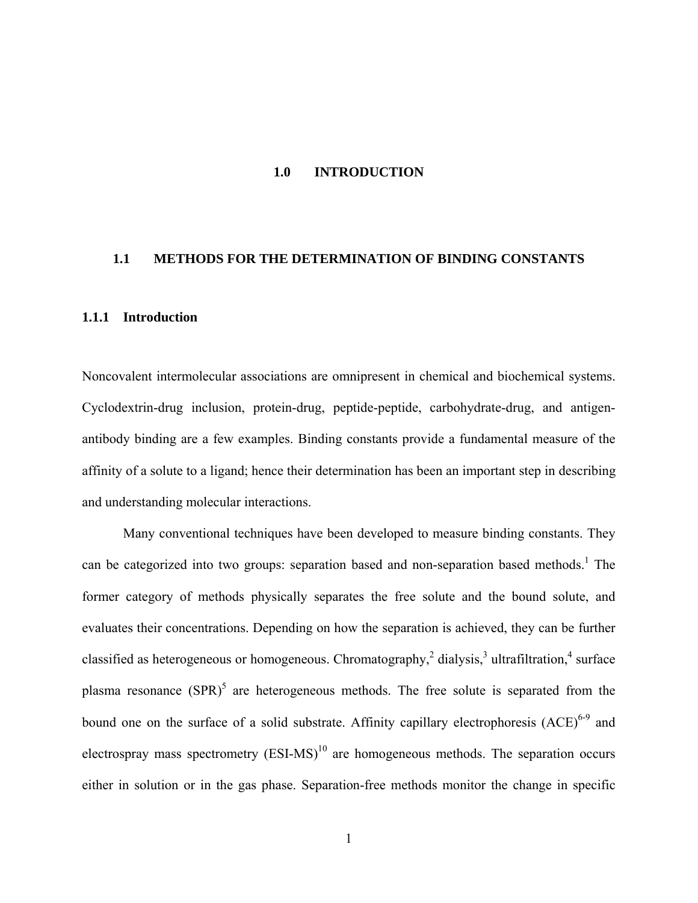# 1.0 INTRODUCTION

## 1.1 METHODS FOR THE DETERMINATION OF BINDING CONSTANTS

### 1.1.1 Introduction

Noncovalent intermolecular associations are omnipresent in chemical and biochemical systems. Cyclodextrin-drug inclusion, protein-drug, peptide-peptide, carbohydrate-drug, and antigen-antibody binding are a few examples. Binding constants provide a fundamental measure of the affinity of a solute to a ligand; hence their determination has been an important step in describing and understanding molecular interactions.

Many conventional techniques have been developed to measure binding constants. They can be categorized into two groups: separation based and non-separation based methods.[1] The former category of methods physically separates the free solute and the bound solute, and evaluates their concentrations. Depending on how the separation is achieved, they can be further classified as heterogeneous or homogeneous. Chromatography,[2] dialysis,[3] ultrafiltration,[4] surface plasma resonance (SPR)[5] are heterogeneous methods. The free solute is separated from the bound one on the surface of a solid substrate. Affinity capillary electrophoresis (ACE)[6-9] and electrospray mass spectrometry (ESI-MS)[10] are homogeneous methods. The separation occurs either in solution or in the gas phase. Separation-free methods monitor the change in specific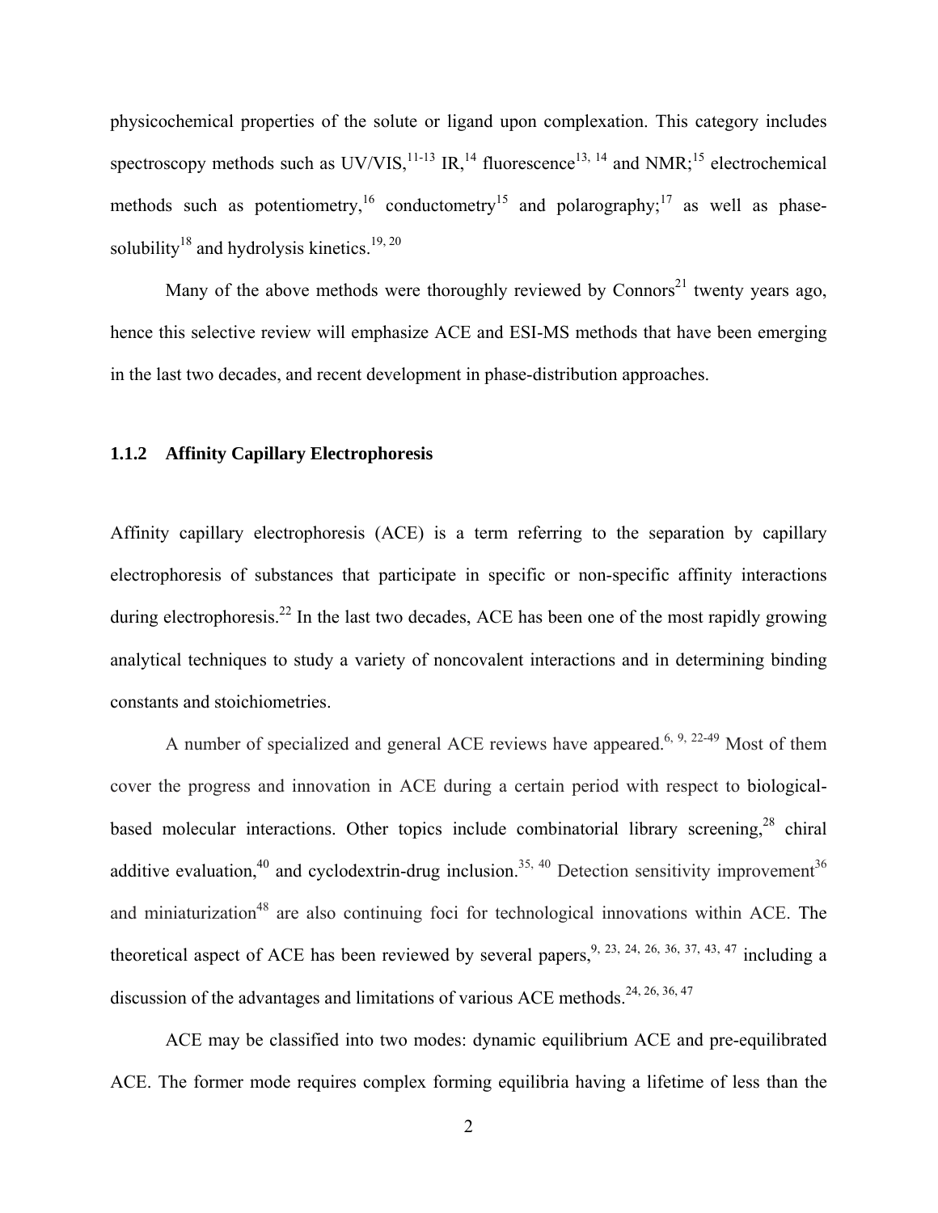physicochemical properties of the solute or ligand upon complexation. This category includes spectroscopy methods such as UV/VIS,[11-13] IR,[14] fluorescence[13, 14] and NMR;[15] electrochemical methods such as potentiometry,[16] conductometry[15] and polarography;[17] as well as phase-solubility[18] and hydrolysis kinetics.[19, 20]

Many of the above methods were thoroughly reviewed by Connors[21] twenty years ago, hence this selective review will emphasize ACE and ESI-MS methods that have been emerging in the last two decades, and recent development in phase-distribution approaches.

### 1.1.2 Affinity Capillary Electrophoresis

Affinity capillary electrophoresis (ACE) is a term referring to the separation by capillary electrophoresis of substances that participate in specific or non-specific affinity interactions during electrophoresis.[22] In the last two decades, ACE has been one of the most rapidly growing analytical techniques to study a variety of noncovalent interactions and in determining binding constants and stoichiometries.

A number of specialized and general ACE reviews have appeared.[6, 9, 22-49] Most of them cover the progress and innovation in ACE during a certain period with respect to biological-based molecular interactions. Other topics include combinatorial library screening,[28] chiral additive evaluation,[40] and cyclodextrin-drug inclusion.[35, 40] Detection sensitivity improvement[36] and miniaturization[48] are also continuing foci for technological innovations within ACE. The theoretical aspect of ACE has been reviewed by several papers,[9, 23, 24, 26, 36, 37, 43, 47] including a discussion of the advantages and limitations of various ACE methods.[24, 26, 36, 47]

ACE may be classified into two modes: dynamic equilibrium ACE and pre-equilibrated ACE. The former mode requires complex forming equilibria having a lifetime of less than the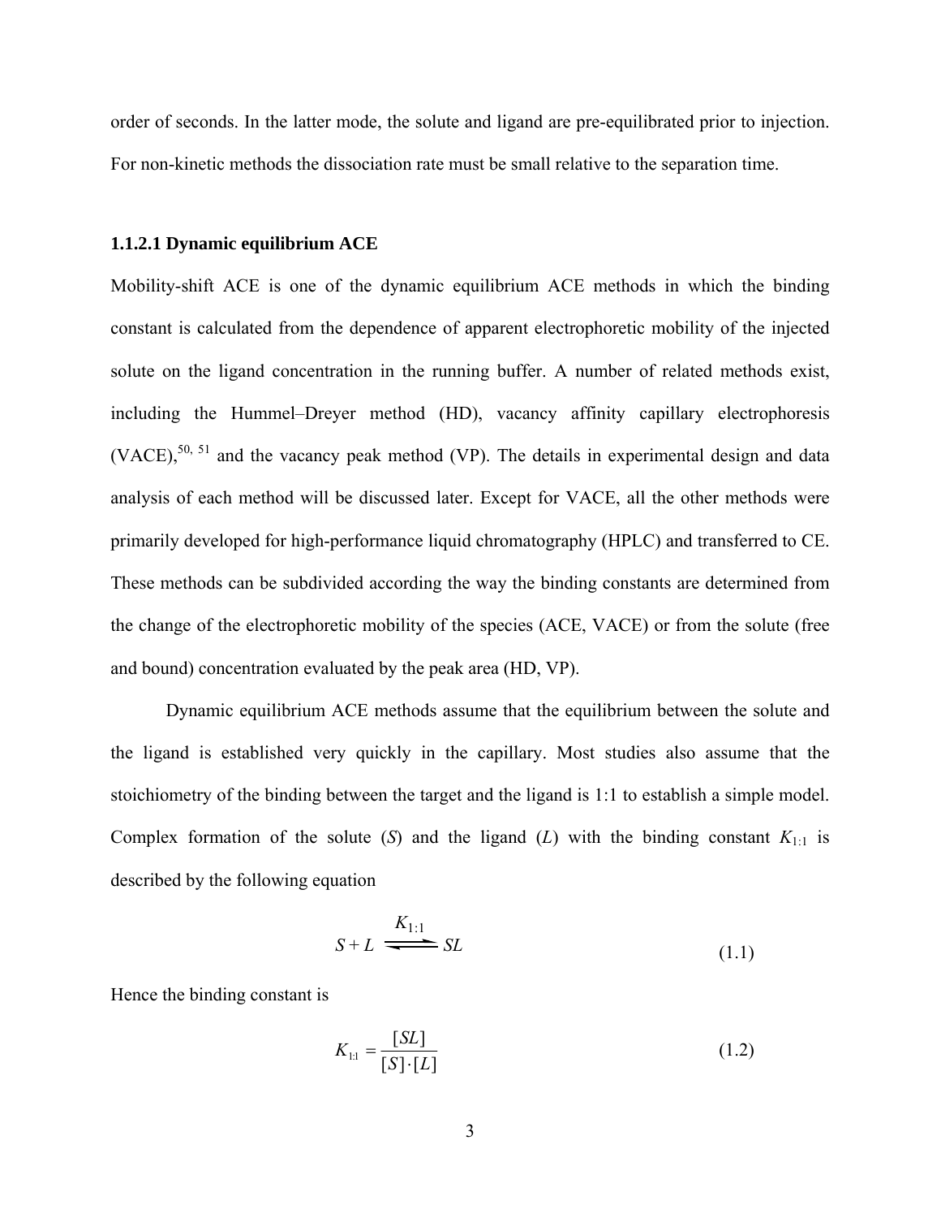order of seconds. In the latter mode, the solute and ligand are pre-equilibrated prior to injection. For non-kinetic methods the dissociation rate must be small relative to the separation time.

### 1.1.2.1 Dynamic equilibrium ACE

Mobility-shift ACE is one of the dynamic equilibrium ACE methods in which the binding constant is calculated from the dependence of apparent electrophoretic mobility of the injected solute on the ligand concentration in the running buffer. A number of related methods exist, including the Hummel–Dreyer method (HD), vacancy affinity capillary electrophoresis (VACE),[50, 51] and the vacancy peak method (VP). The details in experimental design and data analysis of each method will be discussed later. Except for VACE, all the other methods were primarily developed for high-performance liquid chromatography (HPLC) and transferred to CE. These methods can be subdivided according the way the binding constants are determined from the change of the electrophoretic mobility of the species (ACE, VACE) or from the solute (free and bound) concentration evaluated by the peak area (HD, VP).

Dynamic equilibrium ACE methods assume that the equilibrium between the solute and the ligand is established very quickly in the capillary. Most studies also assume that the stoichiometry of the binding between the target and the ligand is 1:1 to establish a simple model. Complex formation of the solute ($S$) and the ligand ($L$) with the binding constant $K_{1:1}$ is described by the following equation

$$S + L \xrightleftharpoons{K_{1:1}} SL \tag{1.1}$$

Hence the binding constant is

$$K_{1:1} = \frac{[SL]}{[S]\cdot[L]} \tag{1.2}$$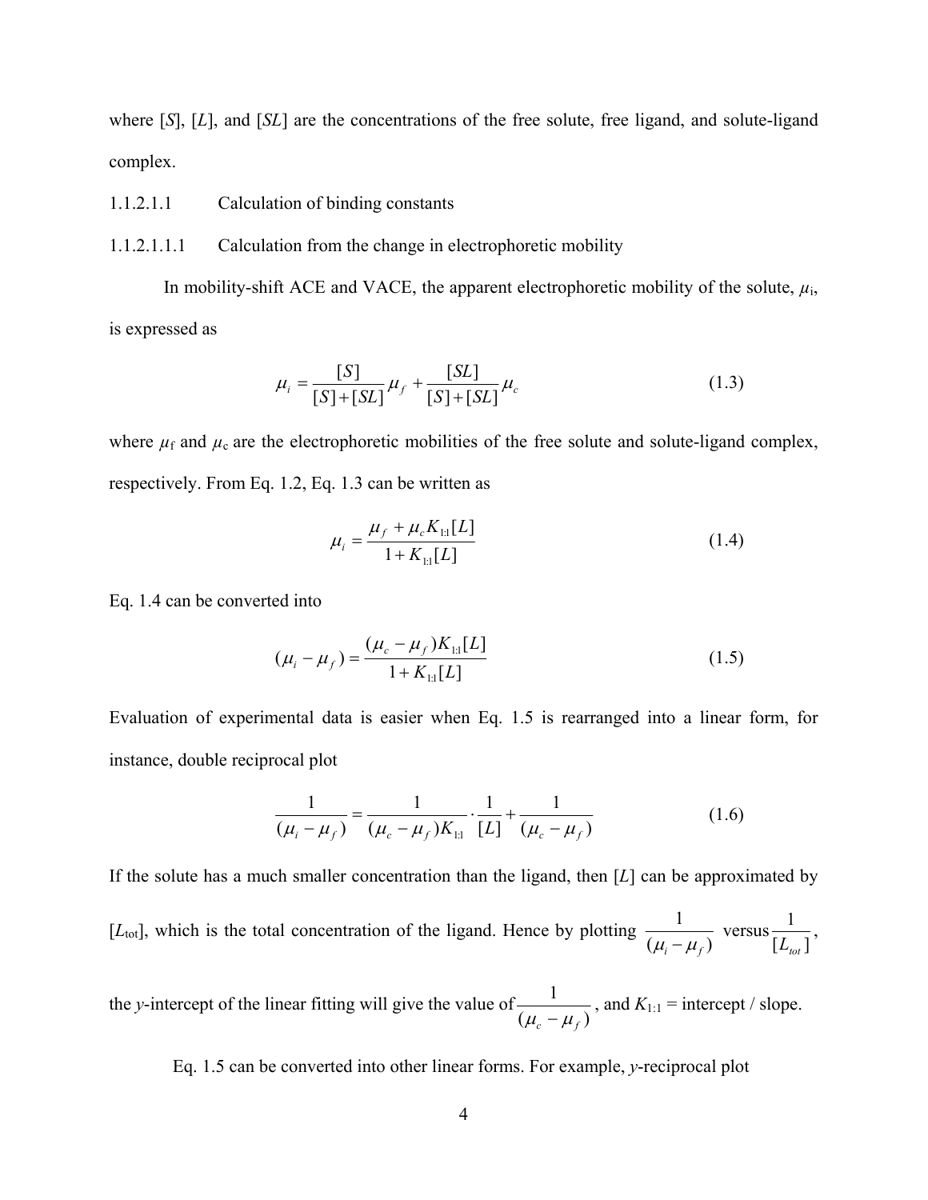where [*S*], [*L*], and [*SL*] are the concentrations of the free solute, free ligand, and solute-ligand complex.

#### 1.1.2.1.1 Calculation of binding constants

##### 1.1.2.1.1.1 Calculation from the change in electrophoretic mobility

In mobility-shift ACE and VACE, the apparent electrophoretic mobility of the solute, $\mu_i$, is expressed as

$$\mu_i = \frac{[S]}{[S]+[SL]}\mu_f + \frac{[SL]}{[S]+[SL]}\mu_c \tag{1.3}$$

where $\mu_f$ and $\mu_c$ are the electrophoretic mobilities of the free solute and solute-ligand complex, respectively. From Eq. 1.2, Eq. 1.3 can be written as

$$\mu_i = \frac{\mu_f + \mu_c K_{1:1}[L]}{1+K_{1:1}[L]} \tag{1.4}$$

Eq. 1.4 can be converted into

$$(\mu_i - \mu_f) = \frac{(\mu_c - \mu_f)K_{1:1}[L]}{1+K_{1:1}[L]} \tag{1.5}$$

Evaluation of experimental data is easier when Eq. 1.5 is rearranged into a linear form, for instance, double reciprocal plot

$$\frac{1}{(\mu_i - \mu_f)} = \frac{1}{(\mu_c - \mu_f)K_{1:1}} \cdot \frac{1}{[L]} + \frac{1}{(\mu_c - \mu_f)} \tag{1.6}$$

If the solute has a much smaller concentration than the ligand, then [*L*] can be approximated by [$L_{tot}$], which is the total concentration of the ligand. Hence by plotting $\frac{1}{(\mu_i - \mu_f)}$ versus $\frac{1}{[L_{tot}]}$, the *y*-intercept of the linear fitting will give the value of $\frac{1}{(\mu_c - \mu_f)}$, and $K_{1:1}$ = intercept / slope.

Eq. 1.5 can be converted into other linear forms. For example, *y*-reciprocal plot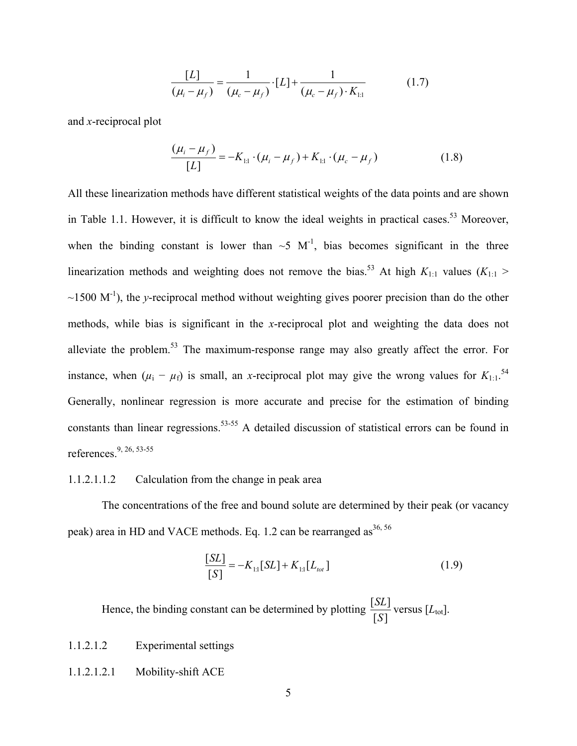$$\frac{[L]}{(\mu_i - \mu_f)} = \frac{1}{(\mu_c - \mu_f)} \cdot [L] + \frac{1}{(\mu_c - \mu_f) \cdot K_{1:1}} \qquad (1.7)$$

and *x*-reciprocal plot

$$\frac{(\mu_i - \mu_f)}{[L]} = -K_{1:1} \cdot (\mu_i - \mu_f) + K_{1:1} \cdot (\mu_c - \mu_f) \qquad (1.8)$$

All these linearization methods have different statistical weights of the data points and are shown in Table 1.1. However, it is difficult to know the ideal weights in practical cases.[53] Moreover, when the binding constant is lower than ~5 $M^{-1}$, bias becomes significant in the three linearization methods and weighting does not remove the bias.[53] At high $K_{1:1}$ values ($K_{1:1}$ > ~1500 $M^{-1}$), the *y*-reciprocal method without weighting gives poorer precision than do the other methods, while bias is significant in the *x*-reciprocal plot and weighting the data does not alleviate the problem.[53] The maximum-response range may also greatly affect the error. For instance, when ($\mu_i - \mu_f$) is small, an *x*-reciprocal plot may give the wrong values for $K_{1:1}$.[54] Generally, nonlinear regression is more accurate and precise for the estimation of binding constants than linear regressions.[53-55] A detailed discussion of statistical errors can be found in references.[9, 26, 53-55]

1.1.2.1.1.2 Calculation from the change in peak area

The concentrations of the free and bound solute are determined by their peak (or vacancy peak) area in HD and VACE methods. Eq. 1.2 can be rearranged as[36, 56]

$$\frac{[SL]}{[S]} = -K_{1:1}[SL] + K_{1:1}[L_{tot}] \qquad (1.9)$$

Hence, the binding constant can be determined by plotting $\frac{[SL]}{[S]}$ versus [$L_{tot}$].

1.1.2.1.2 Experimental settings

1.1.2.1.2.1 Mobility-shift ACE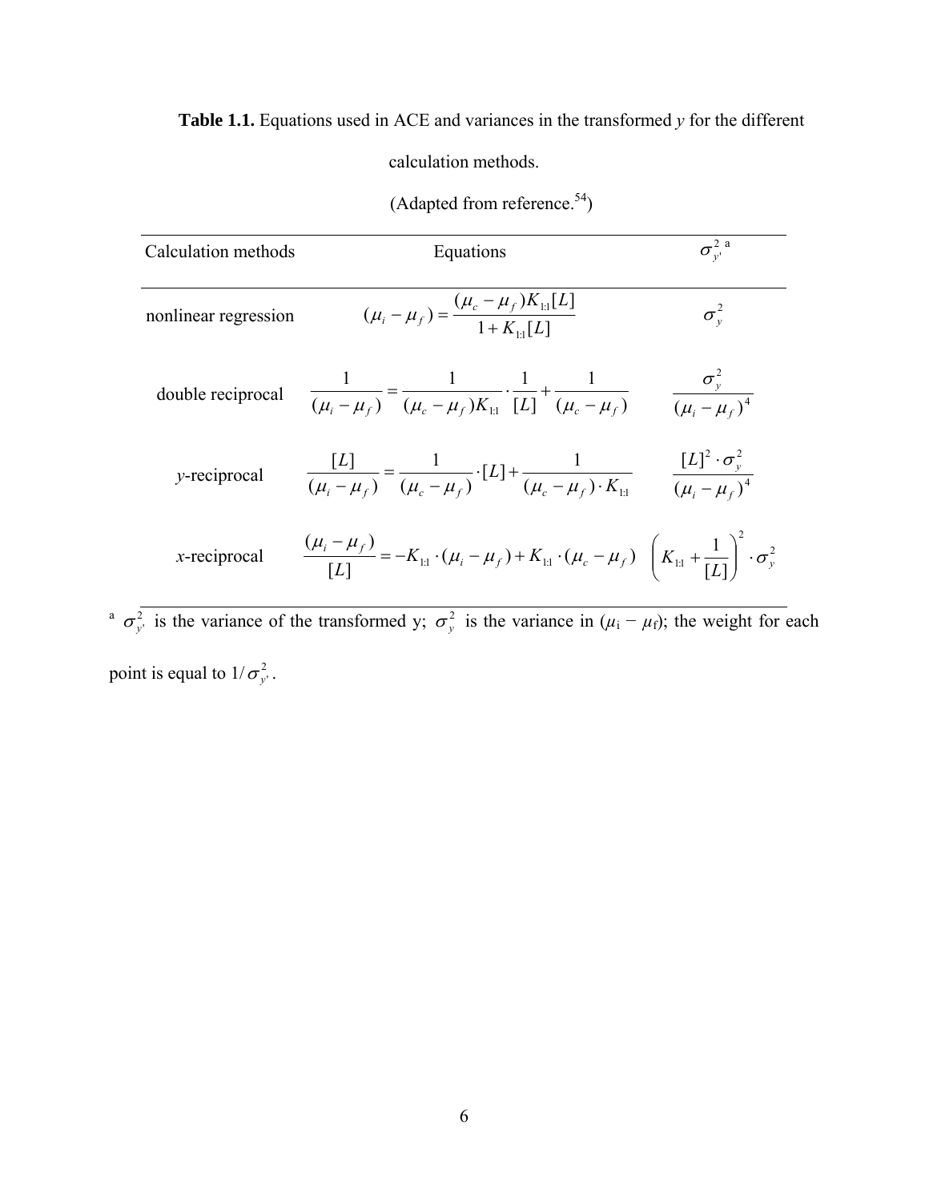**Table 1.1.** Equations used in ACE and variances in the transformed *y* for the different calculation methods.

(Adapted from reference.[54])

| Calculation methods | Equations | $\sigma_{y'}^{2}$ [a] |
|---|---|---|
| nonlinear regression | $(\mu_i - \mu_f) = \dfrac{(\mu_c - \mu_f)K_{1:1}[L]}{1 + K_{1:1}[L]}$ | $\sigma_y^2$ |
| double reciprocal | $\dfrac{1}{(\mu_i - \mu_f)} = \dfrac{1}{(\mu_c - \mu_f)K_{1:1}} \cdot \dfrac{1}{[L]} + \dfrac{1}{(\mu_c - \mu_f)}$ | $\dfrac{\sigma_y^2}{(\mu_i - \mu_f)^4}$ |
| *y*-reciprocal | $\dfrac{[L]}{(\mu_i - \mu_f)} = \dfrac{1}{(\mu_c - \mu_f)} \cdot [L] + \dfrac{1}{(\mu_c - \mu_f) \cdot K_{1:1}}$ | $\dfrac{[L]^2 \cdot \sigma_y^2}{(\mu_i - \mu_f)^4}$ |
| *x*-reciprocal | $\dfrac{(\mu_i - \mu_f)}{[L]} = -K_{1:1} \cdot (\mu_i - \mu_f) + K_{1:1} \cdot (\mu_c - \mu_f)$ | $\left(K_{1:1} + \dfrac{1}{[L]}\right)^2 \cdot \sigma_y^2$ |

[a] $\sigma_{y'}^{2}$ is the variance of the transformed y; $\sigma_y^2$ is the variance in ($\mu_i - \mu_f$); the weight for each point is equal to $1/\sigma_{y'}^{2}$.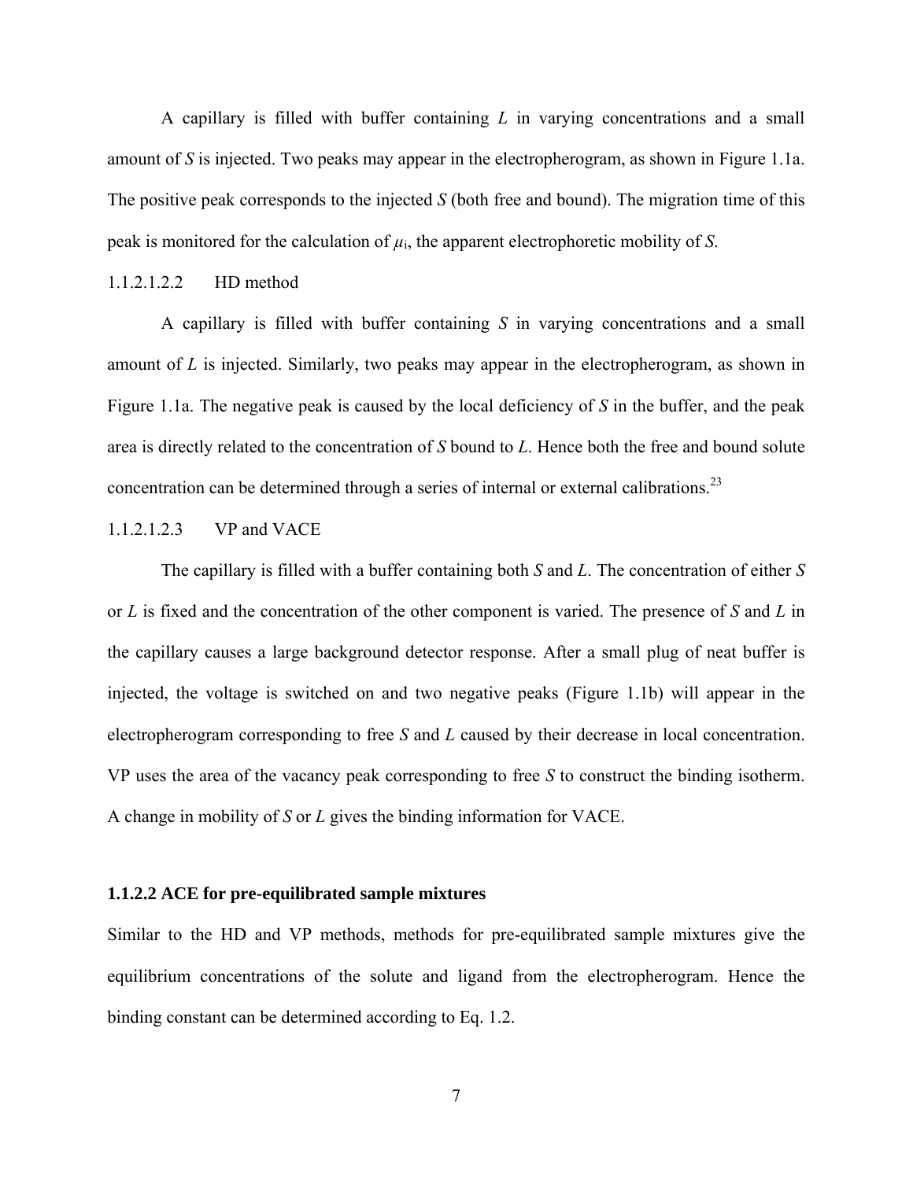A capillary is filled with buffer containing *L* in varying concentrations and a small amount of *S* is injected. Two peaks may appear in the electropherogram, as shown in Figure 1.1a. The positive peak corresponds to the injected *S* (both free and bound). The migration time of this peak is monitored for the calculation of $\mu_i$, the apparent electrophoretic mobility of *S*.

1.1.2.1.2.2 HD method

A capillary is filled with buffer containing *S* in varying concentrations and a small amount of *L* is injected. Similarly, two peaks may appear in the electropherogram, as shown in Figure 1.1a. The negative peak is caused by the local deficiency of *S* in the buffer, and the peak area is directly related to the concentration of *S* bound to *L*. Hence both the free and bound solute concentration can be determined through a series of internal or external calibrations.[23]

1.1.2.1.2.3 VP and VACE

The capillary is filled with a buffer containing both *S* and *L*. The concentration of either *S* or *L* is fixed and the concentration of the other component is varied. The presence of *S* and *L* in the capillary causes a large background detector response. After a small plug of neat buffer is injected, the voltage is switched on and two negative peaks (Figure 1.1b) will appear in the electropherogram corresponding to free *S* and *L* caused by their decrease in local concentration. VP uses the area of the vacancy peak corresponding to free *S* to construct the binding isotherm. A change in mobility of *S* or *L* gives the binding information for VACE.

### 1.1.2.2 ACE for pre-equilibrated sample mixtures

Similar to the HD and VP methods, methods for pre-equilibrated sample mixtures give the equilibrium concentrations of the solute and ligand from the electropherogram. Hence the binding constant can be determined according to Eq. 1.2.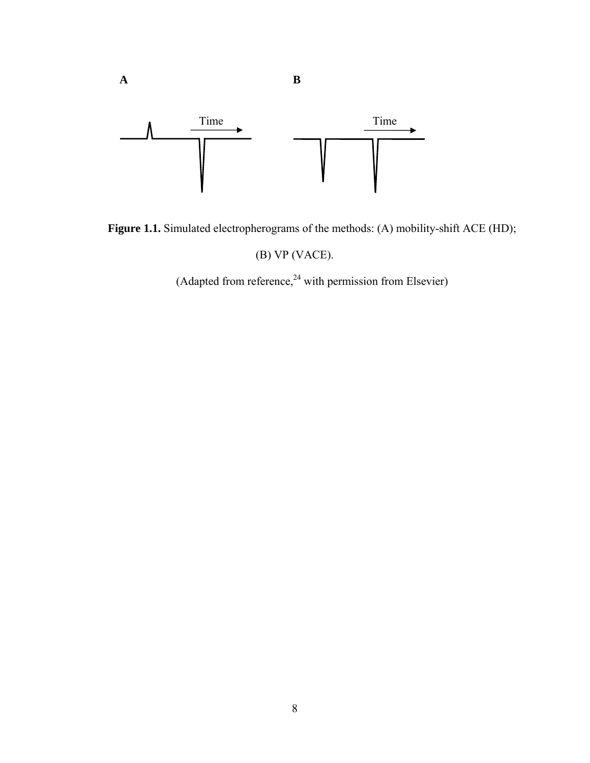A

B

Time

Time

**Figure 1.1.** Simulated electropherograms of the methods: (A) mobility-shift ACE (HD); (B) VP (VACE).

(Adapted from reference,[24] with permission from Elsevier)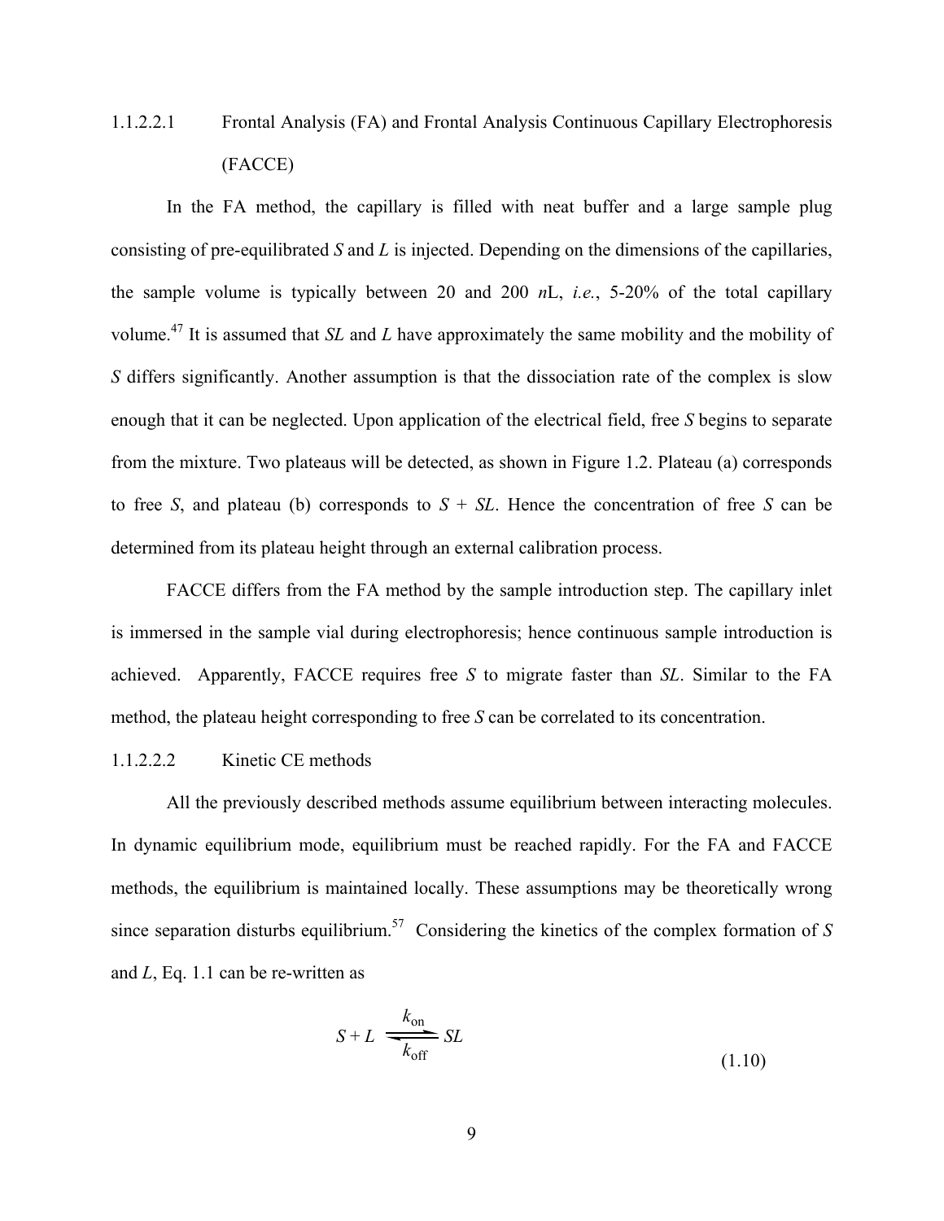#### 1.1.2.2.1 Frontal Analysis (FA) and Frontal Analysis Continuous Capillary Electrophoresis (FACCE)

In the FA method, the capillary is filled with neat buffer and a large sample plug consisting of pre-equilibrated *S* and *L* is injected. Depending on the dimensions of the capillaries, the sample volume is typically between 20 and 200 *n*L, *i.e.*, 5-20% of the total capillary volume.[47] It is assumed that *SL* and *L* have approximately the same mobility and the mobility of *S* differs significantly. Another assumption is that the dissociation rate of the complex is slow enough that it can be neglected. Upon application of the electrical field, free *S* begins to separate from the mixture. Two plateaus will be detected, as shown in Figure 1.2. Plateau (a) corresponds to free *S*, and plateau (b) corresponds to *S* + *SL*. Hence the concentration of free *S* can be determined from its plateau height through an external calibration process.

FACCE differs from the FA method by the sample introduction step. The capillary inlet is immersed in the sample vial during electrophoresis; hence continuous sample introduction is achieved. Apparently, FACCE requires free *S* to migrate faster than *SL*. Similar to the FA method, the plateau height corresponding to free *S* can be correlated to its concentration.

#### 1.1.2.2.2 Kinetic CE methods

All the previously described methods assume equilibrium between interacting molecules. In dynamic equilibrium mode, equilibrium must be reached rapidly. For the FA and FACCE methods, the equilibrium is maintained locally. These assumptions may be theoretically wrong since separation disturbs equilibrium.[57] Considering the kinetics of the complex formation of *S* and *L*, Eq. 1.1 can be re-written as

$$S + L \underset{k_{\text{off}}}{\overset{k_{\text{on}}}{\rightleftharpoons}} SL \tag{1.10}$$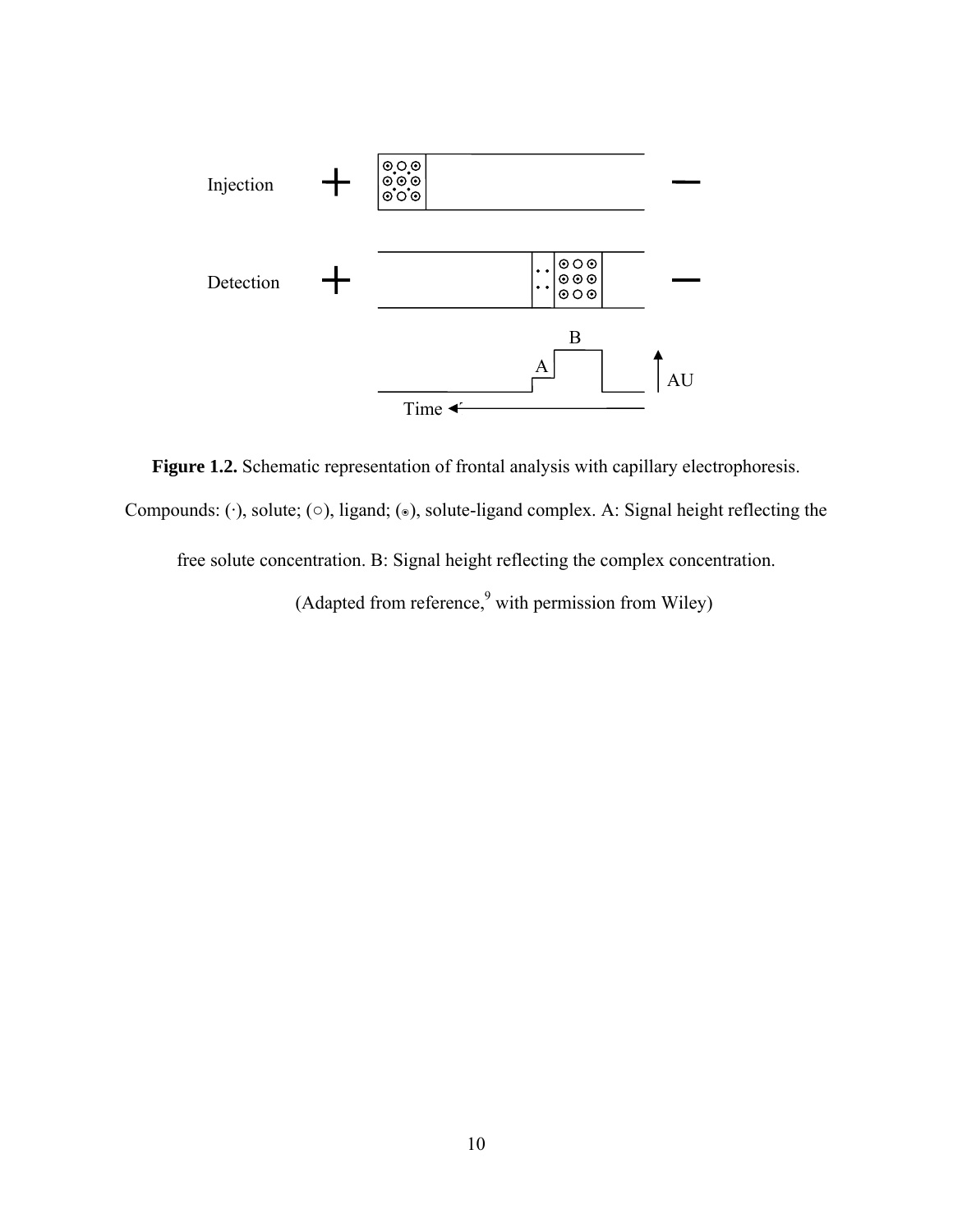**Figure 1.2.** Schematic representation of frontal analysis with capillary electrophoresis. Compounds: (·), solute; (○), ligand; (⊙), solute-ligand complex. A: Signal height reflecting the free solute concentration. B: Signal height reflecting the complex concentration. (Adapted from reference,[9] with permission from Wiley)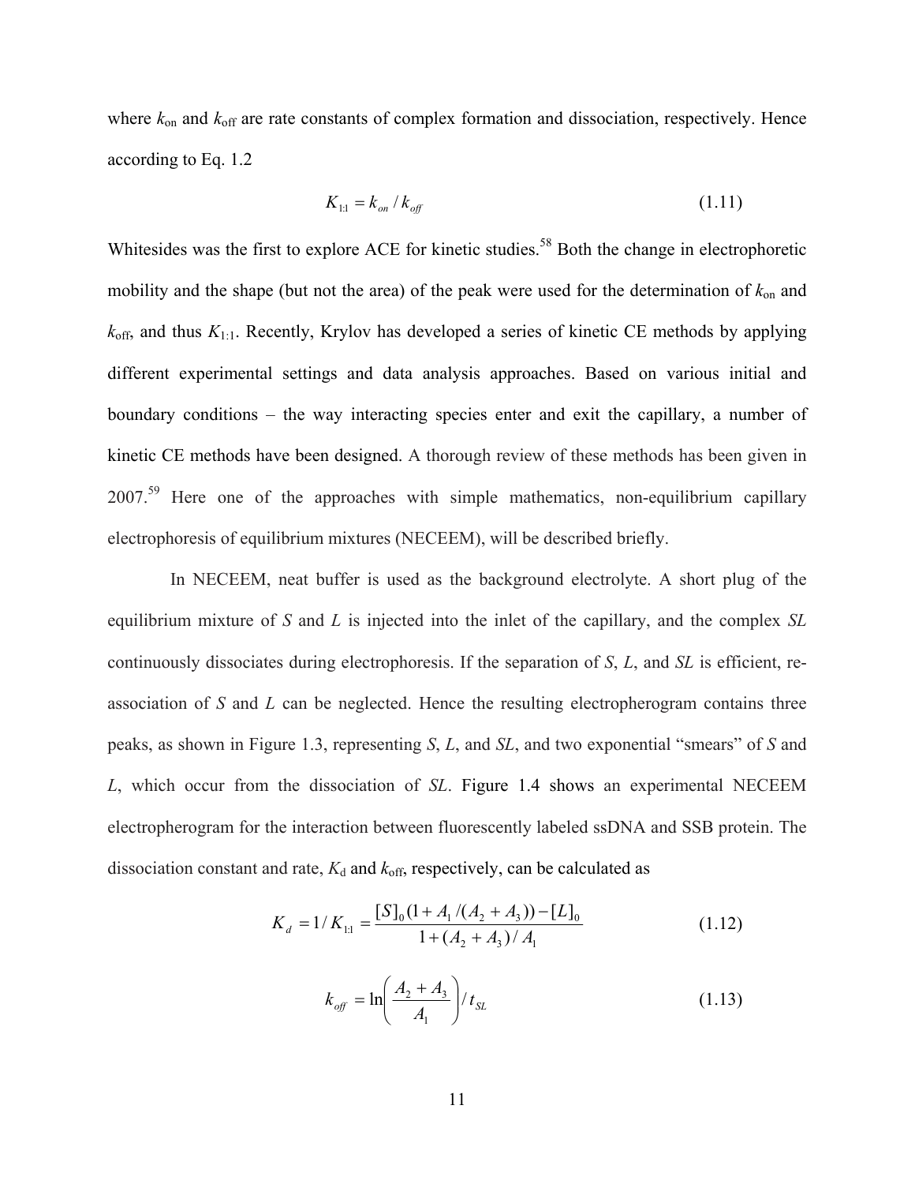where $k_{on}$ and $k_{off}$ are rate constants of complex formation and dissociation, respectively. Hence according to Eq. 1.2

$$K_{1:1} = k_{on} / k_{off} \tag{1.11}$$

Whitesides was the first to explore ACE for kinetic studies.[58] Both the change in electrophoretic mobility and the shape (but not the area) of the peak were used for the determination of $k_{on}$ and $k_{off}$, and thus $K_{1:1}$. Recently, Krylov has developed a series of kinetic CE methods by applying different experimental settings and data analysis approaches. Based on various initial and boundary conditions – the way interacting species enter and exit the capillary, a number of kinetic CE methods have been designed. A thorough review of these methods has been given in 2007.[59] Here one of the approaches with simple mathematics, non-equilibrium capillary electrophoresis of equilibrium mixtures (NECEEM), will be described briefly.

In NECEEM, neat buffer is used as the background electrolyte. A short plug of the equilibrium mixture of *S* and *L* is injected into the inlet of the capillary, and the complex *SL* continuously dissociates during electrophoresis. If the separation of *S*, *L*, and *SL* is efficient, re-association of *S* and *L* can be neglected. Hence the resulting electropherogram contains three peaks, as shown in Figure 1.3, representing *S*, *L*, and *SL*, and two exponential "smears" of *S* and *L*, which occur from the dissociation of *SL*. Figure 1.4 shows an experimental NECEEM electropherogram for the interaction between fluorescently labeled ssDNA and SSB protein. The dissociation constant and rate, $K_d$ and $k_{off}$, respectively, can be calculated as

$$K_d = 1/K_{1:1} = \frac{[S]_0(1 + A_1/(A_2 + A_3)) - [L]_0}{1 + (A_2 + A_3)/A_1} \tag{1.12}$$

$$k_{off} = \ln\left(\frac{A_2 + A_3}{A_1}\right) / t_{SL} \tag{1.13}$$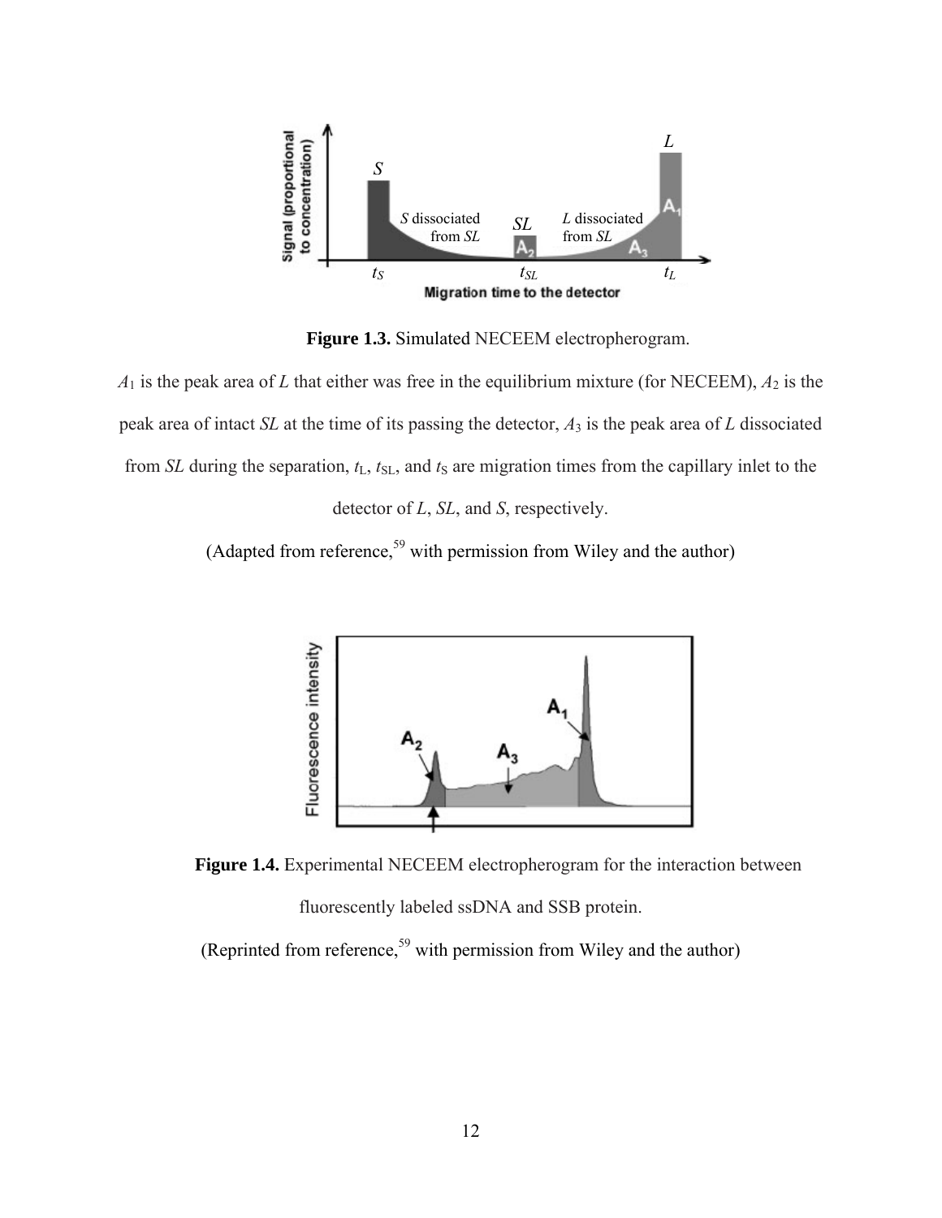**Figure 1.3.** Simulated NECEEM electropherogram.

$A_1$ is the peak area of $L$ that either was free in the equilibrium mixture (for NECEEM), $A_2$ is the peak area of intact $SL$ at the time of its passing the detector, $A_3$ is the peak area of $L$ dissociated from $SL$ during the separation, $t_L$, $t_{SL}$, and $t_S$ are migration times from the capillary inlet to the detector of $L$, $SL$, and $S$, respectively.

(Adapted from reference,[59] with permission from Wiley and the author)

**Figure 1.4.** Experimental NECEEM electropherogram for the interaction between fluorescently labeled ssDNA and SSB protein.

(Reprinted from reference,[59] with permission from Wiley and the author)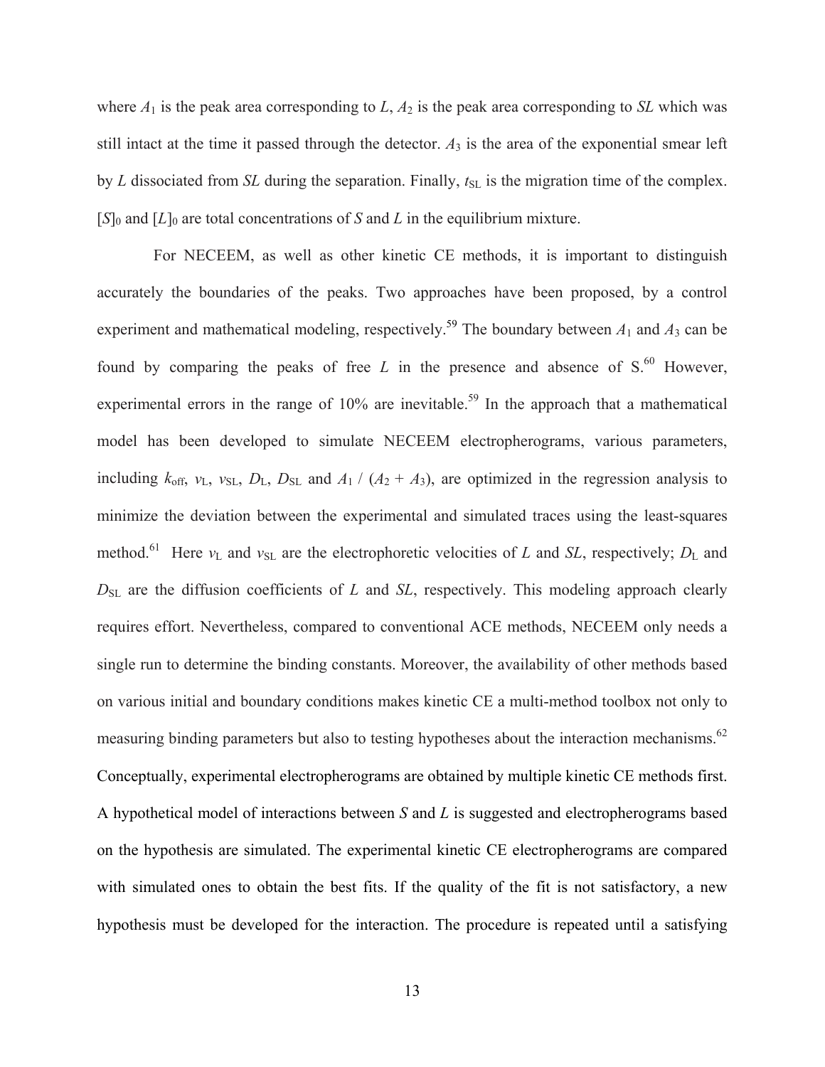where $A_1$ is the peak area corresponding to *L*, $A_2$ is the peak area corresponding to *SL* which was still intact at the time it passed through the detector. $A_3$ is the area of the exponential smear left by *L* dissociated from *SL* during the separation. Finally, $t_{SL}$ is the migration time of the complex. $[S]_0$ and $[L]_0$ are total concentrations of *S* and *L* in the equilibrium mixture.

For NECEEM, as well as other kinetic CE methods, it is important to distinguish accurately the boundaries of the peaks. Two approaches have been proposed, by a control experiment and mathematical modeling, respectively.[59] The boundary between $A_1$ and $A_3$ can be found by comparing the peaks of free *L* in the presence and absence of S.[60] However, experimental errors in the range of 10% are inevitable.[59] In the approach that a mathematical model has been developed to simulate NECEEM electropherograms, various parameters, including $k_{off}$, $v_L$, $v_{SL}$, $D_L$, $D_{SL}$ and $A_1 / (A_2 + A_3)$, are optimized in the regression analysis to minimize the deviation between the experimental and simulated traces using the least-squares method.[61] Here $v_L$ and $v_{SL}$ are the electrophoretic velocities of *L* and *SL*, respectively; $D_L$ and $D_{SL}$ are the diffusion coefficients of *L* and *SL*, respectively. This modeling approach clearly requires effort. Nevertheless, compared to conventional ACE methods, NECEEM only needs a single run to determine the binding constants. Moreover, the availability of other methods based on various initial and boundary conditions makes kinetic CE a multi-method toolbox not only to measuring binding parameters but also to testing hypotheses about the interaction mechanisms.[62] Conceptually, experimental electropherograms are obtained by multiple kinetic CE methods first. A hypothetical model of interactions between *S* and *L* is suggested and electropherograms based on the hypothesis are simulated. The experimental kinetic CE electropherograms are compared with simulated ones to obtain the best fits. If the quality of the fit is not satisfactory, a new hypothesis must be developed for the interaction. The procedure is repeated until a satisfying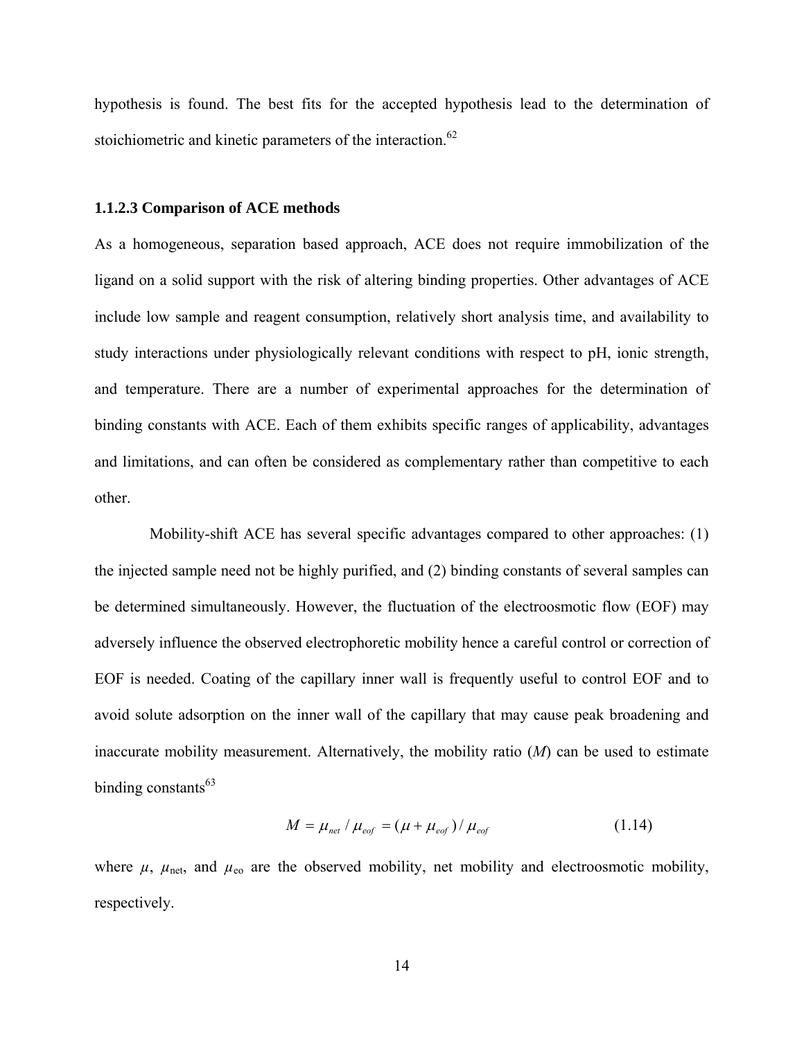hypothesis is found. The best fits for the accepted hypothesis lead to the determination of stoichiometric and kinetic parameters of the interaction.[62]

### 1.1.2.3 Comparison of ACE methods

As a homogeneous, separation based approach, ACE does not require immobilization of the ligand on a solid support with the risk of altering binding properties. Other advantages of ACE include low sample and reagent consumption, relatively short analysis time, and availability to study interactions under physiologically relevant conditions with respect to pH, ionic strength, and temperature. There are a number of experimental approaches for the determination of binding constants with ACE. Each of them exhibits specific ranges of applicability, advantages and limitations, and can often be considered as complementary rather than competitive to each other.

Mobility-shift ACE has several specific advantages compared to other approaches: (1) the injected sample need not be highly purified, and (2) binding constants of several samples can be determined simultaneously. However, the fluctuation of the electroosmotic flow (EOF) may adversely influence the observed electrophoretic mobility hence a careful control or correction of EOF is needed. Coating of the capillary inner wall is frequently useful to control EOF and to avoid solute adsorption on the inner wall of the capillary that may cause peak broadening and inaccurate mobility measurement. Alternatively, the mobility ratio ($M$) can be used to estimate binding constants[63]

$$M = \mu_{net} / \mu_{eof} = (\mu + \mu_{eof}) / \mu_{eof} \tag{1.14}$$

where $\mu$, $\mu_{\text{net}}$, and $\mu_{\text{eo}}$ are the observed mobility, net mobility and electroosmotic mobility, respectively.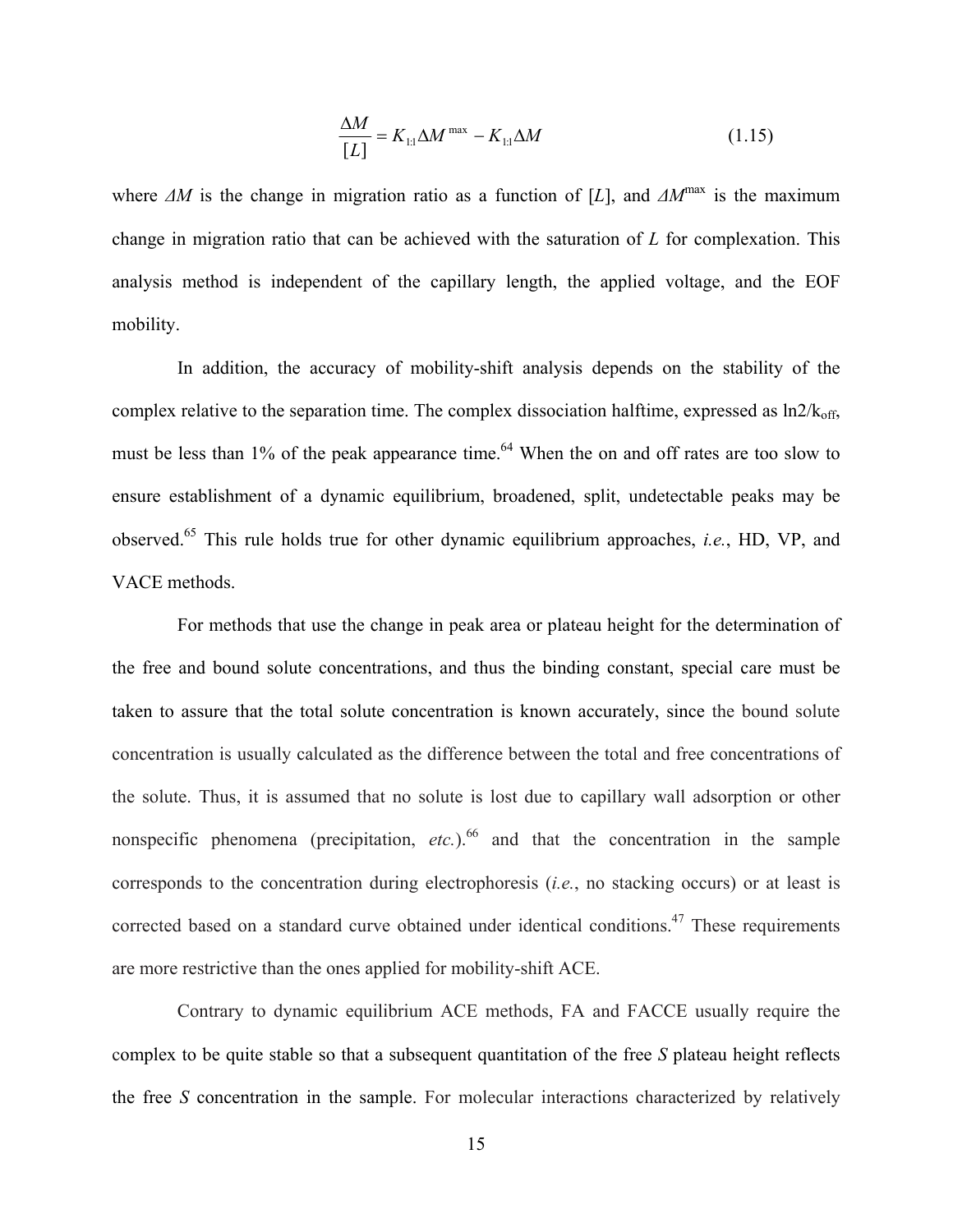$$\frac{\Delta M}{[L]} = K_{1:1}\Delta M^{\max} - K_{1:1}\Delta M \qquad (1.15)$$

where $\Delta M$ is the change in migration ratio as a function of $[L]$, and $\Delta M^{max}$ is the maximum change in migration ratio that can be achieved with the saturation of $L$ for complexation. This analysis method is independent of the capillary length, the applied voltage, and the EOF mobility.

In addition, the accuracy of mobility-shift analysis depends on the stability of the complex relative to the separation time. The complex dissociation halftime, expressed as $\ln 2/k_{off}$, must be less than 1% of the peak appearance time.[64] When the on and off rates are too slow to ensure establishment of a dynamic equilibrium, broadened, split, undetectable peaks may be observed.[65] This rule holds true for other dynamic equilibrium approaches, *i.e.*, HD, VP, and VACE methods.

For methods that use the change in peak area or plateau height for the determination of the free and bound solute concentrations, and thus the binding constant, special care must be taken to assure that the total solute concentration is known accurately, since the bound solute concentration is usually calculated as the difference between the total and free concentrations of the solute. Thus, it is assumed that no solute is lost due to capillary wall adsorption or other nonspecific phenomena (precipitation, *etc.*).[66] and that the concentration in the sample corresponds to the concentration during electrophoresis (*i.e.*, no stacking occurs) or at least is corrected based on a standard curve obtained under identical conditions.[47] These requirements are more restrictive than the ones applied for mobility-shift ACE.

Contrary to dynamic equilibrium ACE methods, FA and FACCE usually require the complex to be quite stable so that a subsequent quantitation of the free *S* plateau height reflects the free *S* concentration in the sample. For molecular interactions characterized by relatively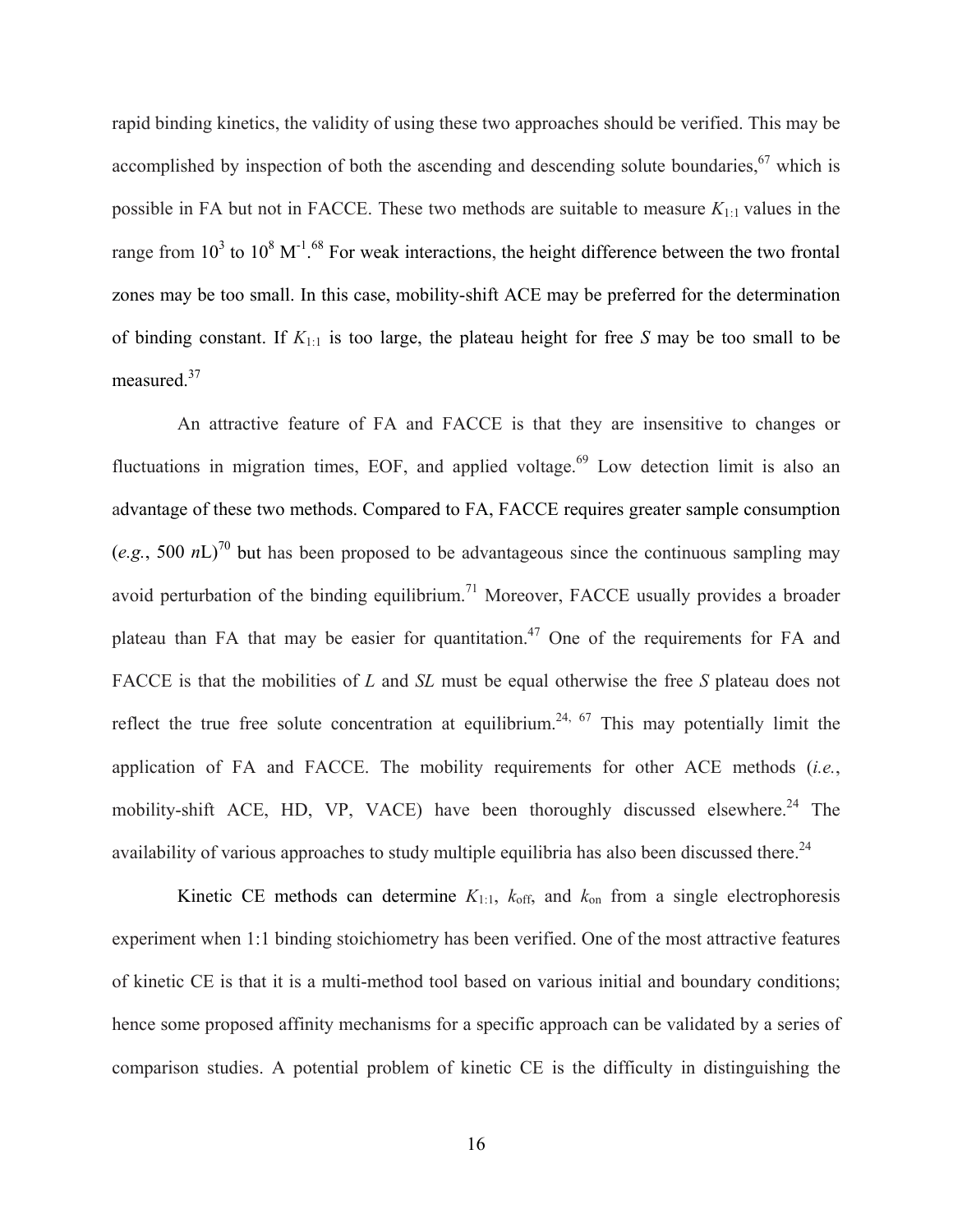rapid binding kinetics, the validity of using these two approaches should be verified. This may be accomplished by inspection of both the ascending and descending solute boundaries,[67] which is possible in FA but not in FACCE. These two methods are suitable to measure $K_{1:1}$ values in the range from $10^3$ to $10^8$ $M^{-1}$.[68] For weak interactions, the height difference between the two frontal zones may be too small. In this case, mobility-shift ACE may be preferred for the determination of binding constant. If $K_{1:1}$ is too large, the plateau height for free *S* may be too small to be measured.[37]

An attractive feature of FA and FACCE is that they are insensitive to changes or fluctuations in migration times, EOF, and applied voltage.[69] Low detection limit is also an advantage of these two methods. Compared to FA, FACCE requires greater sample consumption (*e.g.*, 500 *n*L)[70] but has been proposed to be advantageous since the continuous sampling may avoid perturbation of the binding equilibrium.[71] Moreover, FACCE usually provides a broader plateau than FA that may be easier for quantitation.[47] One of the requirements for FA and FACCE is that the mobilities of *L* and *SL* must be equal otherwise the free *S* plateau does not reflect the true free solute concentration at equilibrium.[24, 67] This may potentially limit the application of FA and FACCE. The mobility requirements for other ACE methods (*i.e.*, mobility-shift ACE, HD, VP, VACE) have been thoroughly discussed elsewhere.[24] The availability of various approaches to study multiple equilibria has also been discussed there.[24]

Kinetic CE methods can determine $K_{1:1}$, $k_{off}$, and $k_{on}$ from a single electrophoresis experiment when 1:1 binding stoichiometry has been verified. One of the most attractive features of kinetic CE is that it is a multi-method tool based on various initial and boundary conditions; hence some proposed affinity mechanisms for a specific approach can be validated by a series of comparison studies. A potential problem of kinetic CE is the difficulty in distinguishing the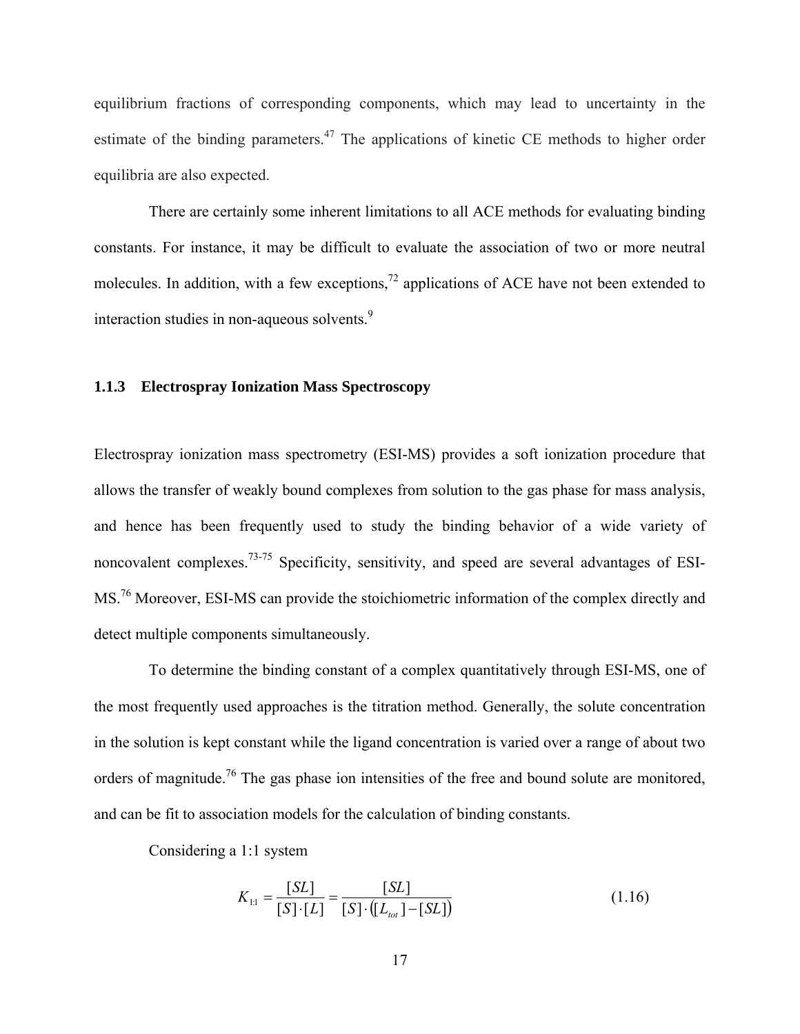equilibrium fractions of corresponding components, which may lead to uncertainty in the estimate of the binding parameters.[47] The applications of kinetic CE methods to higher order equilibria are also expected.

There are certainly some inherent limitations to all ACE methods for evaluating binding constants. For instance, it may be difficult to evaluate the association of two or more neutral molecules. In addition, with a few exceptions,[72] applications of ACE have not been extended to interaction studies in non-aqueous solvents.[9]

### 1.1.3 Electrospray Ionization Mass Spectroscopy

Electrospray ionization mass spectrometry (ESI-MS) provides a soft ionization procedure that allows the transfer of weakly bound complexes from solution to the gas phase for mass analysis, and hence has been frequently used to study the binding behavior of a wide variety of noncovalent complexes.[73-75] Specificity, sensitivity, and speed are several advantages of ESI-MS.[76] Moreover, ESI-MS can provide the stoichiometric information of the complex directly and detect multiple components simultaneously.

To determine the binding constant of a complex quantitatively through ESI-MS, one of the most frequently used approaches is the titration method. Generally, the solute concentration in the solution is kept constant while the ligand concentration is varied over a range of about two orders of magnitude.[76] The gas phase ion intensities of the free and bound solute are monitored, and can be fit to association models for the calculation of binding constants.

Considering a 1:1 system

$$K_{1:1} = \frac{[SL]}{[S]\cdot[L]} = \frac{[SL]}{[S]\cdot\left([L_{tot}]-[SL]\right)} \tag{1.16}$$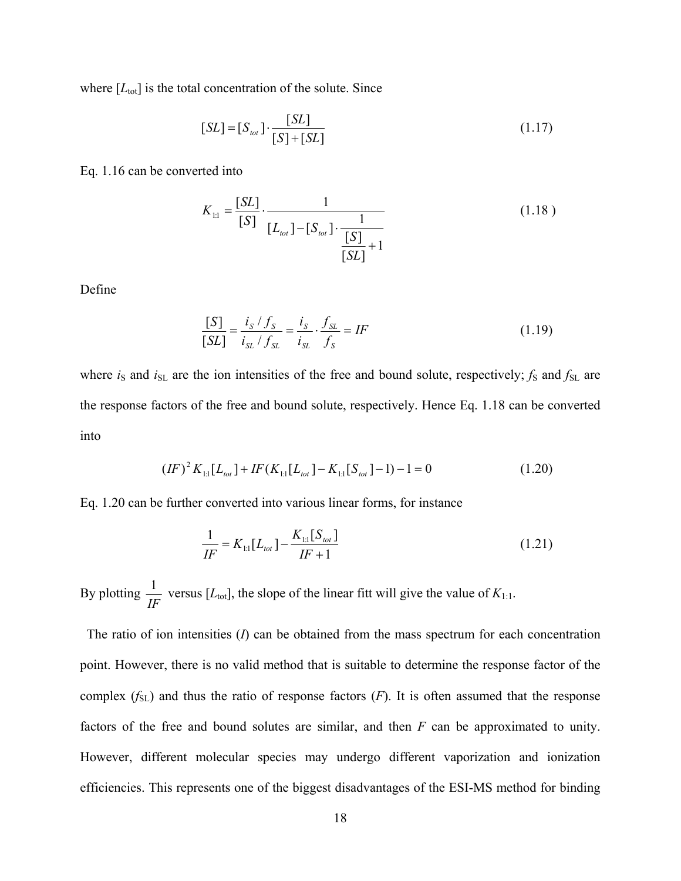where $[L_{tot}]$ is the total concentration of the solute. Since

$$[SL] = [S_{tot}] \cdot \frac{[SL]}{[S]+[SL]} \tag{1.17}$$

Eq. 1.16 can be converted into

$$K_{1:1} = \frac{[SL]}{[S]} \cdot \frac{1}{[L_{tot}] - [S_{tot}] \cdot \dfrac{1}{\dfrac{[S]}{[SL]}+1}} \tag{1.18 }$$

Define

$$\frac{[S]}{[SL]} = \frac{i_S / f_S}{i_{SL} / f_{SL}} = \frac{i_S}{i_{SL}} \cdot \frac{f_{SL}}{f_S} = IF \tag{1.19}$$

where $i_S$ and $i_{SL}$ are the ion intensities of the free and bound solute, respectively; $f_S$ and $f_{SL}$ are the response factors of the free and bound solute, respectively. Hence Eq. 1.18 can be converted into

$$(IF)^2 K_{1:1}[L_{tot}] + IF(K_{1:1}[L_{tot}] - K_{1:1}[S_{tot}] - 1) - 1 = 0 \tag{1.20}$$

Eq. 1.20 can be further converted into various linear forms, for instance

$$\frac{1}{IF} = K_{1:1}[L_{tot}] - \frac{K_{1:1}[S_{tot}]}{IF+1} \tag{1.21}$$

By plotting $\frac{1}{IF}$ versus $[L_{tot}]$, the slope of the linear fitt will give the value of $K_{1:1}$.

The ratio of ion intensities ($I$) can be obtained from the mass spectrum for each concentration point. However, there is no valid method that is suitable to determine the response factor of the complex ($f_{SL}$) and thus the ratio of response factors ($F$). It is often assumed that the response factors of the free and bound solutes are similar, and then $F$ can be approximated to unity. However, different molecular species may undergo different vaporization and ionization efficiencies. This represents one of the biggest disadvantages of the ESI-MS method for binding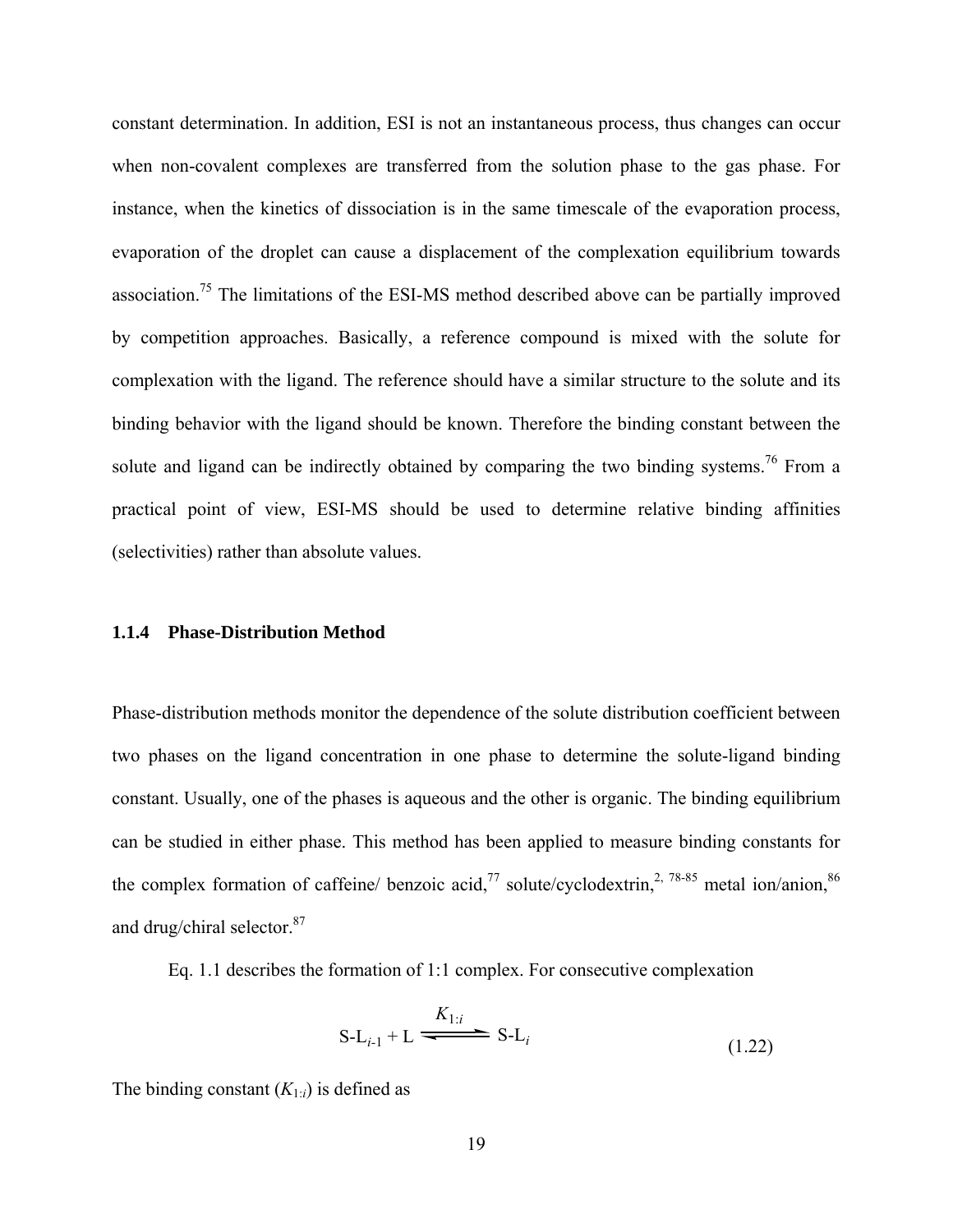constant determination. In addition, ESI is not an instantaneous process, thus changes can occur when non-covalent complexes are transferred from the solution phase to the gas phase. For instance, when the kinetics of dissociation is in the same timescale of the evaporation process, evaporation of the droplet can cause a displacement of the complexation equilibrium towards association.[75] The limitations of the ESI-MS method described above can be partially improved by competition approaches. Basically, a reference compound is mixed with the solute for complexation with the ligand. The reference should have a similar structure to the solute and its binding behavior with the ligand should be known. Therefore the binding constant between the solute and ligand can be indirectly obtained by comparing the two binding systems.[76] From a practical point of view, ESI-MS should be used to determine relative binding affinities (selectivities) rather than absolute values.

### 1.1.4 Phase-Distribution Method

Phase-distribution methods monitor the dependence of the solute distribution coefficient between two phases on the ligand concentration in one phase to determine the solute-ligand binding constant. Usually, one of the phases is aqueous and the other is organic. The binding equilibrium can be studied in either phase. This method has been applied to measure binding constants for the complex formation of caffeine/ benzoic acid,[77] solute/cyclodextrin,[2, 78-85] metal ion/anion,[86] and drug/chiral selector.[87]

Eq. 1.1 describes the formation of 1:1 complex. For consecutive complexation

$$\text{S-L}_{i-1} + \text{L} \underset{}{\overset{K_{1:i}}{\rightleftharpoons}} \text{S-L}_i \tag{1.22}$$

The binding constant ($K_{1:i}$) is defined as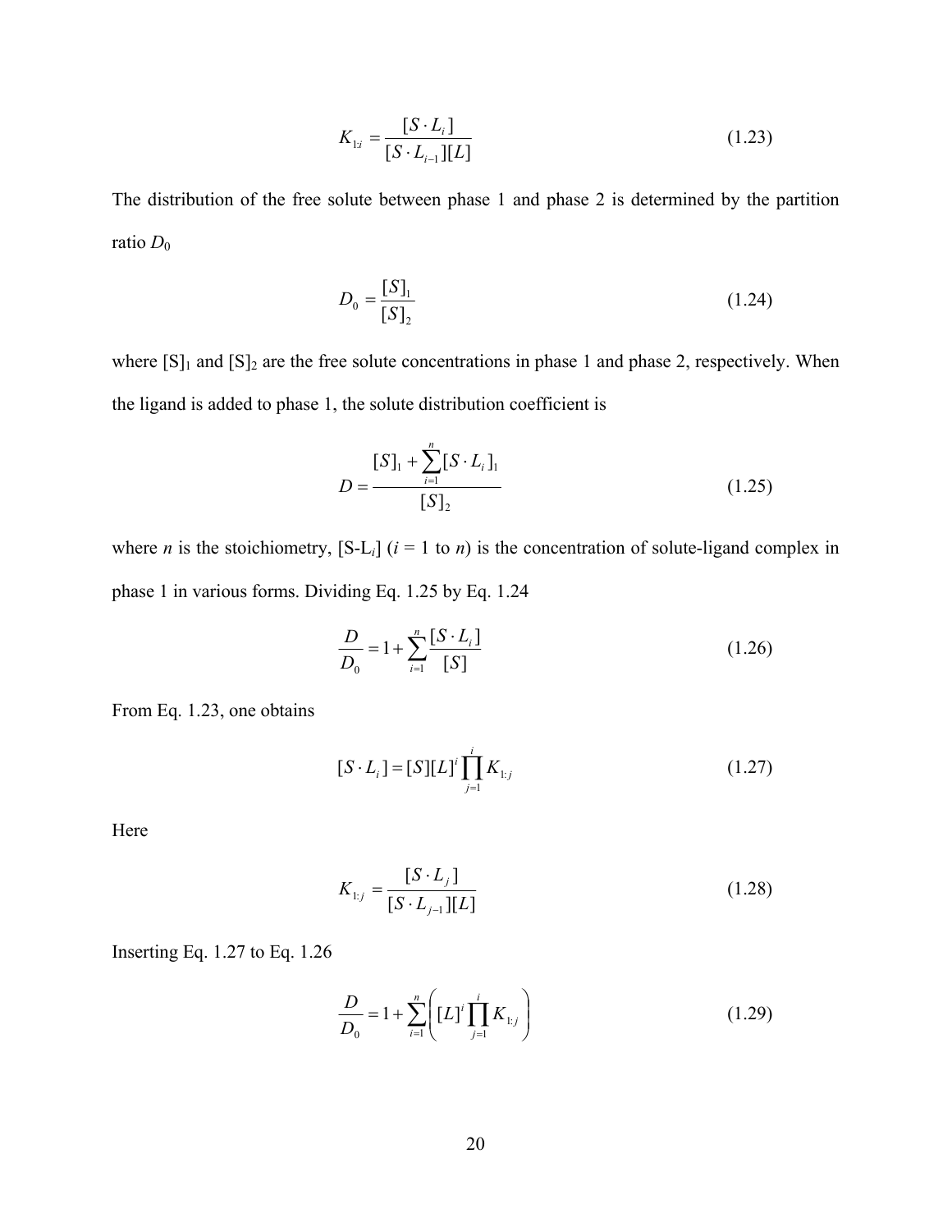$$K_{1:i} = \frac{[S \cdot L_i]}{[S \cdot L_{i-1}][L]} \tag{1.23}$$

The distribution of the free solute between phase 1 and phase 2 is determined by the partition ratio $D_0$

$$D_0 = \frac{[S]_1}{[S]_2} \tag{1.24}$$

where $[S]_1$ and $[S]_2$ are the free solute concentrations in phase 1 and phase 2, respectively. When the ligand is added to phase 1, the solute distribution coefficient is

$$D = \frac{[S]_1 + \sum_{i=1}^{n}[S \cdot L_i]_1}{[S]_2} \tag{1.25}$$

where $n$ is the stoichiometry, $[S\text{-}L_i]$ ($i$ = 1 to $n$) is the concentration of solute-ligand complex in phase 1 in various forms. Dividing Eq. 1.25 by Eq. 1.24

$$\frac{D}{D_0} = 1 + \sum_{i=1}^{n}\frac{[S \cdot L_i]}{[S]} \tag{1.26}$$

From Eq. 1.23, one obtains

$$[S \cdot L_i] = [S][L]^i \prod_{j=1}^{i} K_{1:j} \tag{1.27}$$

Here

$$K_{1:j} = \frac{[S \cdot L_j]}{[S \cdot L_{j-1}][L]} \tag{1.28}$$

Inserting Eq. 1.27 to Eq. 1.26

$$\frac{D}{D_0} = 1 + \sum_{i=1}^{n}\left([L]^i \prod_{j=1}^{i} K_{1:j}\right) \tag{1.29}$$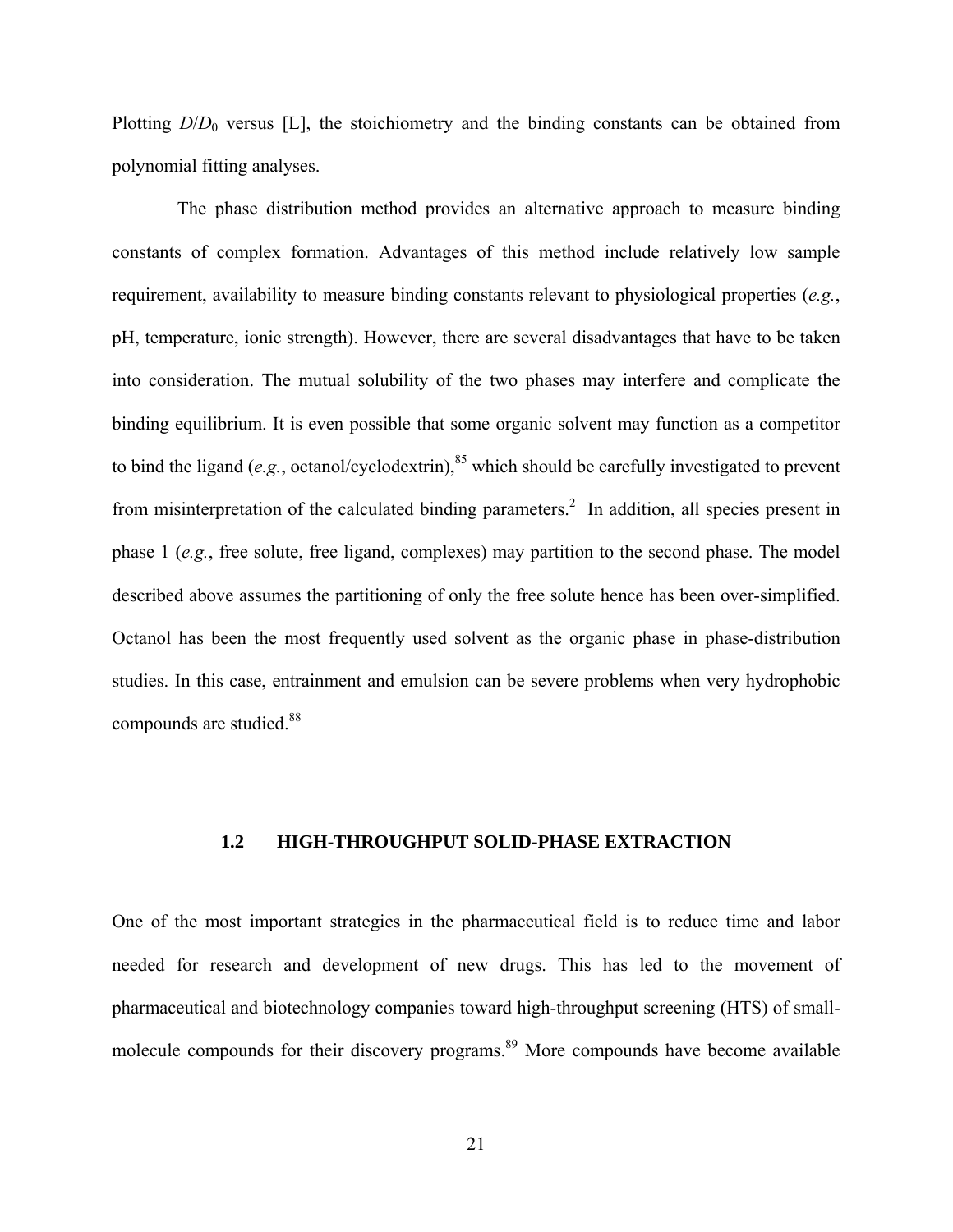Plotting $D/D_0$ versus [L], the stoichiometry and the binding constants can be obtained from polynomial fitting analyses.

The phase distribution method provides an alternative approach to measure binding constants of complex formation. Advantages of this method include relatively low sample requirement, availability to measure binding constants relevant to physiological properties (*e.g.*, pH, temperature, ionic strength). However, there are several disadvantages that have to be taken into consideration. The mutual solubility of the two phases may interfere and complicate the binding equilibrium. It is even possible that some organic solvent may function as a competitor to bind the ligand (*e.g.*, octanol/cyclodextrin),[85] which should be carefully investigated to prevent from misinterpretation of the calculated binding parameters.[2] In addition, all species present in phase 1 (*e.g.*, free solute, free ligand, complexes) may partition to the second phase. The model described above assumes the partitioning of only the free solute hence has been over-simplified. Octanol has been the most frequently used solvent as the organic phase in phase-distribution studies. In this case, entrainment and emulsion can be severe problems when very hydrophobic compounds are studied.[88]

## 1.2 HIGH-THROUGHPUT SOLID-PHASE EXTRACTION

One of the most important strategies in the pharmaceutical field is to reduce time and labor needed for research and development of new drugs. This has led to the movement of pharmaceutical and biotechnology companies toward high-throughput screening (HTS) of small-molecule compounds for their discovery programs.[89] More compounds have become available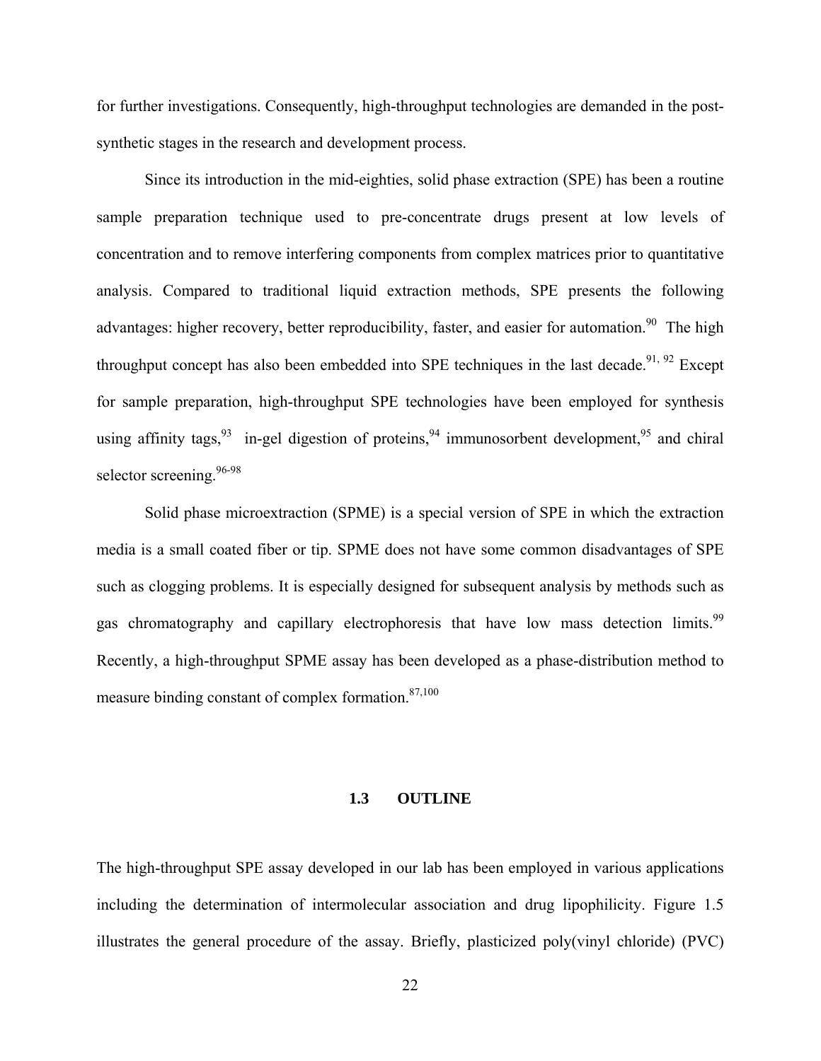for further investigations. Consequently, high-throughput technologies are demanded in the post-synthetic stages in the research and development process.

Since its introduction in the mid-eighties, solid phase extraction (SPE) has been a routine sample preparation technique used to pre-concentrate drugs present at low levels of concentration and to remove interfering components from complex matrices prior to quantitative analysis. Compared to traditional liquid extraction methods, SPE presents the following advantages: higher recovery, better reproducibility, faster, and easier for automation.[90] The high throughput concept has also been embedded into SPE techniques in the last decade.[91, 92] Except for sample preparation, high-throughput SPE technologies have been employed for synthesis using affinity tags,[93] in-gel digestion of proteins,[94] immunosorbent development,[95] and chiral selector screening.[96-98]

Solid phase microextraction (SPME) is a special version of SPE in which the extraction media is a small coated fiber or tip. SPME does not have some common disadvantages of SPE such as clogging problems. It is especially designed for subsequent analysis by methods such as gas chromatography and capillary electrophoresis that have low mass detection limits.[99] Recently, a high-throughput SPME assay has been developed as a phase-distribution method to measure binding constant of complex formation.[87,100]

## 1.3 OUTLINE

The high-throughput SPE assay developed in our lab has been employed in various applications including the determination of intermolecular association and drug lipophilicity. Figure 1.5 illustrates the general procedure of the assay. Briefly, plasticized poly(vinyl chloride) (PVC)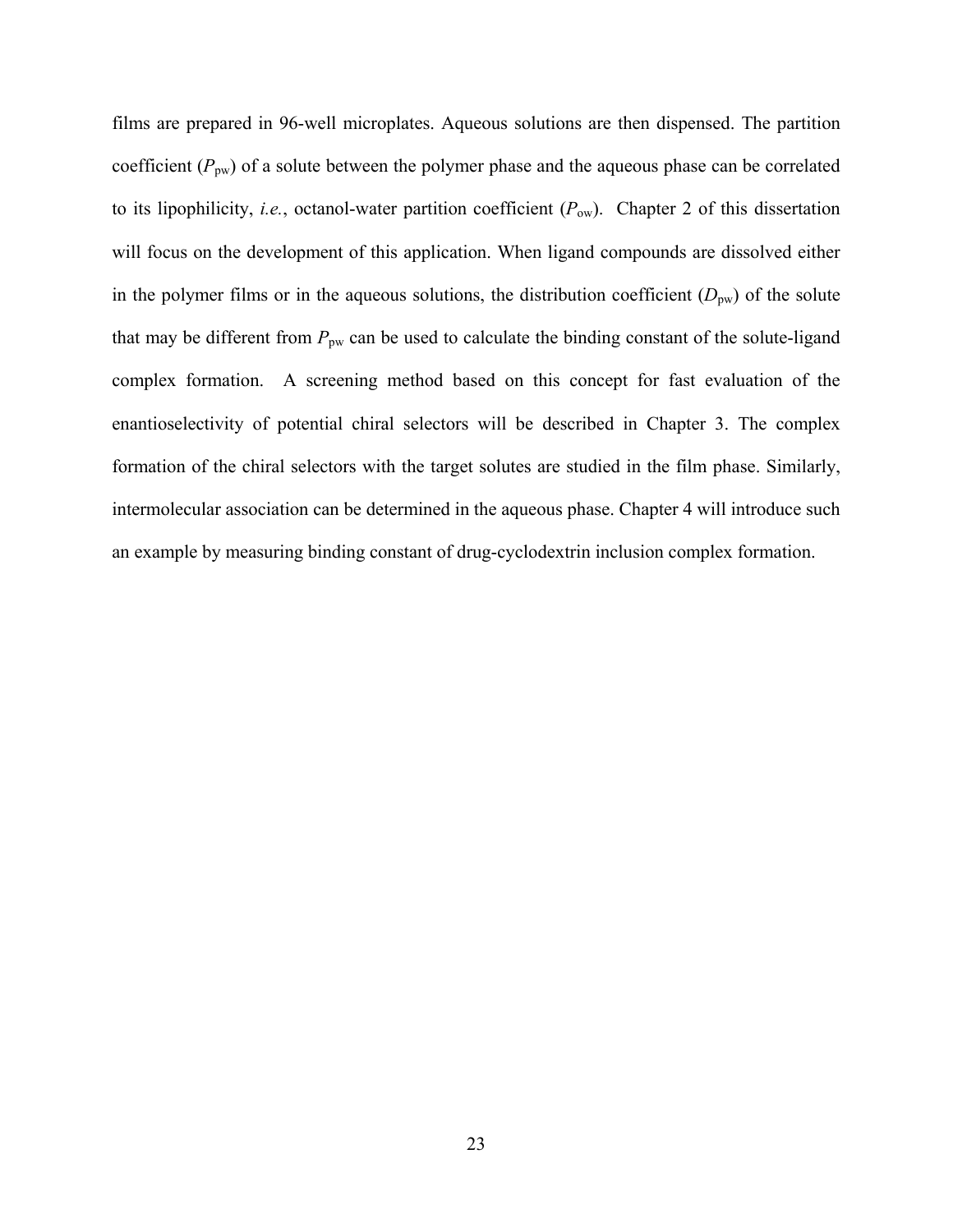films are prepared in 96-well microplates. Aqueous solutions are then dispensed. The partition coefficient ($P_{pw}$) of a solute between the polymer phase and the aqueous phase can be correlated to its lipophilicity, *i.e.*, octanol-water partition coefficient ($P_{ow}$). Chapter 2 of this dissertation will focus on the development of this application. When ligand compounds are dissolved either in the polymer films or in the aqueous solutions, the distribution coefficient ($D_{pw}$) of the solute that may be different from $P_{pw}$ can be used to calculate the binding constant of the solute-ligand complex formation. A screening method based on this concept for fast evaluation of the enantioselectivity of potential chiral selectors will be described in Chapter 3. The complex formation of the chiral selectors with the target solutes are studied in the film phase. Similarly, intermolecular association can be determined in the aqueous phase. Chapter 4 will introduce such an example by measuring binding constant of drug-cyclodextrin inclusion complex formation.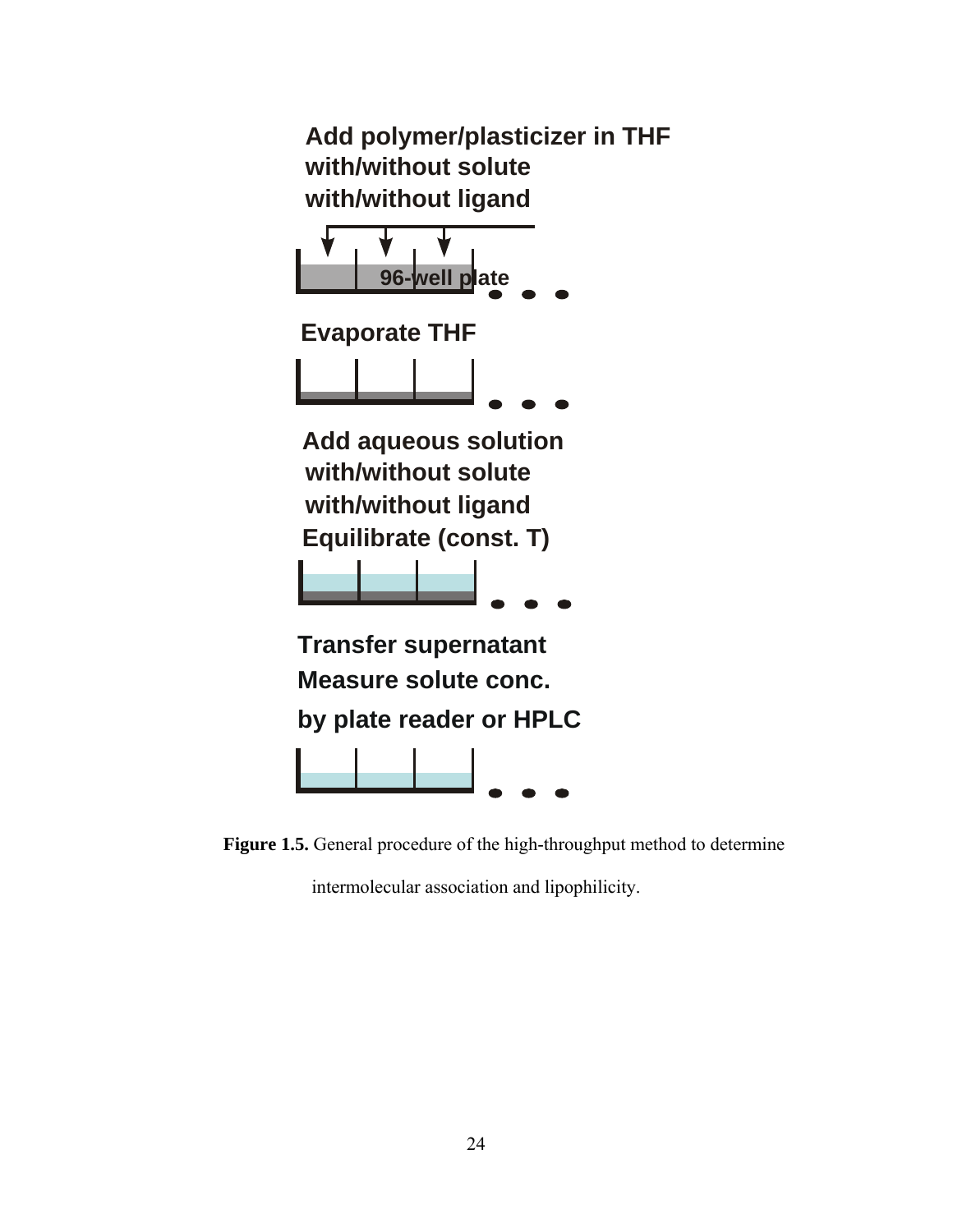Add polymer/plasticizer in THF
with/without solute
with/without ligand

96-well plate

Evaporate THF

Add aqueous solution
with/without solute
with/without ligand
Equilibrate (const. T)

Transfer supernatant
Measure solute conc.
by plate reader or HPLC

**Figure 1.5.** General procedure of the high-throughput method to determine intermolecular association and lipophilicity.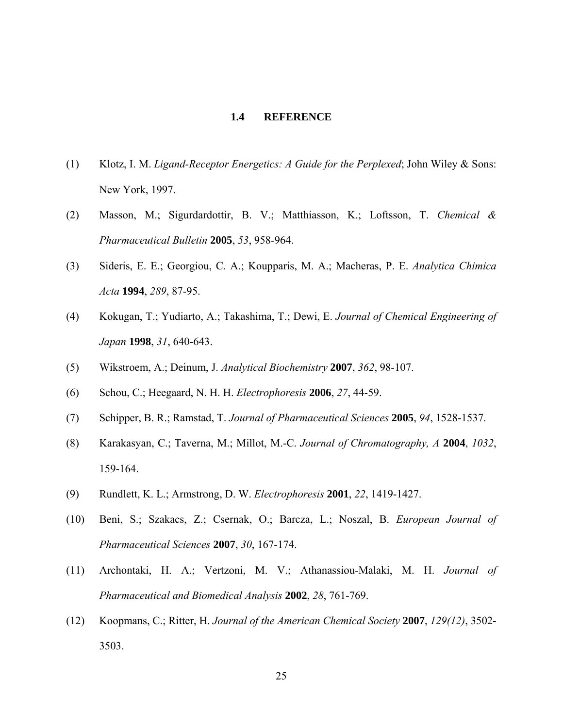## 1.4 REFERENCE

(1) Klotz, I. M. *Ligand-Receptor Energetics: A Guide for the Perplexed*; John Wiley & Sons: New York, 1997.

(2) Masson, M.; Sigurdardottir, B. V.; Matthiasson, K.; Loftsson, T. *Chemical & Pharmaceutical Bulletin* **2005**, *53*, 958-964.

(3) Sideris, E. E.; Georgiou, C. A.; Koupparis, M. A.; Macheras, P. E. *Analytica Chimica Acta* **1994**, *289*, 87-95.

(4) Kokugan, T.; Yudiarto, A.; Takashima, T.; Dewi, E. *Journal of Chemical Engineering of Japan* **1998**, *31*, 640-643.

(5) Wikstroem, A.; Deinum, J. *Analytical Biochemistry* **2007**, *362*, 98-107.

(6) Schou, C.; Heegaard, N. H. H. *Electrophoresis* **2006**, *27*, 44-59.

(7) Schipper, B. R.; Ramstad, T. *Journal of Pharmaceutical Sciences* **2005**, *94*, 1528-1537.

(8) Karakasyan, C.; Taverna, M.; Millot, M.-C. *Journal of Chromatography, A* **2004**, *1032*, 159-164.

(9) Rundlett, K. L.; Armstrong, D. W. *Electrophoresis* **2001**, *22*, 1419-1427.

(10) Beni, S.; Szakacs, Z.; Csernak, O.; Barcza, L.; Noszal, B. *European Journal of Pharmaceutical Sciences* **2007**, *30*, 167-174.

(11) Archontaki, H. A.; Vertzoni, M. V.; Athanassiou-Malaki, M. H. *Journal of Pharmaceutical and Biomedical Analysis* **2002**, *28*, 761-769.

(12) Koopmans, C.; Ritter, H. *Journal of the American Chemical Society* **2007**, *129(12)*, 3502-3503.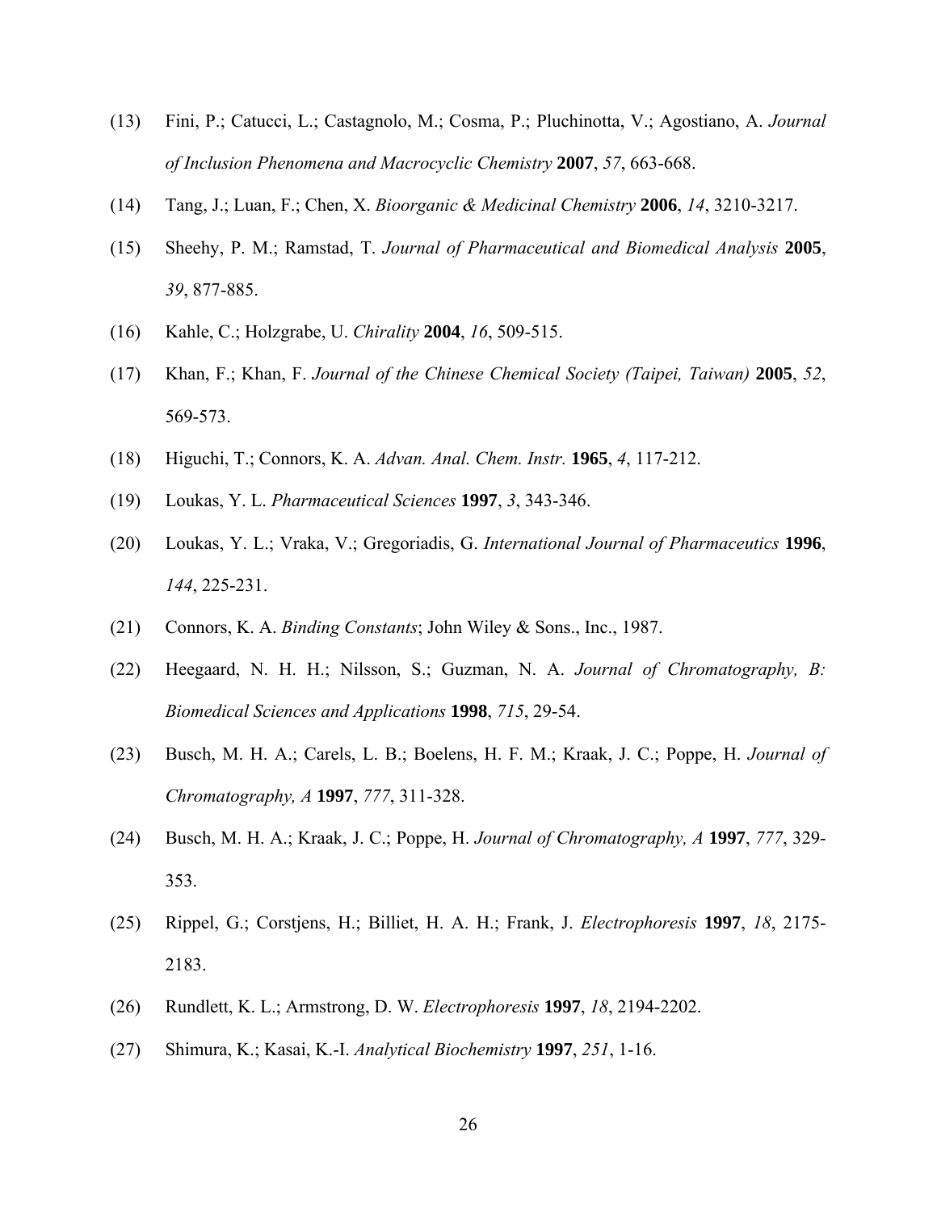(13) Fini, P.; Catucci, L.; Castagnolo, M.; Cosma, P.; Pluchinotta, V.; Agostiano, A. *Journal of Inclusion Phenomena and Macrocyclic Chemistry* **2007**, *57*, 663-668.

(14) Tang, J.; Luan, F.; Chen, X. *Bioorganic & Medicinal Chemistry* **2006**, *14*, 3210-3217.

(15) Sheehy, P. M.; Ramstad, T. *Journal of Pharmaceutical and Biomedical Analysis* **2005**, *39*, 877-885.

(16) Kahle, C.; Holzgrabe, U. *Chirality* **2004**, *16*, 509-515.

(17) Khan, F.; Khan, F. *Journal of the Chinese Chemical Society (Taipei, Taiwan)* **2005**, *52*, 569-573.

(18) Higuchi, T.; Connors, K. A. *Advan. Anal. Chem. Instr.* **1965**, *4*, 117-212.

(19) Loukas, Y. L. *Pharmaceutical Sciences* **1997**, *3*, 343-346.

(20) Loukas, Y. L.; Vraka, V.; Gregoriadis, G. *International Journal of Pharmaceutics* **1996**, *144*, 225-231.

(21) Connors, K. A. *Binding Constants*; John Wiley & Sons., Inc., 1987.

(22) Heegaard, N. H. H.; Nilsson, S.; Guzman, N. A. *Journal of Chromatography, B: Biomedical Sciences and Applications* **1998**, *715*, 29-54.

(23) Busch, M. H. A.; Carels, L. B.; Boelens, H. F. M.; Kraak, J. C.; Poppe, H. *Journal of Chromatography, A* **1997**, *777*, 311-328.

(24) Busch, M. H. A.; Kraak, J. C.; Poppe, H. *Journal of Chromatography, A* **1997**, *777*, 329-353.

(25) Rippel, G.; Corstjens, H.; Billiet, H. A. H.; Frank, J. *Electrophoresis* **1997**, *18*, 2175-2183.

(26) Rundlett, K. L.; Armstrong, D. W. *Electrophoresis* **1997**, *18*, 2194-2202.

(27) Shimura, K.; Kasai, K.-I. *Analytical Biochemistry* **1997**, *251*, 1-16.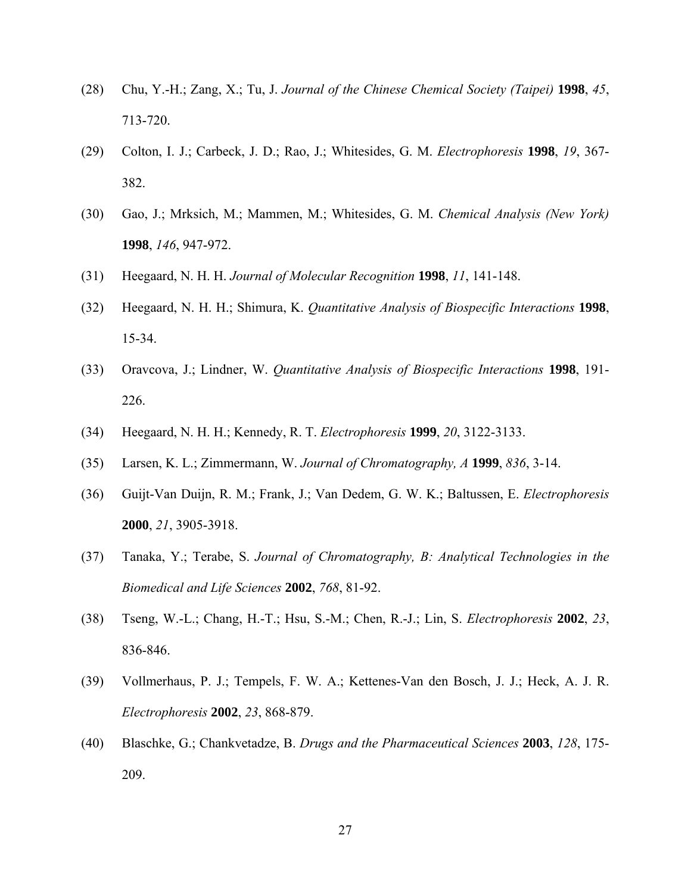(28) Chu, Y.-H.; Zang, X.; Tu, J. *Journal of the Chinese Chemical Society (Taipei)* **1998**, *45*, 713-720.

(29) Colton, I. J.; Carbeck, J. D.; Rao, J.; Whitesides, G. M. *Electrophoresis* **1998**, *19*, 367-382.

(30) Gao, J.; Mrksich, M.; Mammen, M.; Whitesides, G. M. *Chemical Analysis (New York)* **1998**, *146*, 947-972.

(31) Heegaard, N. H. H. *Journal of Molecular Recognition* **1998**, *11*, 141-148.

(32) Heegaard, N. H. H.; Shimura, K. *Quantitative Analysis of Biospecific Interactions* **1998**, 15-34.

(33) Oravcova, J.; Lindner, W. *Quantitative Analysis of Biospecific Interactions* **1998**, 191-226.

(34) Heegaard, N. H. H.; Kennedy, R. T. *Electrophoresis* **1999**, *20*, 3122-3133.

(35) Larsen, K. L.; Zimmermann, W. *Journal of Chromatography, A* **1999**, *836*, 3-14.

(36) Guijt-Van Duijn, R. M.; Frank, J.; Van Dedem, G. W. K.; Baltussen, E. *Electrophoresis* **2000**, *21*, 3905-3918.

(37) Tanaka, Y.; Terabe, S. *Journal of Chromatography, B: Analytical Technologies in the Biomedical and Life Sciences* **2002**, *768*, 81-92.

(38) Tseng, W.-L.; Chang, H.-T.; Hsu, S.-M.; Chen, R.-J.; Lin, S. *Electrophoresis* **2002**, *23*, 836-846.

(39) Vollmerhaus, P. J.; Tempels, F. W. A.; Kettenes-Van den Bosch, J. J.; Heck, A. J. R. *Electrophoresis* **2002**, *23*, 868-879.

(40) Blaschke, G.; Chankvetadze, B. *Drugs and the Pharmaceutical Sciences* **2003**, *128*, 175-209.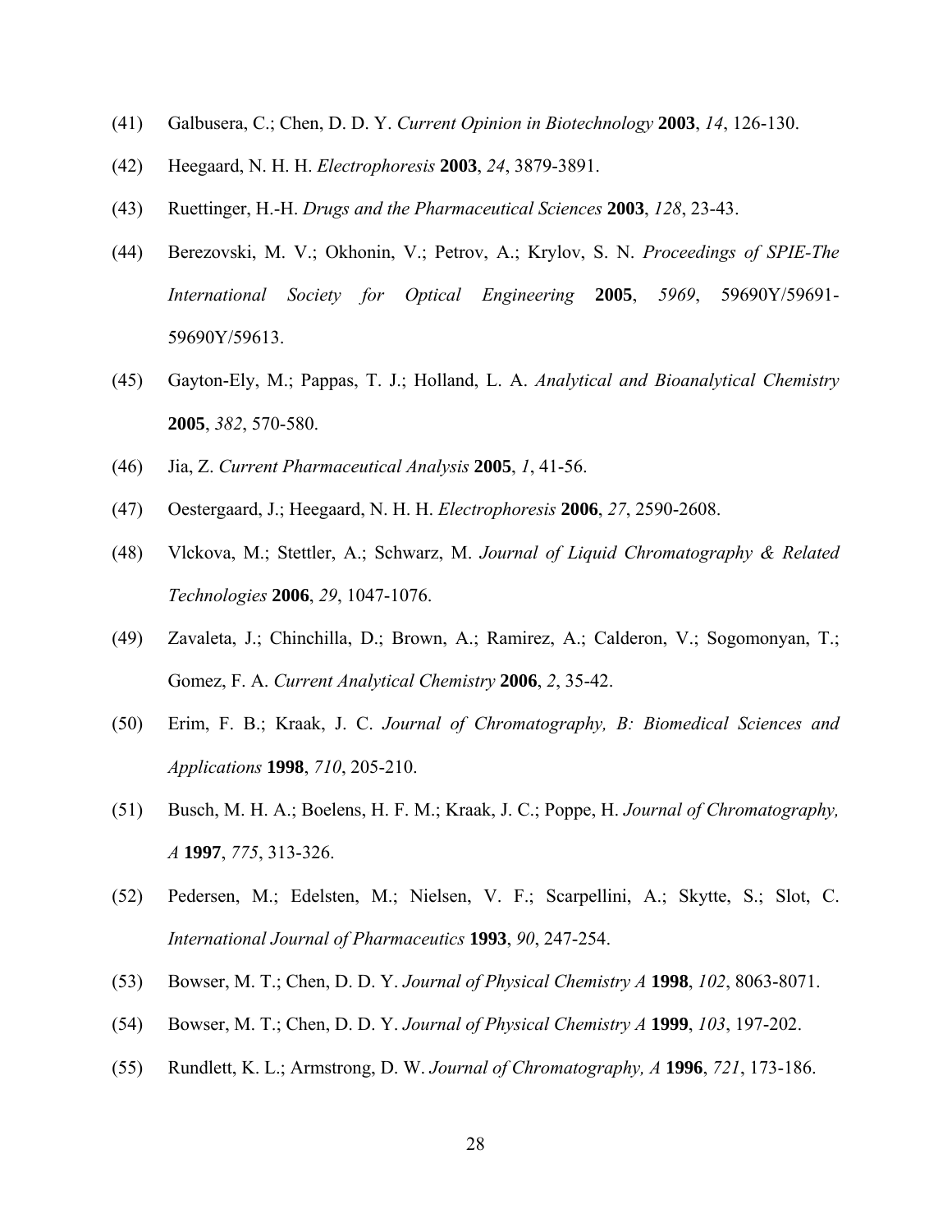(41) Galbusera, C.; Chen, D. D. Y. *Current Opinion in Biotechnology* **2003**, *14*, 126-130.

(42) Heegaard, N. H. H. *Electrophoresis* **2003**, *24*, 3879-3891.

(43) Ruettinger, H.-H. *Drugs and the Pharmaceutical Sciences* **2003**, *128*, 23-43.

(44) Berezovski, M. V.; Okhonin, V.; Petrov, A.; Krylov, S. N. *Proceedings of SPIE-The International Society for Optical Engineering* **2005**, *5969*, 59690Y/59691-59690Y/59613.

(45) Gayton-Ely, M.; Pappas, T. J.; Holland, L. A. *Analytical and Bioanalytical Chemistry* **2005**, *382*, 570-580.

(46) Jia, Z. *Current Pharmaceutical Analysis* **2005**, *1*, 41-56.

(47) Oestergaard, J.; Heegaard, N. H. H. *Electrophoresis* **2006**, *27*, 2590-2608.

(48) Vlckova, M.; Stettler, A.; Schwarz, M. *Journal of Liquid Chromatography & Related Technologies* **2006**, *29*, 1047-1076.

(49) Zavaleta, J.; Chinchilla, D.; Brown, A.; Ramirez, A.; Calderon, V.; Sogomonyan, T.; Gomez, F. A. *Current Analytical Chemistry* **2006**, *2*, 35-42.

(50) Erim, F. B.; Kraak, J. C. *Journal of Chromatography, B: Biomedical Sciences and Applications* **1998**, *710*, 205-210.

(51) Busch, M. H. A.; Boelens, H. F. M.; Kraak, J. C.; Poppe, H. *Journal of Chromatography, A* **1997**, *775*, 313-326.

(52) Pedersen, M.; Edelsten, M.; Nielsen, V. F.; Scarpellini, A.; Skytte, S.; Slot, C. *International Journal of Pharmaceutics* **1993**, *90*, 247-254.

(53) Bowser, M. T.; Chen, D. D. Y. *Journal of Physical Chemistry A* **1998**, *102*, 8063-8071.

(54) Bowser, M. T.; Chen, D. D. Y. *Journal of Physical Chemistry A* **1999**, *103*, 197-202.

(55) Rundlett, K. L.; Armstrong, D. W. *Journal of Chromatography, A* **1996**, *721*, 173-186.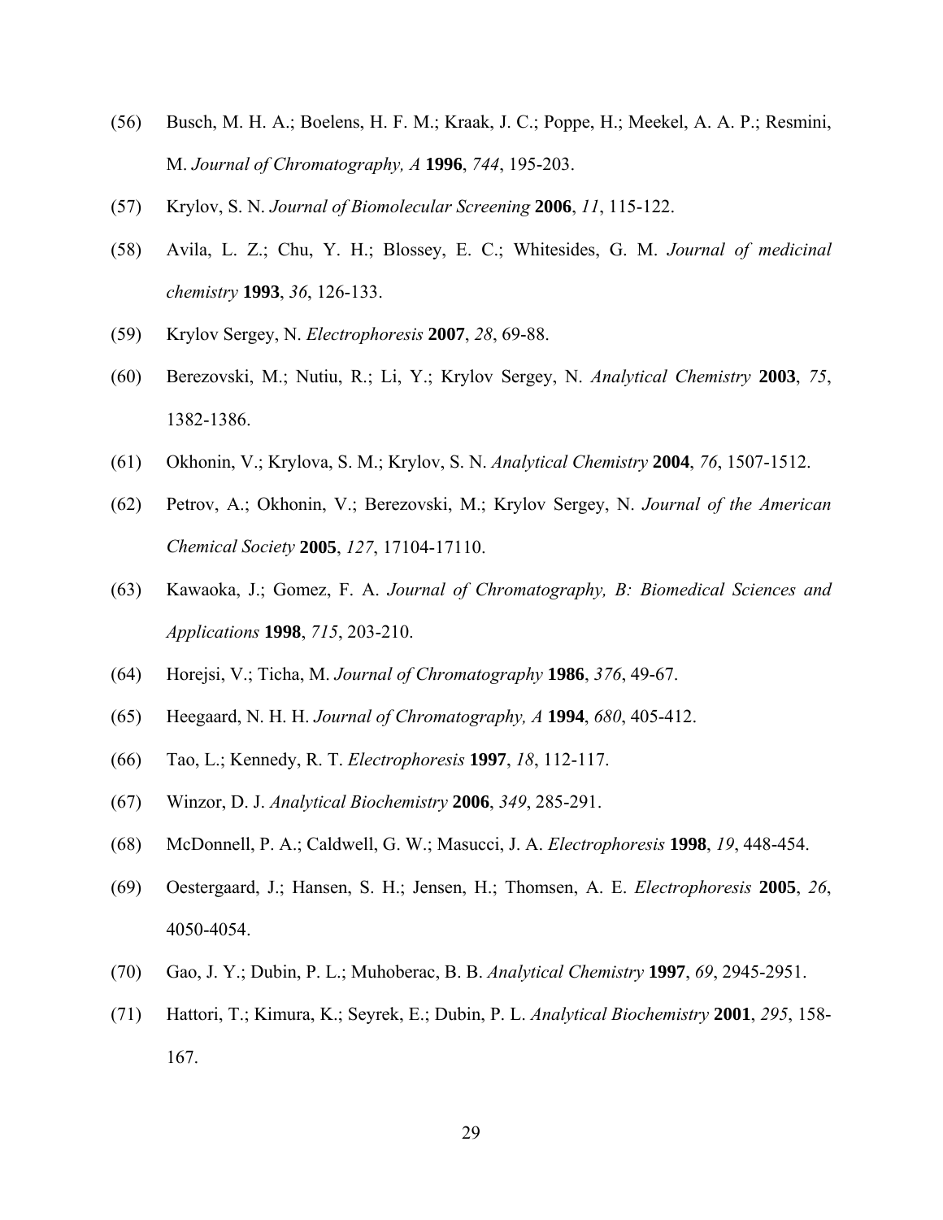(56) Busch, M. H. A.; Boelens, H. F. M.; Kraak, J. C.; Poppe, H.; Meekel, A. A. P.; Resmini, M. *Journal of Chromatography, A* **1996**, *744*, 195-203.

(57) Krylov, S. N. *Journal of Biomolecular Screening* **2006**, *11*, 115-122.

(58) Avila, L. Z.; Chu, Y. H.; Blossey, E. C.; Whitesides, G. M. *Journal of medicinal chemistry* **1993**, *36*, 126-133.

(59) Krylov Sergey, N. *Electrophoresis* **2007**, *28*, 69-88.

(60) Berezovski, M.; Nutiu, R.; Li, Y.; Krylov Sergey, N. *Analytical Chemistry* **2003**, *75*, 1382-1386.

(61) Okhonin, V.; Krylova, S. M.; Krylov, S. N. *Analytical Chemistry* **2004**, *76*, 1507-1512.

(62) Petrov, A.; Okhonin, V.; Berezovski, M.; Krylov Sergey, N. *Journal of the American Chemical Society* **2005**, *127*, 17104-17110.

(63) Kawaoka, J.; Gomez, F. A. *Journal of Chromatography, B: Biomedical Sciences and Applications* **1998**, *715*, 203-210.

(64) Horejsi, V.; Ticha, M. *Journal of Chromatography* **1986**, *376*, 49-67.

(65) Heegaard, N. H. H. *Journal of Chromatography, A* **1994**, *680*, 405-412.

(66) Tao, L.; Kennedy, R. T. *Electrophoresis* **1997**, *18*, 112-117.

(67) Winzor, D. J. *Analytical Biochemistry* **2006**, *349*, 285-291.

(68) McDonnell, P. A.; Caldwell, G. W.; Masucci, J. A. *Electrophoresis* **1998**, *19*, 448-454.

(69) Oestergaard, J.; Hansen, S. H.; Jensen, H.; Thomsen, A. E. *Electrophoresis* **2005**, *26*, 4050-4054.

(70) Gao, J. Y.; Dubin, P. L.; Muhoberac, B. B. *Analytical Chemistry* **1997**, *69*, 2945-2951.

(71) Hattori, T.; Kimura, K.; Seyrek, E.; Dubin, P. L. *Analytical Biochemistry* **2001**, *295*, 158-167.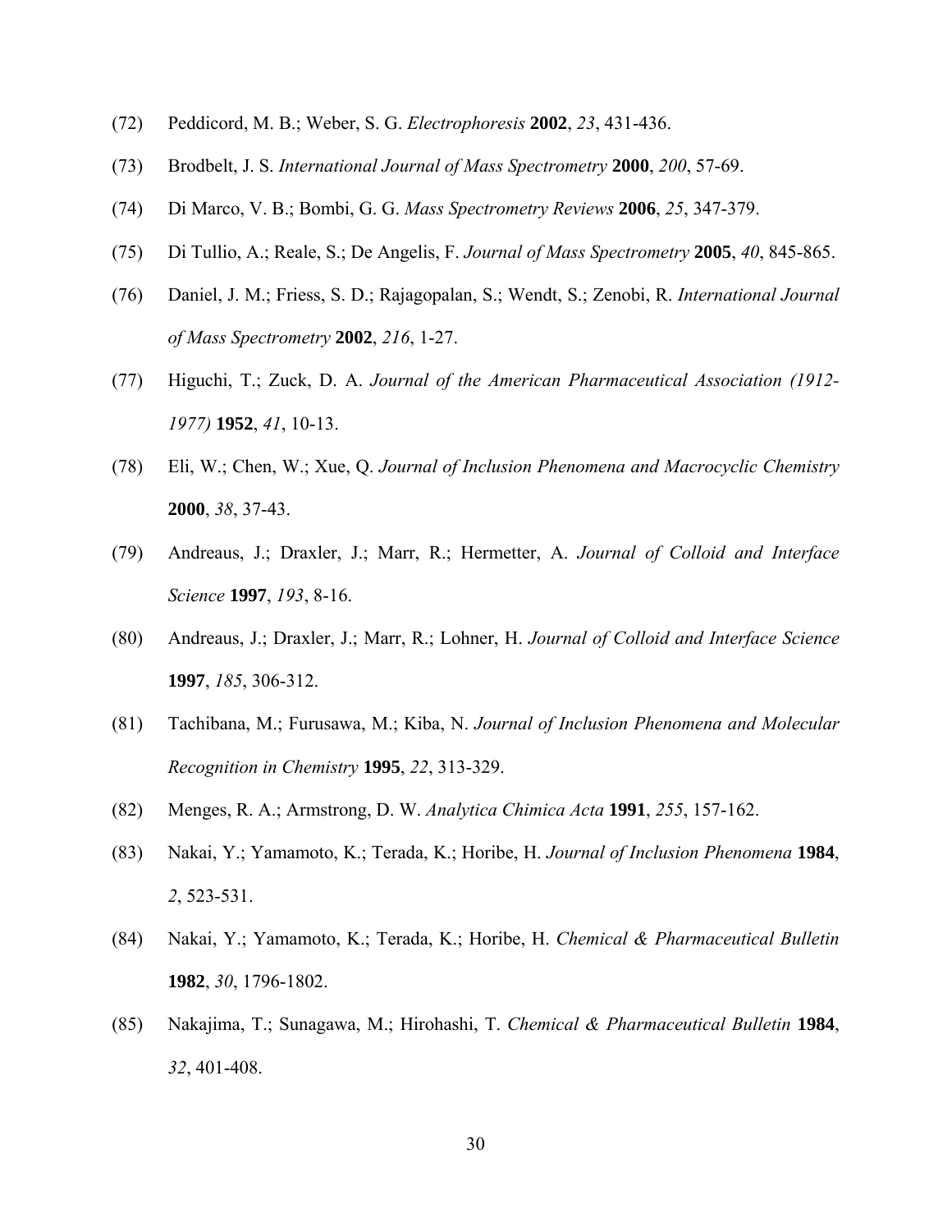(72) Peddicord, M. B.; Weber, S. G. *Electrophoresis* **2002**, *23*, 431-436.

(73) Brodbelt, J. S. *International Journal of Mass Spectrometry* **2000**, *200*, 57-69.

(74) Di Marco, V. B.; Bombi, G. G. *Mass Spectrometry Reviews* **2006**, *25*, 347-379.

(75) Di Tullio, A.; Reale, S.; De Angelis, F. *Journal of Mass Spectrometry* **2005**, *40*, 845-865.

(76) Daniel, J. M.; Friess, S. D.; Rajagopalan, S.; Wendt, S.; Zenobi, R. *International Journal of Mass Spectrometry* **2002**, *216*, 1-27.

(77) Higuchi, T.; Zuck, D. A. *Journal of the American Pharmaceutical Association (1912-1977)* **1952**, *41*, 10-13.

(78) Eli, W.; Chen, W.; Xue, Q. *Journal of Inclusion Phenomena and Macrocyclic Chemistry* **2000**, *38*, 37-43.

(79) Andreaus, J.; Draxler, J.; Marr, R.; Hermetter, A. *Journal of Colloid and Interface Science* **1997**, *193*, 8-16.

(80) Andreaus, J.; Draxler, J.; Marr, R.; Lohner, H. *Journal of Colloid and Interface Science* **1997**, *185*, 306-312.

(81) Tachibana, M.; Furusawa, M.; Kiba, N. *Journal of Inclusion Phenomena and Molecular Recognition in Chemistry* **1995**, *22*, 313-329.

(82) Menges, R. A.; Armstrong, D. W. *Analytica Chimica Acta* **1991**, *255*, 157-162.

(83) Nakai, Y.; Yamamoto, K.; Terada, K.; Horibe, H. *Journal of Inclusion Phenomena* **1984**, *2*, 523-531.

(84) Nakai, Y.; Yamamoto, K.; Terada, K.; Horibe, H. *Chemical & Pharmaceutical Bulletin* **1982**, *30*, 1796-1802.

(85) Nakajima, T.; Sunagawa, M.; Hirohashi, T. *Chemical & Pharmaceutical Bulletin* **1984**, *32*, 401-408.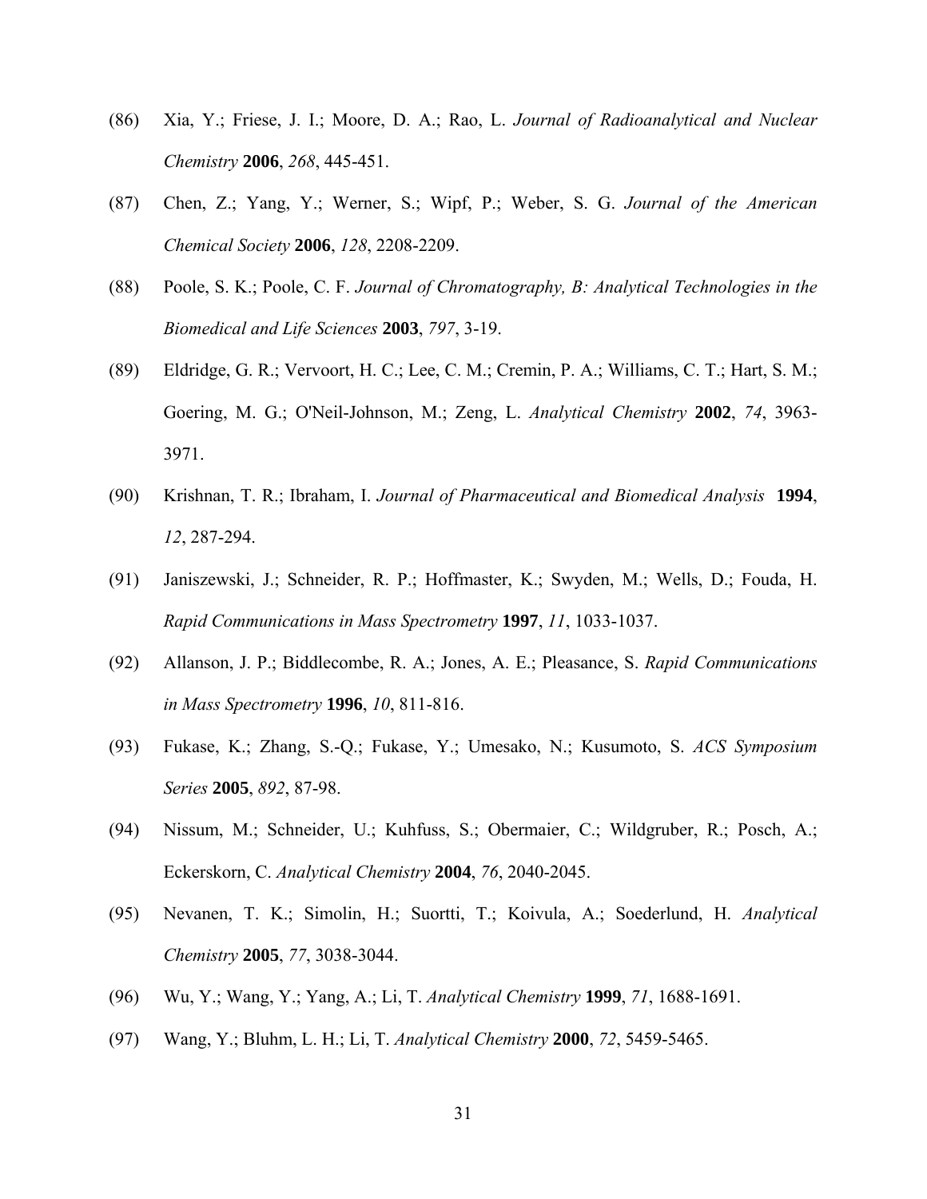(86) Xia, Y.; Friese, J. I.; Moore, D. A.; Rao, L. *Journal of Radioanalytical and Nuclear Chemistry* **2006**, *268*, 445-451.

(87) Chen, Z.; Yang, Y.; Werner, S.; Wipf, P.; Weber, S. G. *Journal of the American Chemical Society* **2006**, *128*, 2208-2209.

(88) Poole, S. K.; Poole, C. F. *Journal of Chromatography, B: Analytical Technologies in the Biomedical and Life Sciences* **2003**, *797*, 3-19.

(89) Eldridge, G. R.; Vervoort, H. C.; Lee, C. M.; Cremin, P. A.; Williams, C. T.; Hart, S. M.; Goering, M. G.; O'Neil-Johnson, M.; Zeng, L. *Analytical Chemistry* **2002**, *74*, 3963-3971.

(90) Krishnan, T. R.; Ibraham, I. *Journal of Pharmaceutical and Biomedical Analysis* **1994**, *12*, 287-294.

(91) Janiszewski, J.; Schneider, R. P.; Hoffmaster, K.; Swyden, M.; Wells, D.; Fouda, H. *Rapid Communications in Mass Spectrometry* **1997**, *11*, 1033-1037.

(92) Allanson, J. P.; Biddlecombe, R. A.; Jones, A. E.; Pleasance, S. *Rapid Communications in Mass Spectrometry* **1996**, *10*, 811-816.

(93) Fukase, K.; Zhang, S.-Q.; Fukase, Y.; Umesako, N.; Kusumoto, S. *ACS Symposium Series* **2005**, *892*, 87-98.

(94) Nissum, M.; Schneider, U.; Kuhfuss, S.; Obermaier, C.; Wildgruber, R.; Posch, A.; Eckerskorn, C. *Analytical Chemistry* **2004**, *76*, 2040-2045.

(95) Nevanen, T. K.; Simolin, H.; Suortti, T.; Koivula, A.; Soederlund, H. *Analytical Chemistry* **2005**, *77*, 3038-3044.

(96) Wu, Y.; Wang, Y.; Yang, A.; Li, T. *Analytical Chemistry* **1999**, *71*, 1688-1691.

(97) Wang, Y.; Bluhm, L. H.; Li, T. *Analytical Chemistry* **2000**, *72*, 5459-5465.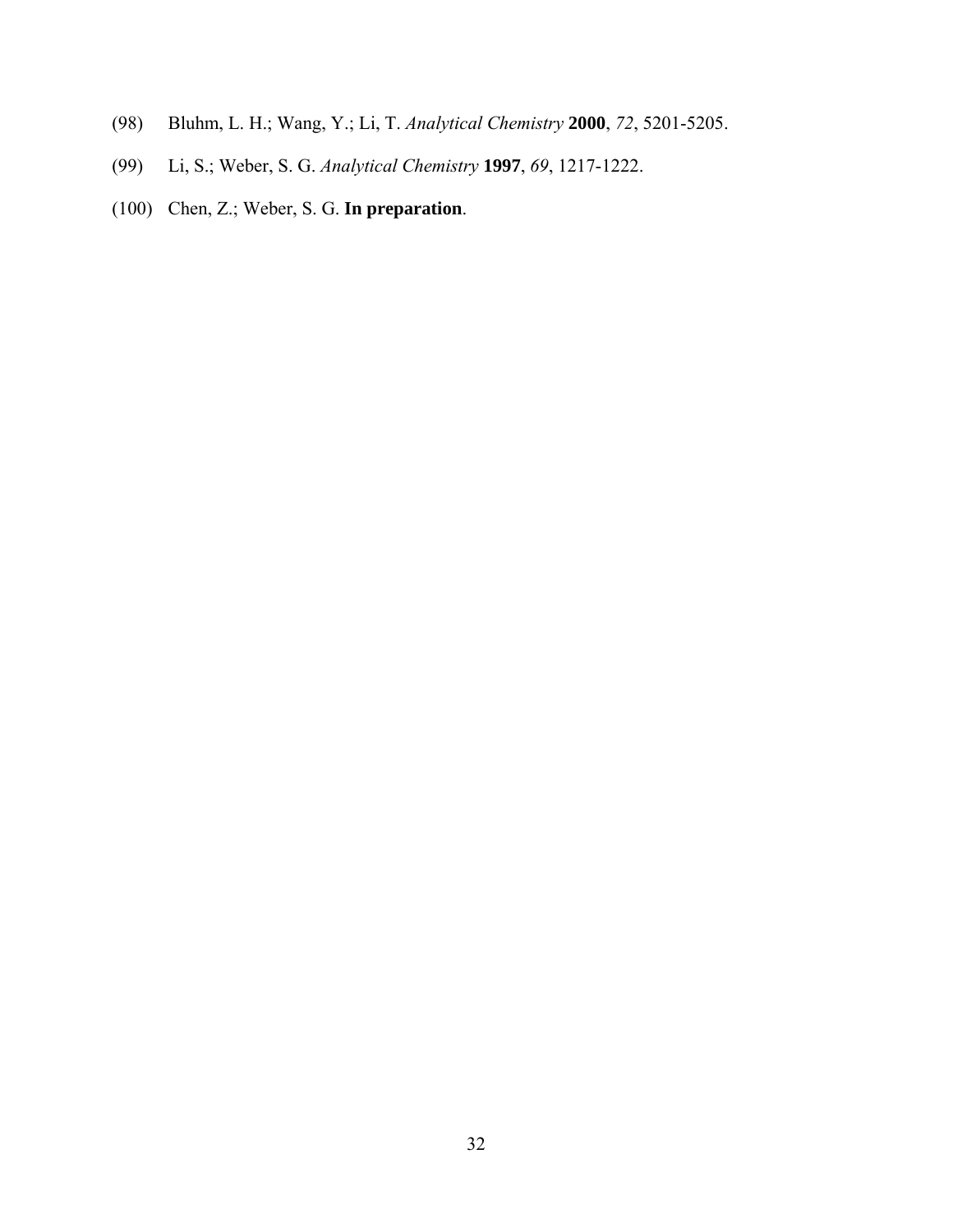(98) Bluhm, L. H.; Wang, Y.; Li, T. *Analytical Chemistry* **2000**, *72*, 5201-5205.

(99) Li, S.; Weber, S. G. *Analytical Chemistry* **1997**, *69*, 1217-1222.

(100) Chen, Z.; Weber, S. G. **In preparation**.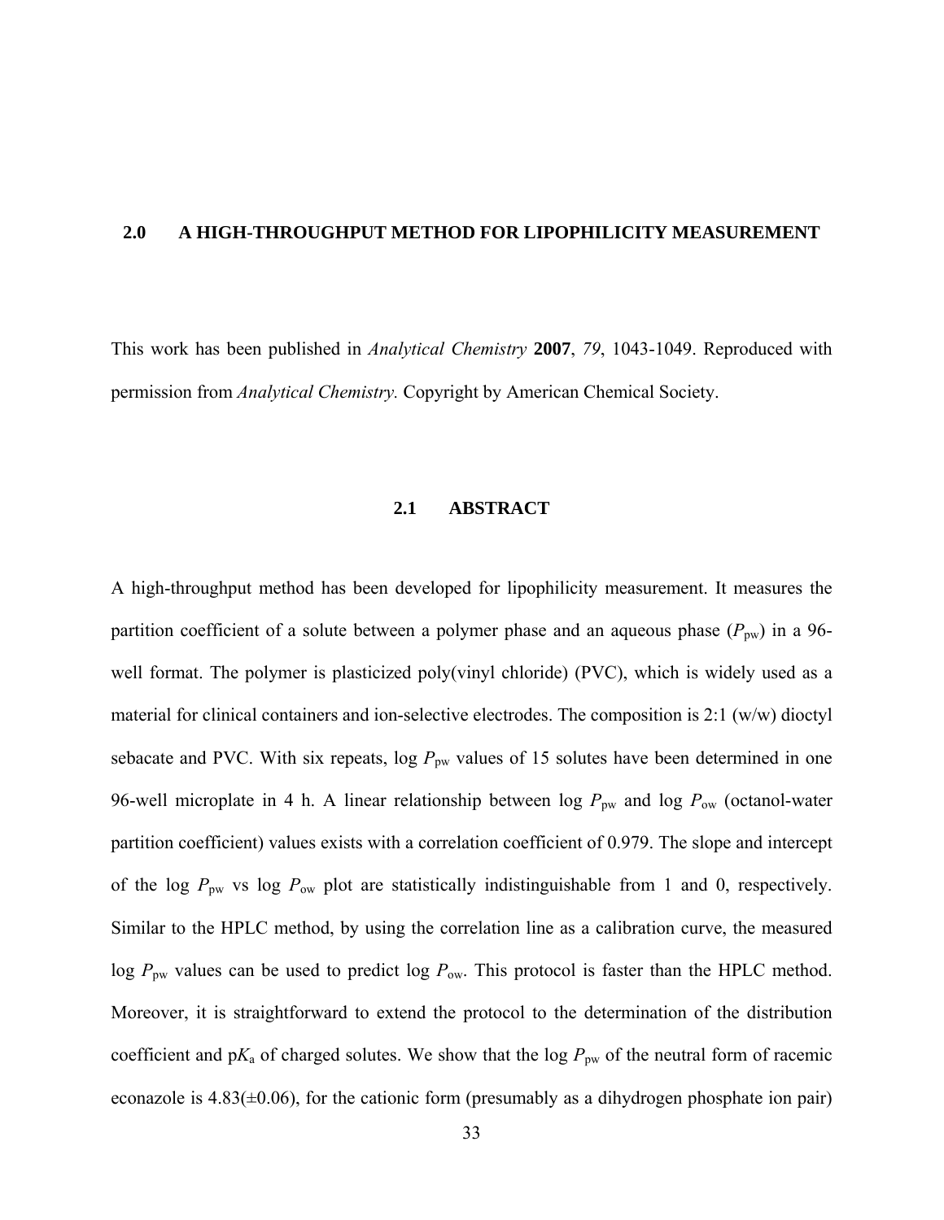## 2.0 A HIGH-THROUGHPUT METHOD FOR LIPOPHILICITY MEASUREMENT

This work has been published in *Analytical Chemistry* **2007**, *79*, 1043-1049. Reproduced with permission from *Analytical Chemistry.* Copyright by American Chemical Society.

### 2.1 ABSTRACT

A high-throughput method has been developed for lipophilicity measurement. It measures the partition coefficient of a solute between a polymer phase and an aqueous phase ($P_{pw}$) in a 96-well format. The polymer is plasticized poly(vinyl chloride) (PVC), which is widely used as a material for clinical containers and ion-selective electrodes. The composition is 2:1 (w/w) dioctyl sebacate and PVC. With six repeats, log $P_{pw}$ values of 15 solutes have been determined in one 96-well microplate in 4 h. A linear relationship between log $P_{pw}$ and log $P_{ow}$ (octanol-water partition coefficient) values exists with a correlation coefficient of 0.979. The slope and intercept of the log $P_{pw}$ vs log $P_{ow}$ plot are statistically indistinguishable from 1 and 0, respectively. Similar to the HPLC method, by using the correlation line as a calibration curve, the measured log $P_{pw}$ values can be used to predict log $P_{ow}$. This protocol is faster than the HPLC method. Moreover, it is straightforward to extend the protocol to the determination of the distribution coefficient and p$K_a$ of charged solutes. We show that the log $P_{pw}$ of the neutral form of racemic econazole is 4.83(±0.06), for the cationic form (presumably as a dihydrogen phosphate ion pair)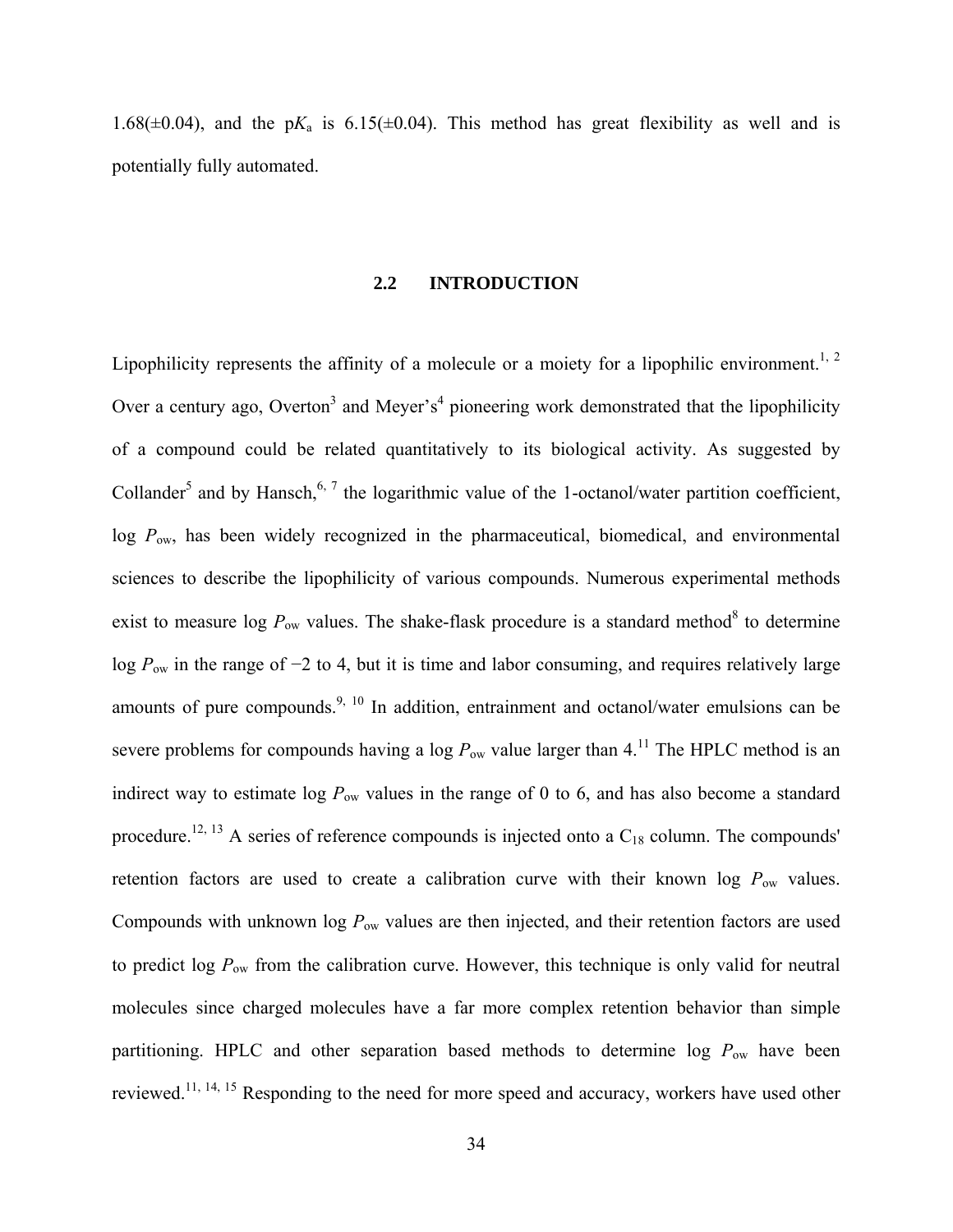1.68(±0.04), and the p$K_a$ is 6.15(±0.04). This method has great flexibility as well and is potentially fully automated.

## 2.2 INTRODUCTION

Lipophilicity represents the affinity of a molecule or a moiety for a lipophilic environment.[1, 2] Over a century ago, Overton[3] and Meyer's[4] pioneering work demonstrated that the lipophilicity of a compound could be related quantitatively to its biological activity. As suggested by Collander[5] and by Hansch,[6, 7] the logarithmic value of the 1-octanol/water partition coefficient, log $P_{ow}$, has been widely recognized in the pharmaceutical, biomedical, and environmental sciences to describe the lipophilicity of various compounds. Numerous experimental methods exist to measure log $P_{ow}$ values. The shake-flask procedure is a standard method[8] to determine log $P_{ow}$ in the range of −2 to 4, but it is time and labor consuming, and requires relatively large amounts of pure compounds.[9, 10] In addition, entrainment and octanol/water emulsions can be severe problems for compounds having a log $P_{ow}$ value larger than 4.[11] The HPLC method is an indirect way to estimate log $P_{ow}$ values in the range of 0 to 6, and has also become a standard procedure.[12, 13] A series of reference compounds is injected onto a $C_{18}$ column. The compounds' retention factors are used to create a calibration curve with their known log $P_{ow}$ values. Compounds with unknown log $P_{ow}$ values are then injected, and their retention factors are used to predict log $P_{ow}$ from the calibration curve. However, this technique is only valid for neutral molecules since charged molecules have a far more complex retention behavior than simple partitioning. HPLC and other separation based methods to determine log $P_{ow}$ have been reviewed.[11, 14, 15] Responding to the need for more speed and accuracy, workers have used other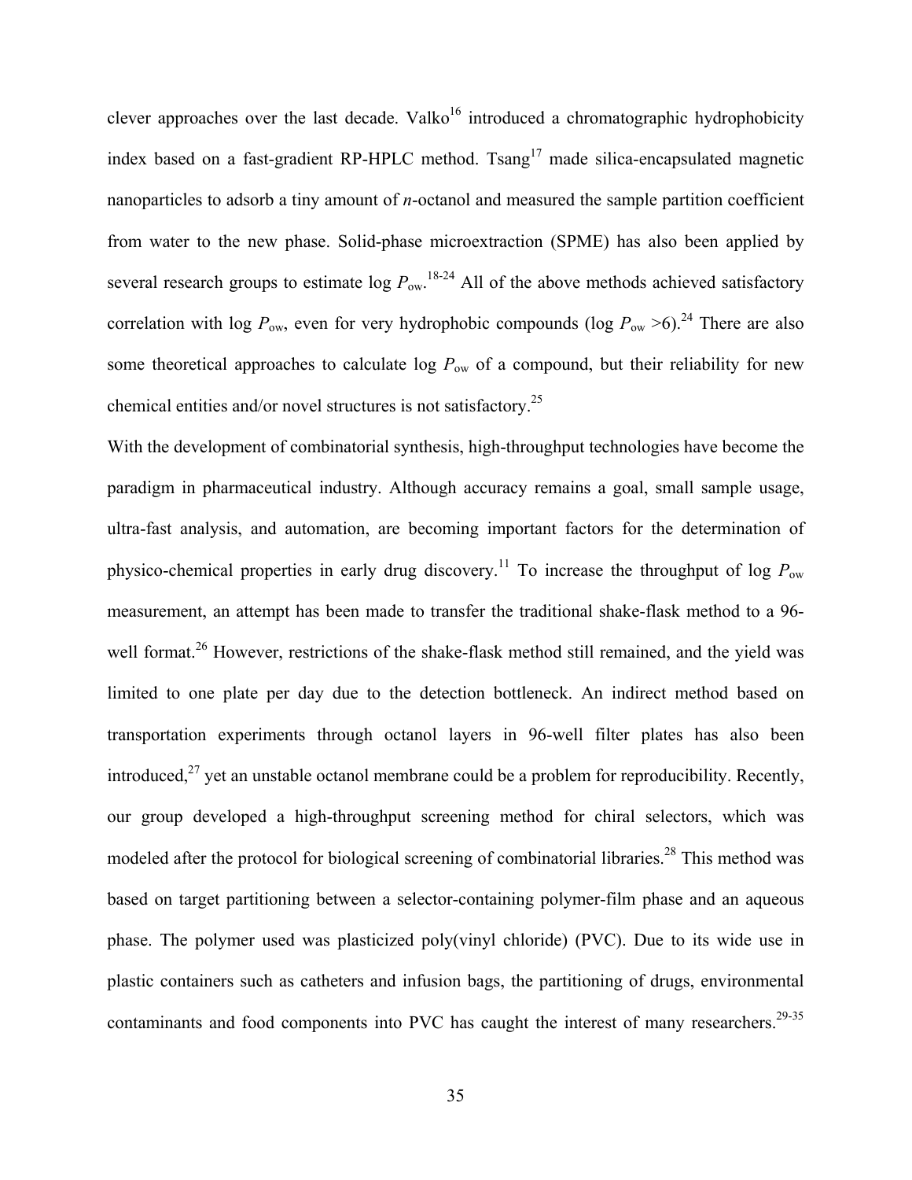clever approaches over the last decade. Valko[16] introduced a chromatographic hydrophobicity index based on a fast-gradient RP-HPLC method. Tsang[17] made silica-encapsulated magnetic nanoparticles to adsorb a tiny amount of *n*-octanol and measured the sample partition coefficient from water to the new phase. Solid-phase microextraction (SPME) has also been applied by several research groups to estimate log $P_{ow}$.[18-24] All of the above methods achieved satisfactory correlation with log $P_{ow}$, even for very hydrophobic compounds (log $P_{ow}$ >6).[24] There are also some theoretical approaches to calculate log $P_{ow}$ of a compound, but their reliability for new chemical entities and/or novel structures is not satisfactory.[25]

With the development of combinatorial synthesis, high-throughput technologies have become the paradigm in pharmaceutical industry. Although accuracy remains a goal, small sample usage, ultra-fast analysis, and automation, are becoming important factors for the determination of physico-chemical properties in early drug discovery.[11] To increase the throughput of log $P_{ow}$ measurement, an attempt has been made to transfer the traditional shake-flask method to a 96-well format.[26] However, restrictions of the shake-flask method still remained, and the yield was limited to one plate per day due to the detection bottleneck. An indirect method based on transportation experiments through octanol layers in 96-well filter plates has also been introduced,[27] yet an unstable octanol membrane could be a problem for reproducibility. Recently, our group developed a high-throughput screening method for chiral selectors, which was modeled after the protocol for biological screening of combinatorial libraries.[28] This method was based on target partitioning between a selector-containing polymer-film phase and an aqueous phase. The polymer used was plasticized poly(vinyl chloride) (PVC). Due to its wide use in plastic containers such as catheters and infusion bags, the partitioning of drugs, environmental contaminants and food components into PVC has caught the interest of many researchers.[29-35]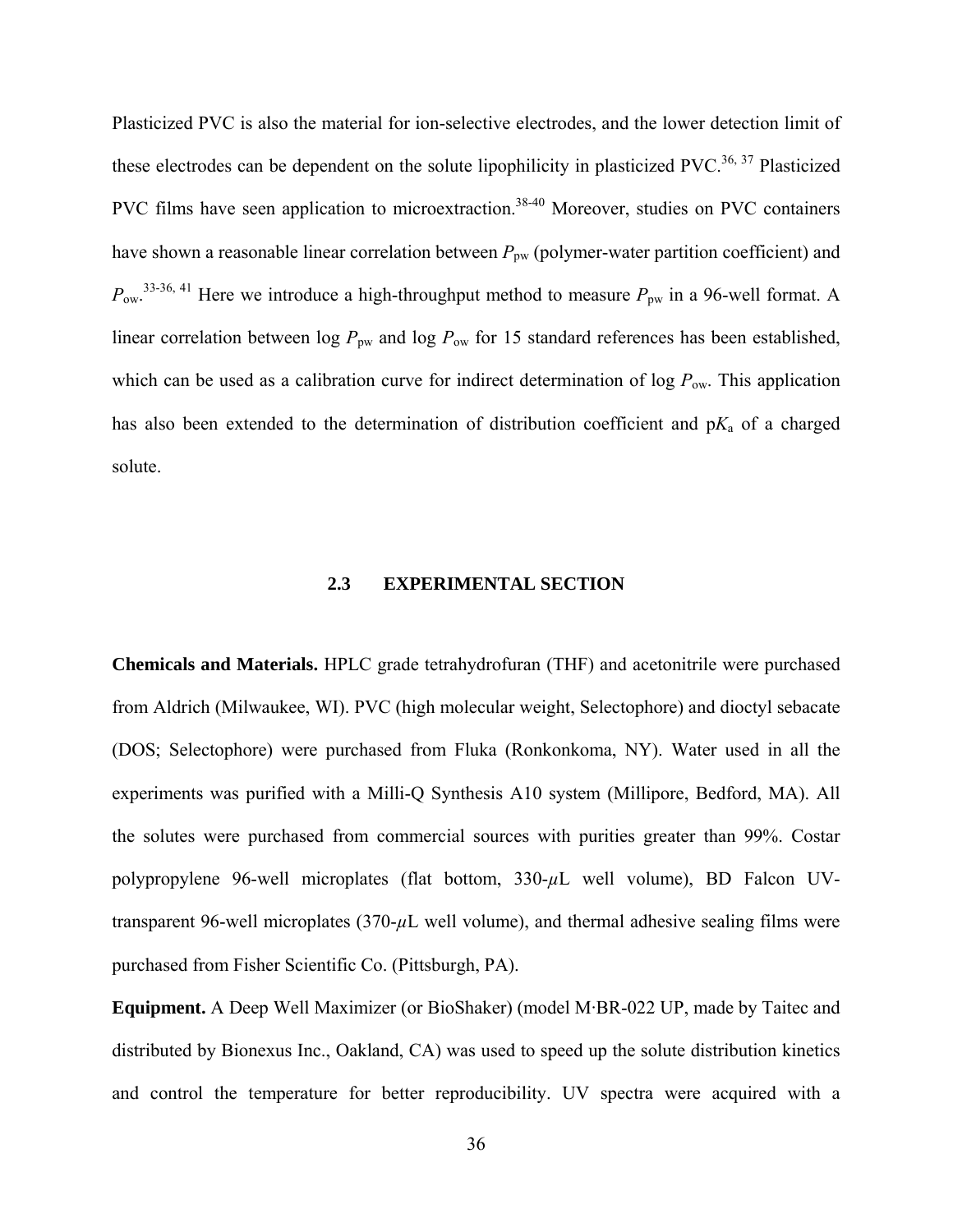Plasticized PVC is also the material for ion-selective electrodes, and the lower detection limit of these electrodes can be dependent on the solute lipophilicity in plasticized PVC.[36, 37] Plasticized PVC films have seen application to microextraction.[38-40] Moreover, studies on PVC containers have shown a reasonable linear correlation between $P_{pw}$ (polymer-water partition coefficient) and $P_{ow}$.[33-36, 41] Here we introduce a high-throughput method to measure $P_{pw}$ in a 96-well format. A linear correlation between log $P_{pw}$ and log $P_{ow}$ for 15 standard references has been established, which can be used as a calibration curve for indirect determination of log $P_{ow}$. This application has also been extended to the determination of distribution coefficient and p$K_a$ of a charged solute.

## 2.3 EXPERIMENTAL SECTION

**Chemicals and Materials.** HPLC grade tetrahydrofuran (THF) and acetonitrile were purchased from Aldrich (Milwaukee, WI). PVC (high molecular weight, Selectophore) and dioctyl sebacate (DOS; Selectophore) were purchased from Fluka (Ronkonkoma, NY). Water used in all the experiments was purified with a Milli-Q Synthesis A10 system (Millipore, Bedford, MA). All the solutes were purchased from commercial sources with purities greater than 99%. Costar polypropylene 96-well microplates (flat bottom, 330-$\mu$L well volume), BD Falcon UV-transparent 96-well microplates (370-$\mu$L well volume), and thermal adhesive sealing films were purchased from Fisher Scientific Co. (Pittsburgh, PA).

**Equipment.** A Deep Well Maximizer (or BioShaker) (model M·BR-022 UP, made by Taitec and distributed by Bionexus Inc., Oakland, CA) was used to speed up the solute distribution kinetics and control the temperature for better reproducibility. UV spectra were acquired with a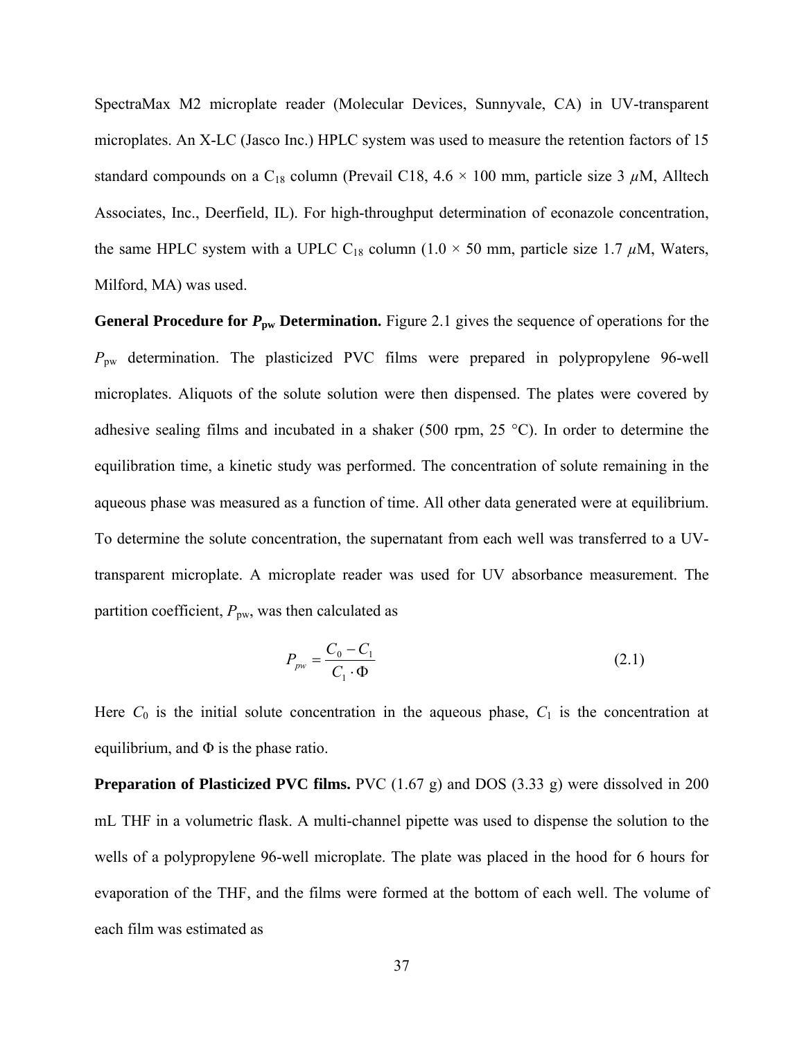SpectraMax M2 microplate reader (Molecular Devices, Sunnyvale, CA) in UV-transparent microplates. An X-LC (Jasco Inc.) HPLC system was used to measure the retention factors of 15 standard compounds on a $C_{18}$ column (Prevail C18, 4.6 × 100 mm, particle size 3 $\mu$M, Alltech Associates, Inc., Deerfield, IL). For high-throughput determination of econazole concentration, the same HPLC system with a UPLC $C_{18}$ column (1.0 × 50 mm, particle size 1.7 $\mu$M, Waters, Milford, MA) was used.

**General Procedure for $P_{pw}$ Determination.** Figure 2.1 gives the sequence of operations for the $P_{pw}$ determination. The plasticized PVC films were prepared in polypropylene 96-well microplates. Aliquots of the solute solution were then dispensed. The plates were covered by adhesive sealing films and incubated in a shaker (500 rpm, 25 °C). In order to determine the equilibration time, a kinetic study was performed. The concentration of solute remaining in the aqueous phase was measured as a function of time. All other data generated were at equilibrium. To determine the solute concentration, the supernatant from each well was transferred to a UV-transparent microplate. A microplate reader was used for UV absorbance measurement. The partition coefficient, $P_{pw}$, was then calculated as

$$P_{pw} = \frac{C_0 - C_1}{C_1 \cdot \Phi} \tag{2.1}$$

Here $C_0$ is the initial solute concentration in the aqueous phase, $C_1$ is the concentration at equilibrium, and $\Phi$ is the phase ratio.

**Preparation of Plasticized PVC films.** PVC (1.67 g) and DOS (3.33 g) were dissolved in 200 mL THF in a volumetric flask. A multi-channel pipette was used to dispense the solution to the wells of a polypropylene 96-well microplate. The plate was placed in the hood for 6 hours for evaporation of the THF, and the films were formed at the bottom of each well. The volume of each film was estimated as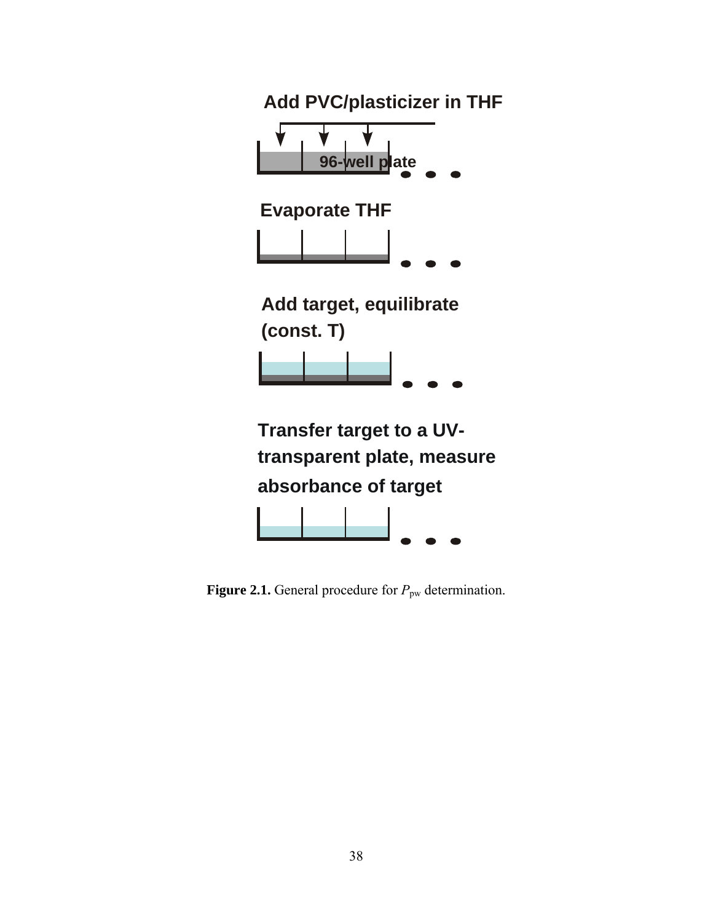Add PVC/plasticizer in THF

96-well plate

Evaporate THF

Add target, equilibrate (const. T)

Transfer target to a UV-transparent plate, measure absorbance of target

**Figure 2.1.** General procedure for $P_{pw}$ determination.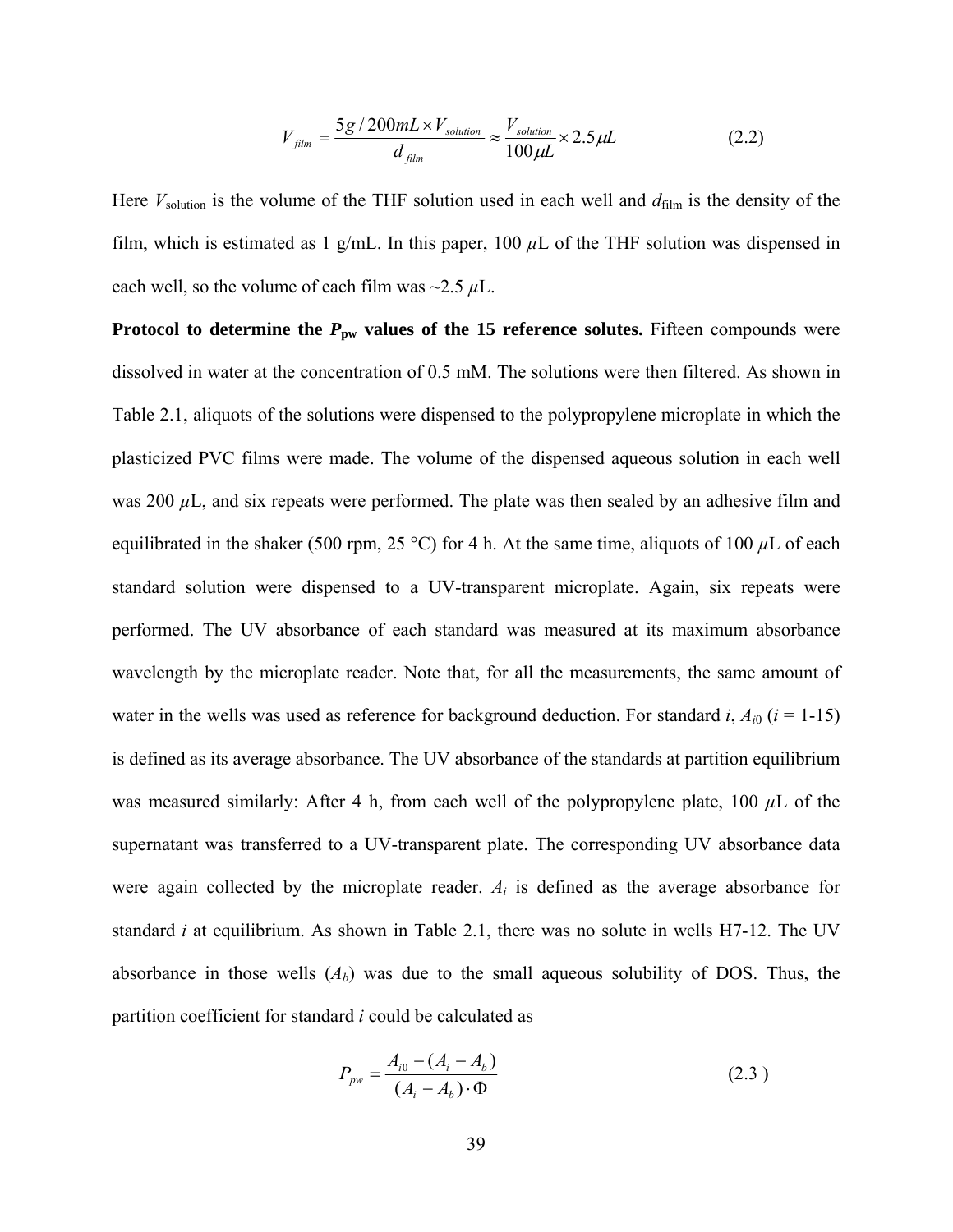$$V_{film} = \frac{5g/200mL \times V_{solution}}{d_{film}} \approx \frac{V_{solution}}{100\mu L} \times 2.5\mu L \qquad (2.2)$$

Here $V_{solution}$ is the volume of the THF solution used in each well and $d_{film}$ is the density of the film, which is estimated as 1 g/mL. In this paper, 100 $\mu$L of the THF solution was dispensed in each well, so the volume of each film was ~2.5 $\mu$L.

**Protocol to determine the $P_{pw}$ values of the 15 reference solutes.** Fifteen compounds were dissolved in water at the concentration of 0.5 mM. The solutions were then filtered. As shown in Table 2.1, aliquots of the solutions were dispensed to the polypropylene microplate in which the plasticized PVC films were made. The volume of the dispensed aqueous solution in each well was 200 $\mu$L, and six repeats were performed. The plate was then sealed by an adhesive film and equilibrated in the shaker (500 rpm, 25 °C) for 4 h. At the same time, aliquots of 100 $\mu$L of each standard solution were dispensed to a UV-transparent microplate. Again, six repeats were performed. The UV absorbance of each standard was measured at its maximum absorbance wavelength by the microplate reader. Note that, for all the measurements, the same amount of water in the wells was used as reference for background deduction. For standard $i$, $A_{i0}$ ($i$ = 1-15) is defined as its average absorbance. The UV absorbance of the standards at partition equilibrium was measured similarly: After 4 h, from each well of the polypropylene plate, 100 $\mu$L of the supernatant was transferred to a UV-transparent plate. The corresponding UV absorbance data were again collected by the microplate reader. $A_i$ is defined as the average absorbance for standard $i$ at equilibrium. As shown in Table 2.1, there was no solute in wells H7-12. The UV absorbance in those wells ($A_b$) was due to the small aqueous solubility of DOS. Thus, the partition coefficient for standard $i$ could be calculated as

$$P_{pw} = \frac{A_{i0} - (A_i - A_b)}{(A_i - A_b) \cdot \Phi} \qquad (2.3)$$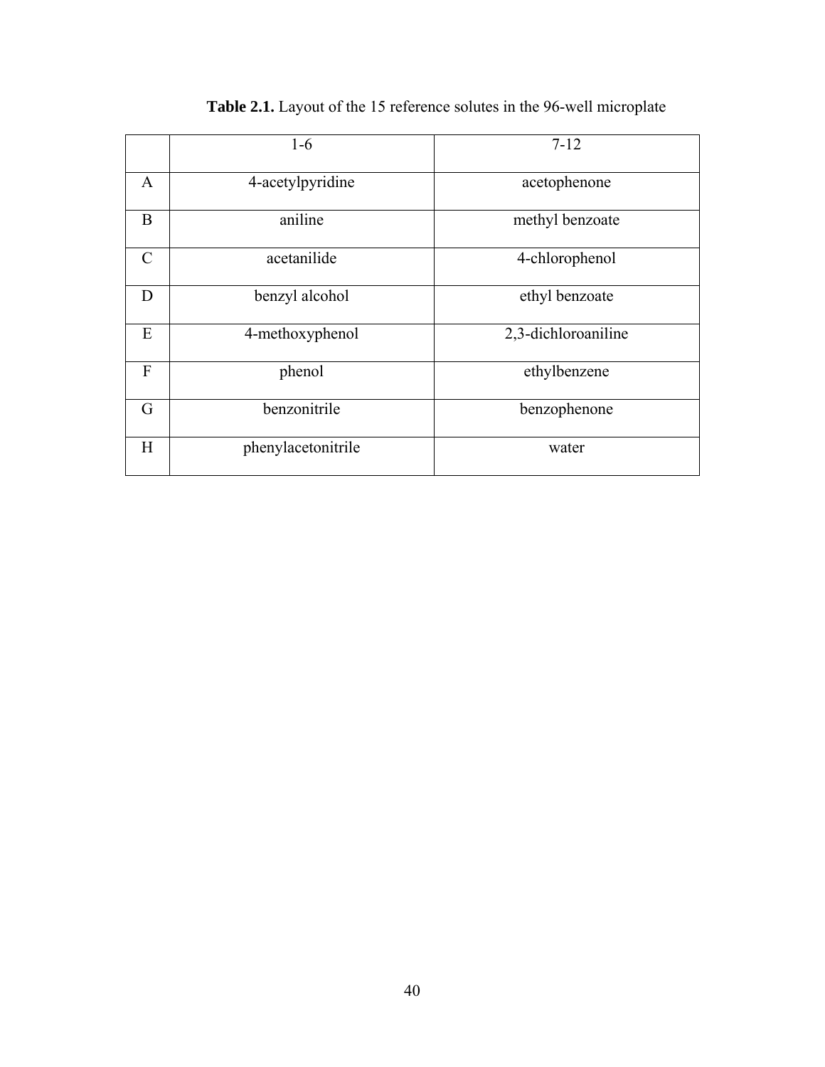**Table 2.1.** Layout of the 15 reference solutes in the 96-well microplate

| | 1-6 | 7-12 |
|---|---|---|
| A | 4-acetylpyridine | acetophenone |
| B | aniline | methyl benzoate |
| C | acetanilide | 4-chlorophenol |
| D | benzyl alcohol | ethyl benzoate |
| E | 4-methoxyphenol | 2,3-dichloroaniline |
| F | phenol | ethylbenzene |
| G | benzonitrile | benzophenone |
| H | phenylacetonitrile | water |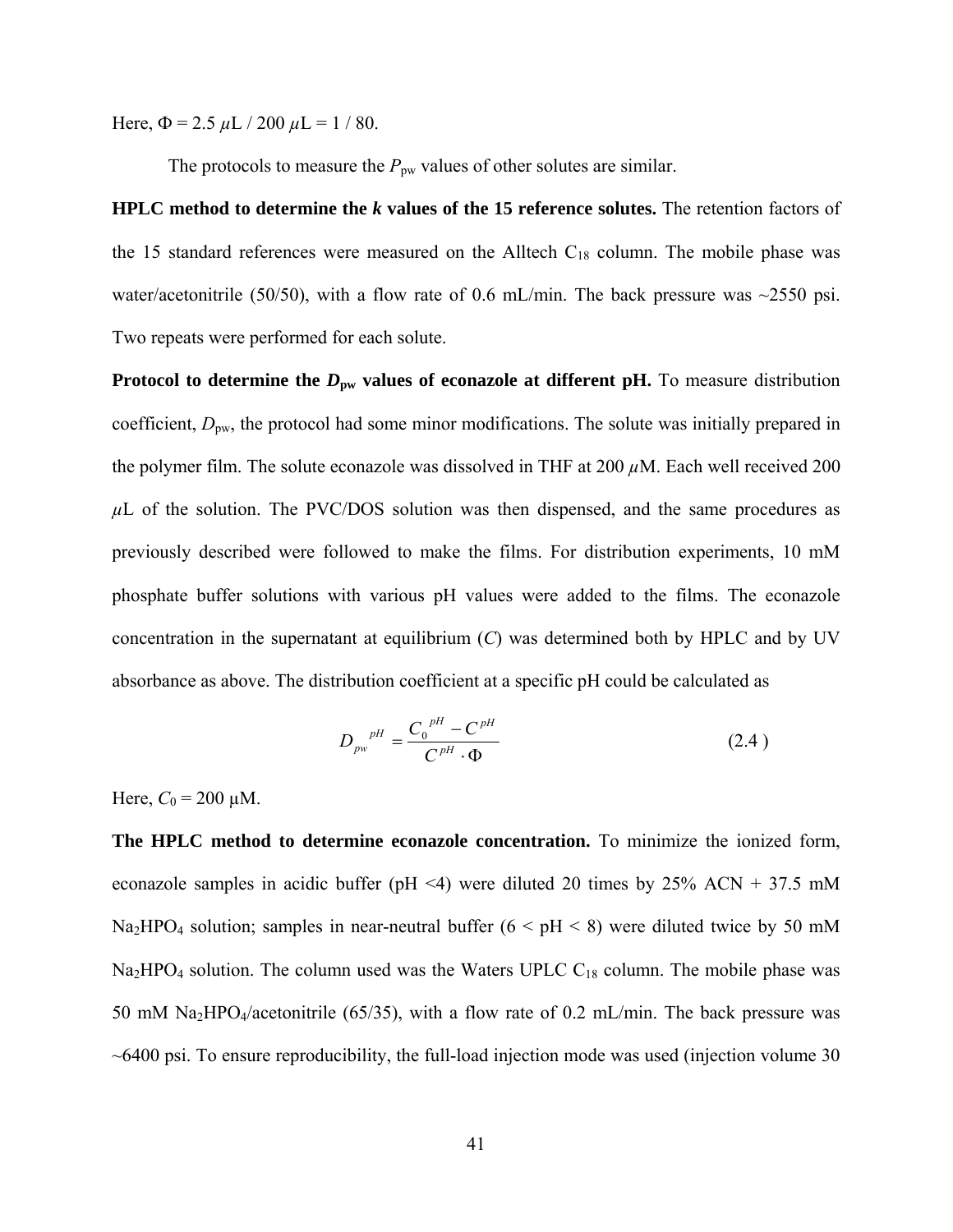Here, $\Phi = 2.5\ \mu L / 200\ \mu L = 1 / 80$.

The protocols to measure the $P_{pw}$ values of other solutes are similar.

**HPLC method to determine the *k* values of the 15 reference solutes.** The retention factors of the 15 standard references were measured on the Alltech $C_{18}$ column. The mobile phase was water/acetonitrile (50/50), with a flow rate of 0.6 mL/min. The back pressure was ~2550 psi. Two repeats were performed for each solute.

**Protocol to determine the $D_{pw}$ values of econazole at different pH.** To measure distribution coefficient, $D_{pw}$, the protocol had some minor modifications. The solute was initially prepared in the polymer film. The solute econazole was dissolved in THF at 200 $\mu$M. Each well received 200 $\mu$L of the solution. The PVC/DOS solution was then dispensed, and the same procedures as previously described were followed to make the films. For distribution experiments, 10 mM phosphate buffer solutions with various pH values were added to the films. The econazole concentration in the supernatant at equilibrium ($C$) was determined both by HPLC and by UV absorbance as above. The distribution coefficient at a specific pH could be calculated as

$$D_{pw}^{\ pH} = \frac{C_0^{\ pH} - C^{pH}}{C^{pH} \cdot \Phi} \tag{2.4}$$

Here, $C_0 = 200$ μM.

**The HPLC method to determine econazole concentration.** To minimize the ionized form, econazole samples in acidic buffer (pH <4) were diluted 20 times by 25% ACN + 37.5 mM $Na_2HPO_4$ solution; samples in near-neutral buffer (6 < pH < 8) were diluted twice by 50 mM $Na_2HPO_4$ solution. The column used was the Waters UPLC $C_{18}$ column. The mobile phase was 50 mM $Na_2HPO_4$/acetonitrile (65/35), with a flow rate of 0.2 mL/min. The back pressure was ~6400 psi. To ensure reproducibility, the full-load injection mode was used (injection volume 30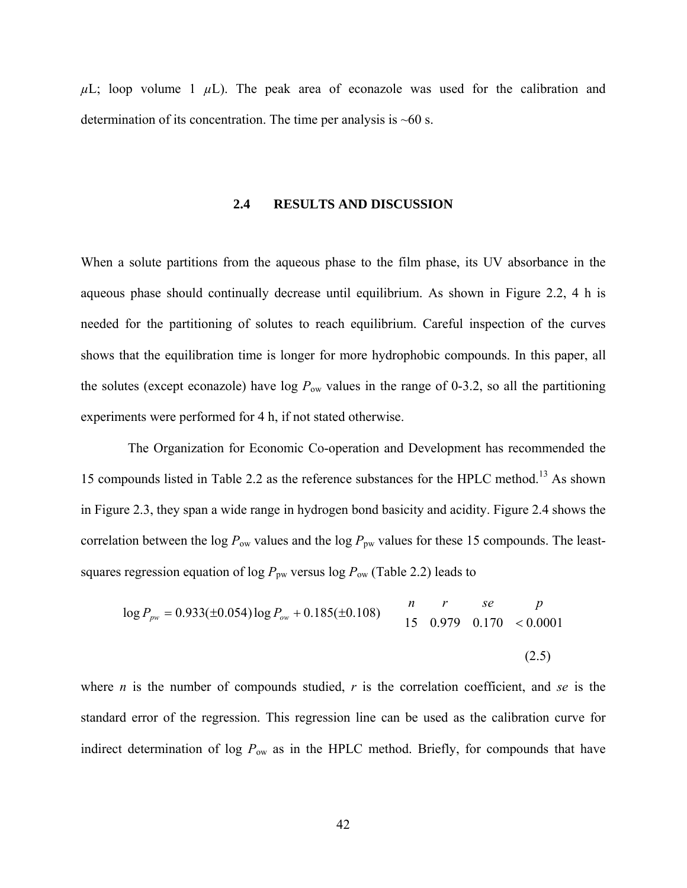$\mu$L; loop volume 1 $\mu$L). The peak area of econazole was used for the calibration and determination of its concentration. The time per analysis is ~60 s.

## 2.4 RESULTS AND DISCUSSION

When a solute partitions from the aqueous phase to the film phase, its UV absorbance in the aqueous phase should continually decrease until equilibrium. As shown in Figure 2.2, 4 h is needed for the partitioning of solutes to reach equilibrium. Careful inspection of the curves shows that the equilibration time is longer for more hydrophobic compounds. In this paper, all the solutes (except econazole) have log $P_{ow}$ values in the range of 0-3.2, so all the partitioning experiments were performed for 4 h, if not stated otherwise.

The Organization for Economic Co-operation and Development has recommended the 15 compounds listed in Table 2.2 as the reference substances for the HPLC method.[13] As shown in Figure 2.3, they span a wide range in hydrogen bond basicity and acidity. Figure 2.4 shows the correlation between the log $P_{ow}$ values and the log $P_{pw}$ values for these 15 compounds. The least-squares regression equation of log $P_{pw}$ versus log $P_{ow}$ (Table 2.2) leads to

$$\log P_{pw} = 0.933(\pm 0.054)\log P_{ow} + 0.185(\pm 0.108) \qquad \begin{matrix} n & r & se & p \\ 15 & 0.979 & 0.170 & < 0.0001 \end{matrix} \tag{2.5}$$

where $n$ is the number of compounds studied, $r$ is the correlation coefficient, and $se$ is the standard error of the regression. This regression line can be used as the calibration curve for indirect determination of log $P_{ow}$ as in the HPLC method. Briefly, for compounds that have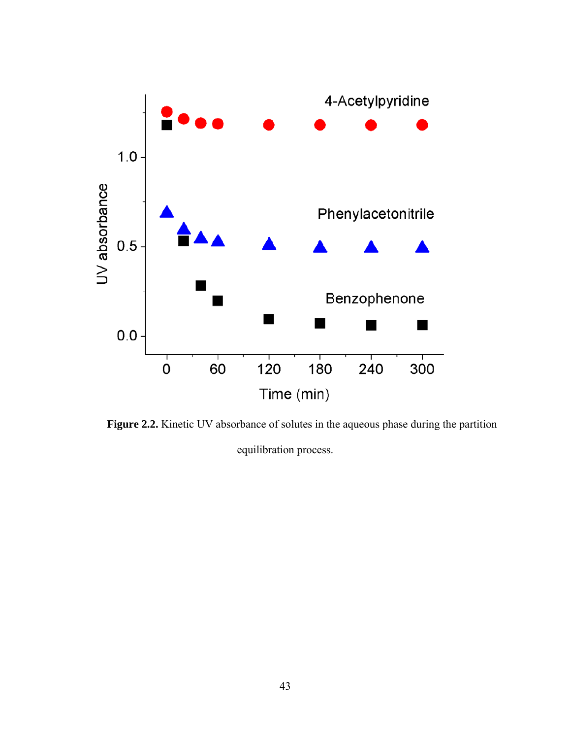**Figure 2.2.** Kinetic UV absorbance of solutes in the aqueous phase during the partition equilibration process.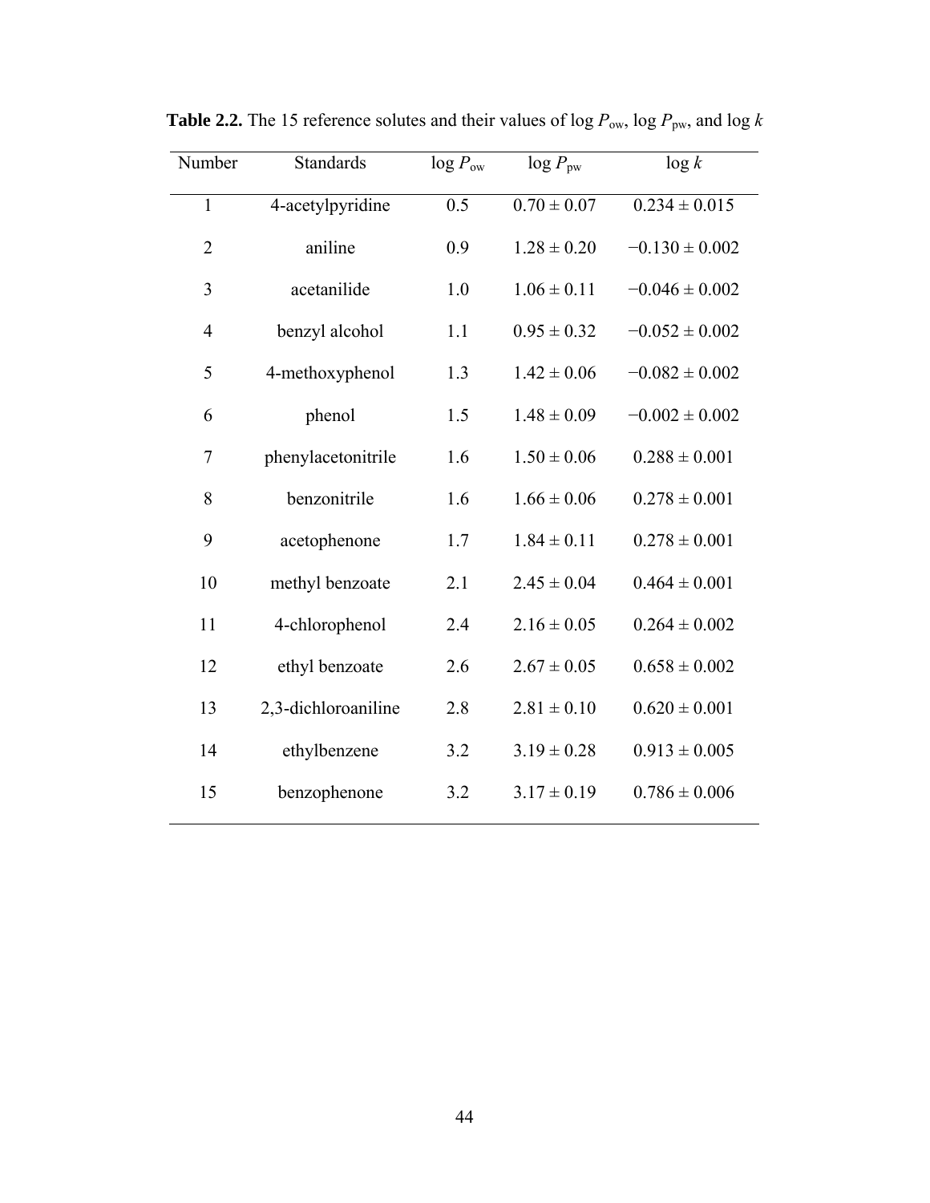**Table 2.2.** The 15 reference solutes and their values of log $P_{ow}$, log $P_{pw}$, and log $k$

| Number | Standards | log $P_{ow}$ | log $P_{pw}$ | log $k$ |
|---|---|---|---|---|
| 1 | 4-acetylpyridine | 0.5 | 0.70 ± 0.07 | 0.234 ± 0.015 |
| 2 | aniline | 0.9 | 1.28 ± 0.20 | −0.130 ± 0.002 |
| 3 | acetanilide | 1.0 | 1.06 ± 0.11 | −0.046 ± 0.002 |
| 4 | benzyl alcohol | 1.1 | 0.95 ± 0.32 | −0.052 ± 0.002 |
| 5 | 4-methoxyphenol | 1.3 | 1.42 ± 0.06 | −0.082 ± 0.002 |
| 6 | phenol | 1.5 | 1.48 ± 0.09 | −0.002 ± 0.002 |
| 7 | phenylacetonitrile | 1.6 | 1.50 ± 0.06 | 0.288 ± 0.001 |
| 8 | benzonitrile | 1.6 | 1.66 ± 0.06 | 0.278 ± 0.001 |
| 9 | acetophenone | 1.7 | 1.84 ± 0.11 | 0.278 ± 0.001 |
| 10 | methyl benzoate | 2.1 | 2.45 ± 0.04 | 0.464 ± 0.001 |
| 11 | 4-chlorophenol | 2.4 | 2.16 ± 0.05 | 0.264 ± 0.002 |
| 12 | ethyl benzoate | 2.6 | 2.67 ± 0.05 | 0.658 ± 0.002 |
| 13 | 2,3-dichloroaniline | 2.8 | 2.81 ± 0.10 | 0.620 ± 0.001 |
| 14 | ethylbenzene | 3.2 | 3.19 ± 0.28 | 0.913 ± 0.005 |
| 15 | benzophenone | 3.2 | 3.17 ± 0.19 | 0.786 ± 0.006 |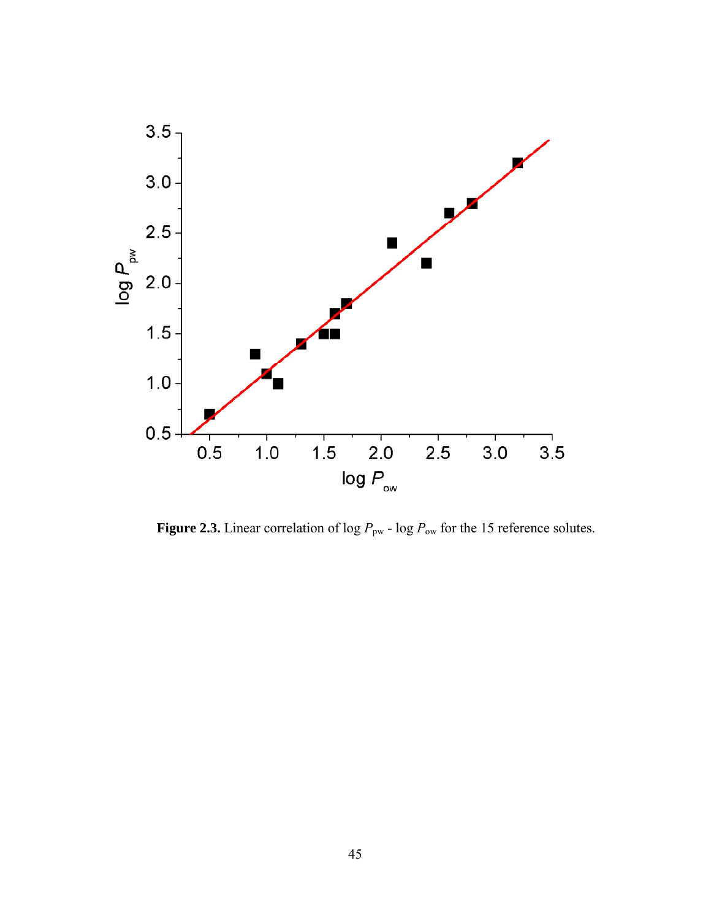**Figure 2.3.** Linear correlation of log $P_{pw}$ - log $P_{ow}$ for the 15 reference solutes.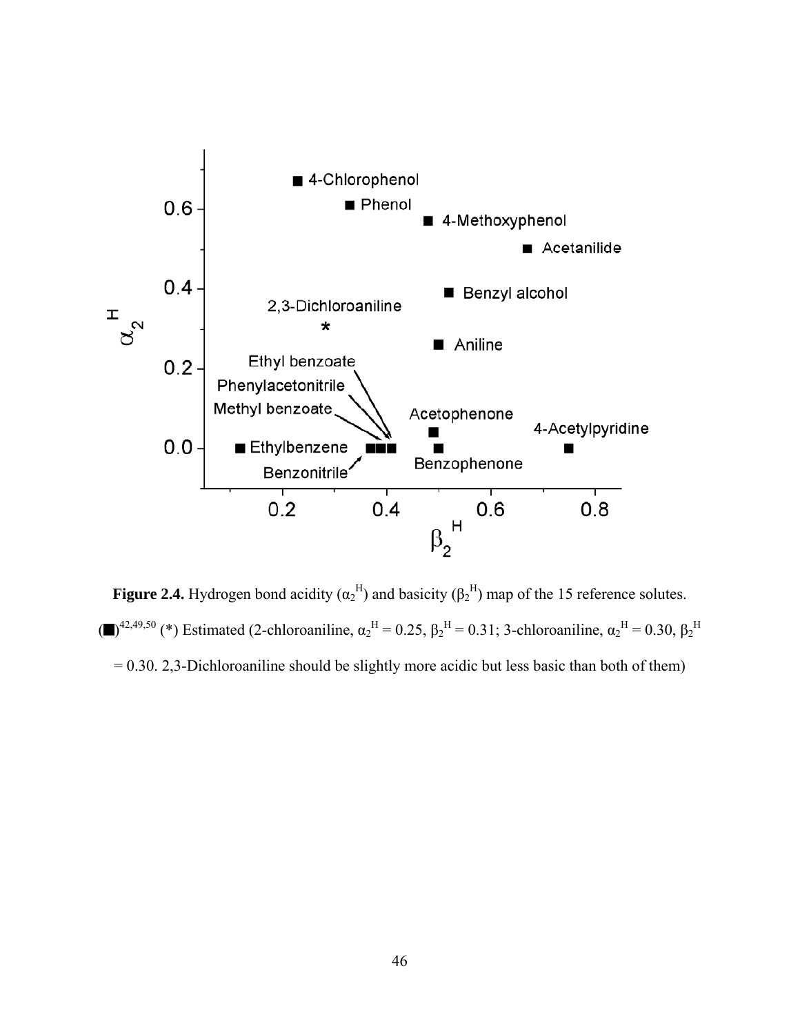**Figure 2.4.** Hydrogen bond acidity ($\alpha_2^H$) and basicity ($\beta_2^H$) map of the 15 reference solutes. (■)[42,49,50] (*) Estimated (2-chloroaniline, $\alpha_2^H = 0.25$, $\beta_2^H = 0.31$; 3-chloroaniline, $\alpha_2^H = 0.30$, $\beta_2^H = 0.30$. 2,3-Dichloroaniline should be slightly more acidic but less basic than both of them)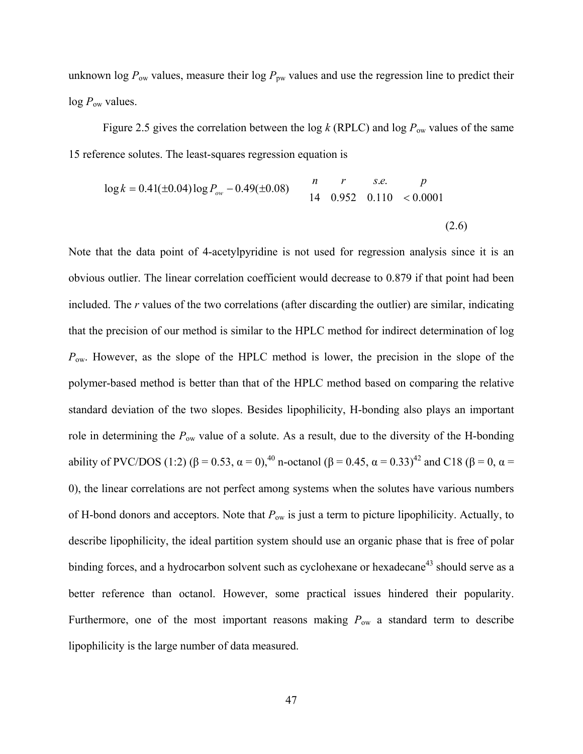unknown log $P_{ow}$ values, measure their log $P_{pw}$ values and use the regression line to predict their log $P_{ow}$ values.

Figure 2.5 gives the correlation between the log $k$ (RPLC) and log $P_{ow}$ values of the same 15 reference solutes. The least-squares regression equation is

$$\log k = 0.41(\pm 0.04)\log P_{ow} - 0.49(\pm 0.08) \qquad \begin{array}{cccc} n & r & s.e. & p \\ 14 & 0.952 & 0.110 & < 0.0001 \end{array} \tag{2.6}$$

Note that the data point of 4-acetylpyridine is not used for regression analysis since it is an obvious outlier. The linear correlation coefficient would decrease to 0.879 if that point had been included. The $r$ values of the two correlations (after discarding the outlier) are similar, indicating that the precision of our method is similar to the HPLC method for indirect determination of log $P_{ow}$. However, as the slope of the HPLC method is lower, the precision in the slope of the polymer-based method is better than that of the HPLC method based on comparing the relative standard deviation of the two slopes. Besides lipophilicity, H-bonding also plays an important role in determining the $P_{ow}$ value of a solute. As a result, due to the diversity of the H-bonding ability of PVC/DOS (1:2) ($\beta = 0.53$, $\alpha = 0$),[40] n-octanol ($\beta = 0.45$, $\alpha = 0.33$)[42] and C18 ($\beta = 0$, $\alpha = 0$), the linear correlations are not perfect among systems when the solutes have various numbers of H-bond donors and acceptors. Note that $P_{ow}$ is just a term to picture lipophilicity. Actually, to describe lipophilicity, the ideal partition system should use an organic phase that is free of polar binding forces, and a hydrocarbon solvent such as cyclohexane or hexadecane[43] should serve as a better reference than octanol. However, some practical issues hindered their popularity. Furthermore, one of the most important reasons making $P_{ow}$ a standard term to describe lipophilicity is the large number of data measured.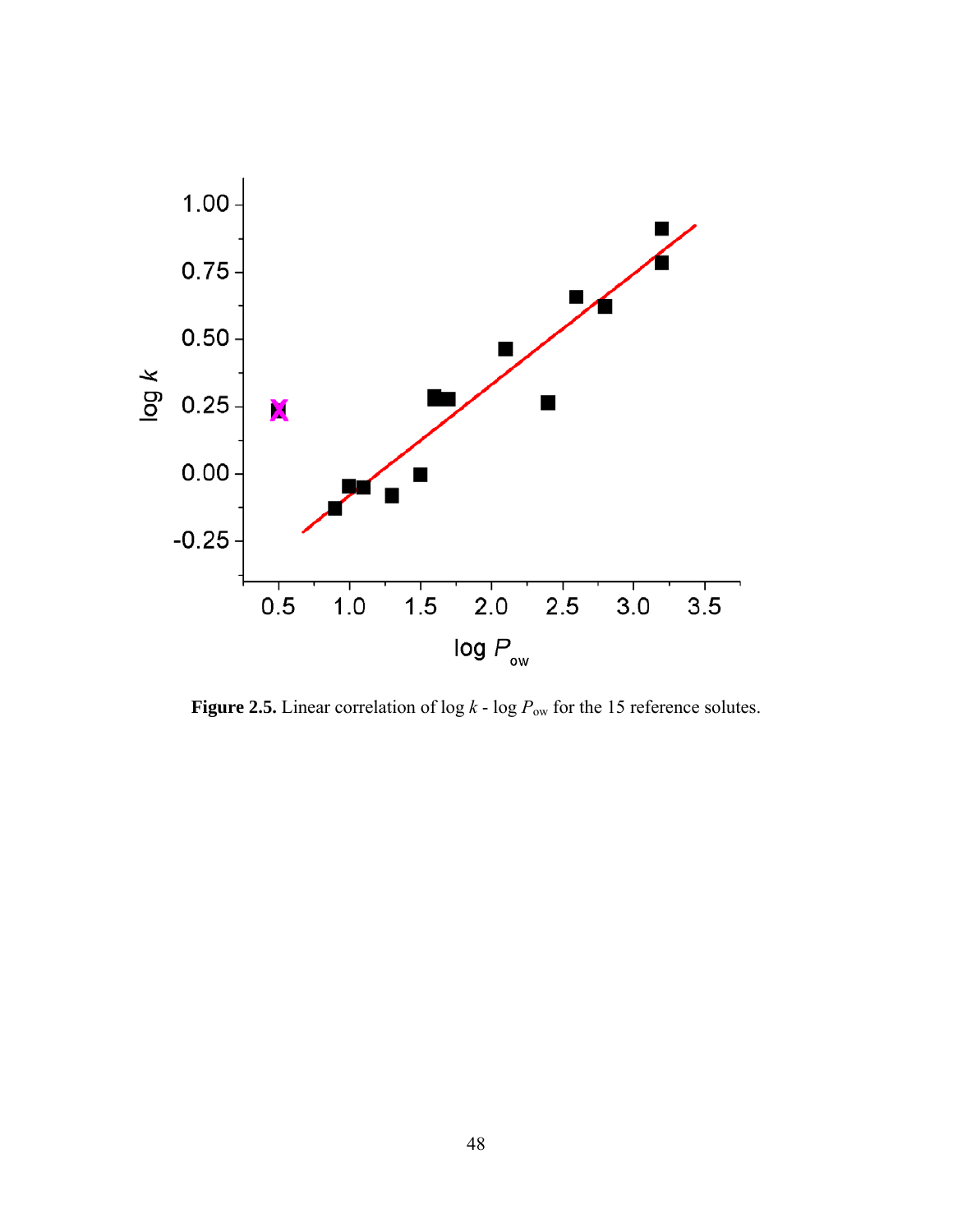**Figure 2.5.** Linear correlation of log $k$ - log $P_{ow}$ for the 15 reference solutes.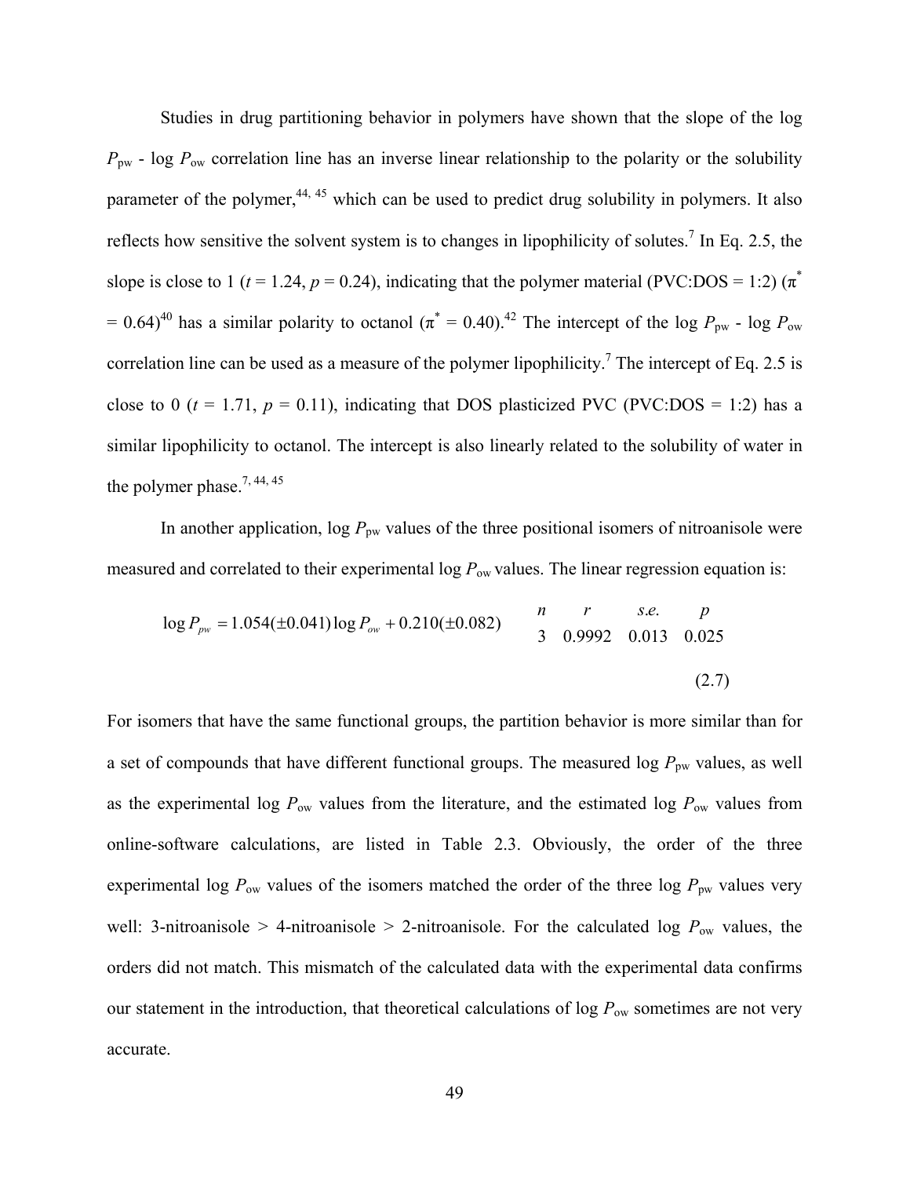Studies in drug partitioning behavior in polymers have shown that the slope of the log $P_{pw}$ - log $P_{ow}$ correlation line has an inverse linear relationship to the polarity or the solubility parameter of the polymer,[44, 45] which can be used to predict drug solubility in polymers. It also reflects how sensitive the solvent system is to changes in lipophilicity of solutes.[7] In Eq. 2.5, the slope is close to 1 ($t$ = 1.24, $p$ = 0.24), indicating that the polymer material (PVC:DOS = 1:2) ($\pi^*$ = 0.64)[40] has a similar polarity to octanol ($\pi^*$ = 0.40).[42] The intercept of the log $P_{pw}$ - log $P_{ow}$ correlation line can be used as a measure of the polymer lipophilicity.[7] The intercept of Eq. 2.5 is close to 0 ($t$ = 1.71, $p$ = 0.11), indicating that DOS plasticized PVC (PVC:DOS = 1:2) has a similar lipophilicity to octanol. The intercept is also linearly related to the solubility of water in the polymer phase.[7, 44, 45]

In another application, log $P_{pw}$ values of the three positional isomers of nitroanisole were measured and correlated to their experimental log $P_{ow}$ values. The linear regression equation is:

$$\log P_{pw} = 1.054(\pm 0.041)\log P_{ow} + 0.210(\pm 0.082) \qquad \begin{matrix} n & r & s.e. & p \\ 3 & 0.9992 & 0.013 & 0.025 \end{matrix} \tag{2.7}$$

For isomers that have the same functional groups, the partition behavior is more similar than for a set of compounds that have different functional groups. The measured log $P_{pw}$ values, as well as the experimental log $P_{ow}$ values from the literature, and the estimated log $P_{ow}$ values from online-software calculations, are listed in Table 2.3. Obviously, the order of the three experimental log $P_{ow}$ values of the isomers matched the order of the three log $P_{pw}$ values very well: 3-nitroanisole > 4-nitroanisole > 2-nitroanisole. For the calculated log $P_{ow}$ values, the orders did not match. This mismatch of the calculated data with the experimental data confirms our statement in the introduction, that theoretical calculations of log $P_{ow}$ sometimes are not very accurate.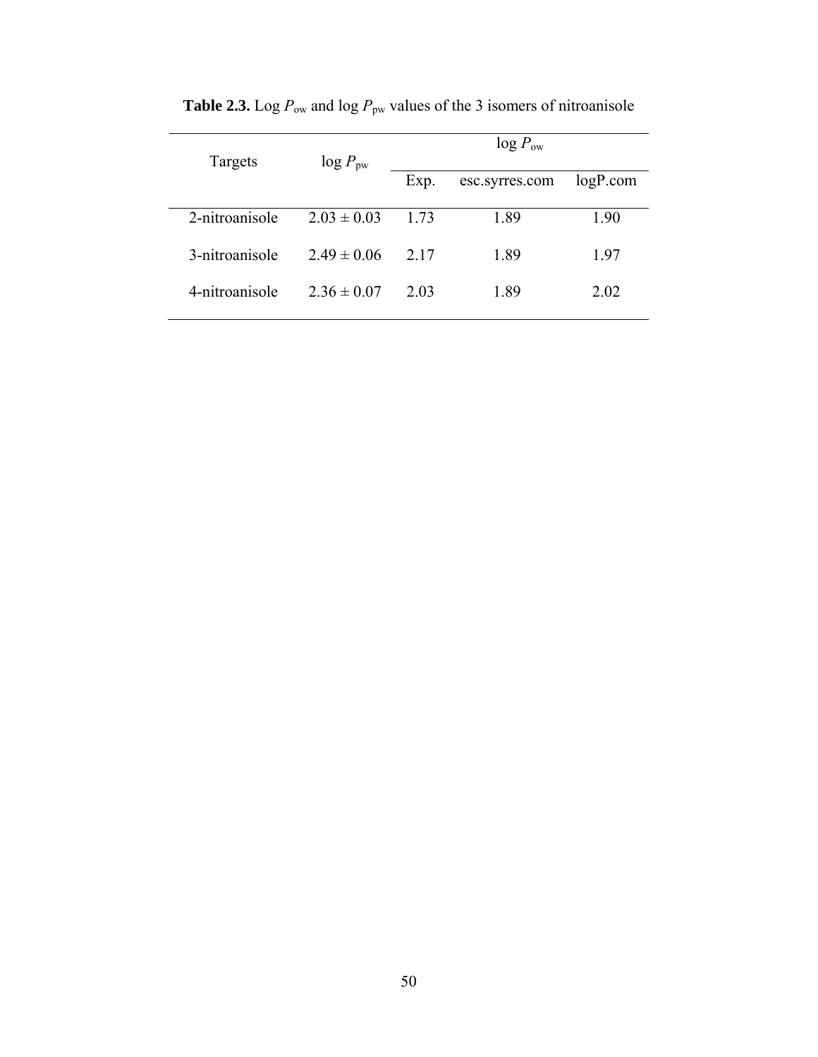**Table 2.3.** Log $P_{ow}$ and log $P_{pw}$ values of the 3 isomers of nitroanisole

| Targets | log $P_{pw}$ | log $P_{ow}$ | | |
|---|---|---|---|---|
| | | Exp. | esc.syrres.com | logP.com |
| 2-nitroanisole | $2.03 \pm 0.03$ | 1.73 | 1.89 | 1.90 |
| 3-nitroanisole | $2.49 \pm 0.06$ | 2.17 | 1.89 | 1.97 |
| 4-nitroanisole | $2.36 \pm 0.07$ | 2.03 | 1.89 | 2.02 |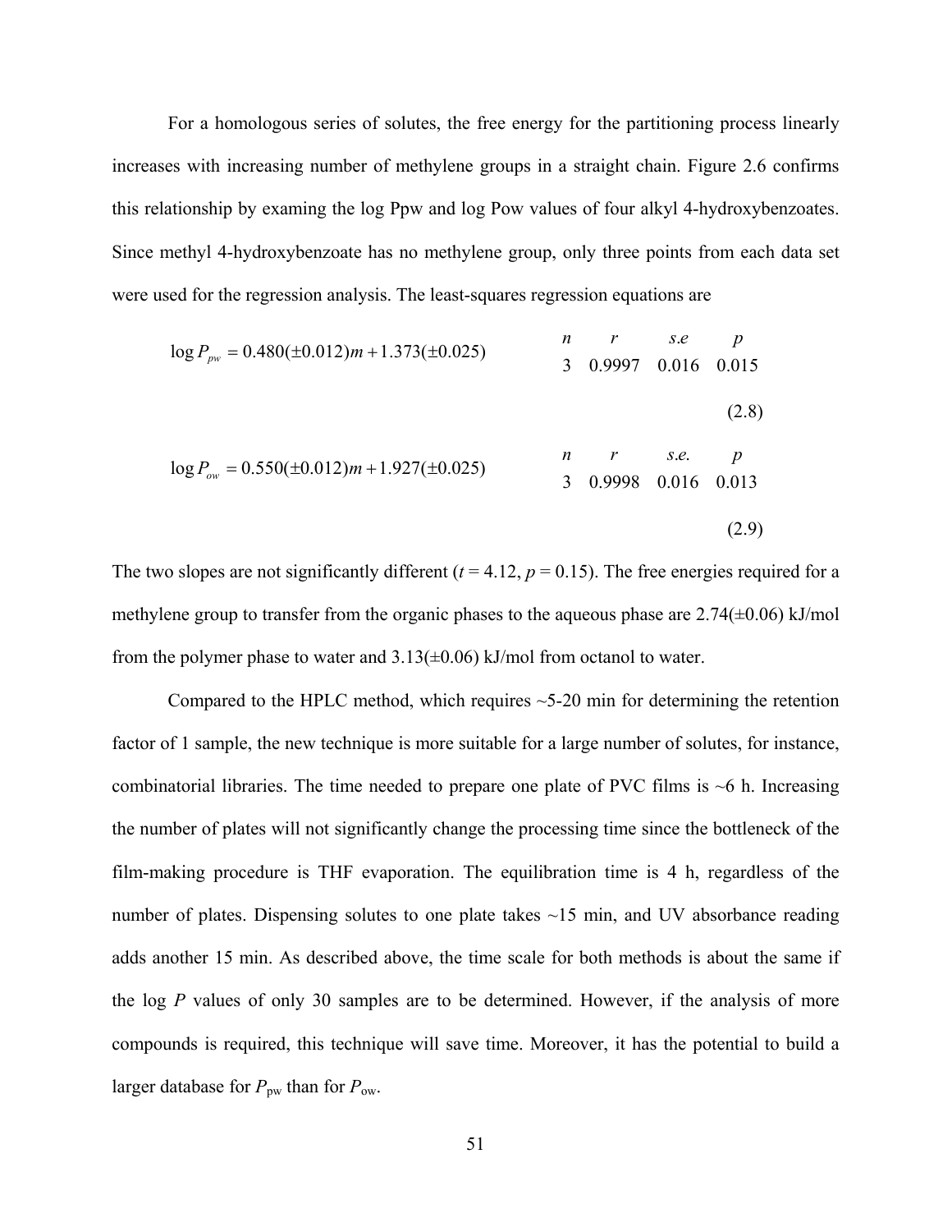For a homologous series of solutes, the free energy for the partitioning process linearly increases with increasing number of methylene groups in a straight chain. Figure 2.6 confirms this relationship by examing the log Ppw and log Pow values of four alkyl 4-hydroxybenzoates. Since methyl 4-hydroxybenzoate has no methylene group, only three points from each data set were used for the regression analysis. The least-squares regression equations are

$$\log P_{pw} = 0.480(\pm 0.012)m + 1.373(\pm 0.025) \qquad \begin{array}{cccc} n & r & s.e & p \\ 3 & 0.9997 & 0.016 & 0.015 \end{array} \tag{2.8}$$

$$\log P_{ow} = 0.550(\pm 0.012)m + 1.927(\pm 0.025) \qquad \begin{array}{cccc} n & r & s.e. & p \\ 3 & 0.9998 & 0.016 & 0.013 \end{array} \tag{2.9}$$

The two slopes are not significantly different ($t = 4.12$, $p = 0.15$). The free energies required for a methylene group to transfer from the organic phases to the aqueous phase are 2.74(±0.06) kJ/mol from the polymer phase to water and 3.13(±0.06) kJ/mol from octanol to water.

Compared to the HPLC method, which requires ~5-20 min for determining the retention factor of 1 sample, the new technique is more suitable for a large number of solutes, for instance, combinatorial libraries. The time needed to prepare one plate of PVC films is ~6 h. Increasing the number of plates will not significantly change the processing time since the bottleneck of the film-making procedure is THF evaporation. The equilibration time is 4 h, regardless of the number of plates. Dispensing solutes to one plate takes ~15 min, and UV absorbance reading adds another 15 min. As described above, the time scale for both methods is about the same if the log *P* values of only 30 samples are to be determined. However, if the analysis of more compounds is required, this technique will save time. Moreover, it has the potential to build a larger database for $P_{pw}$ than for $P_{ow}$.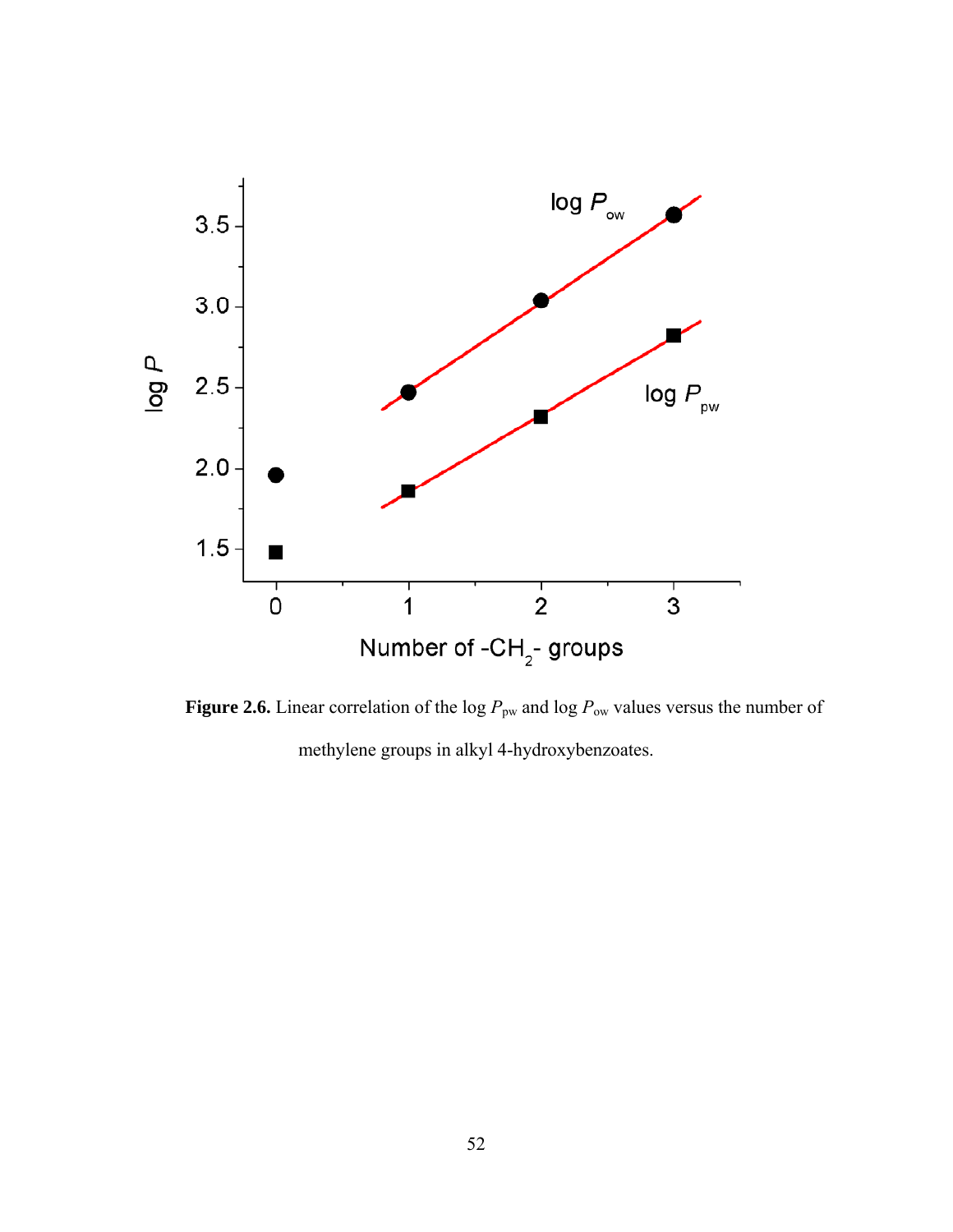**Figure 2.6.** Linear correlation of the log $P_{pw}$ and log $P_{ow}$ values versus the number of methylene groups in alkyl 4-hydroxybenzoates.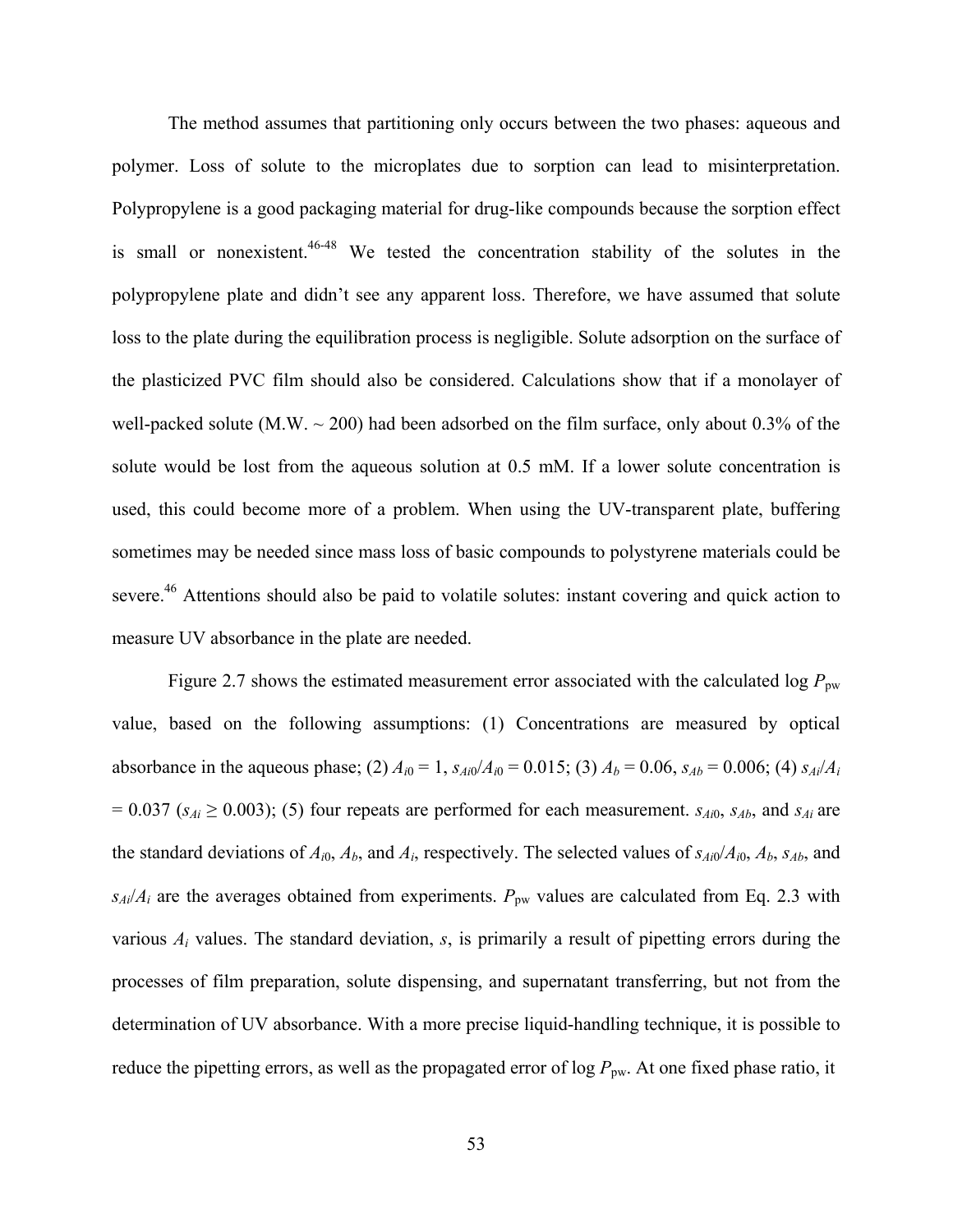The method assumes that partitioning only occurs between the two phases: aqueous and polymer. Loss of solute to the microplates due to sorption can lead to misinterpretation. Polypropylene is a good packaging material for drug-like compounds because the sorption effect is small or nonexistent.[46-48] We tested the concentration stability of the solutes in the polypropylene plate and didn't see any apparent loss. Therefore, we have assumed that solute loss to the plate during the equilibration process is negligible. Solute adsorption on the surface of the plasticized PVC film should also be considered. Calculations show that if a monolayer of well-packed solute (M.W. ~ 200) had been adsorbed on the film surface, only about 0.3% of the solute would be lost from the aqueous solution at 0.5 mM. If a lower solute concentration is used, this could become more of a problem. When using the UV-transparent plate, buffering sometimes may be needed since mass loss of basic compounds to polystyrene materials could be severe.[46] Attentions should also be paid to volatile solutes: instant covering and quick action to measure UV absorbance in the plate are needed.

Figure 2.7 shows the estimated measurement error associated with the calculated log $P_{pw}$ value, based on the following assumptions: (1) Concentrations are measured by optical absorbance in the aqueous phase; (2) $A_{i0} = 1$, $s_{Ai0}/A_{i0} = 0.015$; (3) $A_b = 0.06$, $s_{Ab} = 0.006$; (4) $s_{Ai}/A_i = 0.037$ ($s_{Ai} \geq 0.003$); (5) four repeats are performed for each measurement. $s_{Ai0}$, $s_{Ab}$, and $s_{Ai}$ are the standard deviations of $A_{i0}$, $A_b$, and $A_i$, respectively. The selected values of $s_{Ai0}/A_{i0}$, $A_b$, $s_{Ab}$, and $s_{Ai}/A_i$ are the averages obtained from experiments. $P_{pw}$ values are calculated from Eq. 2.3 with various $A_i$ values. The standard deviation, $s$, is primarily a result of pipetting errors during the processes of film preparation, solute dispensing, and supernatant transferring, but not from the determination of UV absorbance. With a more precise liquid-handling technique, it is possible to reduce the pipetting errors, as well as the propagated error of log $P_{pw}$. At one fixed phase ratio, it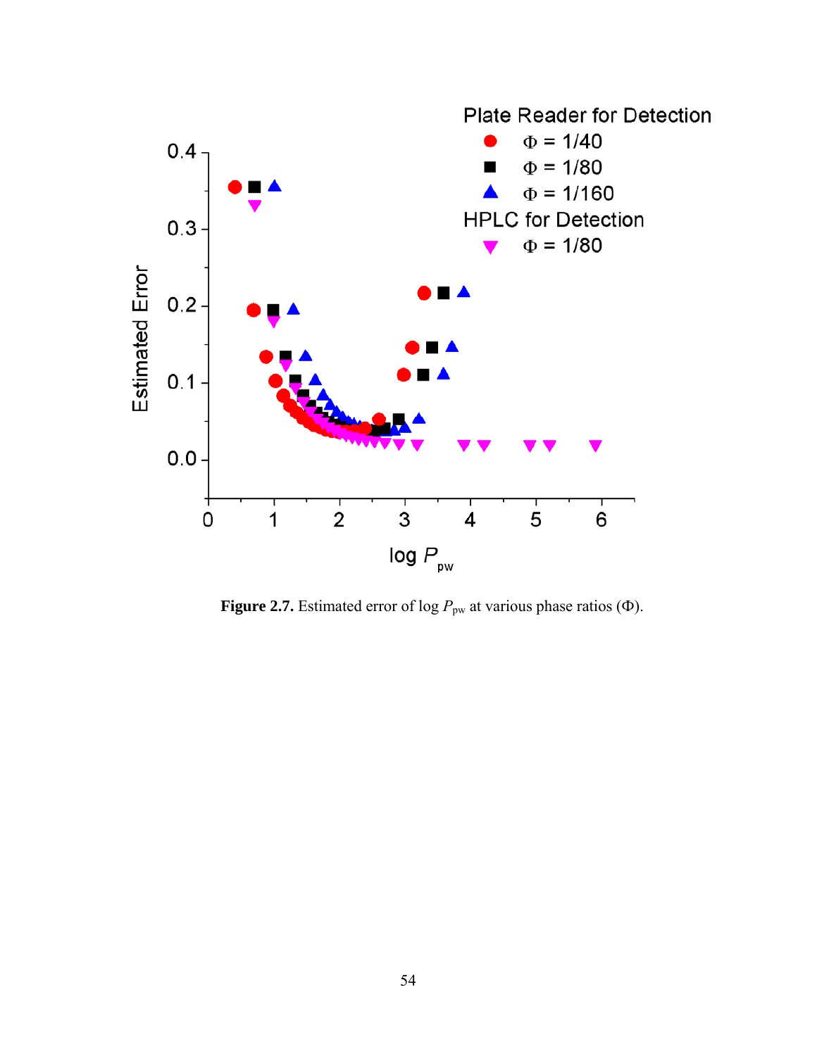**Figure 2.7.** Estimated error of log $P_{pw}$ at various phase ratios ($\Phi$).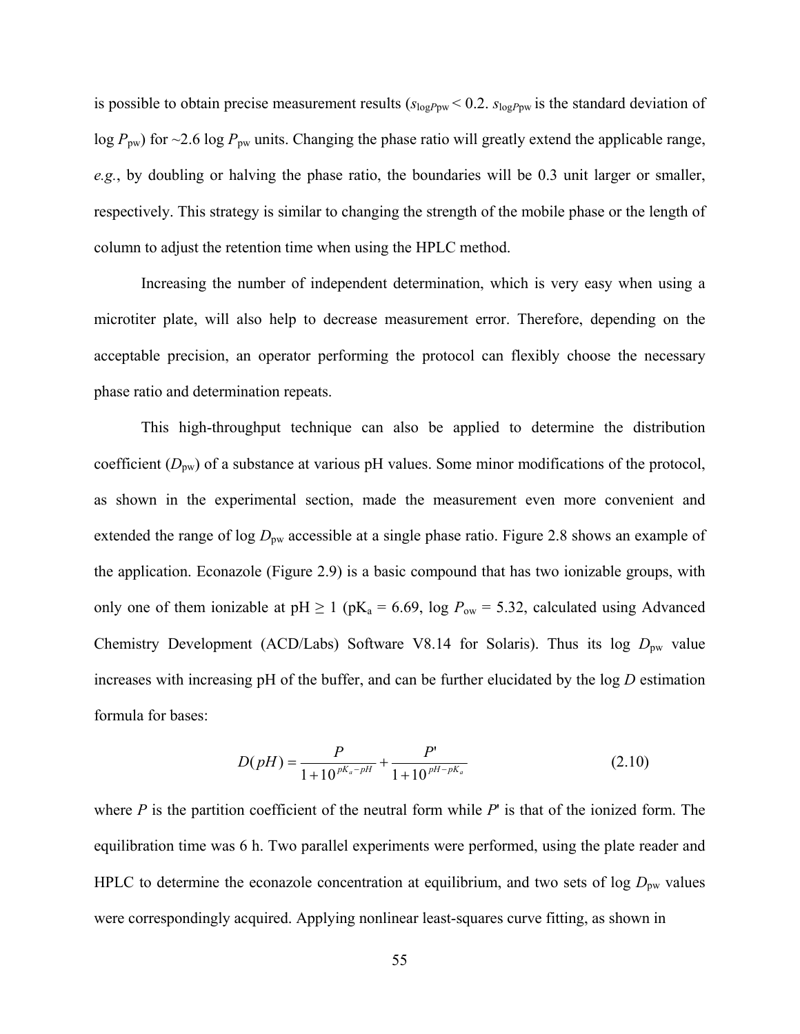is possible to obtain precise measurement results ($s_{\log P\text{pw}} < 0.2$. $s_{\log P\text{pw}}$ is the standard deviation of $\log P_{\text{pw}}$) for ~2.6 $\log P_{\text{pw}}$ units. Changing the phase ratio will greatly extend the applicable range, *e.g.*, by doubling or halving the phase ratio, the boundaries will be 0.3 unit larger or smaller, respectively. This strategy is similar to changing the strength of the mobile phase or the length of column to adjust the retention time when using the HPLC method.

Increasing the number of independent determination, which is very easy when using a microtiter plate, will also help to decrease measurement error. Therefore, depending on the acceptable precision, an operator performing the protocol can flexibly choose the necessary phase ratio and determination repeats.

This high-throughput technique can also be applied to determine the distribution coefficient ($D_{\text{pw}}$) of a substance at various pH values. Some minor modifications of the protocol, as shown in the experimental section, made the measurement even more convenient and extended the range of $\log D_{\text{pw}}$ accessible at a single phase ratio. Figure 2.8 shows an example of the application. Econazole (Figure 2.9) is a basic compound that has two ionizable groups, with only one of them ionizable at pH ≥ 1 ($\text{p}K_{\text{a}} = 6.69$, $\log P_{\text{ow}} = 5.32$, calculated using Advanced Chemistry Development (ACD/Labs) Software V8.14 for Solaris). Thus its $\log D_{\text{pw}}$ value increases with increasing pH of the buffer, and can be further elucidated by the $\log D$ estimation formula for bases:

$$D(pH) = \frac{P}{1+10^{pK_a - pH}} + \frac{P'}{1+10^{pH - pK_a}} \tag{2.10}$$

where $P$ is the partition coefficient of the neutral form while $P'$ is that of the ionized form. The equilibration time was 6 h. Two parallel experiments were performed, using the plate reader and HPLC to determine the econazole concentration at equilibrium, and two sets of $\log D_{\text{pw}}$ values were correspondingly acquired. Applying nonlinear least-squares curve fitting, as shown in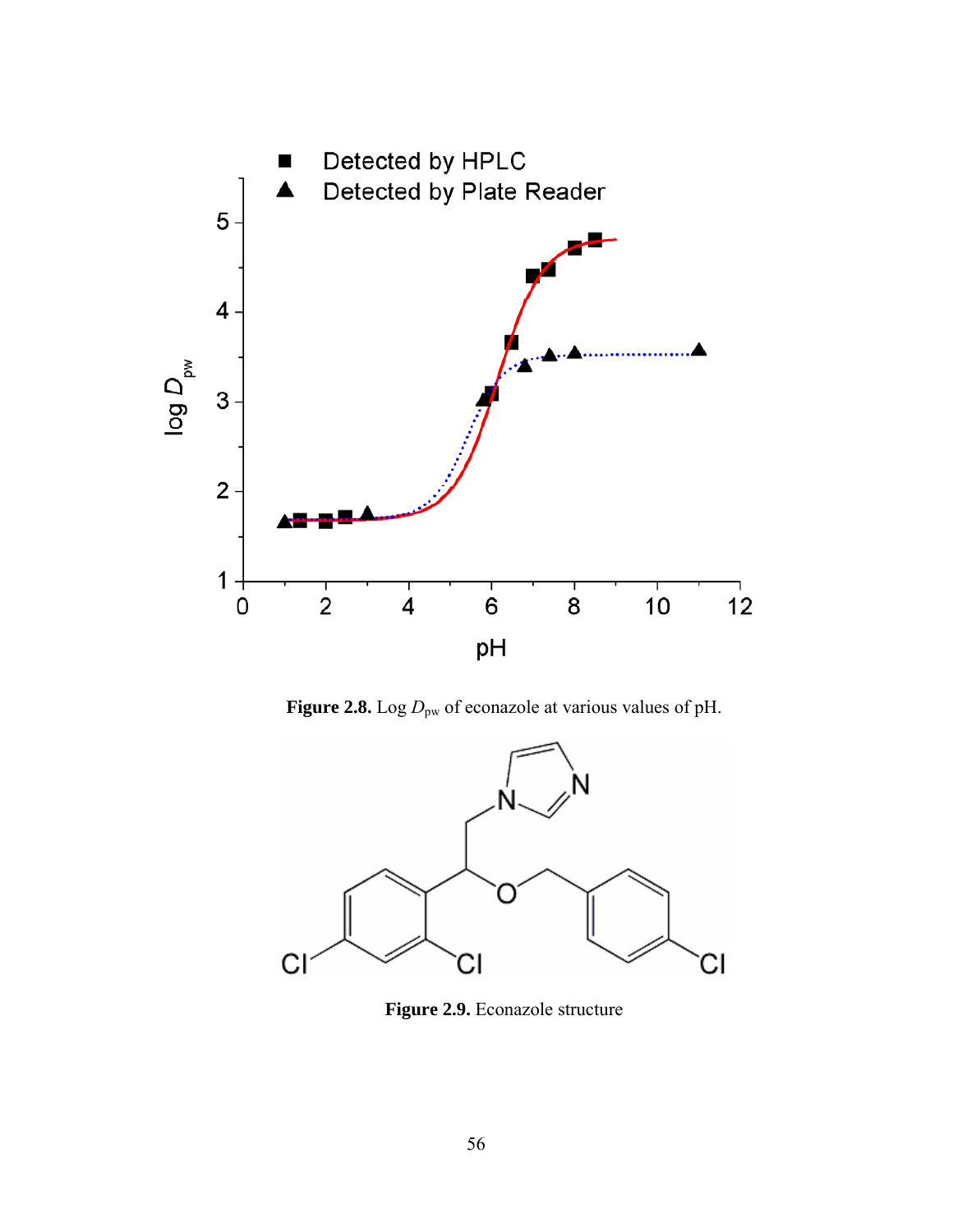**Figure 2.8.** Log $D_{pw}$ of econazole at various values of pH.

**Figure 2.9.** Econazole structure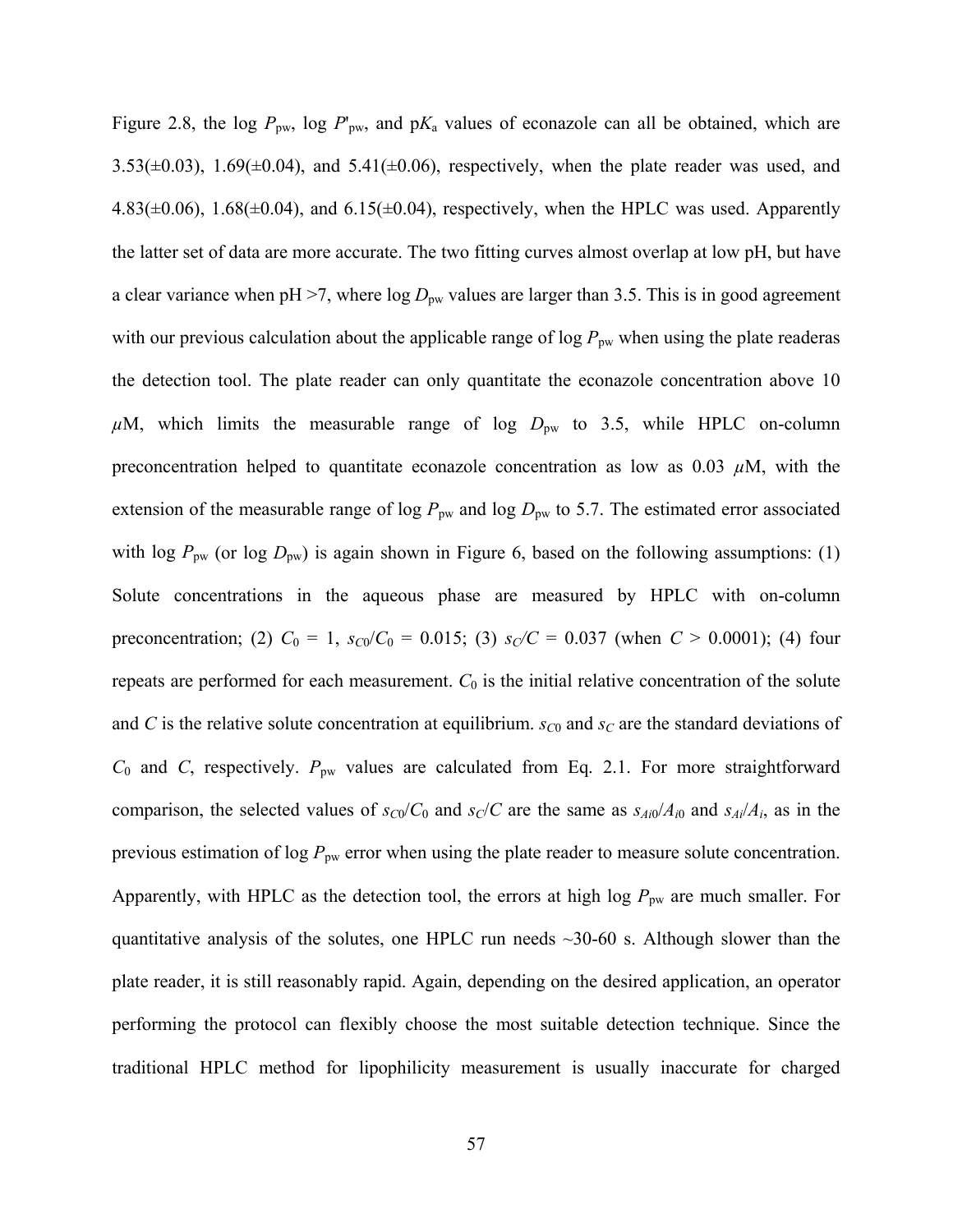Figure 2.8, the log $P_{pw}$, log $P'_{pw}$, and p$K_a$ values of econazole can all be obtained, which are 3.53(±0.03), 1.69(±0.04), and 5.41(±0.06), respectively, when the plate reader was used, and 4.83(±0.06), 1.68(±0.04), and 6.15(±0.04), respectively, when the HPLC was used. Apparently the latter set of data are more accurate. The two fitting curves almost overlap at low pH, but have a clear variance when pH >7, where log $D_{pw}$ values are larger than 3.5. This is in good agreement with our previous calculation about the applicable range of log $P_{pw}$ when using the plate readeras the detection tool. The plate reader can only quantitate the econazole concentration above 10 $\mu$M, which limits the measurable range of log $D_{pw}$ to 3.5, while HPLC on-column preconcentration helped to quantitate econazole concentration as low as 0.03 $\mu$M, with the extension of the measurable range of log $P_{pw}$ and log $D_{pw}$ to 5.7. The estimated error associated with log $P_{pw}$ (or log $D_{pw}$) is again shown in Figure 6, based on the following assumptions: (1) Solute concentrations in the aqueous phase are measured by HPLC with on-column preconcentration; (2) $C_0 = 1$, $s_{C0}/C_0 = 0.015$; (3) $s_C/C = 0.037$ (when $C > 0.0001$); (4) four repeats are performed for each measurement. $C_0$ is the initial relative concentration of the solute and $C$ is the relative solute concentration at equilibrium. $s_{C0}$ and $s_C$ are the standard deviations of $C_0$ and $C$, respectively. $P_{pw}$ values are calculated from Eq. 2.1. For more straightforward comparison, the selected values of $s_{C0}/C_0$ and $s_C/C$ are the same as $s_{Ai0}/A_{i0}$ and $s_{Ai}/A_i$, as in the previous estimation of log $P_{pw}$ error when using the plate reader to measure solute concentration. Apparently, with HPLC as the detection tool, the errors at high log $P_{pw}$ are much smaller. For quantitative analysis of the solutes, one HPLC run needs ~30-60 s. Although slower than the plate reader, it is still reasonably rapid. Again, depending on the desired application, an operator performing the protocol can flexibly choose the most suitable detection technique. Since the traditional HPLC method for lipophilicity measurement is usually inaccurate for charged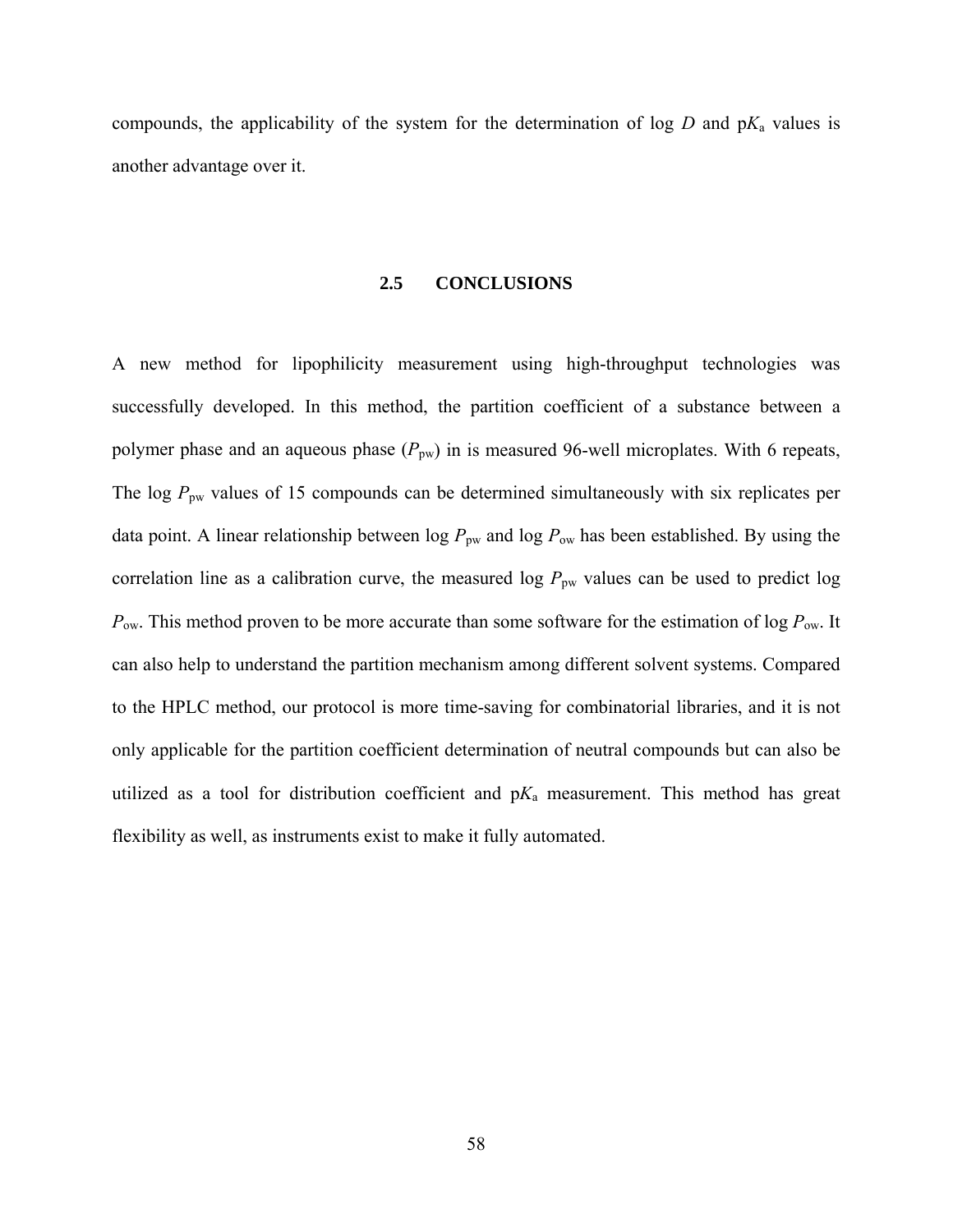compounds, the applicability of the system for the determination of log $D$ and p$K_a$ values is another advantage over it.

## 2.5 CONCLUSIONS

A new method for lipophilicity measurement using high-throughput technologies was successfully developed. In this method, the partition coefficient of a substance between a polymer phase and an aqueous phase ($P_{pw}$) in is measured 96-well microplates. With 6 repeats, The log $P_{pw}$ values of 15 compounds can be determined simultaneously with six replicates per data point. A linear relationship between log $P_{pw}$ and log $P_{ow}$ has been established. By using the correlation line as a calibration curve, the measured log $P_{pw}$ values can be used to predict log $P_{ow}$. This method proven to be more accurate than some software for the estimation of log $P_{ow}$. It can also help to understand the partition mechanism among different solvent systems. Compared to the HPLC method, our protocol is more time-saving for combinatorial libraries, and it is not only applicable for the partition coefficient determination of neutral compounds but can also be utilized as a tool for distribution coefficient and p$K_a$ measurement. This method has great flexibility as well, as instruments exist to make it fully automated.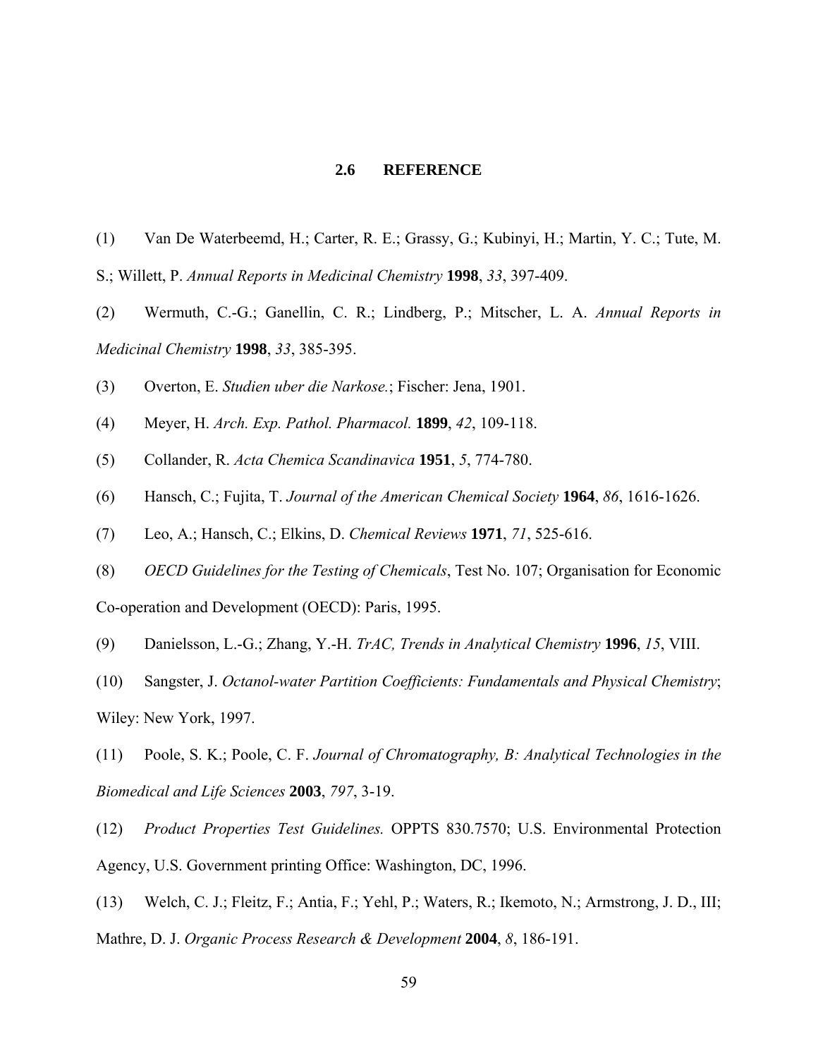## 2.6 REFERENCE

(1) Van De Waterbeemd, H.; Carter, R. E.; Grassy, G.; Kubinyi, H.; Martin, Y. C.; Tute, M. S.; Willett, P. *Annual Reports in Medicinal Chemistry* **1998**, *33*, 397-409.

(2) Wermuth, C.-G.; Ganellin, C. R.; Lindberg, P.; Mitscher, L. A. *Annual Reports in Medicinal Chemistry* **1998**, *33*, 385-395.

(3) Overton, E. *Studien uber die Narkose.*; Fischer: Jena, 1901.

(4) Meyer, H. *Arch. Exp. Pathol. Pharmacol.* **1899**, *42*, 109-118.

(5) Collander, R. *Acta Chemica Scandinavica* **1951**, *5*, 774-780.

(6) Hansch, C.; Fujita, T. *Journal of the American Chemical Society* **1964**, *86*, 1616-1626.

(7) Leo, A.; Hansch, C.; Elkins, D. *Chemical Reviews* **1971**, *71*, 525-616.

(8) *OECD Guidelines for the Testing of Chemicals*, Test No. 107; Organisation for Economic Co-operation and Development (OECD): Paris, 1995.

(9) Danielsson, L.-G.; Zhang, Y.-H. *TrAC, Trends in Analytical Chemistry* **1996**, *15*, VIII.

(10) Sangster, J. *Octanol-water Partition Coefficients: Fundamentals and Physical Chemistry*; Wiley: New York, 1997.

(11) Poole, S. K.; Poole, C. F. *Journal of Chromatography, B: Analytical Technologies in the Biomedical and Life Sciences* **2003**, *797*, 3-19.

(12) *Product Properties Test Guidelines.* OPPTS 830.7570; U.S. Environmental Protection Agency, U.S. Government printing Office: Washington, DC, 1996.

(13) Welch, C. J.; Fleitz, F.; Antia, F.; Yehl, P.; Waters, R.; Ikemoto, N.; Armstrong, J. D., III; Mathre, D. J. *Organic Process Research & Development* **2004**, *8*, 186-191.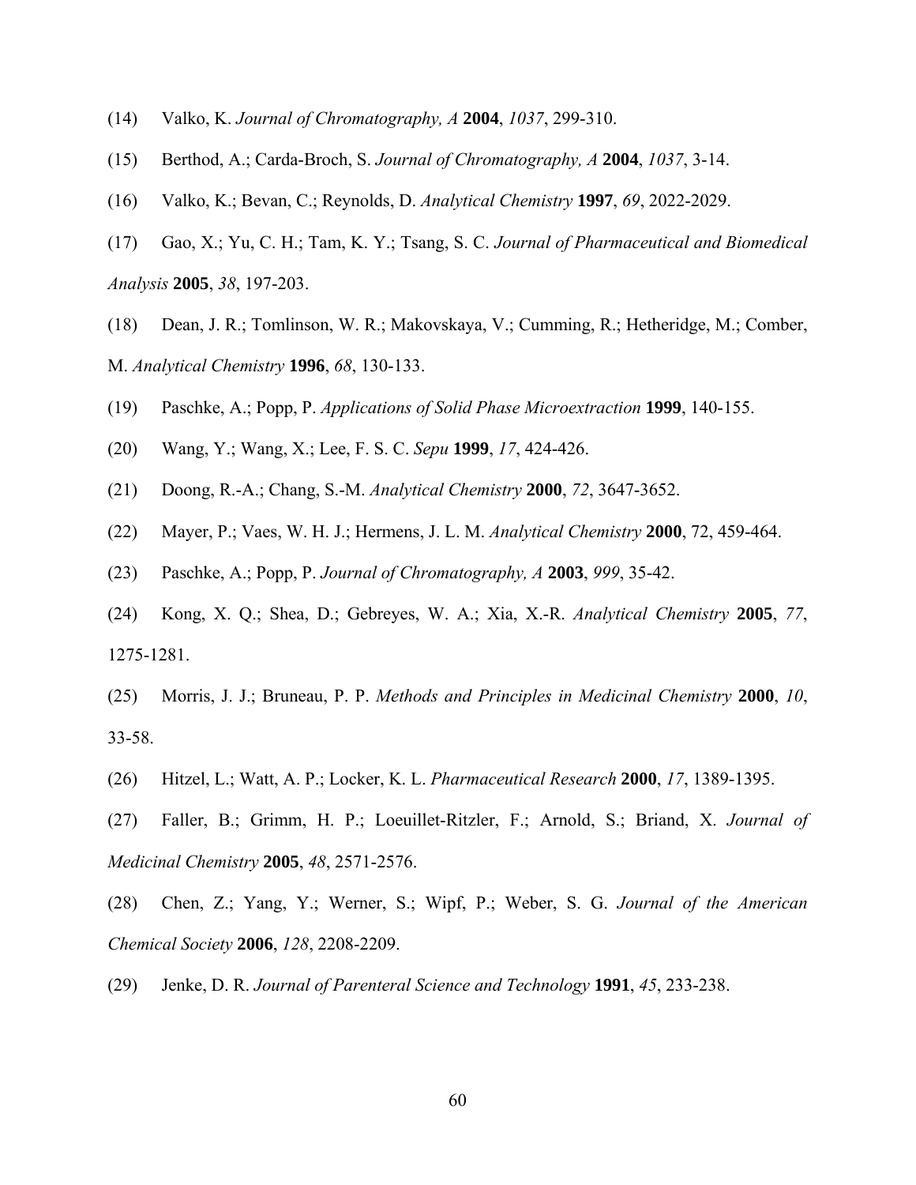(14) Valko, K. *Journal of Chromatography, A* **2004**, *1037*, 299-310.

(15) Berthod, A.; Carda-Broch, S. *Journal of Chromatography, A* **2004**, *1037*, 3-14.

(16) Valko, K.; Bevan, C.; Reynolds, D. *Analytical Chemistry* **1997**, *69*, 2022-2029.

(17) Gao, X.; Yu, C. H.; Tam, K. Y.; Tsang, S. C. *Journal of Pharmaceutical and Biomedical Analysis* **2005**, *38*, 197-203.

(18) Dean, J. R.; Tomlinson, W. R.; Makovskaya, V.; Cumming, R.; Hetheridge, M.; Comber, M. *Analytical Chemistry* **1996**, *68*, 130-133.

(19) Paschke, A.; Popp, P. *Applications of Solid Phase Microextraction* **1999**, 140-155.

(20) Wang, Y.; Wang, X.; Lee, F. S. C. *Sepu* **1999**, *17*, 424-426.

(21) Doong, R.-A.; Chang, S.-M. *Analytical Chemistry* **2000**, *72*, 3647-3652.

(22) Mayer, P.; Vaes, W. H. J.; Hermens, J. L. M. *Analytical Chemistry* **2000**, 72, 459-464.

(23) Paschke, A.; Popp, P. *Journal of Chromatography, A* **2003**, *999*, 35-42.

(24) Kong, X. Q.; Shea, D.; Gebreyes, W. A.; Xia, X.-R. *Analytical Chemistry* **2005**, *77*, 1275-1281.

(25) Morris, J. J.; Bruneau, P. P. *Methods and Principles in Medicinal Chemistry* **2000**, *10*, 33-58.

(26) Hitzel, L.; Watt, A. P.; Locker, K. L. *Pharmaceutical Research* **2000**, *17*, 1389-1395.

(27) Faller, B.; Grimm, H. P.; Loeuillet-Ritzler, F.; Arnold, S.; Briand, X. *Journal of Medicinal Chemistry* **2005**, *48*, 2571-2576.

(28) Chen, Z.; Yang, Y.; Werner, S.; Wipf, P.; Weber, S. G. *Journal of the American Chemical Society* **2006**, *128*, 2208-2209.

(29) Jenke, D. R. *Journal of Parenteral Science and Technology* **1991**, *45*, 233-238.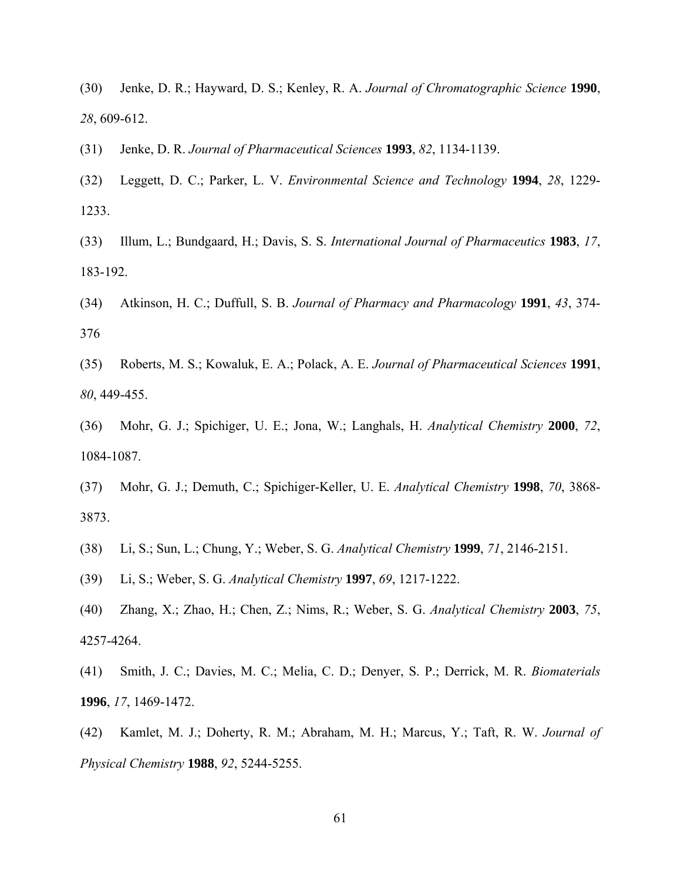(30) Jenke, D. R.; Hayward, D. S.; Kenley, R. A. *Journal of Chromatographic Science* **1990**, *28*, 609-612.

(31) Jenke, D. R. *Journal of Pharmaceutical Sciences* **1993**, *82*, 1134-1139.

(32) Leggett, D. C.; Parker, L. V. *Environmental Science and Technology* **1994**, *28*, 1229-1233.

(33) Illum, L.; Bundgaard, H.; Davis, S. S. *International Journal of Pharmaceutics* **1983**, *17*, 183-192.

(34) Atkinson, H. C.; Duffull, S. B. *Journal of Pharmacy and Pharmacology* **1991**, *43*, 374-376

(35) Roberts, M. S.; Kowaluk, E. A.; Polack, A. E. *Journal of Pharmaceutical Sciences* **1991**, *80*, 449-455.

(36) Mohr, G. J.; Spichiger, U. E.; Jona, W.; Langhals, H. *Analytical Chemistry* **2000**, *72*, 1084-1087.

(37) Mohr, G. J.; Demuth, C.; Spichiger-Keller, U. E. *Analytical Chemistry* **1998**, *70*, 3868-3873.

(38) Li, S.; Sun, L.; Chung, Y.; Weber, S. G. *Analytical Chemistry* **1999**, *71*, 2146-2151.

(39) Li, S.; Weber, S. G. *Analytical Chemistry* **1997**, *69*, 1217-1222.

(40) Zhang, X.; Zhao, H.; Chen, Z.; Nims, R.; Weber, S. G. *Analytical Chemistry* **2003**, *75*, 4257-4264.

(41) Smith, J. C.; Davies, M. C.; Melia, C. D.; Denyer, S. P.; Derrick, M. R. *Biomaterials* **1996**, *17*, 1469-1472.

(42) Kamlet, M. J.; Doherty, R. M.; Abraham, M. H.; Marcus, Y.; Taft, R. W. *Journal of Physical Chemistry* **1988**, *92*, 5244-5255.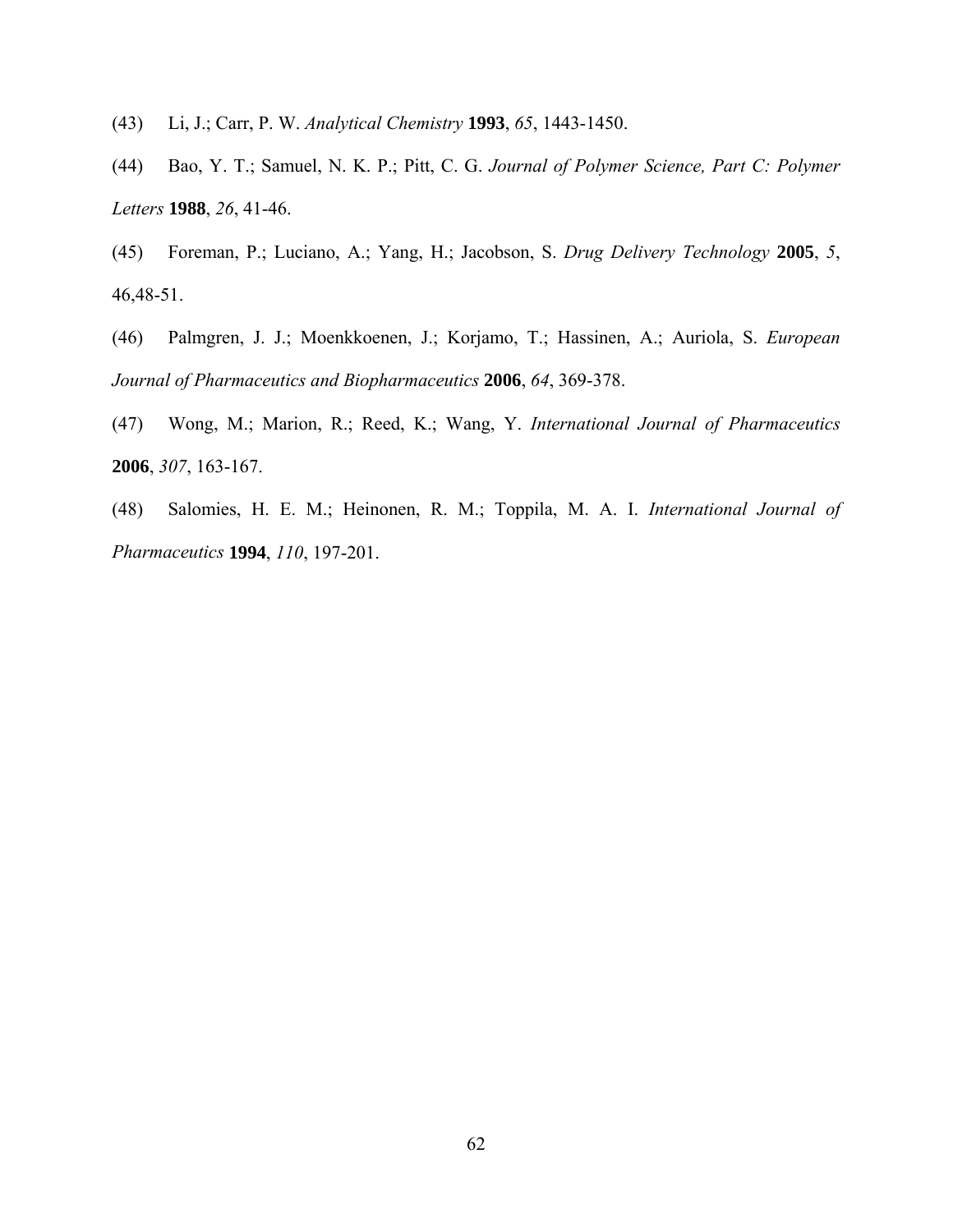(43) Li, J.; Carr, P. W. *Analytical Chemistry* **1993**, *65*, 1443-1450.

(44) Bao, Y. T.; Samuel, N. K. P.; Pitt, C. G. *Journal of Polymer Science, Part C: Polymer Letters* **1988**, *26*, 41-46.

(45) Foreman, P.; Luciano, A.; Yang, H.; Jacobson, S. *Drug Delivery Technology* **2005**, *5*, 46,48-51.

(46) Palmgren, J. J.; Moenkkoenen, J.; Korjamo, T.; Hassinen, A.; Auriola, S. *European Journal of Pharmaceutics and Biopharmaceutics* **2006**, *64*, 369-378.

(47) Wong, M.; Marion, R.; Reed, K.; Wang, Y. *International Journal of Pharmaceutics* **2006**, *307*, 163-167.

(48) Salomies, H. E. M.; Heinonen, R. M.; Toppila, M. A. I. *International Journal of Pharmaceutics* **1994**, *110*, 197-201.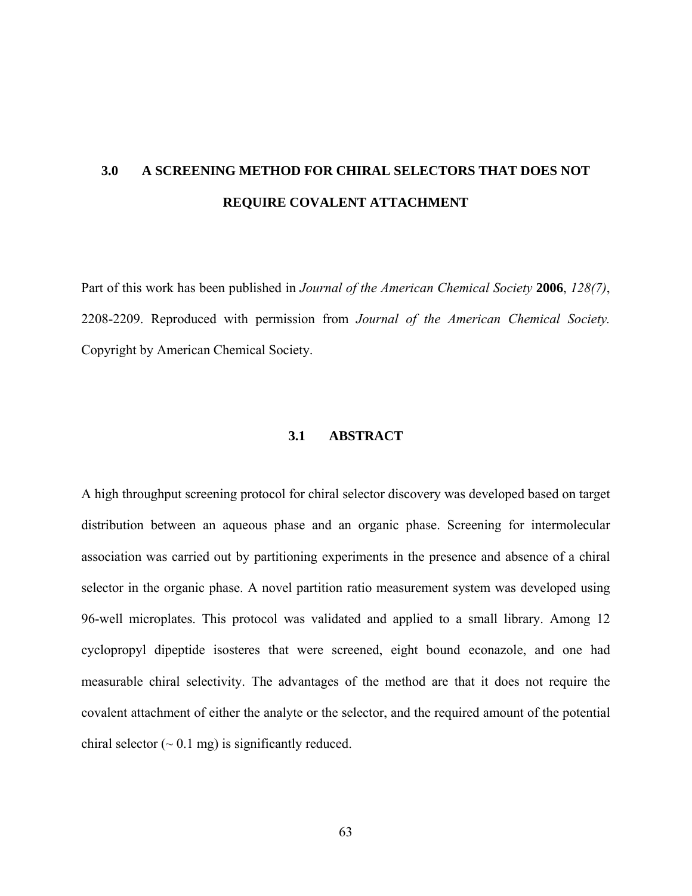# 3.0 A SCREENING METHOD FOR CHIRAL SELECTORS THAT DOES NOT REQUIRE COVALENT ATTACHMENT

Part of this work has been published in *Journal of the American Chemical Society* **2006**, *128(7)*, 2208-2209. Reproduced with permission from *Journal of the American Chemical Society.* Copyright by American Chemical Society.

## 3.1 ABSTRACT

A high throughput screening protocol for chiral selector discovery was developed based on target distribution between an aqueous phase and an organic phase. Screening for intermolecular association was carried out by partitioning experiments in the presence and absence of a chiral selector in the organic phase. A novel partition ratio measurement system was developed using 96-well microplates. This protocol was validated and applied to a small library. Among 12 cyclopropyl dipeptide isosteres that were screened, eight bound econazole, and one had measurable chiral selectivity. The advantages of the method are that it does not require the covalent attachment of either the analyte or the selector, and the required amount of the potential chiral selector (~ 0.1 mg) is significantly reduced.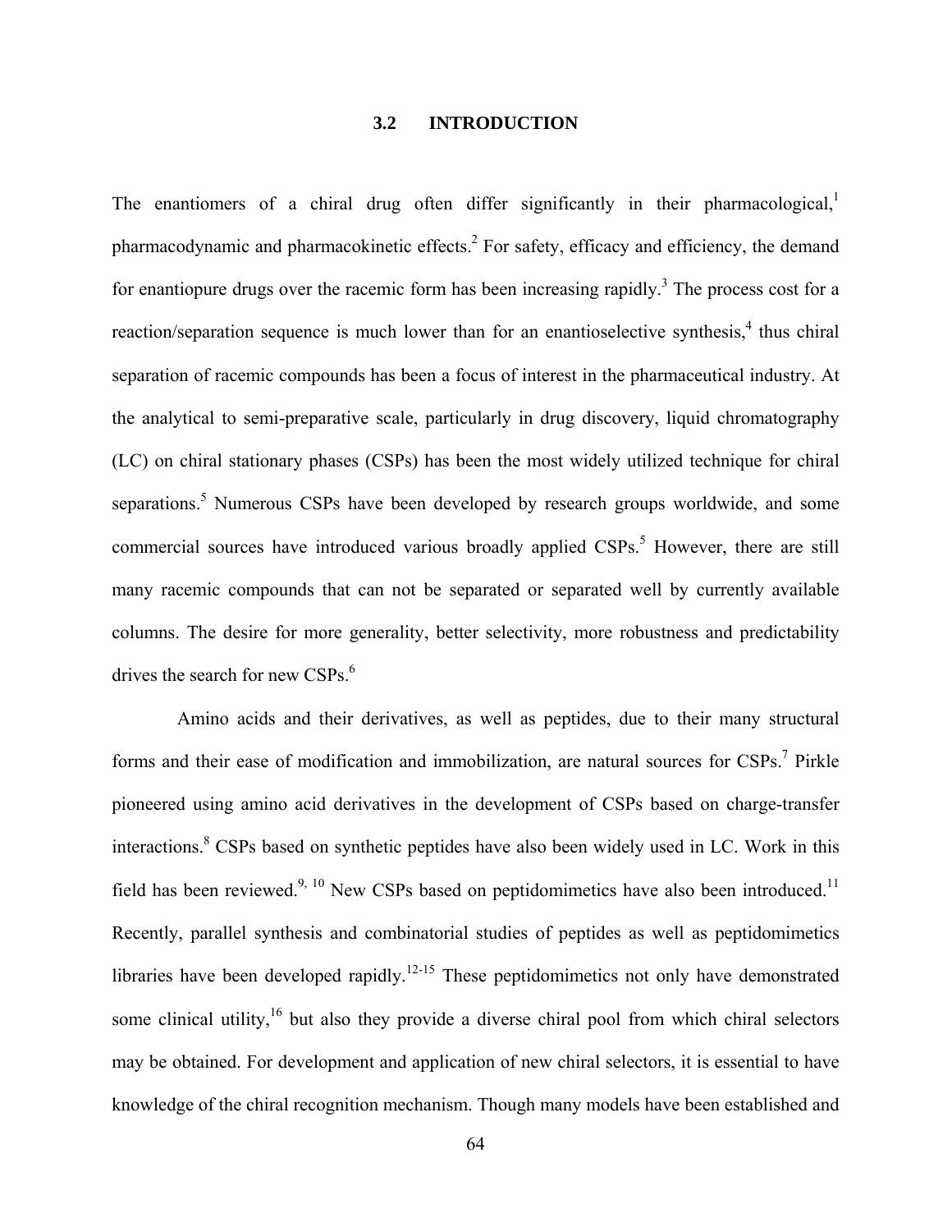## 3.2 INTRODUCTION

The enantiomers of a chiral drug often differ significantly in their pharmacological,[1] pharmacodynamic and pharmacokinetic effects.[2] For safety, efficacy and efficiency, the demand for enantiopure drugs over the racemic form has been increasing rapidly.[3] The process cost for a reaction/separation sequence is much lower than for an enantioselective synthesis,[4] thus chiral separation of racemic compounds has been a focus of interest in the pharmaceutical industry. At the analytical to semi-preparative scale, particularly in drug discovery, liquid chromatography (LC) on chiral stationary phases (CSPs) has been the most widely utilized technique for chiral separations.[5] Numerous CSPs have been developed by research groups worldwide, and some commercial sources have introduced various broadly applied CSPs.[5] However, there are still many racemic compounds that can not be separated or separated well by currently available columns. The desire for more generality, better selectivity, more robustness and predictability drives the search for new CSPs.[6]

Amino acids and their derivatives, as well as peptides, due to their many structural forms and their ease of modification and immobilization, are natural sources for CSPs.[7] Pirkle pioneered using amino acid derivatives in the development of CSPs based on charge-transfer interactions.[8] CSPs based on synthetic peptides have also been widely used in LC. Work in this field has been reviewed.[9, 10] New CSPs based on peptidomimetics have also been introduced.[11] Recently, parallel synthesis and combinatorial studies of peptides as well as peptidomimetics libraries have been developed rapidly.[12-15] These peptidomimetics not only have demonstrated some clinical utility,[16] but also they provide a diverse chiral pool from which chiral selectors may be obtained. For development and application of new chiral selectors, it is essential to have knowledge of the chiral recognition mechanism. Though many models have been established and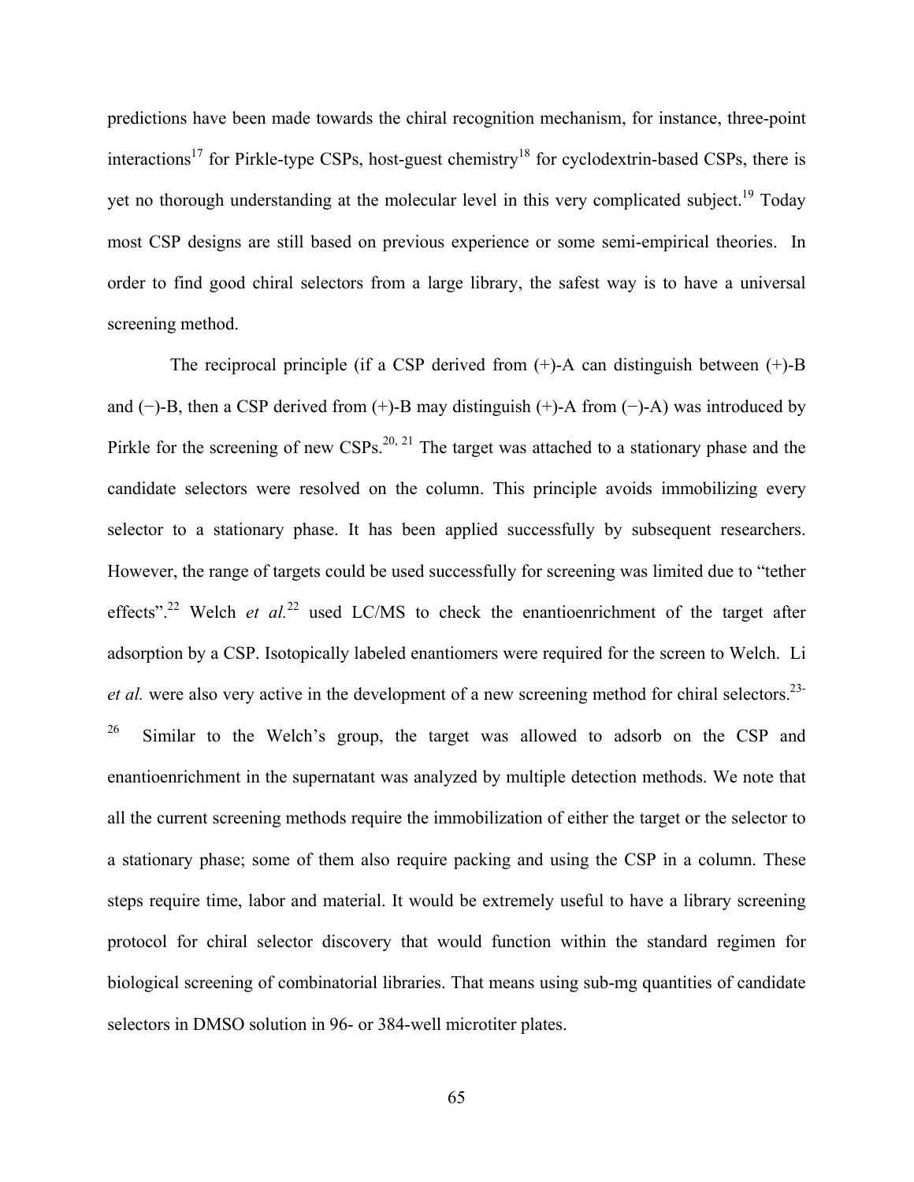predictions have been made towards the chiral recognition mechanism, for instance, three-point interactions[17] for Pirkle-type CSPs, host-guest chemistry[18] for cyclodextrin-based CSPs, there is yet no thorough understanding at the molecular level in this very complicated subject.[19] Today most CSP designs are still based on previous experience or some semi-empirical theories. In order to find good chiral selectors from a large library, the safest way is to have a universal screening method.

The reciprocal principle (if a CSP derived from (+)-A can distinguish between (+)-B and (−)-B, then a CSP derived from (+)-B may distinguish (+)-A from (−)-A) was introduced by Pirkle for the screening of new CSPs.[20, 21] The target was attached to a stationary phase and the candidate selectors were resolved on the column. This principle avoids immobilizing every selector to a stationary phase. It has been applied successfully by subsequent researchers. However, the range of targets could be used successfully for screening was limited due to "tether effects".[22] Welch *et al.*[22] used LC/MS to check the enantioenrichment of the target after adsorption by a CSP. Isotopically labeled enantiomers were required for the screen to Welch. Li *et al.* were also very active in the development of a new screening method for chiral selectors.[23-26] Similar to the Welch's group, the target was allowed to adsorb on the CSP and enantioenrichment in the supernatant was analyzed by multiple detection methods. We note that all the current screening methods require the immobilization of either the target or the selector to a stationary phase; some of them also require packing and using the CSP in a column. These steps require time, labor and material. It would be extremely useful to have a library screening protocol for chiral selector discovery that would function within the standard regimen for biological screening of combinatorial libraries. That means using sub-mg quantities of candidate selectors in DMSO solution in 96- or 384-well microtiter plates.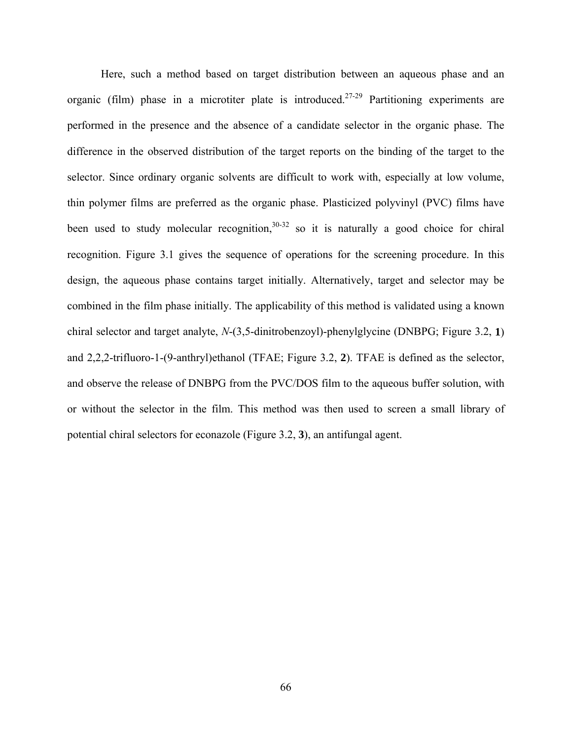Here, such a method based on target distribution between an aqueous phase and an organic (film) phase in a microtiter plate is introduced.[27-29] Partitioning experiments are performed in the presence and the absence of a candidate selector in the organic phase. The difference in the observed distribution of the target reports on the binding of the target to the selector. Since ordinary organic solvents are difficult to work with, especially at low volume, thin polymer films are preferred as the organic phase. Plasticized polyvinyl (PVC) films have been used to study molecular recognition,[30-32] so it is naturally a good choice for chiral recognition. Figure 3.1 gives the sequence of operations for the screening procedure. In this design, the aqueous phase contains target initially. Alternatively, target and selector may be combined in the film phase initially. The applicability of this method is validated using a known chiral selector and target analyte, *N*-(3,5-dinitrobenzoyl)-phenylglycine (DNBPG; Figure 3.2, **1**) and 2,2,2-trifluoro-1-(9-anthryl)ethanol (TFAE; Figure 3.2, **2**). TFAE is defined as the selector, and observe the release of DNBPG from the PVC/DOS film to the aqueous buffer solution, with or without the selector in the film. This method was then used to screen a small library of potential chiral selectors for econazole (Figure 3.2, **3**), an antifungal agent.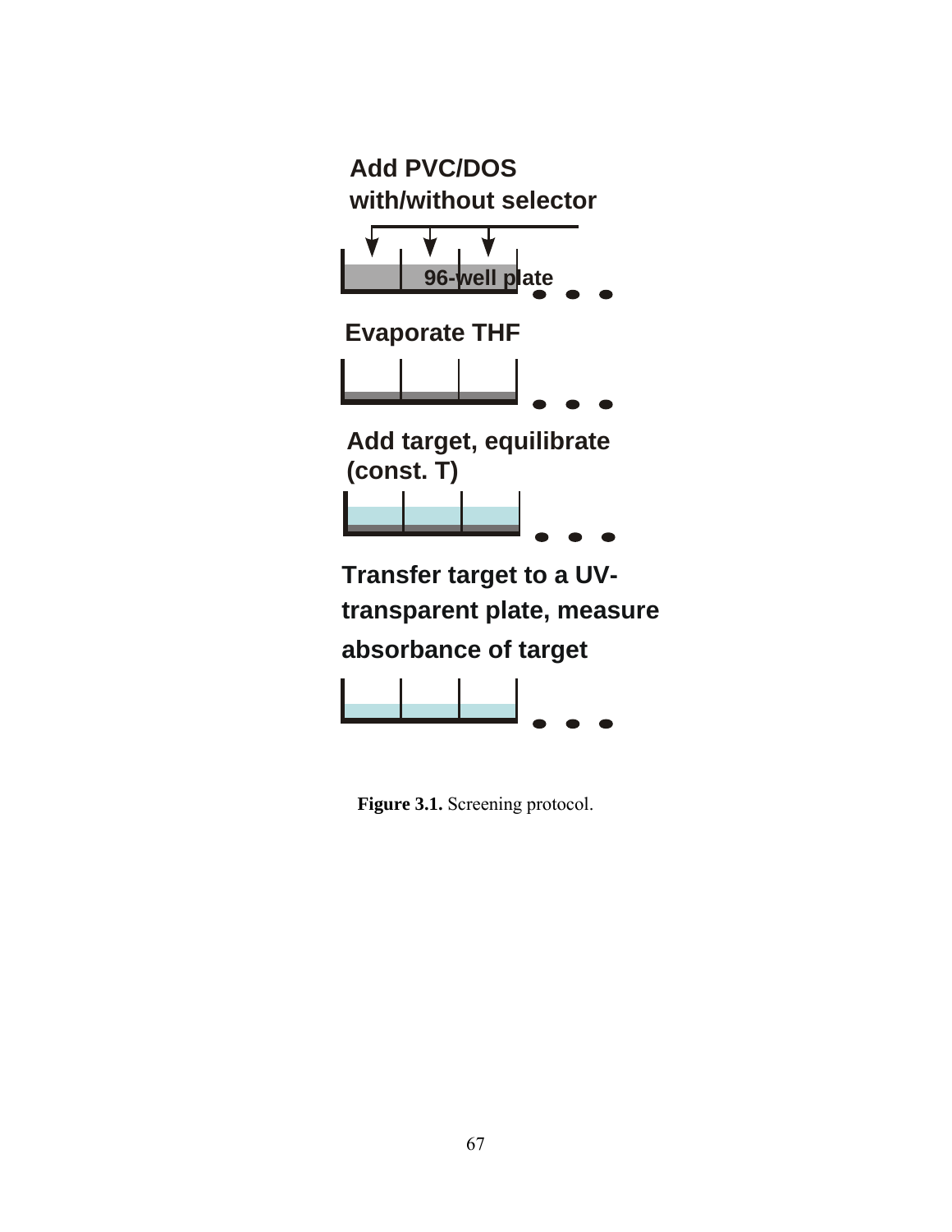Add PVC/DOS with/without selector

96-well plate

Evaporate THF

Add target, equilibrate (const. T)

Transfer target to a UV-transparent plate, measure absorbance of target

**Figure 3.1.** Screening protocol.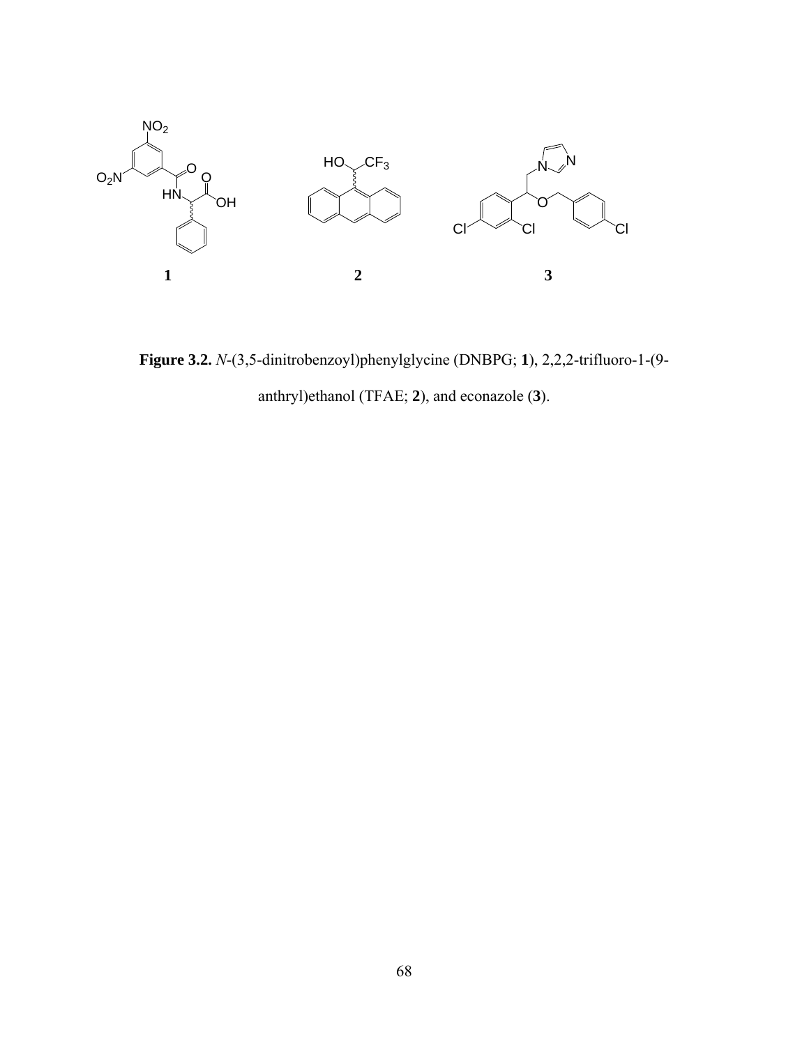**Figure 3.2.** *N*-(3,5-dinitrobenzoyl)phenylglycine (DNBPG; **1**), 2,2,2-trifluoro-1-(9-anthryl)ethanol (TFAE; **2**), and econazole (**3**).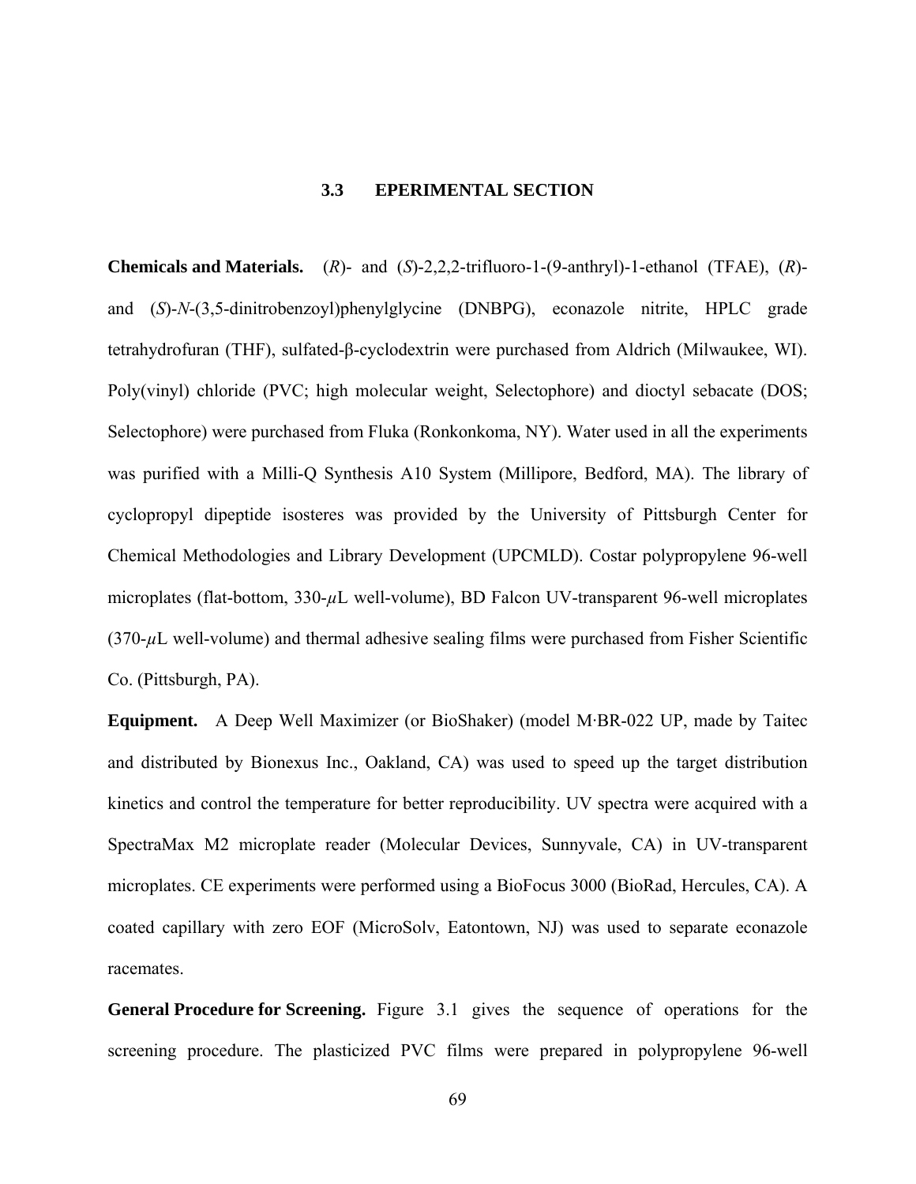### 3.3 EPERIMENTAL SECTION

**Chemicals and Materials.** (*R*)- and (*S*)-2,2,2-trifluoro-1-(9-anthryl)-1-ethanol (TFAE), (*R*)- and (*S*)-*N*-(3,5-dinitrobenzoyl)phenylglycine (DNBPG), econazole nitrite, HPLC grade tetrahydrofuran (THF), sulfated-β-cyclodextrin were purchased from Aldrich (Milwaukee, WI). Poly(vinyl) chloride (PVC; high molecular weight, Selectophore) and dioctyl sebacate (DOS; Selectophore) were purchased from Fluka (Ronkonkoma, NY). Water used in all the experiments was purified with a Milli-Q Synthesis A10 System (Millipore, Bedford, MA). The library of cyclopropyl dipeptide isosteres was provided by the University of Pittsburgh Center for Chemical Methodologies and Library Development (UPCMLD). Costar polypropylene 96-well microplates (flat-bottom, 330-$\mu$L well-volume), BD Falcon UV-transparent 96-well microplates (370-$\mu$L well-volume) and thermal adhesive sealing films were purchased from Fisher Scientific Co. (Pittsburgh, PA).

**Equipment.** A Deep Well Maximizer (or BioShaker) (model M·BR-022 UP, made by Taitec and distributed by Bionexus Inc., Oakland, CA) was used to speed up the target distribution kinetics and control the temperature for better reproducibility. UV spectra were acquired with a SpectraMax M2 microplate reader (Molecular Devices, Sunnyvale, CA) in UV-transparent microplates. CE experiments were performed using a BioFocus 3000 (BioRad, Hercules, CA). A coated capillary with zero EOF (MicroSolv, Eatontown, NJ) was used to separate econazole racemates.

**General Procedure for Screening.** Figure 3.1 gives the sequence of operations for the screening procedure. The plasticized PVC films were prepared in polypropylene 96-well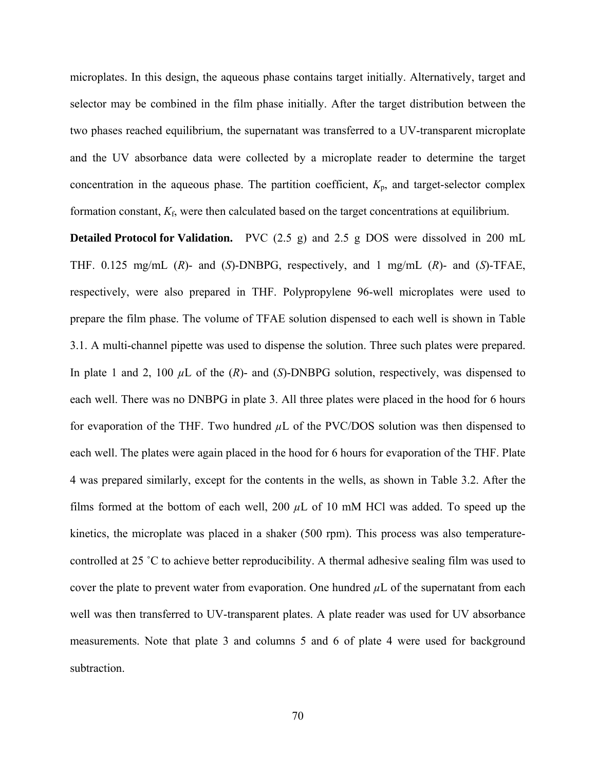microplates. In this design, the aqueous phase contains target initially. Alternatively, target and selector may be combined in the film phase initially. After the target distribution between the two phases reached equilibrium, the supernatant was transferred to a UV-transparent microplate and the UV absorbance data were collected by a microplate reader to determine the target concentration in the aqueous phase. The partition coefficient, $K_p$, and target-selector complex formation constant, $K_f$, were then calculated based on the target concentrations at equilibrium.

**Detailed Protocol for Validation.** PVC (2.5 g) and 2.5 g DOS were dissolved in 200 mL THF. 0.125 mg/mL (*R*)- and (*S*)-DNBPG, respectively, and 1 mg/mL (*R*)- and (*S*)-TFAE, respectively, were also prepared in THF. Polypropylene 96-well microplates were used to prepare the film phase. The volume of TFAE solution dispensed to each well is shown in Table 3.1. A multi-channel pipette was used to dispense the solution. Three such plates were prepared. In plate 1 and 2, 100 $\mu$L of the (*R*)- and (*S*)-DNBPG solution, respectively, was dispensed to each well. There was no DNBPG in plate 3. All three plates were placed in the hood for 6 hours for evaporation of the THF. Two hundred $\mu$L of the PVC/DOS solution was then dispensed to each well. The plates were again placed in the hood for 6 hours for evaporation of the THF. Plate 4 was prepared similarly, except for the contents in the wells, as shown in Table 3.2. After the films formed at the bottom of each well, 200 $\mu$L of 10 mM HCl was added. To speed up the kinetics, the microplate was placed in a shaker (500 rpm). This process was also temperature-controlled at 25 ˚C to achieve better reproducibility. A thermal adhesive sealing film was used to cover the plate to prevent water from evaporation. One hundred $\mu$L of the supernatant from each well was then transferred to UV-transparent plates. A plate reader was used for UV absorbance measurements. Note that plate 3 and columns 5 and 6 of plate 4 were used for background subtraction.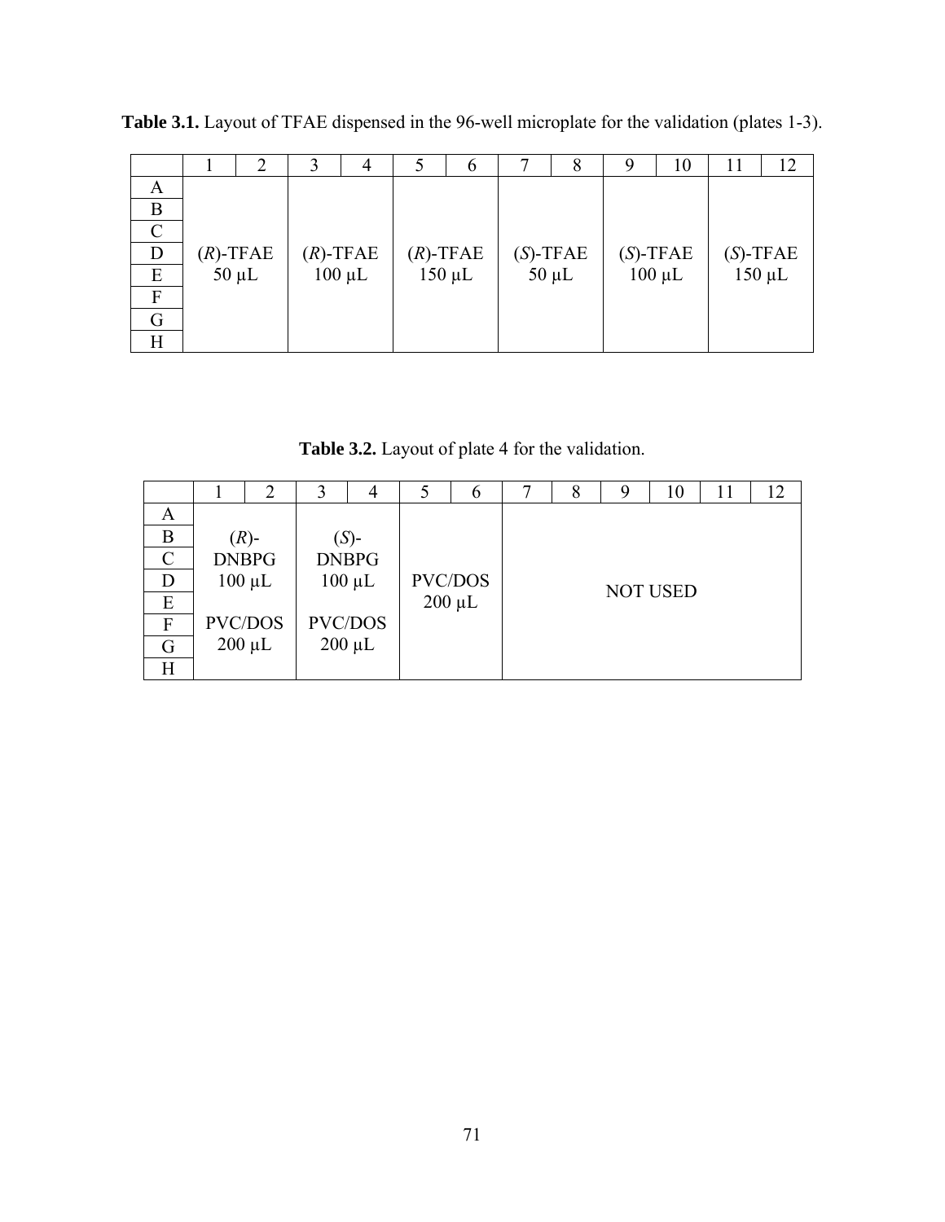**Table 3.1.** Layout of TFAE dispensed in the 96-well microplate for the validation (plates 1-3).

| | 1 | 2 | 3 | 4 | 5 | 6 | 7 | 8 | 9 | 10 | 11 | 12 |
|---|---|---|---|---|---|---|---|---|---|---|---|---|
| A | (*R*)-TFAE 50 µL | | (*R*)-TFAE 100 µL | | (*R*)-TFAE 150 µL | | (*S*)-TFAE 50 µL | | (*S*)-TFAE 100 µL | | (*S*)-TFAE 150 µL | |
| B | | | | | | | | | | | | |
| C | | | | | | | | | | | | |
| D | | | | | | | | | | | | |
| E | | | | | | | | | | | | |
| F | | | | | | | | | | | | |
| G | | | | | | | | | | | | |
| H | | | | | | | | | | | | |

**Table 3.2.** Layout of plate 4 for the validation.

| | 1 | 2 | 3 | 4 | 5 | 6 | 7 | 8 | 9 | 10 | 11 | 12 |
|---|---|---|---|---|---|---|---|---|---|---|---|---|
| A | (*R*)-DNBPG 100 µL, PVC/DOS 200 µL | | (*S*)-DNBPG 100 µL, PVC/DOS 200 µL | | PVC/DOS 200 µL | | NOT USED | | | | | |
| B | | | | | | | | | | | | |
| C | | | | | | | | | | | | |
| D | | | | | | | | | | | | |
| E | | | | | | | | | | | | |
| F | | | | | | | | | | | | |
| G | | | | | | | | | | | | |
| H | | | | | | | | | | | | |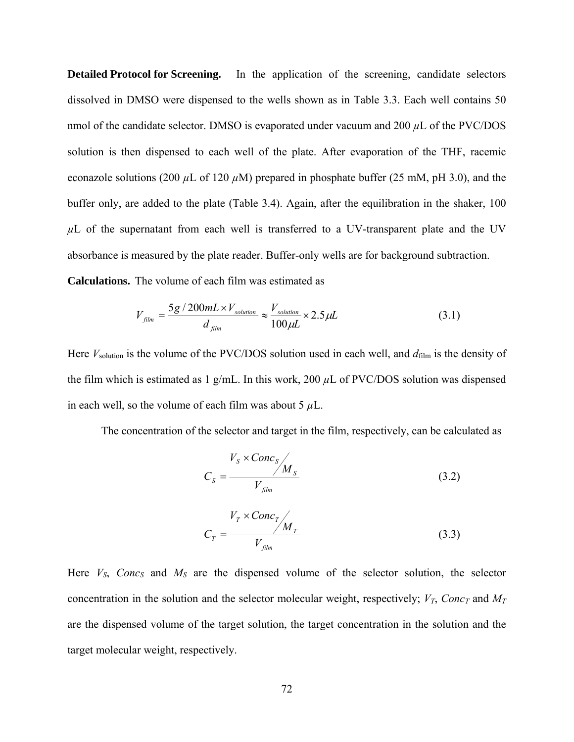**Detailed Protocol for Screening.** In the application of the screening, candidate selectors dissolved in DMSO were dispensed to the wells shown as in Table 3.3. Each well contains 50 nmol of the candidate selector. DMSO is evaporated under vacuum and 200 $\mu$L of the PVC/DOS solution is then dispensed to each well of the plate. After evaporation of the THF, racemic econazole solutions (200 $\mu$L of 120 $\mu$M) prepared in phosphate buffer (25 mM, pH 3.0), and the buffer only, are added to the plate (Table 3.4). Again, after the equilibration in the shaker, 100 $\mu$L of the supernatant from each well is transferred to a UV-transparent plate and the UV absorbance is measured by the plate reader. Buffer-only wells are for background subtraction.

**Calculations.** The volume of each film was estimated as

$$V_{film} = \frac{5g / 200mL \times V_{solution}}{d_{film}} \approx \frac{V_{solution}}{100\mu L} \times 2.5\mu L \tag{3.1}$$

Here $V_{solution}$ is the volume of the PVC/DOS solution used in each well, and $d_{film}$ is the density of the film which is estimated as 1 g/mL. In this work, 200 $\mu$L of PVC/DOS solution was dispensed in each well, so the volume of each film was about 5 $\mu$L.

The concentration of the selector and target in the film, respectively, can be calculated as

$$C_S = \frac{V_S \times Conc_S / M_S}{V_{film}} \tag{3.2}$$

$$C_T = \frac{V_T \times Conc_T / M_T}{V_{film}} \tag{3.3}$$

Here $V_S$, $Conc_S$ and $M_S$ are the dispensed volume of the selector solution, the selector concentration in the solution and the selector molecular weight, respectively; $V_T$, $Conc_T$ and $M_T$ are the dispensed volume of the target solution, the target concentration in the solution and the target molecular weight, respectively.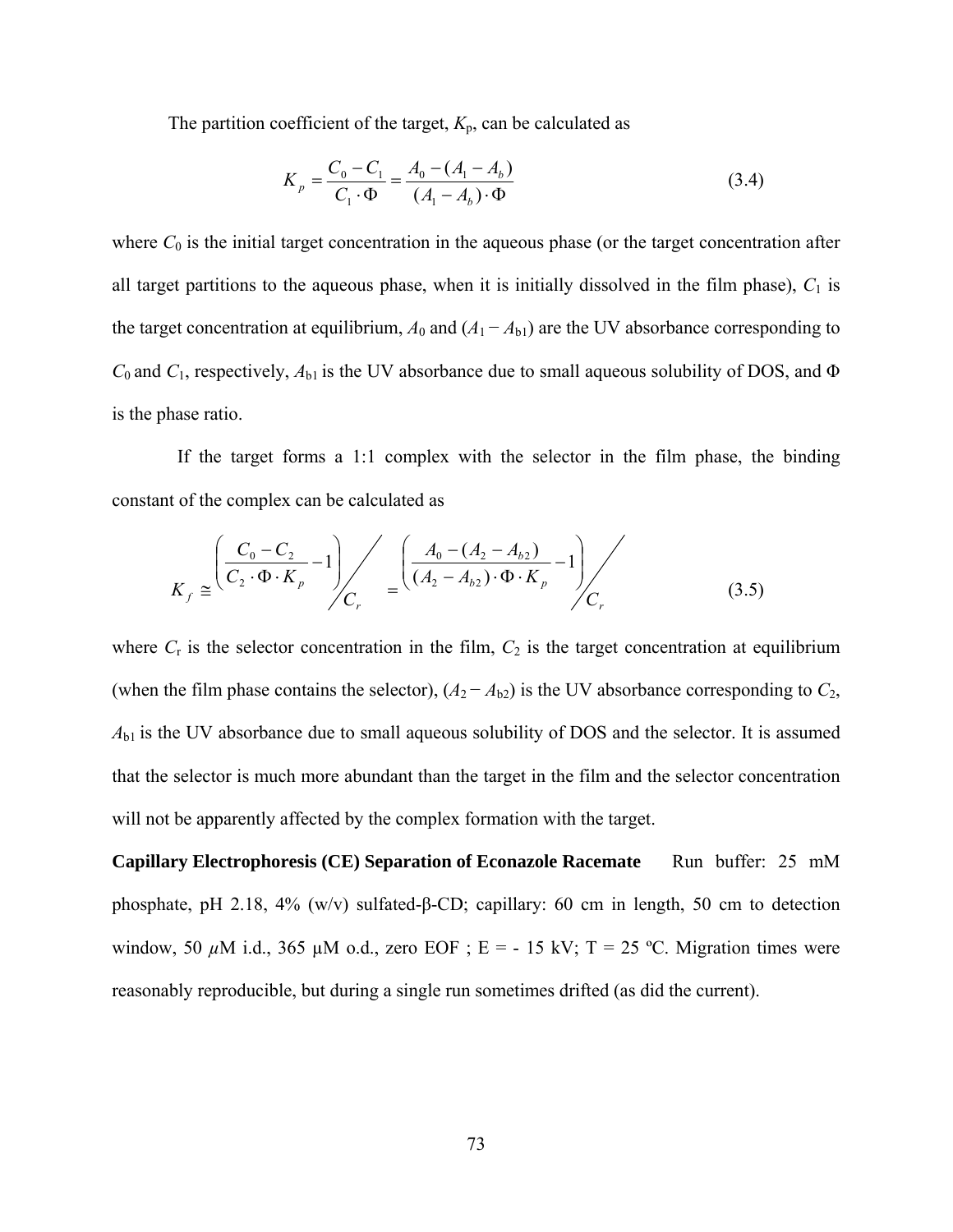The partition coefficient of the target, $K_p$, can be calculated as

$$K_p = \frac{C_0 - C_1}{C_1 \cdot \Phi} = \frac{A_0 - (A_1 - A_b)}{(A_1 - A_b) \cdot \Phi} \tag{3.4}$$

where $C_0$ is the initial target concentration in the aqueous phase (or the target concentration after all target partitions to the aqueous phase, when it is initially dissolved in the film phase), $C_1$ is the target concentration at equilibrium, $A_0$ and $(A_1 - A_{b1})$ are the UV absorbance corresponding to $C_0$ and $C_1$, respectively, $A_{b1}$ is the UV absorbance due to small aqueous solubility of DOS, and $\Phi$ is the phase ratio.

If the target forms a 1:1 complex with the selector in the film phase, the binding constant of the complex can be calculated as

$$K_f \cong \left( \frac{C_0 - C_2}{C_2 \cdot \Phi \cdot K_p} - 1 \right) \Big/ C_r = \left( \frac{A_0 - (A_2 - A_{b2})}{(A_2 - A_{b2}) \cdot \Phi \cdot K_p} - 1 \right) \Big/ C_r \tag{3.5}$$

where $C_r$ is the selector concentration in the film, $C_2$ is the target concentration at equilibrium (when the film phase contains the selector), $(A_2 - A_{b2})$ is the UV absorbance corresponding to $C_2$, $A_{b1}$ is the UV absorbance due to small aqueous solubility of DOS and the selector. It is assumed that the selector is much more abundant than the target in the film and the selector concentration will not be apparently affected by the complex formation with the target.

**Capillary Electrophoresis (CE) Separation of Econazole Racemate** Run buffer: 25 mM phosphate, pH 2.18, 4% (w/v) sulfated-β-CD; capillary: 60 cm in length, 50 cm to detection window, 50 $\mu$M i.d., 365 μM o.d., zero EOF ; E = - 15 kV; T = 25 ºC. Migration times were reasonably reproducible, but during a single run sometimes drifted (as did the current).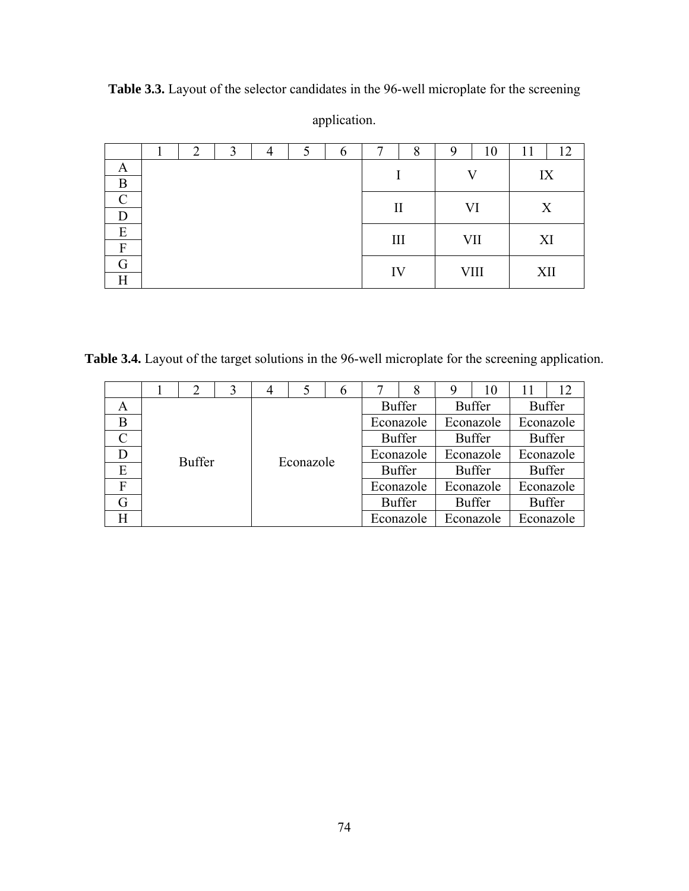**Table 3.3.** Layout of the selector candidates in the 96-well microplate for the screening application.

| | 1 | 2 | 3 | 4 | 5 | 6 | 7 | 8 | 9 | 10 | 11 | 12 |
|---|---|---|---|---|---|---|---|---|---|---|---|---|
| A | | | | | | | I | | V | | IX | |
| B | | | | | | | | | | | | |
| C | | | | | | | II | | VI | | X | |
| D | | | | | | | | | | | | |
| E | | | | | | | III | | VII | | XI | |
| F | | | | | | | | | | | | |
| G | | | | | | | IV | | VIII | | XII | |
| H | | | | | | | | | | | | |

**Table 3.4.** Layout of the target solutions in the 96-well microplate for the screening application.

| | 1 | 2 | 3 | 4 | 5 | 6 | 7 | 8 | 9 | 10 | 11 | 12 |
|---|---|---|---|---|---|---|---|---|---|---|---|---|
| A | Buffer | | | Econazole | | | Buffer | | Buffer | | Buffer | |
| B | | | | | | | Econazole | | Econazole | | Econazole | |
| C | | | | | | | Buffer | | Buffer | | Buffer | |
| D | | | | | | | Econazole | | Econazole | | Econazole | |
| E | | | | | | | Buffer | | Buffer | | Buffer | |
| F | | | | | | | Econazole | | Econazole | | Econazole | |
| G | | | | | | | Buffer | | Buffer | | Buffer | |
| H | | | | | | | Econazole | | Econazole | | Econazole | |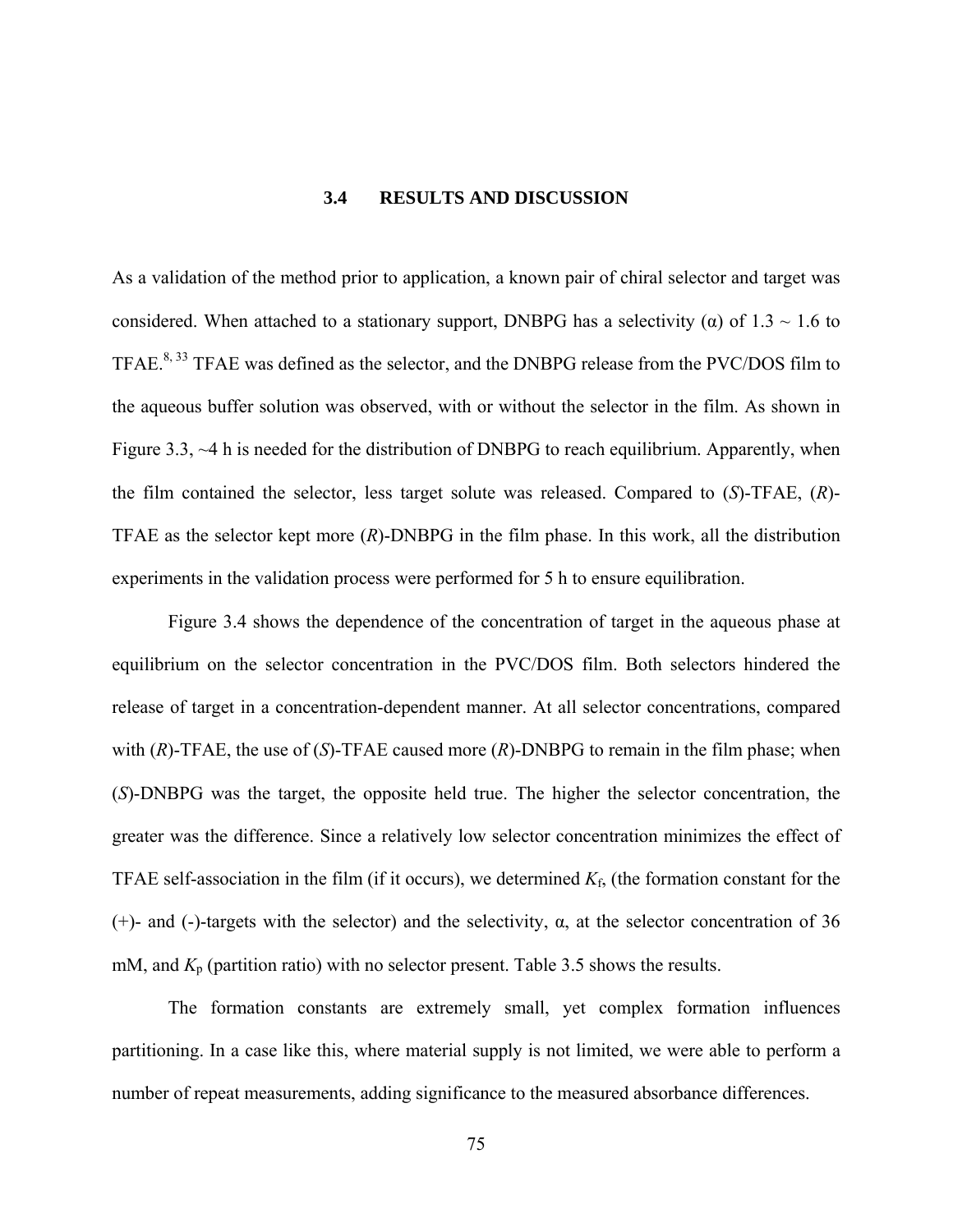### 3.4 RESULTS AND DISCUSSION

As a validation of the method prior to application, a known pair of chiral selector and target was considered. When attached to a stationary support, DNBPG has a selectivity (α) of 1.3 ~ 1.6 to TFAE.[8, 33] TFAE was defined as the selector, and the DNBPG release from the PVC/DOS film to the aqueous buffer solution was observed, with or without the selector in the film. As shown in Figure 3.3, ~4 h is needed for the distribution of DNBPG to reach equilibrium. Apparently, when the film contained the selector, less target solute was released. Compared to (*S*)-TFAE, (*R*)-TFAE as the selector kept more (*R*)-DNBPG in the film phase. In this work, all the distribution experiments in the validation process were performed for 5 h to ensure equilibration.

Figure 3.4 shows the dependence of the concentration of target in the aqueous phase at equilibrium on the selector concentration in the PVC/DOS film. Both selectors hindered the release of target in a concentration-dependent manner. At all selector concentrations, compared with (*R*)-TFAE, the use of (*S*)-TFAE caused more (*R*)-DNBPG to remain in the film phase; when (*S*)-DNBPG was the target, the opposite held true. The higher the selector concentration, the greater was the difference. Since a relatively low selector concentration minimizes the effect of TFAE self-association in the film (if it occurs), we determined $K_f$, (the formation constant for the (+)- and (-)-targets with the selector) and the selectivity, α, at the selector concentration of 36 mM, and $K_p$ (partition ratio) with no selector present. Table 3.5 shows the results.

The formation constants are extremely small, yet complex formation influences partitioning. In a case like this, where material supply is not limited, we were able to perform a number of repeat measurements, adding significance to the measured absorbance differences.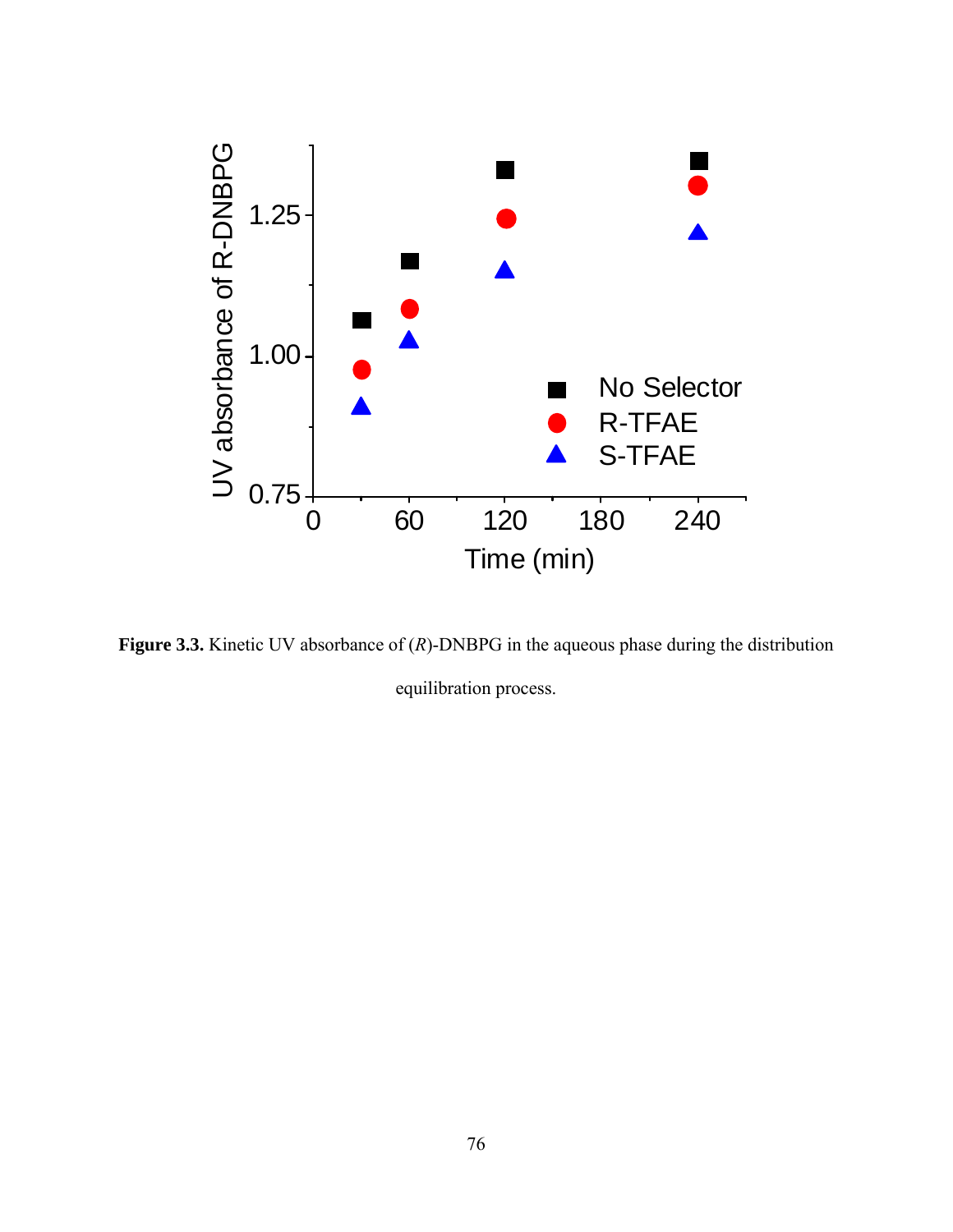**Figure 3.3.** Kinetic UV absorbance of (*R*)-DNBPG in the aqueous phase during the distribution equilibration process.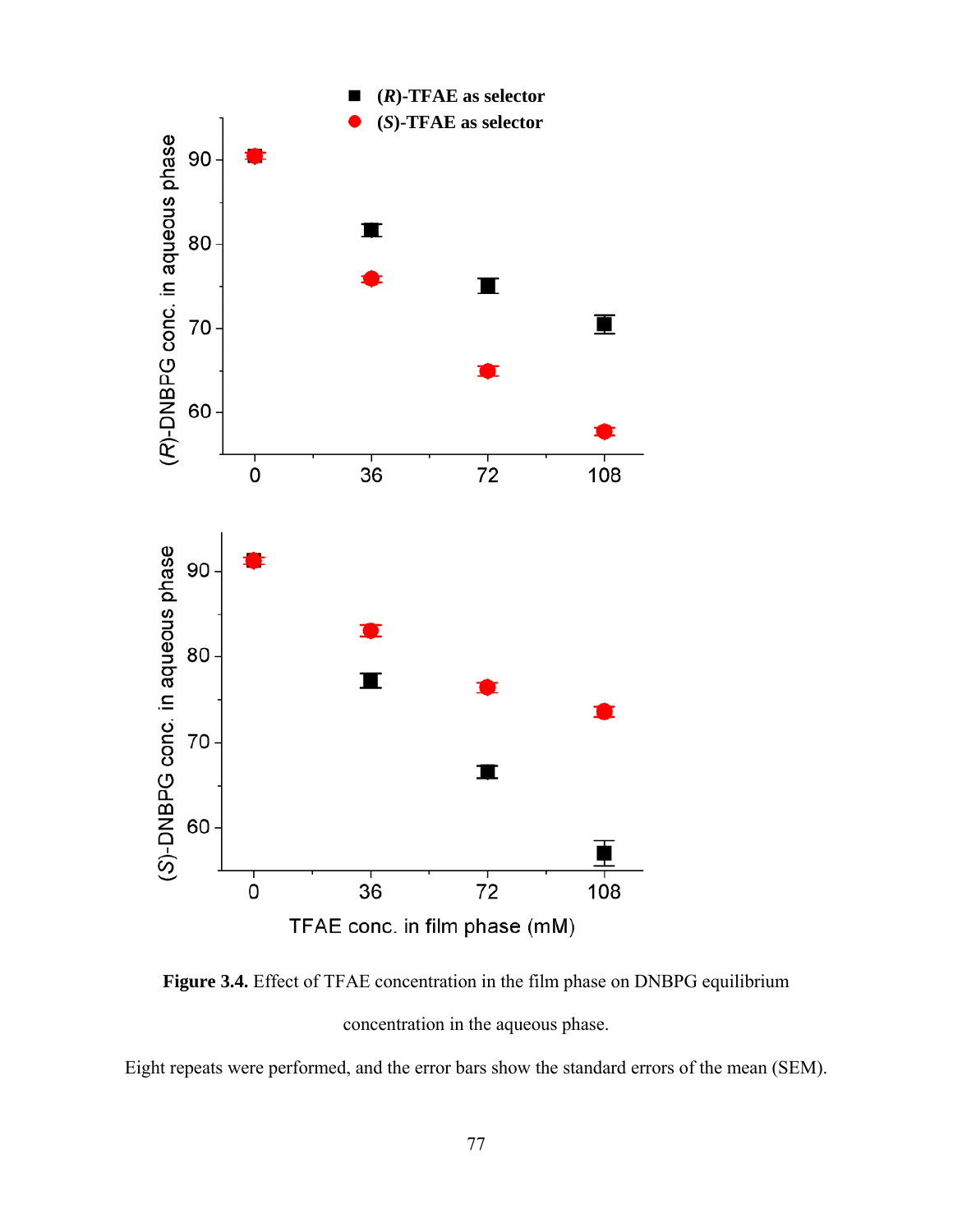**Figure 3.4.** Effect of TFAE concentration in the film phase on DNBPG equilibrium concentration in the aqueous phase.

Eight repeats were performed, and the error bars show the standard errors of the mean (SEM).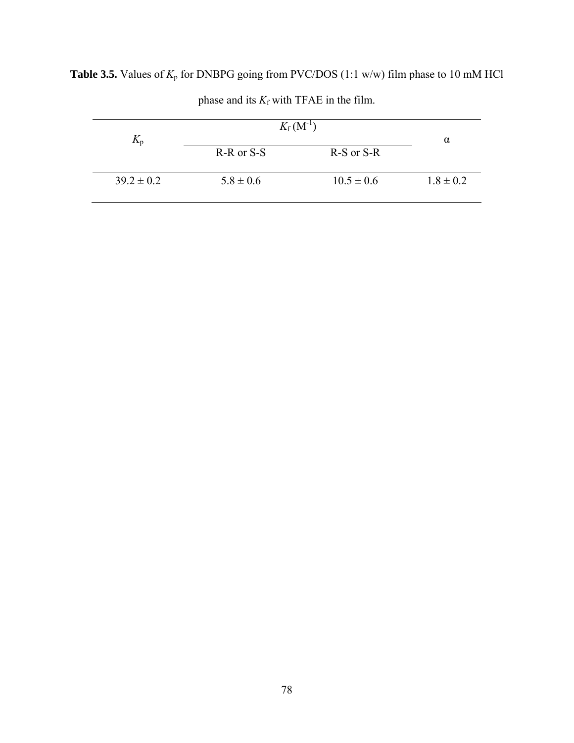**Table 3.5.** Values of $K_p$ for DNBPG going from PVC/DOS (1:1 w/w) film phase to 10 mM HCl phase and its $K_f$ with TFAE in the film.

| $K_p$ | $K_f$ ($M^{-1}$) | | α |
|---|---|---|---|
| | R-R or S-S | R-S or S-R | |
| 39.2 ± 0.2 | 5.8 ± 0.6 | 10.5 ± 0.6 | 1.8 ± 0.2 |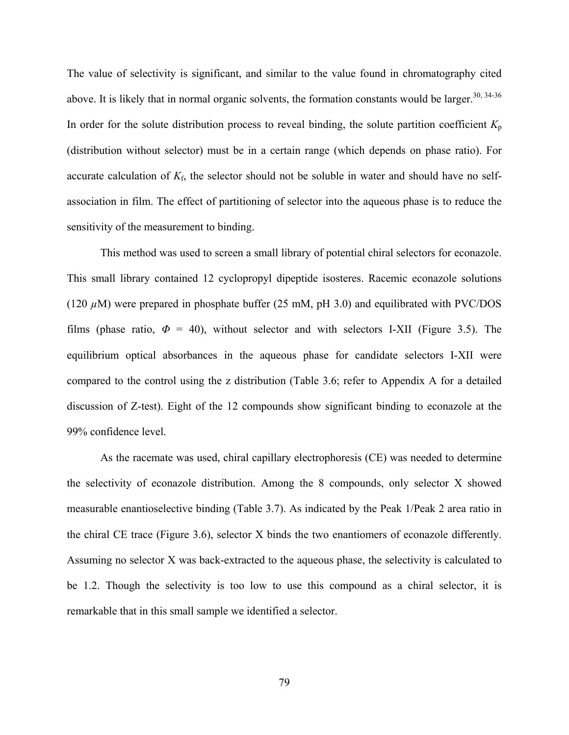The value of selectivity is significant, and similar to the value found in chromatography cited above. It is likely that in normal organic solvents, the formation constants would be larger.[30, 34-36] In order for the solute distribution process to reveal binding, the solute partition coefficient $K_p$ (distribution without selector) must be in a certain range (which depends on phase ratio). For accurate calculation of $K_f$, the selector should not be soluble in water and should have no self-association in film. The effect of partitioning of selector into the aqueous phase is to reduce the sensitivity of the measurement to binding.

This method was used to screen a small library of potential chiral selectors for econazole. This small library contained 12 cyclopropyl dipeptide isosteres. Racemic econazole solutions (120 $\mu$M) were prepared in phosphate buffer (25 mM, pH 3.0) and equilibrated with PVC/DOS films (phase ratio, $\Phi$ = 40), without selector and with selectors I-XII (Figure 3.5). The equilibrium optical absorbances in the aqueous phase for candidate selectors I-XII were compared to the control using the z distribution (Table 3.6; refer to Appendix A for a detailed discussion of Z-test). Eight of the 12 compounds show significant binding to econazole at the 99% confidence level.

As the racemate was used, chiral capillary electrophoresis (CE) was needed to determine the selectivity of econazole distribution. Among the 8 compounds, only selector X showed measurable enantioselective binding (Table 3.7). As indicated by the Peak 1/Peak 2 area ratio in the chiral CE trace (Figure 3.6), selector X binds the two enantiomers of econazole differently. Assuming no selector X was back-extracted to the aqueous phase, the selectivity is calculated to be 1.2. Though the selectivity is too low to use this compound as a chiral selector, it is remarkable that in this small sample we identified a selector.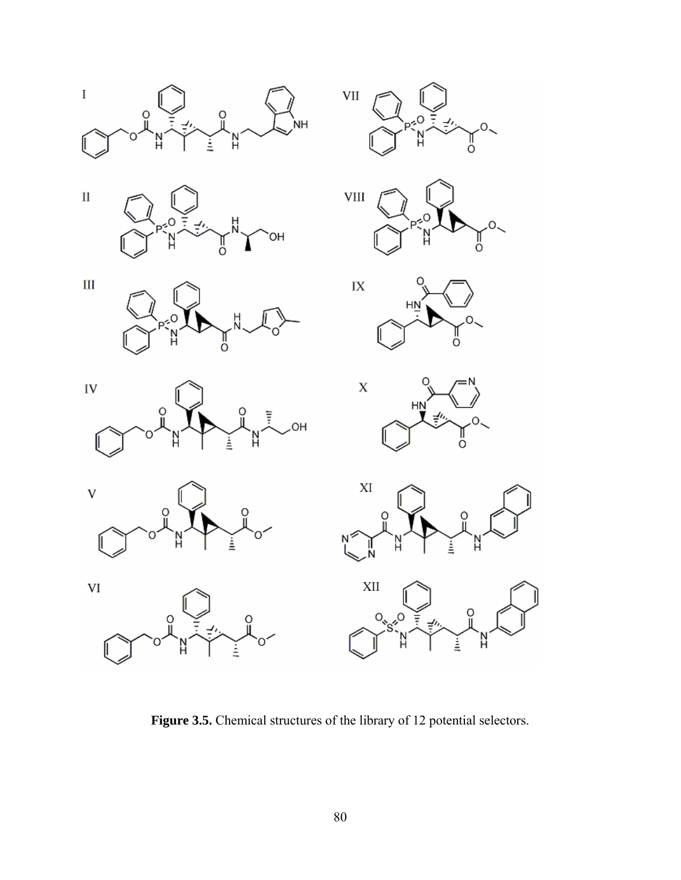**Figure 3.5.** Chemical structures of the library of 12 potential selectors.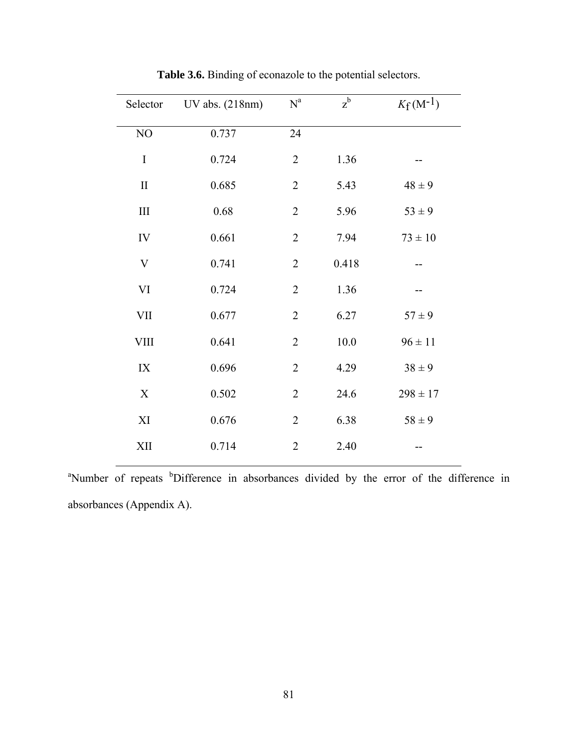**Table 3.6.** Binding of econazole to the potential selectors.

| Selector | UV abs. (218nm) | N[a] | z[b] | $K_f$ ($M^{-1}$) |
|---|---|---|---|---|
| NO | 0.737 | 24 | | |
| I | 0.724 | 2 | 1.36 | -- |
| II | 0.685 | 2 | 5.43 | 48 ± 9 |
| III | 0.68 | 2 | 5.96 | 53 ± 9 |
| IV | 0.661 | 2 | 7.94 | 73 ± 10 |
| V | 0.741 | 2 | 0.418 | -- |
| VI | 0.724 | 2 | 1.36 | -- |
| VII | 0.677 | 2 | 6.27 | 57 ± 9 |
| VIII | 0.641 | 2 | 10.0 | 96 ± 11 |
| IX | 0.696 | 2 | 4.29 | 38 ± 9 |
| X | 0.502 | 2 | 24.6 | 298 ± 17 |
| XI | 0.676 | 2 | 6.38 | 58 ± 9 |
| XII | 0.714 | 2 | 2.40 | -- |

[a]Number of repeats [b]Difference in absorbances divided by the error of the difference in absorbances (Appendix A).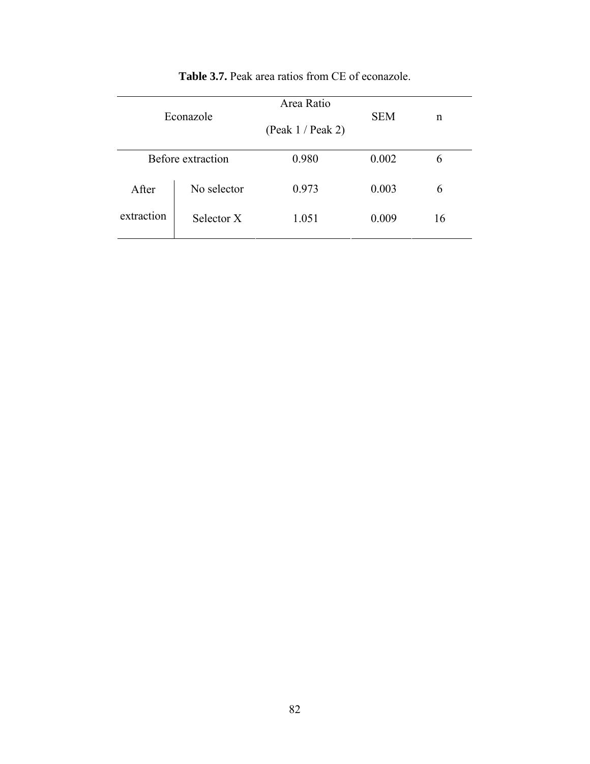**Table 3.7.** Peak area ratios from CE of econazole.

| Econazole | | Area Ratio (Peak 1 / Peak 2) | SEM | n |
|---|---|---|---|---|
| Before extraction | | 0.980 | 0.002 | 6 |
| After extraction | No selector | 0.973 | 0.003 | 6 |
| | Selector X | 1.051 | 0.009 | 16 |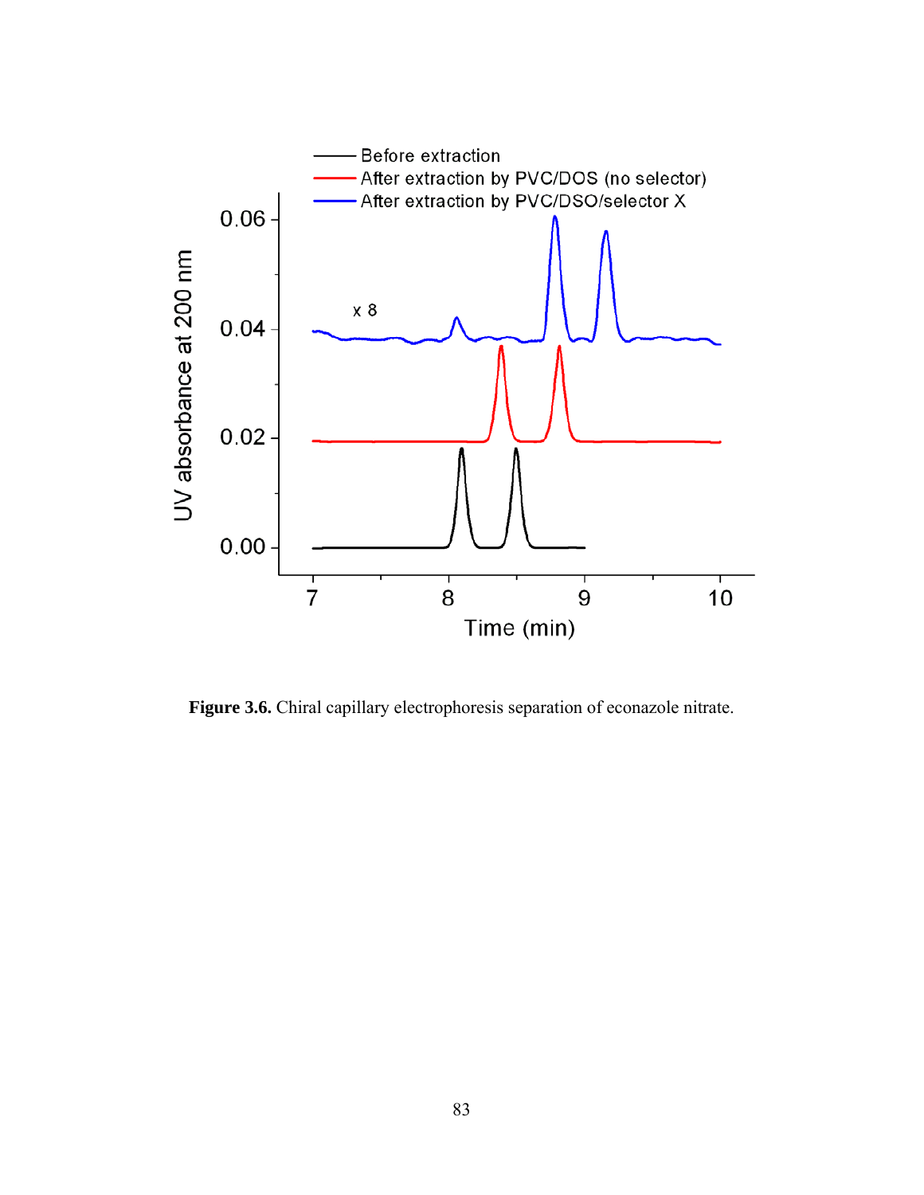**Figure 3.6.** Chiral capillary electrophoresis separation of econazole nitrate.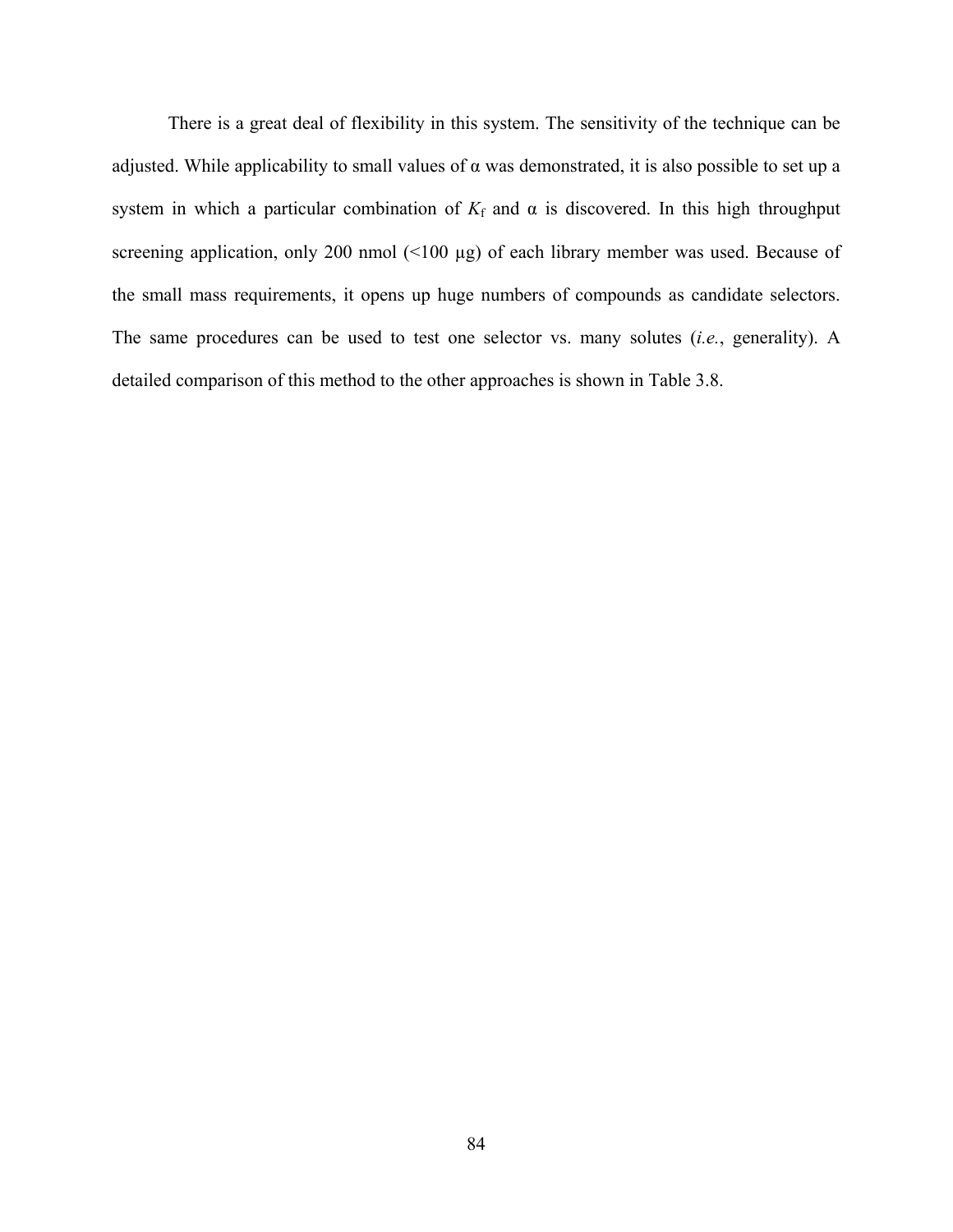There is a great deal of flexibility in this system. The sensitivity of the technique can be adjusted. While applicability to small values of $\alpha$ was demonstrated, it is also possible to set up a system in which a particular combination of $K_f$ and $\alpha$ is discovered. In this high throughput screening application, only 200 nmol (<100 μg) of each library member was used. Because of the small mass requirements, it opens up huge numbers of compounds as candidate selectors. The same procedures can be used to test one selector vs. many solutes (*i.e.*, generality). A detailed comparison of this method to the other approaches is shown in Table 3.8.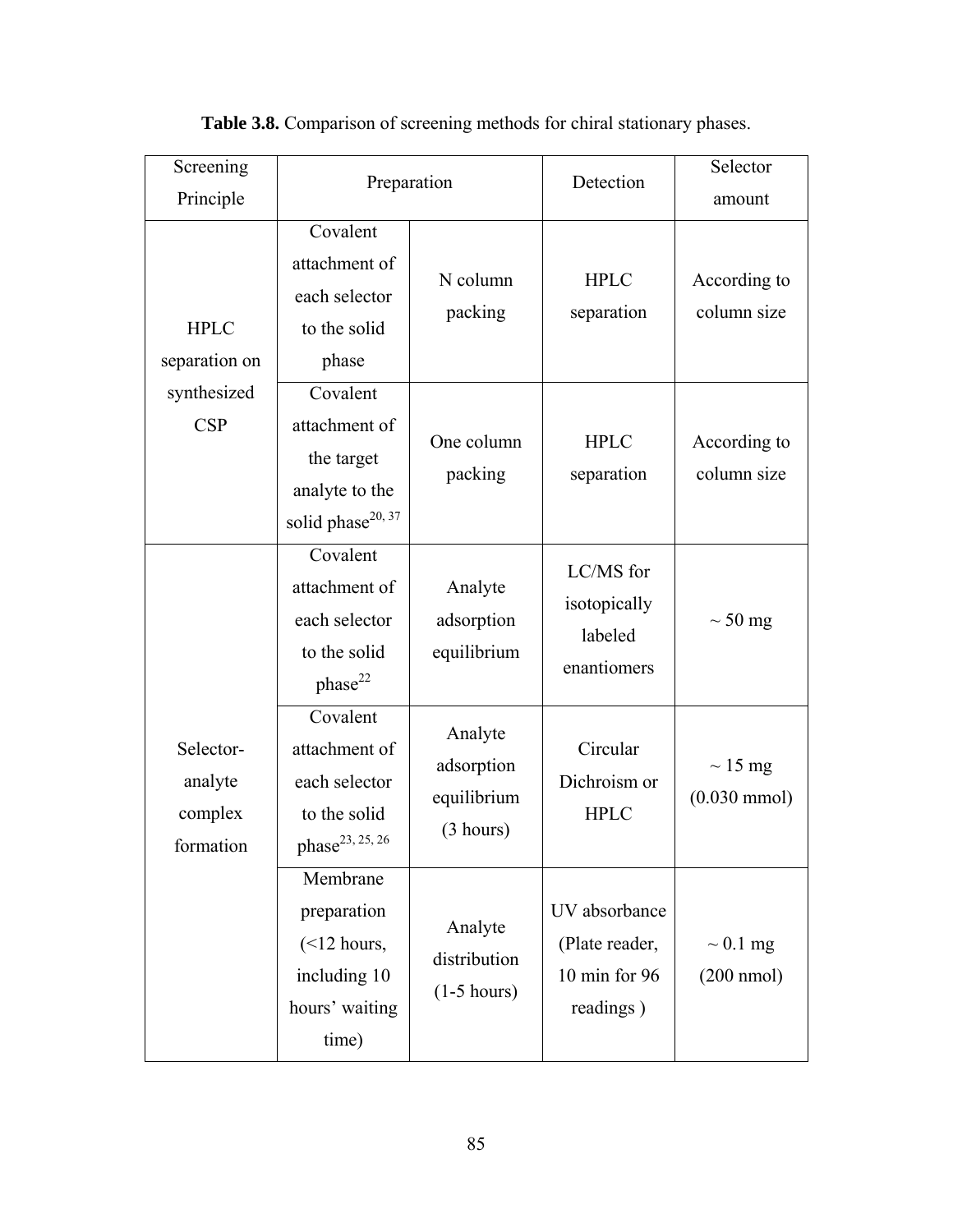**Table 3.8.** Comparison of screening methods for chiral stationary phases.

| Screening Principle | Preparation | | Detection | Selector amount |
|---|---|---|---|---|
| HPLC separation on synthesized CSP | Covalent attachment of each selector to the solid phase | N column packing | HPLC separation | According to column size |
| | Covalent attachment of the target analyte to the solid phase[20, 37] | One column packing | HPLC separation | According to column size |
| Selector-analyte complex formation | Covalent attachment of each selector to the solid phase[22] | Analyte adsorption equilibrium | LC/MS for isotopically labeled enantiomers | ~ 50 mg |
| | Covalent attachment of each selector to the solid phase[23, 25, 26] | Analyte adsorption equilibrium (3 hours) | Circular Dichroism or HPLC | ~ 15 mg (0.030 mmol) |
| | Membrane preparation (<12 hours, including 10 hours' waiting time) | Analyte distribution (1-5 hours) | UV absorbance (Plate reader, 10 min for 96 readings ) | ~ 0.1 mg (200 nmol) |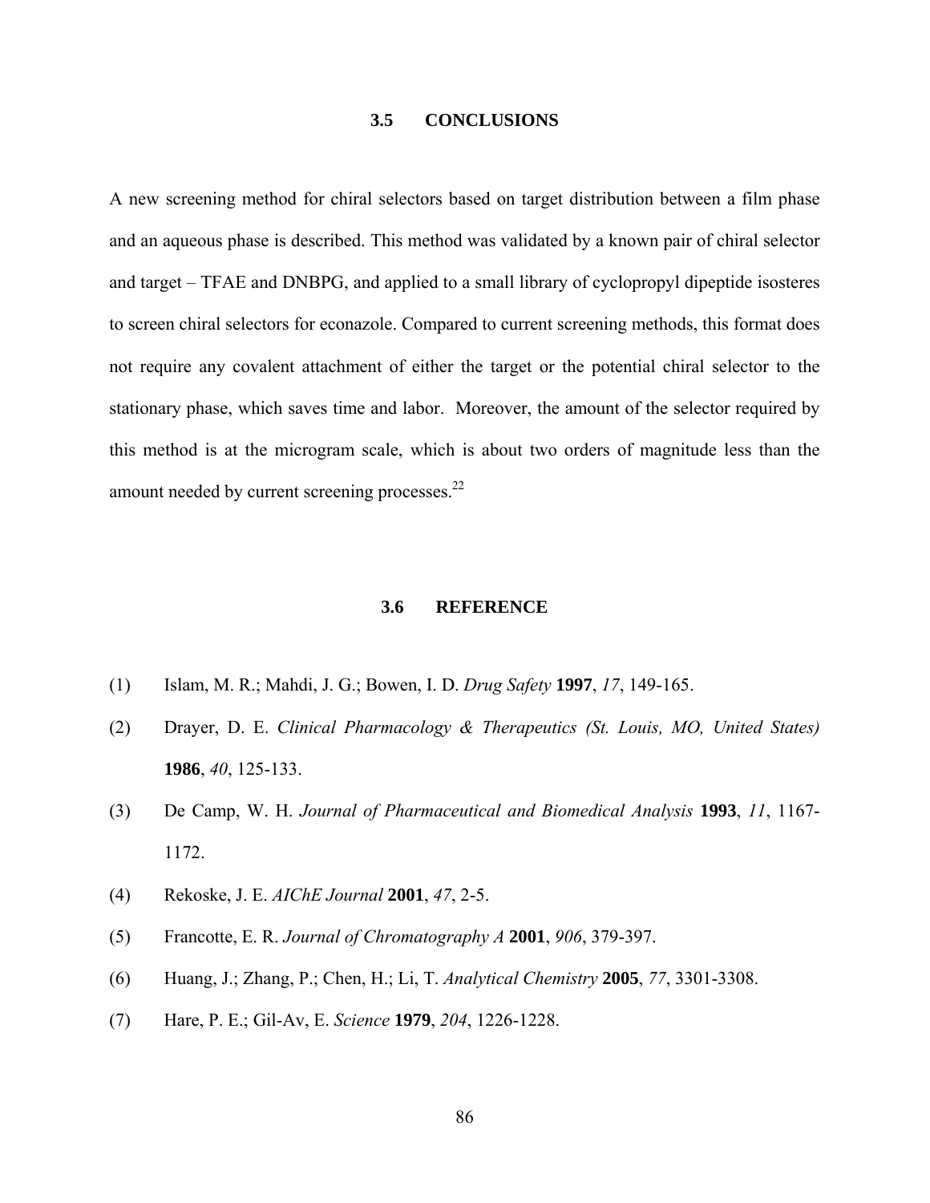## 3.5 CONCLUSIONS

A new screening method for chiral selectors based on target distribution between a film phase and an aqueous phase is described. This method was validated by a known pair of chiral selector and target – TFAE and DNBPG, and applied to a small library of cyclopropyl dipeptide isosteres to screen chiral selectors for econazole. Compared to current screening methods, this format does not require any covalent attachment of either the target or the potential chiral selector to the stationary phase, which saves time and labor. Moreover, the amount of the selector required by this method is at the microgram scale, which is about two orders of magnitude less than the amount needed by current screening processes.[22]

## 3.6 REFERENCE

(1) Islam, M. R.; Mahdi, J. G.; Bowen, I. D. *Drug Safety* **1997**, *17*, 149-165.

(2) Drayer, D. E. *Clinical Pharmacology & Therapeutics (St. Louis, MO, United States)* **1986**, *40*, 125-133.

(3) De Camp, W. H. *Journal of Pharmaceutical and Biomedical Analysis* **1993**, *11*, 1167-1172.

(4) Rekoske, J. E. *AIChE Journal* **2001**, *47*, 2-5.

(5) Francotte, E. R. *Journal of Chromatography A* **2001**, *906*, 379-397.

(6) Huang, J.; Zhang, P.; Chen, H.; Li, T. *Analytical Chemistry* **2005**, *77*, 3301-3308.

(7) Hare, P. E.; Gil-Av, E. *Science* **1979**, *204*, 1226-1228.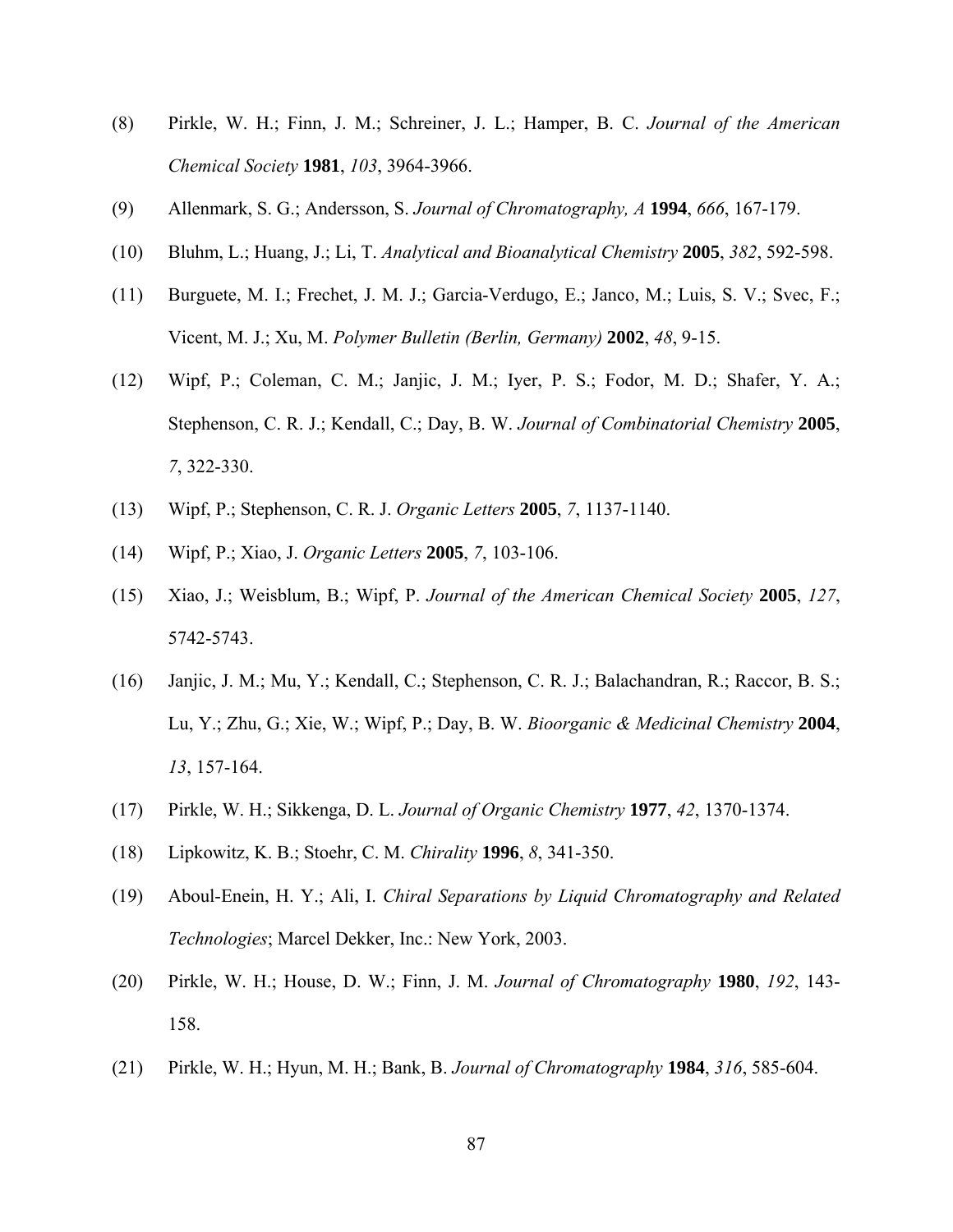(8) Pirkle, W. H.; Finn, J. M.; Schreiner, J. L.; Hamper, B. C. *Journal of the American Chemical Society* **1981**, *103*, 3964-3966.

(9) Allenmark, S. G.; Andersson, S. *Journal of Chromatography, A* **1994**, *666*, 167-179.

(10) Bluhm, L.; Huang, J.; Li, T. *Analytical and Bioanalytical Chemistry* **2005**, *382*, 592-598.

(11) Burguete, M. I.; Frechet, J. M. J.; Garcia-Verdugo, E.; Janco, M.; Luis, S. V.; Svec, F.; Vicent, M. J.; Xu, M. *Polymer Bulletin (Berlin, Germany)* **2002**, *48*, 9-15.

(12) Wipf, P.; Coleman, C. M.; Janjic, J. M.; Iyer, P. S.; Fodor, M. D.; Shafer, Y. A.; Stephenson, C. R. J.; Kendall, C.; Day, B. W. *Journal of Combinatorial Chemistry* **2005**, *7*, 322-330.

(13) Wipf, P.; Stephenson, C. R. J. *Organic Letters* **2005**, *7*, 1137-1140.

(14) Wipf, P.; Xiao, J. *Organic Letters* **2005**, *7*, 103-106.

(15) Xiao, J.; Weisblum, B.; Wipf, P. *Journal of the American Chemical Society* **2005**, *127*, 5742-5743.

(16) Janjic, J. M.; Mu, Y.; Kendall, C.; Stephenson, C. R. J.; Balachandran, R.; Raccor, B. S.; Lu, Y.; Zhu, G.; Xie, W.; Wipf, P.; Day, B. W. *Bioorganic & Medicinal Chemistry* **2004**, *13*, 157-164.

(17) Pirkle, W. H.; Sikkenga, D. L. *Journal of Organic Chemistry* **1977**, *42*, 1370-1374.

(18) Lipkowitz, K. B.; Stoehr, C. M. *Chirality* **1996**, *8*, 341-350.

(19) Aboul-Enein, H. Y.; Ali, I. *Chiral Separations by Liquid Chromatography and Related Technologies*; Marcel Dekker, Inc.: New York, 2003.

(20) Pirkle, W. H.; House, D. W.; Finn, J. M. *Journal of Chromatography* **1980**, *192*, 143-158.

(21) Pirkle, W. H.; Hyun, M. H.; Bank, B. *Journal of Chromatography* **1984**, *316*, 585-604.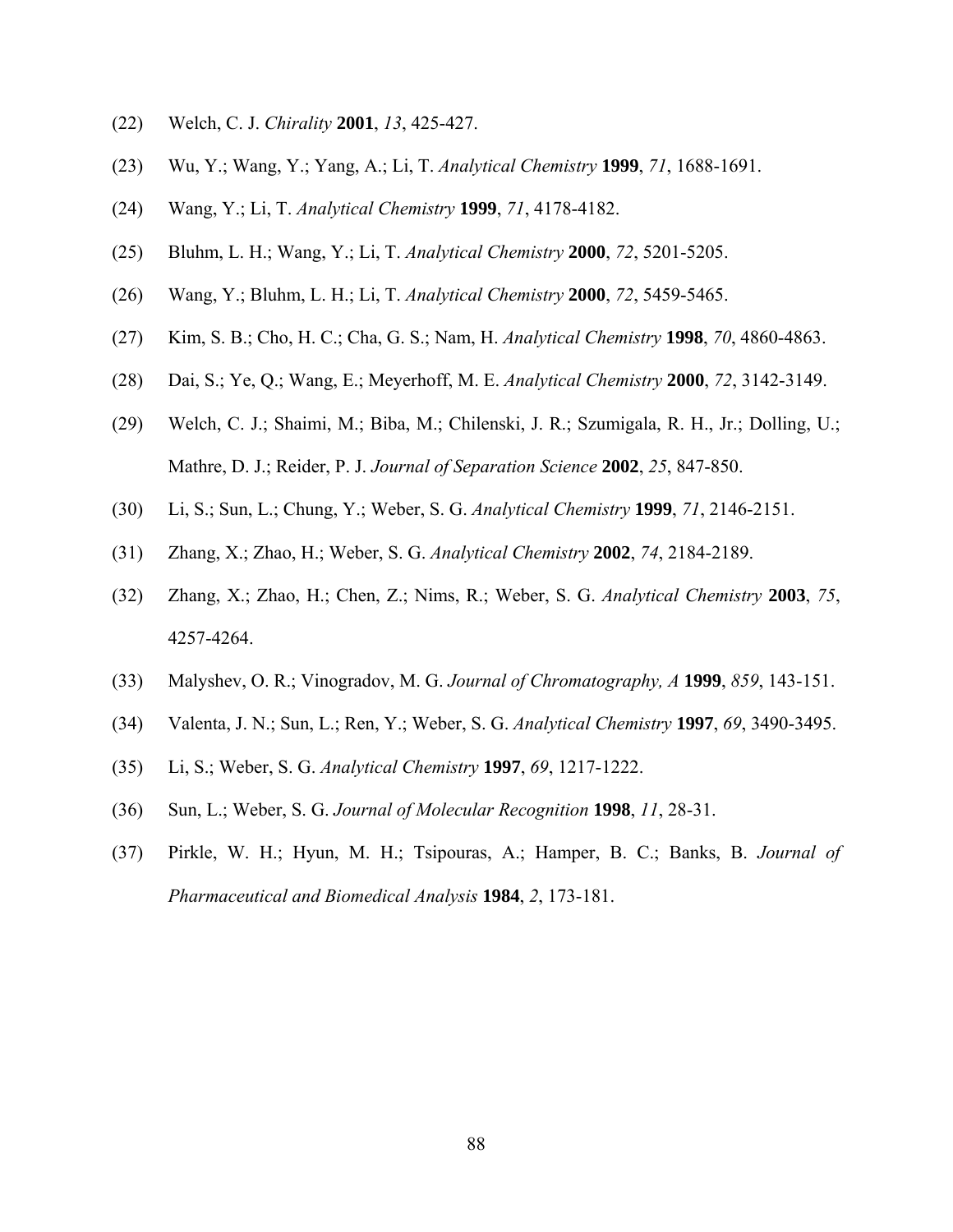(22) Welch, C. J. *Chirality* **2001**, *13*, 425-427.

(23) Wu, Y.; Wang, Y.; Yang, A.; Li, T. *Analytical Chemistry* **1999**, *71*, 1688-1691.

(24) Wang, Y.; Li, T. *Analytical Chemistry* **1999**, *71*, 4178-4182.

(25) Bluhm, L. H.; Wang, Y.; Li, T. *Analytical Chemistry* **2000**, *72*, 5201-5205.

(26) Wang, Y.; Bluhm, L. H.; Li, T. *Analytical Chemistry* **2000**, *72*, 5459-5465.

(27) Kim, S. B.; Cho, H. C.; Cha, G. S.; Nam, H. *Analytical Chemistry* **1998**, *70*, 4860-4863.

(28) Dai, S.; Ye, Q.; Wang, E.; Meyerhoff, M. E. *Analytical Chemistry* **2000**, *72*, 3142-3149.

(29) Welch, C. J.; Shaimi, M.; Biba, M.; Chilenski, J. R.; Szumigala, R. H., Jr.; Dolling, U.; Mathre, D. J.; Reider, P. J. *Journal of Separation Science* **2002**, *25*, 847-850.

(30) Li, S.; Sun, L.; Chung, Y.; Weber, S. G. *Analytical Chemistry* **1999**, *71*, 2146-2151.

(31) Zhang, X.; Zhao, H.; Weber, S. G. *Analytical Chemistry* **2002**, *74*, 2184-2189.

(32) Zhang, X.; Zhao, H.; Chen, Z.; Nims, R.; Weber, S. G. *Analytical Chemistry* **2003**, *75*, 4257-4264.

(33) Malyshev, O. R.; Vinogradov, M. G. *Journal of Chromatography, A* **1999**, *859*, 143-151.

(34) Valenta, J. N.; Sun, L.; Ren, Y.; Weber, S. G. *Analytical Chemistry* **1997**, *69*, 3490-3495.

(35) Li, S.; Weber, S. G. *Analytical Chemistry* **1997**, *69*, 1217-1222.

(36) Sun, L.; Weber, S. G. *Journal of Molecular Recognition* **1998**, *11*, 28-31.

(37) Pirkle, W. H.; Hyun, M. H.; Tsipouras, A.; Hamper, B. C.; Banks, B. *Journal of Pharmaceutical and Biomedical Analysis* **1984**, *2*, 173-181.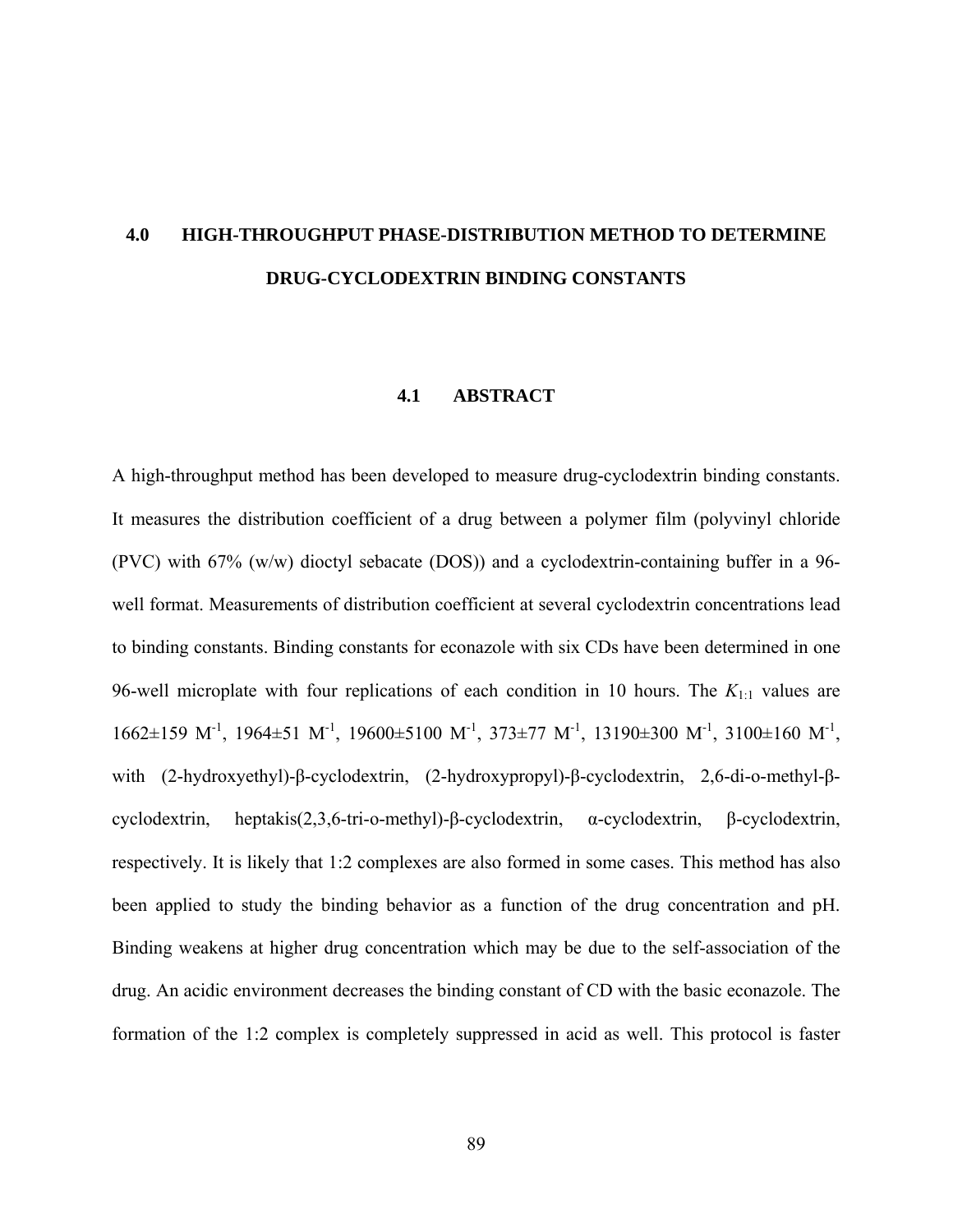# 4.0 HIGH-THROUGHPUT PHASE-DISTRIBUTION METHOD TO DETERMINE DRUG-CYCLODEXTRIN BINDING CONSTANTS

## 4.1 ABSTRACT

A high-throughput method has been developed to measure drug-cyclodextrin binding constants. It measures the distribution coefficient of a drug between a polymer film (polyvinyl chloride (PVC) with 67% (w/w) dioctyl sebacate (DOS)) and a cyclodextrin-containing buffer in a 96-well format. Measurements of distribution coefficient at several cyclodextrin concentrations lead to binding constants. Binding constants for econazole with six CDs have been determined in one 96-well microplate with four replications of each condition in 10 hours. The $K_{1:1}$ values are 1662±159 $M^{-1}$, 1964±51 $M^{-1}$, 19600±5100 $M^{-1}$, 373±77 $M^{-1}$, 13190±300 $M^{-1}$, 3100±160 $M^{-1}$, with (2-hydroxyethyl)-β-cyclodextrin, (2-hydroxypropyl)-β-cyclodextrin, 2,6-di-o-methyl-β-cyclodextrin, heptakis(2,3,6-tri-o-methyl)-β-cyclodextrin, α-cyclodextrin, β-cyclodextrin, respectively. It is likely that 1:2 complexes are also formed in some cases. This method has also been applied to study the binding behavior as a function of the drug concentration and pH. Binding weakens at higher drug concentration which may be due to the self-association of the drug. An acidic environment decreases the binding constant of CD with the basic econazole. The formation of the 1:2 complex is completely suppressed in acid as well. This protocol is faster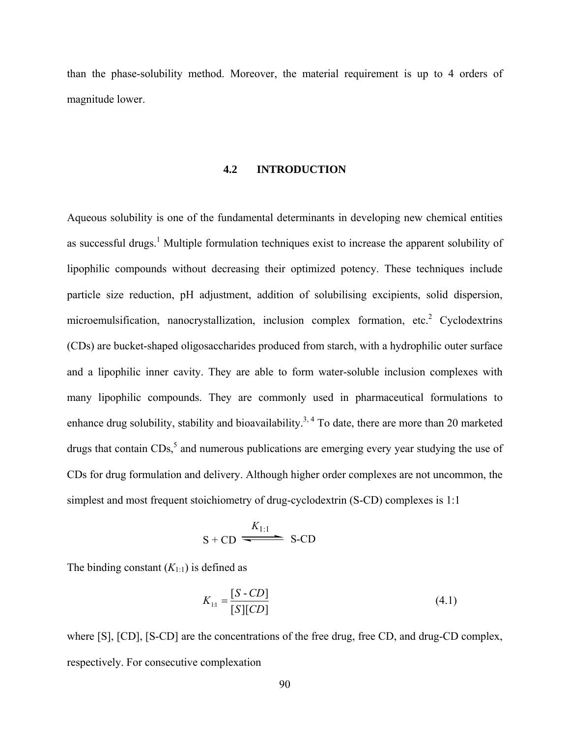than the phase-solubility method. Moreover, the material requirement is up to 4 orders of magnitude lower.

## 4.2 INTRODUCTION

Aqueous solubility is one of the fundamental determinants in developing new chemical entities as successful drugs.[1] Multiple formulation techniques exist to increase the apparent solubility of lipophilic compounds without decreasing their optimized potency. These techniques include particle size reduction, pH adjustment, addition of solubilising excipients, solid dispersion, microemulsification, nanocrystallization, inclusion complex formation, etc.[2] Cyclodextrins (CDs) are bucket-shaped oligosaccharides produced from starch, with a hydrophilic outer surface and a lipophilic inner cavity. They are able to form water-soluble inclusion complexes with many lipophilic compounds. They are commonly used in pharmaceutical formulations to enhance drug solubility, stability and bioavailability.[3, 4] To date, there are more than 20 marketed drugs that contain CDs,[5] and numerous publications are emerging every year studying the use of CDs for drug formulation and delivery. Although higher order complexes are not uncommon, the simplest and most frequent stoichiometry of drug-cyclodextrin (S-CD) complexes is 1:1

$$\text{S} + \text{CD} \underset{}{\overset{K_{1:1}}{\rightleftharpoons}} \text{S-CD}$$

The binding constant ($K_{1:1}$) is defined as

$$K_{1:1} = \frac{[S\text{-}CD]}{[S][CD]} \tag{4.1}$$

where [S], [CD], [S-CD] are the concentrations of the free drug, free CD, and drug-CD complex, respectively. For consecutive complexation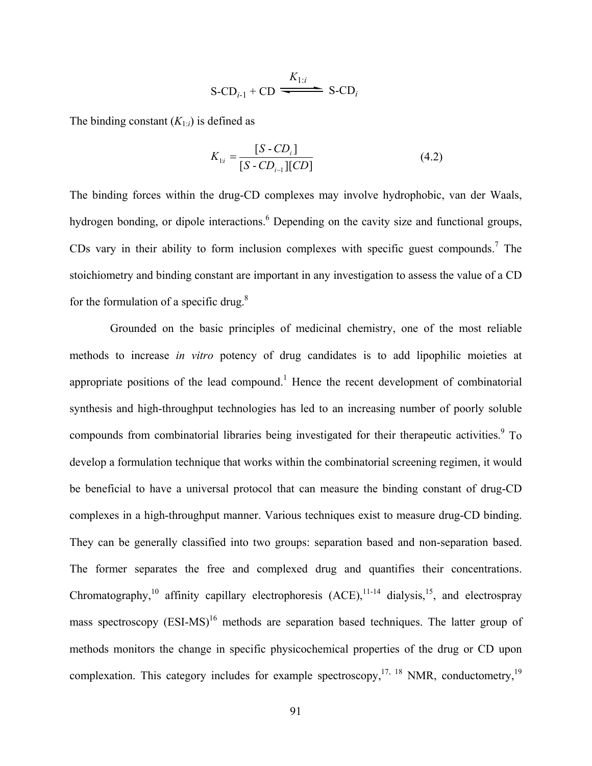$$S\text{-}CD_{i-1} + CD \xrightleftharpoons{K_{1:i}} S\text{-}CD_i$$

The binding constant ($K_{1:i}$) is defined as

$$K_{1:i} = \frac{[S\text{-}CD_i]}{[S\text{-}CD_{i-1}][CD]} \tag{4.2}$$

The binding forces within the drug-CD complexes may involve hydrophobic, van der Waals, hydrogen bonding, or dipole interactions.[6] Depending on the cavity size and functional groups, CDs vary in their ability to form inclusion complexes with specific guest compounds.[7] The stoichiometry and binding constant are important in any investigation to assess the value of a CD for the formulation of a specific drug.[8]

Grounded on the basic principles of medicinal chemistry, one of the most reliable methods to increase *in vitro* potency of drug candidates is to add lipophilic moieties at appropriate positions of the lead compound.[1] Hence the recent development of combinatorial synthesis and high-throughput technologies has led to an increasing number of poorly soluble compounds from combinatorial libraries being investigated for their therapeutic activities.[9] To develop a formulation technique that works within the combinatorial screening regimen, it would be beneficial to have a universal protocol that can measure the binding constant of drug-CD complexes in a high-throughput manner. Various techniques exist to measure drug-CD binding. They can be generally classified into two groups: separation based and non-separation based. The former separates the free and complexed drug and quantifies their concentrations. Chromatography,[10] affinity capillary electrophoresis (ACE),[11-14] dialysis,[15], and electrospray mass spectroscopy (ESI-MS)[16] methods are separation based techniques. The latter group of methods monitors the change in specific physicochemical properties of the drug or CD upon complexation. This category includes for example spectroscopy,[17, 18] NMR, conductometry,[19]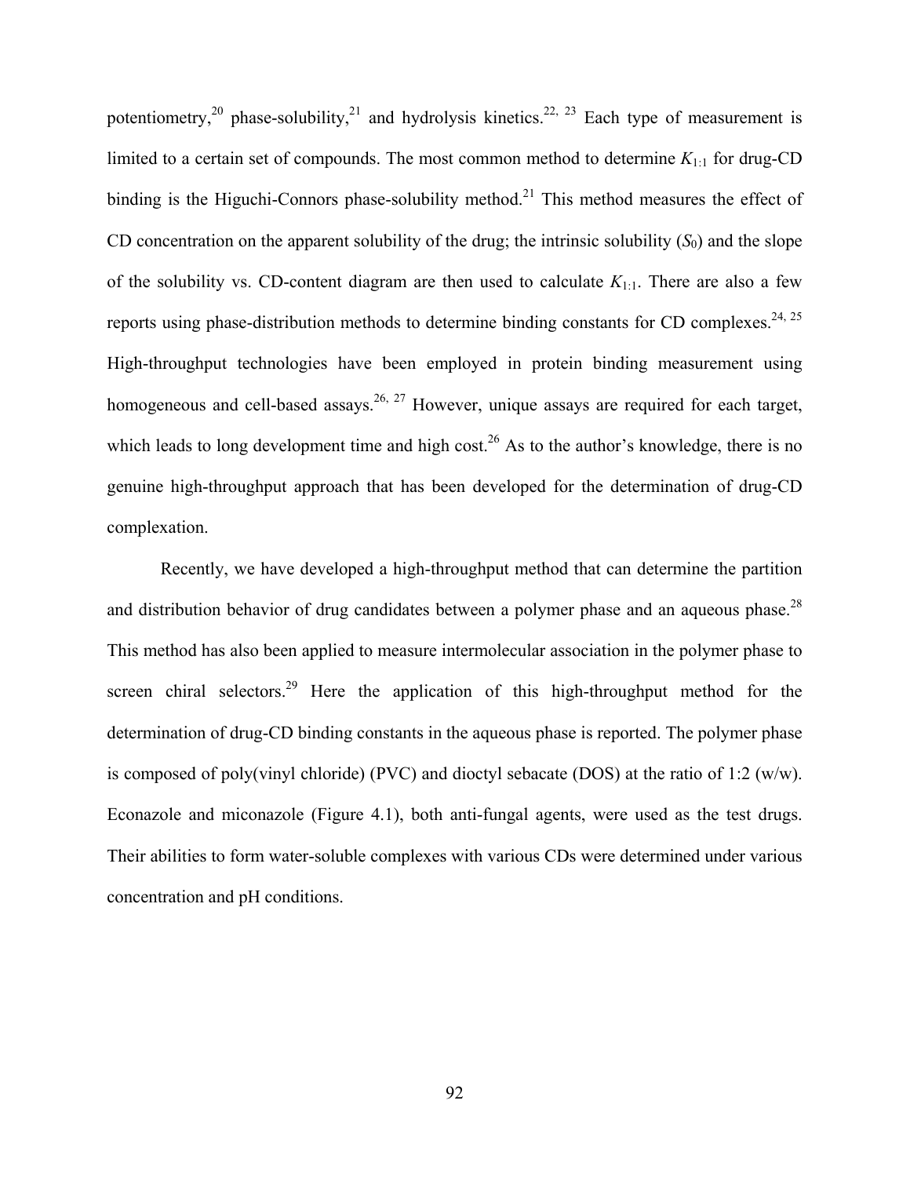potentiometry,[20] phase-solubility,[21] and hydrolysis kinetics.[22, 23] Each type of measurement is limited to a certain set of compounds. The most common method to determine $K_{1:1}$ for drug-CD binding is the Higuchi-Connors phase-solubility method.[21] This method measures the effect of CD concentration on the apparent solubility of the drug; the intrinsic solubility ($S_0$) and the slope of the solubility vs. CD-content diagram are then used to calculate $K_{1:1}$. There are also a few reports using phase-distribution methods to determine binding constants for CD complexes.[24, 25] High-throughput technologies have been employed in protein binding measurement using homogeneous and cell-based assays.[26, 27] However, unique assays are required for each target, which leads to long development time and high cost.[26] As to the author's knowledge, there is no genuine high-throughput approach that has been developed for the determination of drug-CD complexation.

Recently, we have developed a high-throughput method that can determine the partition and distribution behavior of drug candidates between a polymer phase and an aqueous phase.[28] This method has also been applied to measure intermolecular association in the polymer phase to screen chiral selectors.[29] Here the application of this high-throughput method for the determination of drug-CD binding constants in the aqueous phase is reported. The polymer phase is composed of poly(vinyl chloride) (PVC) and dioctyl sebacate (DOS) at the ratio of 1:2 (w/w). Econazole and miconazole (Figure 4.1), both anti-fungal agents, were used as the test drugs. Their abilities to form water-soluble complexes with various CDs were determined under various concentration and pH conditions.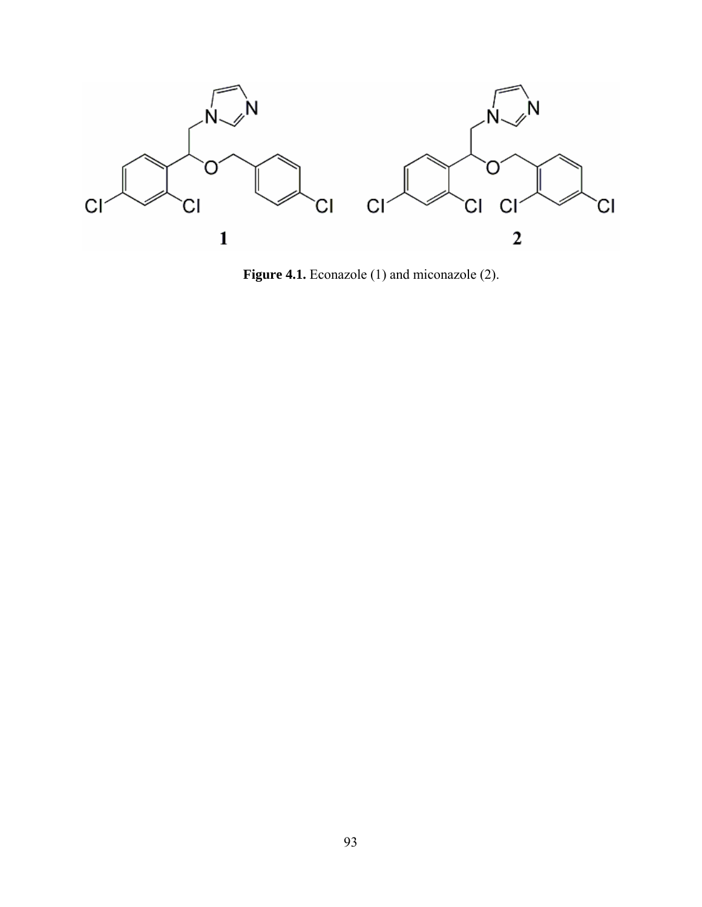**Figure 4.1.** Econazole (1) and miconazole (2).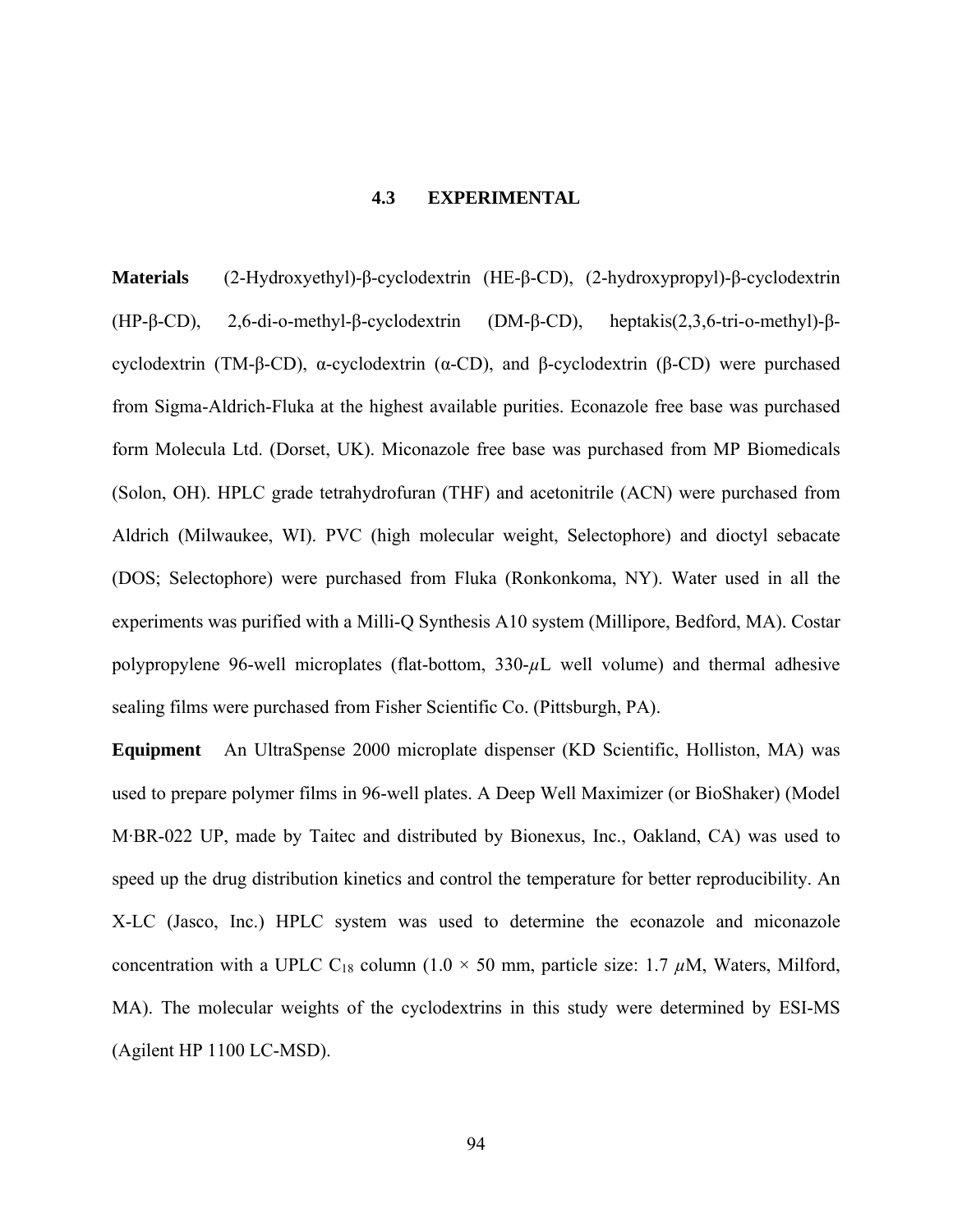### 4.3 EXPERIMENTAL

**Materials** (2-Hydroxyethyl)-β-cyclodextrin (HE-β-CD), (2-hydroxypropyl)-β-cyclodextrin (HP-β-CD), 2,6-di-o-methyl-β-cyclodextrin (DM-β-CD), heptakis(2,3,6-tri-o-methyl)-β-cyclodextrin (TM-β-CD), α-cyclodextrin (α-CD), and β-cyclodextrin (β-CD) were purchased from Sigma-Aldrich-Fluka at the highest available purities. Econazole free base was purchased form Molecula Ltd. (Dorset, UK). Miconazole free base was purchased from MP Biomedicals (Solon, OH). HPLC grade tetrahydrofuran (THF) and acetonitrile (ACN) were purchased from Aldrich (Milwaukee, WI). PVC (high molecular weight, Selectophore) and dioctyl sebacate (DOS; Selectophore) were purchased from Fluka (Ronkonkoma, NY). Water used in all the experiments was purified with a Milli-Q Synthesis A10 system (Millipore, Bedford, MA). Costar polypropylene 96-well microplates (flat-bottom, 330-$\mu$L well volume) and thermal adhesive sealing films were purchased from Fisher Scientific Co. (Pittsburgh, PA).

**Equipment** An UltraSpense 2000 microplate dispenser (KD Scientific, Holliston, MA) was used to prepare polymer films in 96-well plates. A Deep Well Maximizer (or BioShaker) (Model M·BR-022 UP, made by Taitec and distributed by Bionexus, Inc., Oakland, CA) was used to speed up the drug distribution kinetics and control the temperature for better reproducibility. An X-LC (Jasco, Inc.) HPLC system was used to determine the econazole and miconazole concentration with a UPLC $C_{18}$ column (1.0 × 50 mm, particle size: 1.7 $\mu$M, Waters, Milford, MA). The molecular weights of the cyclodextrins in this study were determined by ESI-MS (Agilent HP 1100 LC-MSD).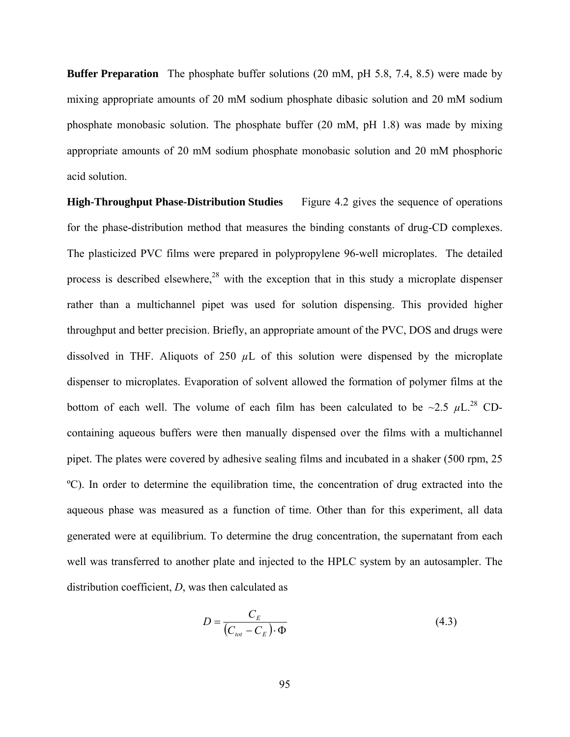**Buffer Preparation** The phosphate buffer solutions (20 mM, pH 5.8, 7.4, 8.5) were made by mixing appropriate amounts of 20 mM sodium phosphate dibasic solution and 20 mM sodium phosphate monobasic solution. The phosphate buffer (20 mM, pH 1.8) was made by mixing appropriate amounts of 20 mM sodium phosphate monobasic solution and 20 mM phosphoric acid solution.

**High-Throughput Phase-Distribution Studies** Figure 4.2 gives the sequence of operations for the phase-distribution method that measures the binding constants of drug-CD complexes. The plasticized PVC films were prepared in polypropylene 96-well microplates. The detailed process is described elsewhere,[28] with the exception that in this study a microplate dispenser rather than a multichannel pipet was used for solution dispensing. This provided higher throughput and better precision. Briefly, an appropriate amount of the PVC, DOS and drugs were dissolved in THF. Aliquots of 250 $\mu$L of this solution were dispensed by the microplate dispenser to microplates. Evaporation of solvent allowed the formation of polymer films at the bottom of each well. The volume of each film has been calculated to be ~2.5 $\mu$L.[28] CD-containing aqueous buffers were then manually dispensed over the films with a multichannel pipet. The plates were covered by adhesive sealing films and incubated in a shaker (500 rpm, 25 ºC). In order to determine the equilibration time, the concentration of drug extracted into the aqueous phase was measured as a function of time. Other than for this experiment, all data generated were at equilibrium. To determine the drug concentration, the supernatant from each well was transferred to another plate and injected to the HPLC system by an autosampler. The distribution coefficient, $D$, was then calculated as

$$D = \frac{C_E}{\left(C_{tot} - C_E\right) \cdot \Phi} \tag{4.3}$$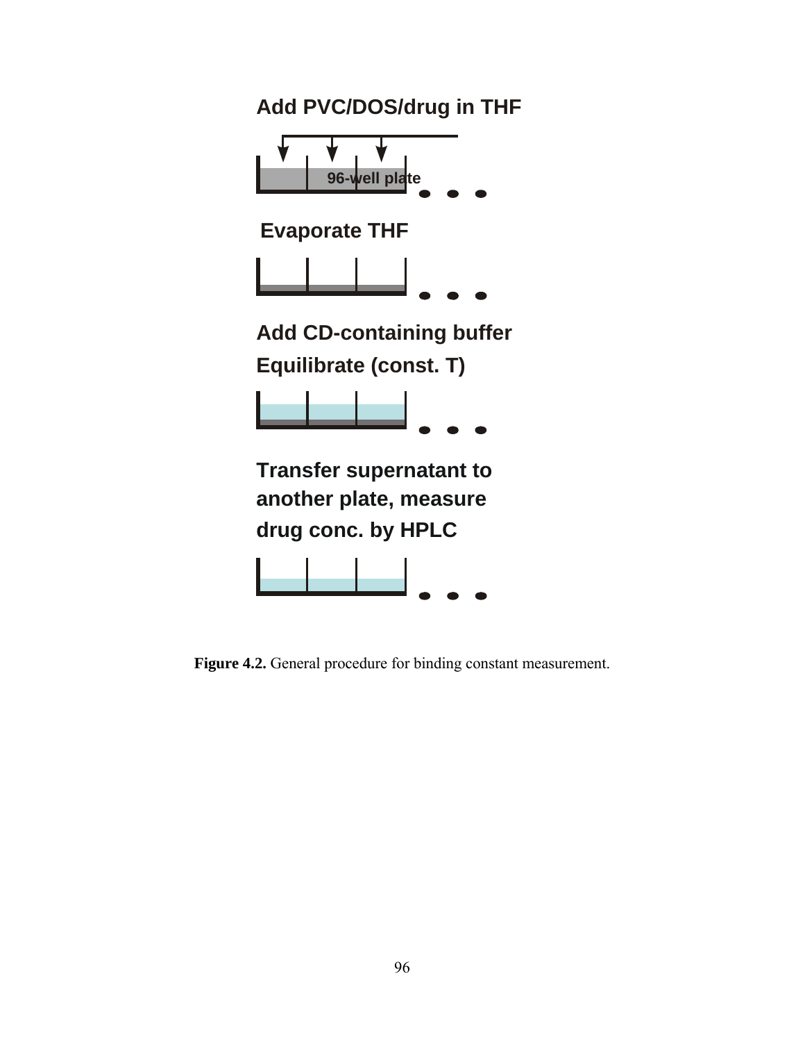Add PVC/DOS/drug in THF

96-well plate

Evaporate THF

Add CD-containing buffer

Equilibrate (const. T)

Transfer supernatant to another plate, measure drug conc. by HPLC

**Figure 4.2.** General procedure for binding constant measurement.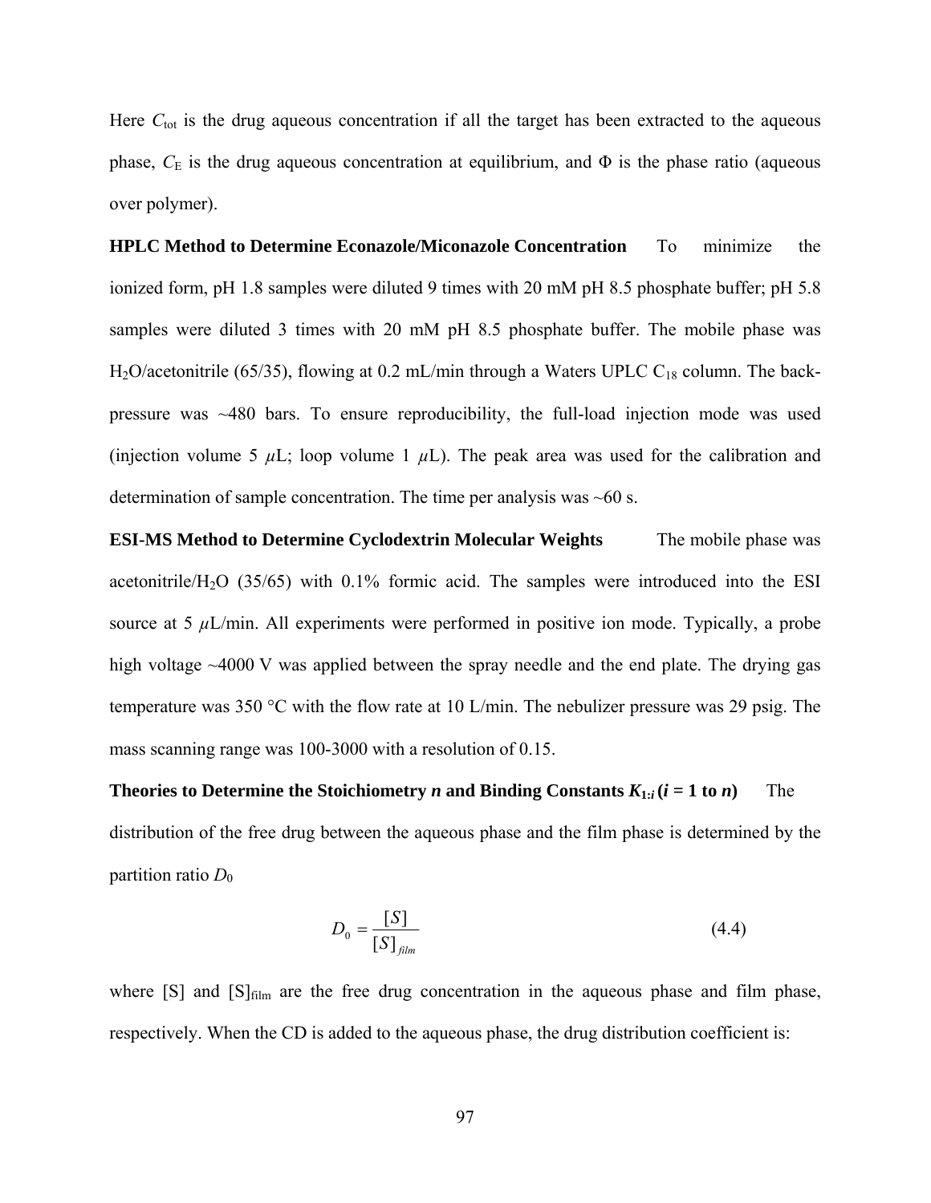Here $C_{tot}$ is the drug aqueous concentration if all the target has been extracted to the aqueous phase, $C_E$ is the drug aqueous concentration at equilibrium, and Φ is the phase ratio (aqueous over polymer).

**HPLC Method to Determine Econazole/Miconazole Concentration** To minimize the ionized form, pH 1.8 samples were diluted 9 times with 20 mM pH 8.5 phosphate buffer; pH 5.8 samples were diluted 3 times with 20 mM pH 8.5 phosphate buffer. The mobile phase was $H_2O$/acetonitrile (65/35), flowing at 0.2 mL/min through a Waters UPLC $C_{18}$ column. The back-pressure was ~480 bars. To ensure reproducibility, the full-load injection mode was used (injection volume 5 $\mu$L; loop volume 1 $\mu$L). The peak area was used for the calibration and determination of sample concentration. The time per analysis was ~60 s.

**ESI-MS Method to Determine Cyclodextrin Molecular Weights** The mobile phase was acetonitrile/$H_2O$ (35/65) with 0.1% formic acid. The samples were introduced into the ESI source at 5 $\mu$L/min. All experiments were performed in positive ion mode. Typically, a probe high voltage ~4000 V was applied between the spray needle and the end plate. The drying gas temperature was 350 °C with the flow rate at 10 L/min. The nebulizer pressure was 29 psig. The mass scanning range was 100-3000 with a resolution of 0.15.

**Theories to Determine the Stoichiometry *n* and Binding Constants $K_{1:i}$ ($i$ = 1 to $n$)** The distribution of the free drug between the aqueous phase and the film phase is determined by the partition ratio $D_0$

$$D_0 = \frac{[S]}{[S]_{film}} \tag{4.4}$$

where [S] and $[S]_{film}$ are the free drug concentration in the aqueous phase and film phase, respectively. When the CD is added to the aqueous phase, the drug distribution coefficient is: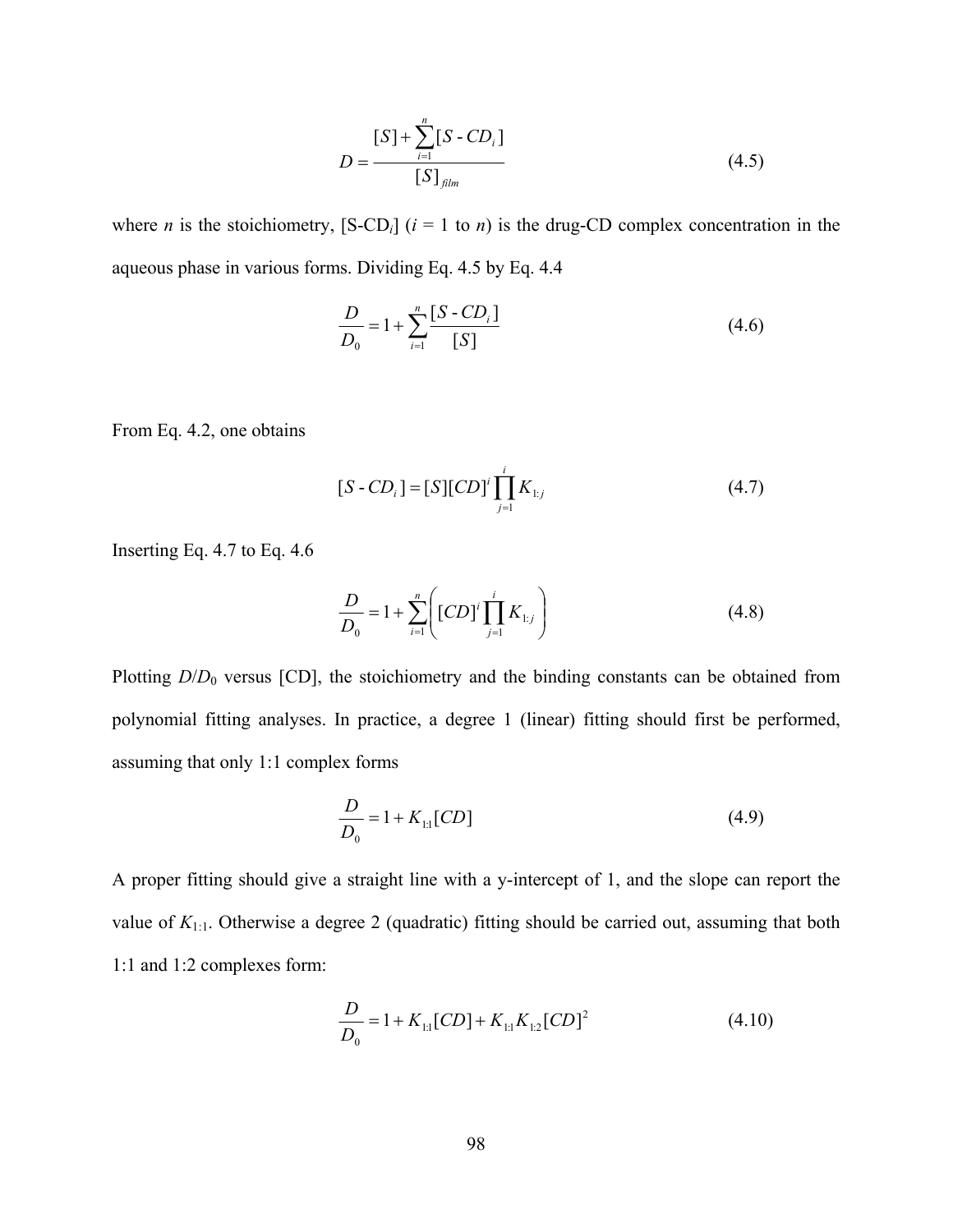$$D = \frac{[S] + \sum_{i=1}^{n} [S\text{-}CD_i]}{[S]_{film}} \tag{4.5}$$

where $n$ is the stoichiometry, $[S\text{-}CD_i]$ ($i$ = 1 to $n$) is the drug-CD complex concentration in the aqueous phase in various forms. Dividing Eq. 4.5 by Eq. 4.4

$$\frac{D}{D_0} = 1 + \sum_{i=1}^{n} \frac{[S\text{-}CD_i]}{[S]} \tag{4.6}$$

From Eq. 4.2, one obtains

$$[S\text{-}CD_i] = [S][CD]^i \prod_{j=1}^{i} K_{1:j} \tag{4.7}$$

Inserting Eq. 4.7 to Eq. 4.6

$$\frac{D}{D_0} = 1 + \sum_{i=1}^{n} \left( [CD]^i \prod_{j=1}^{i} K_{1:j} \right) \tag{4.8}$$

Plotting $D/D_0$ versus [CD], the stoichiometry and the binding constants can be obtained from polynomial fitting analyses. In practice, a degree 1 (linear) fitting should first be performed, assuming that only 1:1 complex forms

$$\frac{D}{D_0} = 1 + K_{1:1}[CD] \tag{4.9}$$

A proper fitting should give a straight line with a y-intercept of 1, and the slope can report the value of $K_{1:1}$. Otherwise a degree 2 (quadratic) fitting should be carried out, assuming that both 1:1 and 1:2 complexes form:

$$\frac{D}{D_0} = 1 + K_{1:1}[CD] + K_{1:1}K_{1:2}[CD]^2 \tag{4.10}$$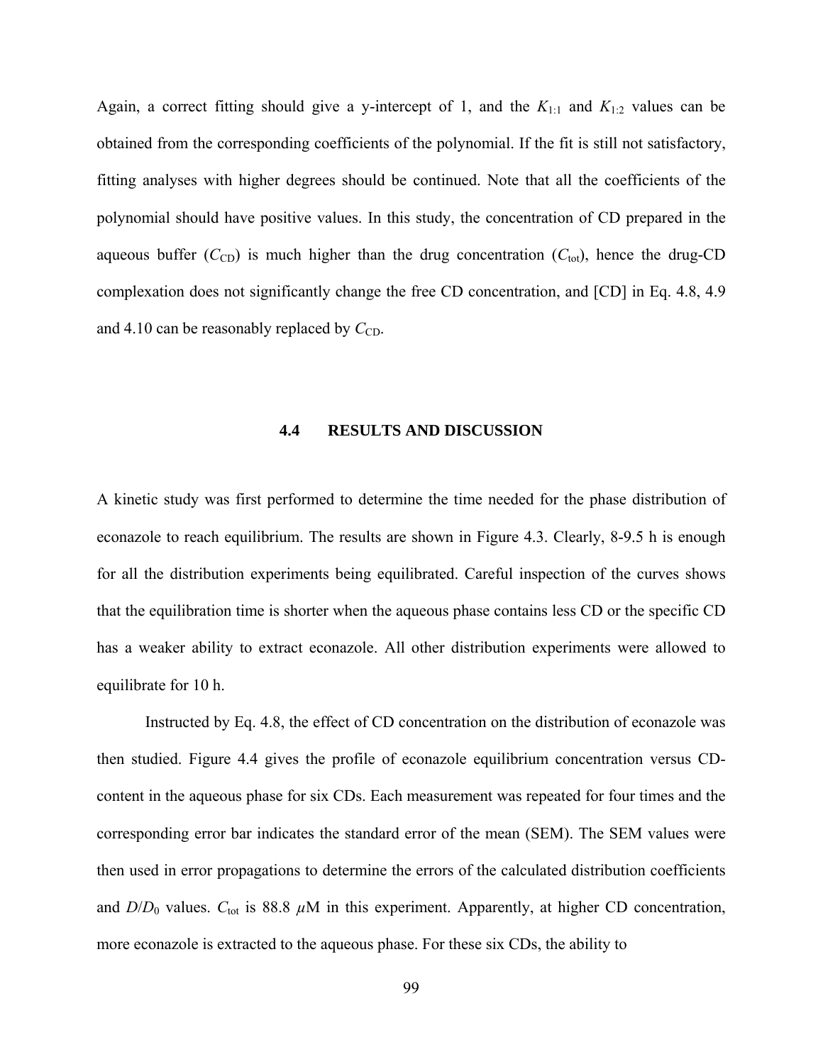Again, a correct fitting should give a y-intercept of 1, and the $K_{1:1}$ and $K_{1:2}$ values can be obtained from the corresponding coefficients of the polynomial. If the fit is still not satisfactory, fitting analyses with higher degrees should be continued. Note that all the coefficients of the polynomial should have positive values. In this study, the concentration of CD prepared in the aqueous buffer ($C_{CD}$) is much higher than the drug concentration ($C_{tot}$), hence the drug-CD complexation does not significantly change the free CD concentration, and [CD] in Eq. 4.8, 4.9 and 4.10 can be reasonably replaced by $C_{CD}$.

## 4.4 RESULTS AND DISCUSSION

A kinetic study was first performed to determine the time needed for the phase distribution of econazole to reach equilibrium. The results are shown in Figure 4.3. Clearly, 8-9.5 h is enough for all the distribution experiments being equilibrated. Careful inspection of the curves shows that the equilibration time is shorter when the aqueous phase contains less CD or the specific CD has a weaker ability to extract econazole. All other distribution experiments were allowed to equilibrate for 10 h.

Instructed by Eq. 4.8, the effect of CD concentration on the distribution of econazole was then studied. Figure 4.4 gives the profile of econazole equilibrium concentration versus CD-content in the aqueous phase for six CDs. Each measurement was repeated for four times and the corresponding error bar indicates the standard error of the mean (SEM). The SEM values were then used in error propagations to determine the errors of the calculated distribution coefficients and $D/D_0$ values. $C_{tot}$ is 88.8 $\mu$M in this experiment. Apparently, at higher CD concentration, more econazole is extracted to the aqueous phase. For these six CDs, the ability to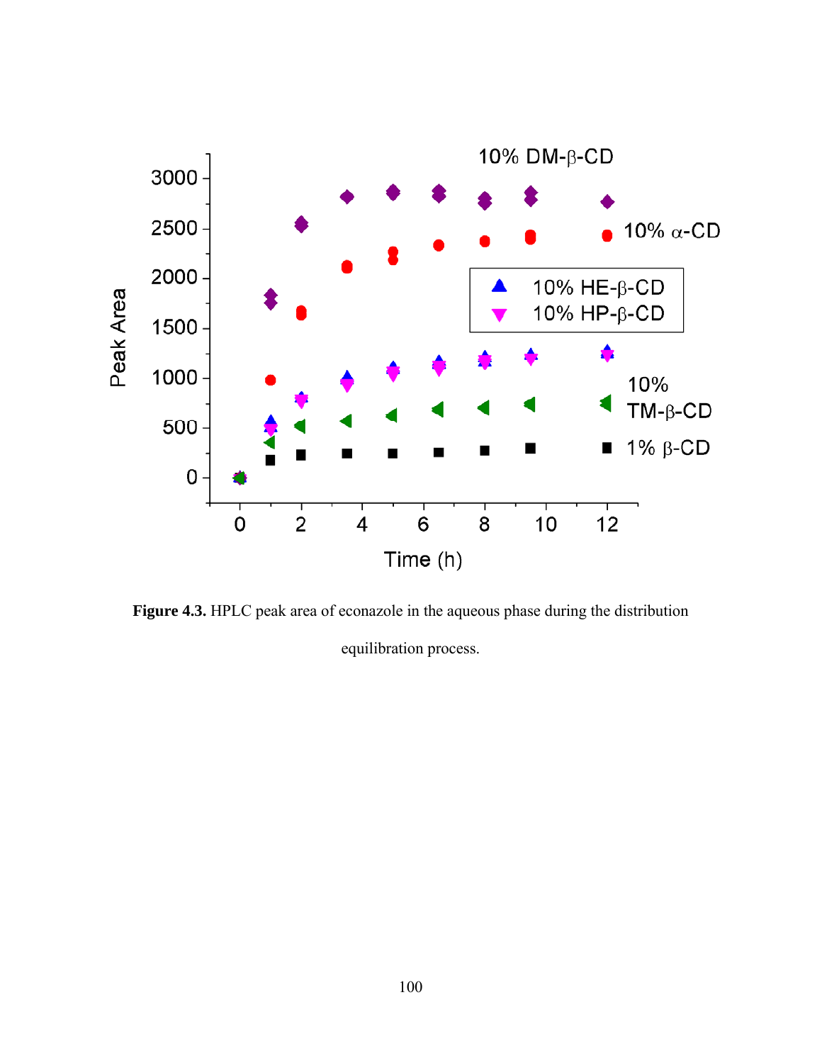**Figure 4.3.** HPLC peak area of econazole in the aqueous phase during the distribution equilibration process.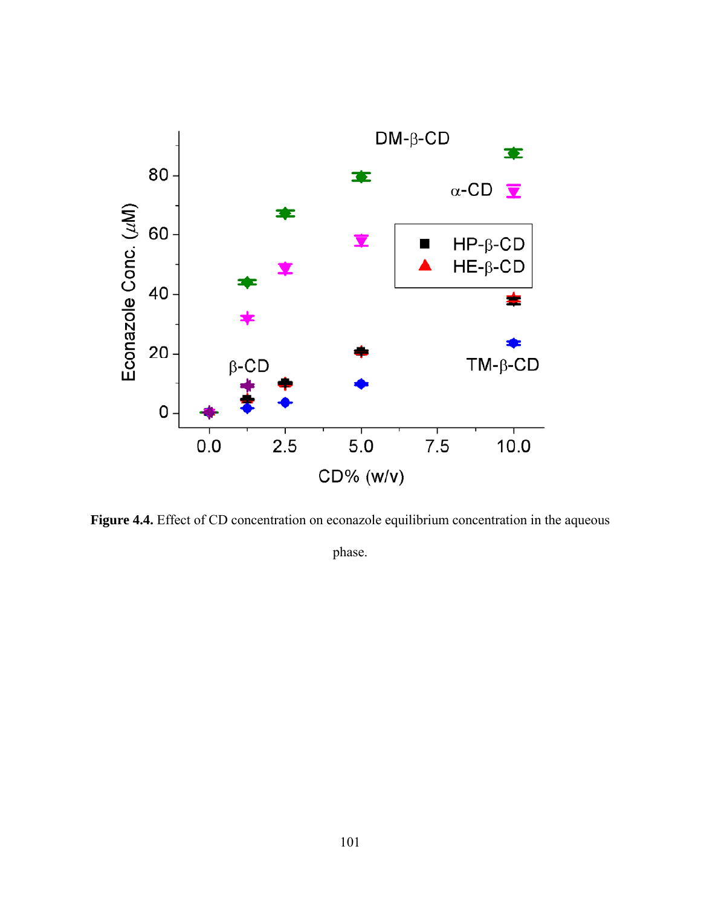**Figure 4.4.** Effect of CD concentration on econazole equilibrium concentration in the aqueous phase.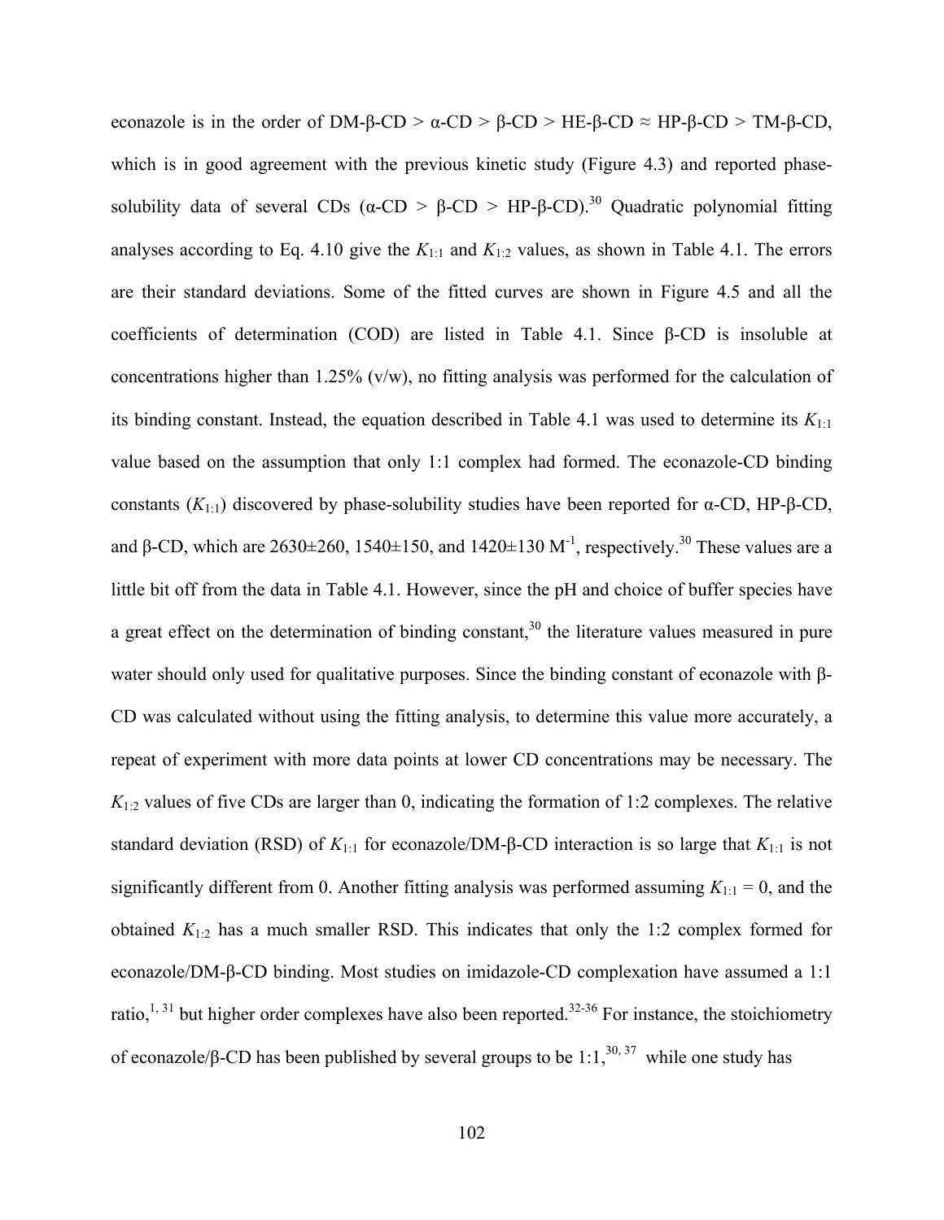econazole is in the order of DM-β-CD > α-CD > β-CD > HE-β-CD ≈ HP-β-CD > TM-β-CD, which is in good agreement with the previous kinetic study (Figure 4.3) and reported phase-solubility data of several CDs (α-CD > β-CD > HP-β-CD).[30] Quadratic polynomial fitting analyses according to Eq. 4.10 give the $K_{1:1}$ and $K_{1:2}$ values, as shown in Table 4.1. The errors are their standard deviations. Some of the fitted curves are shown in Figure 4.5 and all the coefficients of determination (COD) are listed in Table 4.1. Since β-CD is insoluble at concentrations higher than 1.25% (v/w), no fitting analysis was performed for the calculation of its binding constant. Instead, the equation described in Table 4.1 was used to determine its $K_{1:1}$ value based on the assumption that only 1:1 complex had formed. The econazole-CD binding constants ($K_{1:1}$) discovered by phase-solubility studies have been reported for α-CD, HP-β-CD, and β-CD, which are 2630±260, 1540±150, and 1420±130 $M^{-1}$, respectively.[30] These values are a little bit off from the data in Table 4.1. However, since the pH and choice of buffer species have a great effect on the determination of binding constant,[30] the literature values measured in pure water should only used for qualitative purposes. Since the binding constant of econazole with β-CD was calculated without using the fitting analysis, to determine this value more accurately, a repeat of experiment with more data points at lower CD concentrations may be necessary. The $K_{1:2}$ values of five CDs are larger than 0, indicating the formation of 1:2 complexes. The relative standard deviation (RSD) of $K_{1:1}$ for econazole/DM-β-CD interaction is so large that $K_{1:1}$ is not significantly different from 0. Another fitting analysis was performed assuming $K_{1:1} = 0$, and the obtained $K_{1:2}$ has a much smaller RSD. This indicates that only the 1:2 complex formed for econazole/DM-β-CD binding. Most studies on imidazole-CD complexation have assumed a 1:1 ratio,[1, 31] but higher order complexes have also been reported.[32-36] For instance, the stoichiometry of econazole/β-CD has been published by several groups to be 1:1,[30, 37] while one study has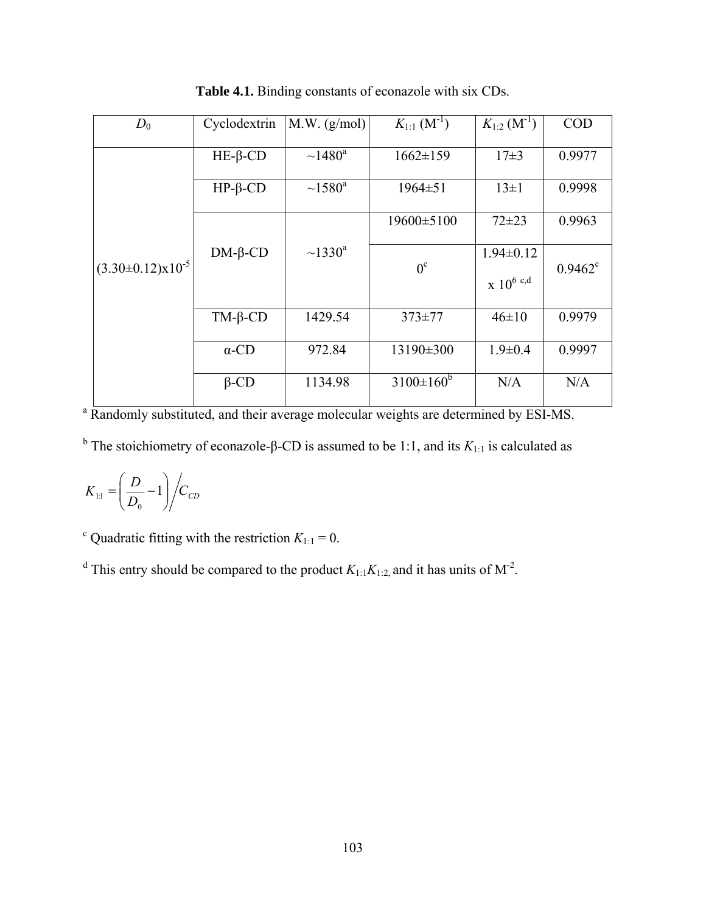**Table 4.1.** Binding constants of econazole with six CDs.

| $D_0$ | Cyclodextrin | M.W. (g/mol) | $K_{1:1}$ ($M^{-1}$) | $K_{1:2}$ ($M^{-1}$) | COD |
|---|---|---|---|---|---|
| $(3.30 \pm 0.12) \times 10^{-5}$ | HE-β-CD | ~1480[a] | 1662±159 | 17±3 | 0.9977 |
| | HP-β-CD | ~1580[a] | 1964±51 | 13±1 | 0.9998 |
| | DM-β-CD | ~1330[a] | 19600±5100 | 72±23 | 0.9963 |
| | | | 0[c] | $1.94 \pm 0.12 \times 10^{6}$ [c,d] | 0.9462[c] |
| | TM-β-CD | 1429.54 | 373±77 | 46±10 | 0.9979 |
| | α-CD | 972.84 | 13190±300 | 1.9±0.4 | 0.9997 |
| | β-CD | 1134.98 | 3100±160[b] | N/A | N/A |

[a] Randomly substituted, and their average molecular weights are determined by ESI-MS.

[b] The stoichiometry of econazole-β-CD is assumed to be 1:1, and its $K_{1:1}$ is calculated as

$$K_{1:1} = \left( \frac{D}{D_0} - 1 \right) \Big/ C_{CD}$$

[c] Quadratic fitting with the restriction $K_{1:1} = 0$.

[d] This entry should be compared to the product $K_{1:1}K_{1:2}$, and it has units of $M^{-2}$.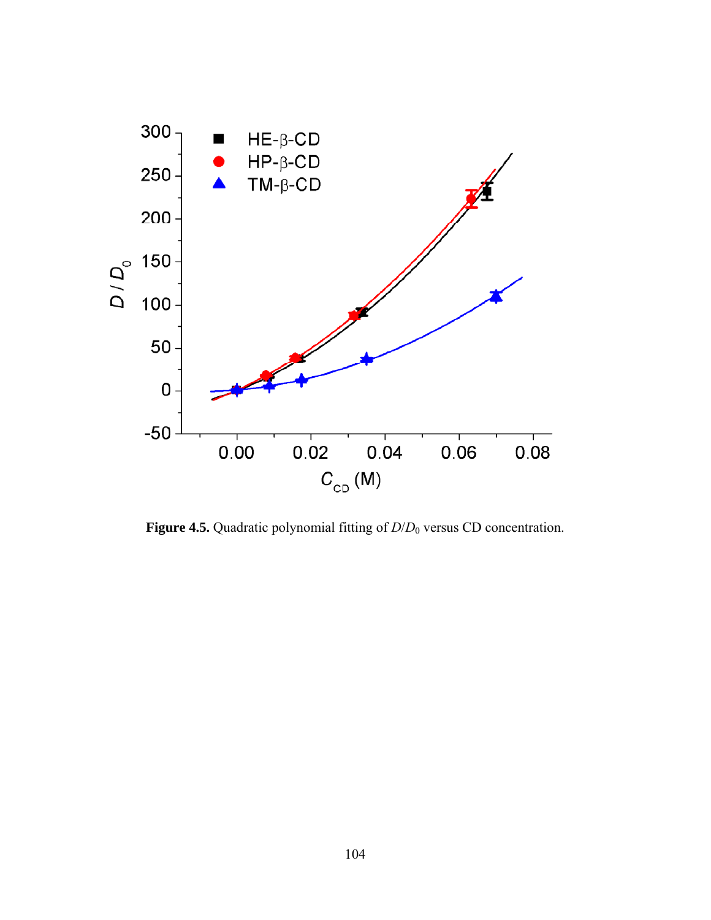**Figure 4.5.** Quadratic polynomial fitting of $D/D_0$ versus CD concentration.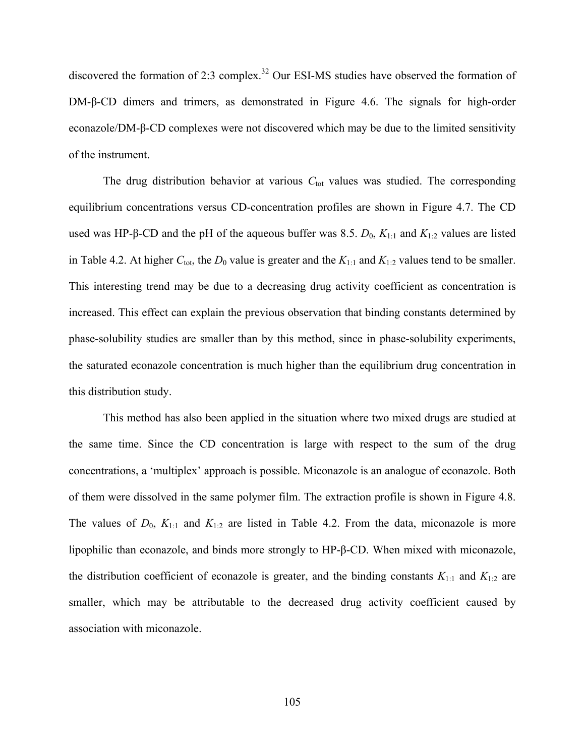discovered the formation of 2:3 complex.[32] Our ESI-MS studies have observed the formation of DM-β-CD dimers and trimers, as demonstrated in Figure 4.6. The signals for high-order econazole/DM-β-CD complexes were not discovered which may be due to the limited sensitivity of the instrument.

The drug distribution behavior at various $C_{tot}$ values was studied. The corresponding equilibrium concentrations versus CD-concentration profiles are shown in Figure 4.7. The CD used was HP-β-CD and the pH of the aqueous buffer was 8.5. $D_0$, $K_{1:1}$ and $K_{1:2}$ values are listed in Table 4.2. At higher $C_{tot}$, the $D_0$ value is greater and the $K_{1:1}$ and $K_{1:2}$ values tend to be smaller. This interesting trend may be due to a decreasing drug activity coefficient as concentration is increased. This effect can explain the previous observation that binding constants determined by phase-solubility studies are smaller than by this method, since in phase-solubility experiments, the saturated econazole concentration is much higher than the equilibrium drug concentration in this distribution study.

This method has also been applied in the situation where two mixed drugs are studied at the same time. Since the CD concentration is large with respect to the sum of the drug concentrations, a 'multiplex' approach is possible. Miconazole is an analogue of econazole. Both of them were dissolved in the same polymer film. The extraction profile is shown in Figure 4.8. The values of $D_0$, $K_{1:1}$ and $K_{1:2}$ are listed in Table 4.2. From the data, miconazole is more lipophilic than econazole, and binds more strongly to HP-β-CD. When mixed with miconazole, the distribution coefficient of econazole is greater, and the binding constants $K_{1:1}$ and $K_{1:2}$ are smaller, which may be attributable to the decreased drug activity coefficient caused by association with miconazole.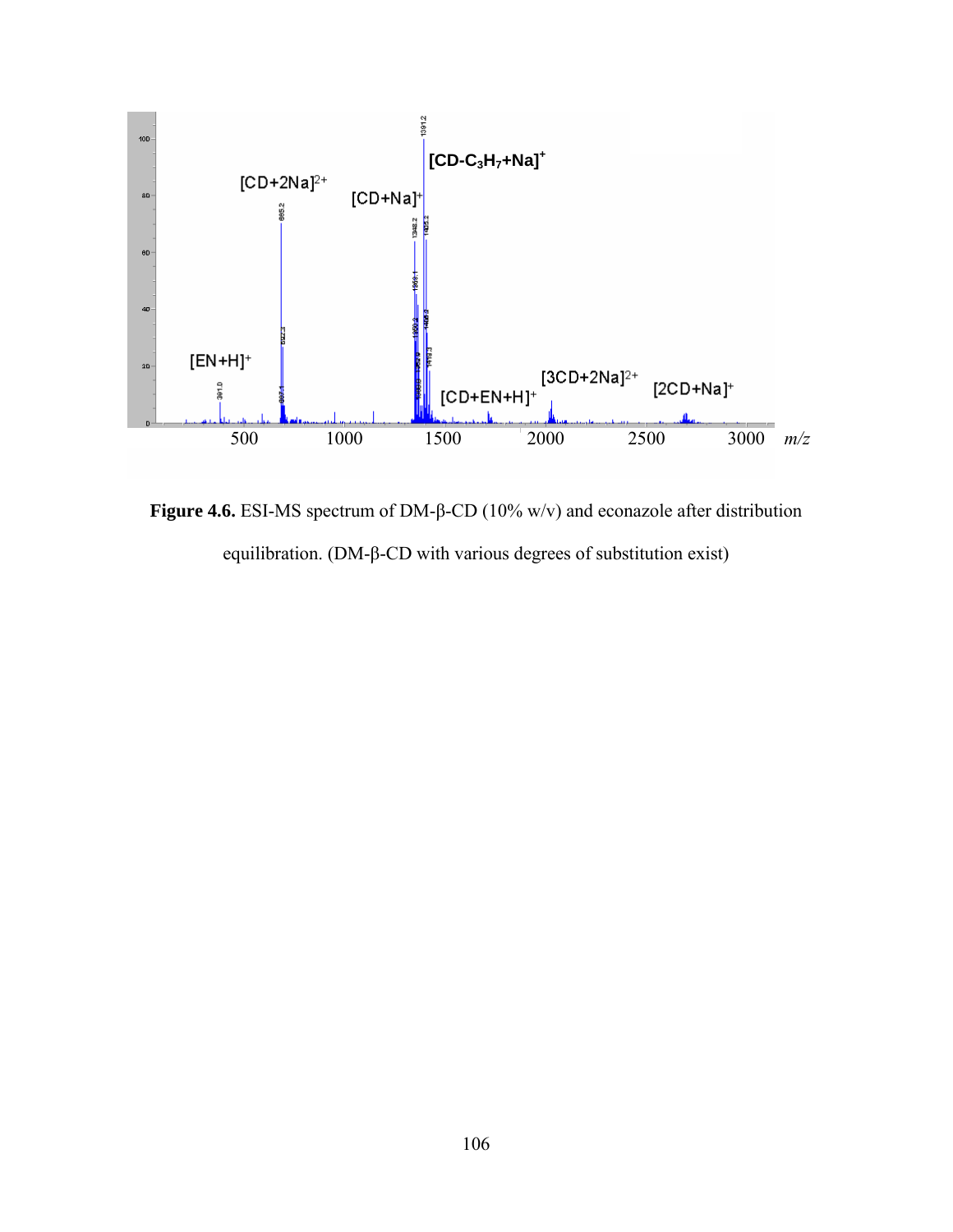**Figure 4.6.** ESI-MS spectrum of DM-β-CD (10% w/v) and econazole after distribution equilibration. (DM-β-CD with various degrees of substitution exist)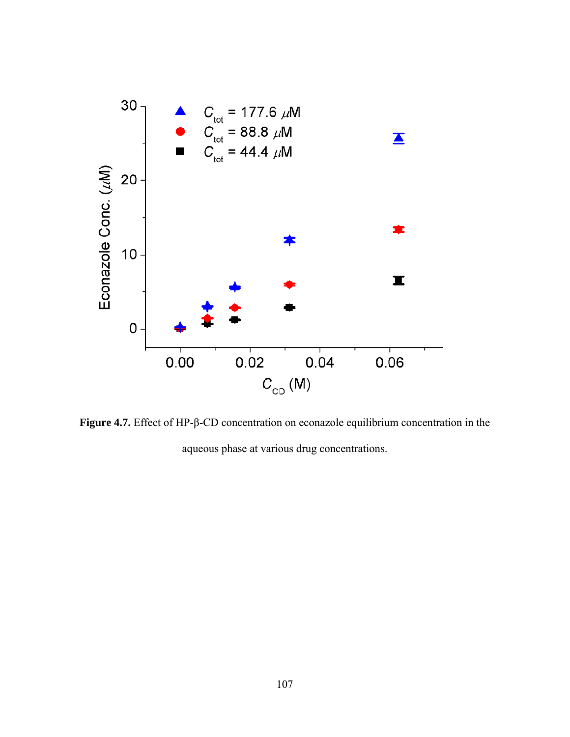**Figure 4.7.** Effect of HP-β-CD concentration on econazole equilibrium concentration in the aqueous phase at various drug concentrations.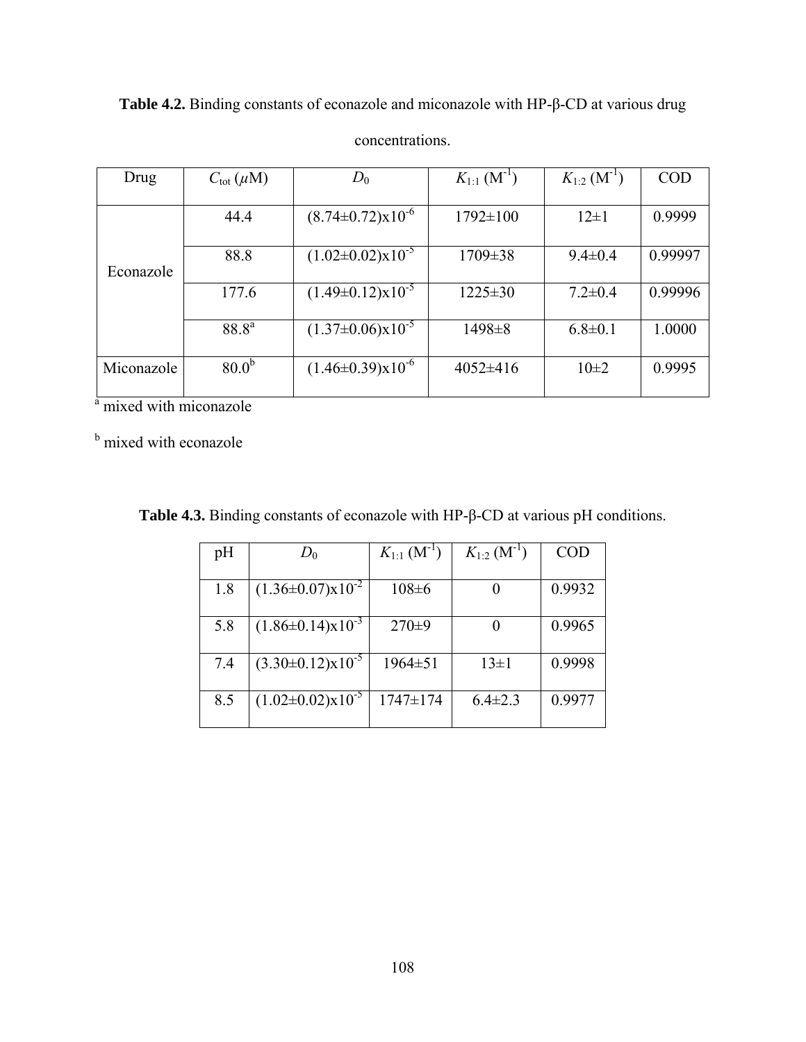**Table 4.2.** Binding constants of econazole and miconazole with HP-β-CD at various drug concentrations.

| Drug | $C_{tot}$ ($\mu$M) | $D_0$ | $K_{1:1}$ ($M^{-1}$) | $K_{1:2}$ ($M^{-1}$) | COD |
|---|---|---|---|---|---|
| Econazole | 44.4 | $(8.74 \pm 0.72) \times 10^{-6}$ | 1792±100 | 12±1 | 0.9999 |
| | 88.8 | $(1.02 \pm 0.02) \times 10^{-5}$ | 1709±38 | 9.4±0.4 | 0.99997 |
| | 177.6 | $(1.49 \pm 0.12) \times 10^{-5}$ | 1225±30 | 7.2±0.4 | 0.99996 |
| | 88.8[a] | $(1.37 \pm 0.06) \times 10^{-5}$ | 1498±8 | 6.8±0.1 | 1.0000 |
| Miconazole | 80.0[b] | $(1.46 \pm 0.39) \times 10^{-6}$ | 4052±416 | 10±2 | 0.9995 |

[a] mixed with miconazole

[b] mixed with econazole

**Table 4.3.** Binding constants of econazole with HP-β-CD at various pH conditions.

| pH | $D_0$ | $K_{1:1}$ ($M^{-1}$) | $K_{1:2}$ ($M^{-1}$) | COD |
|---|---|---|---|---|
| 1.8 | $(1.36 \pm 0.07) \times 10^{-2}$ | 108±6 | 0 | 0.9932 |
| 5.8 | $(1.86 \pm 0.14) \times 10^{-3}$ | 270±9 | 0 | 0.9965 |
| 7.4 | $(3.30 \pm 0.12) \times 10^{-5}$ | 1964±51 | 13±1 | 0.9998 |
| 8.5 | $(1.02 \pm 0.02) \times 10^{-5}$ | 1747±174 | 6.4±2.3 | 0.9977 |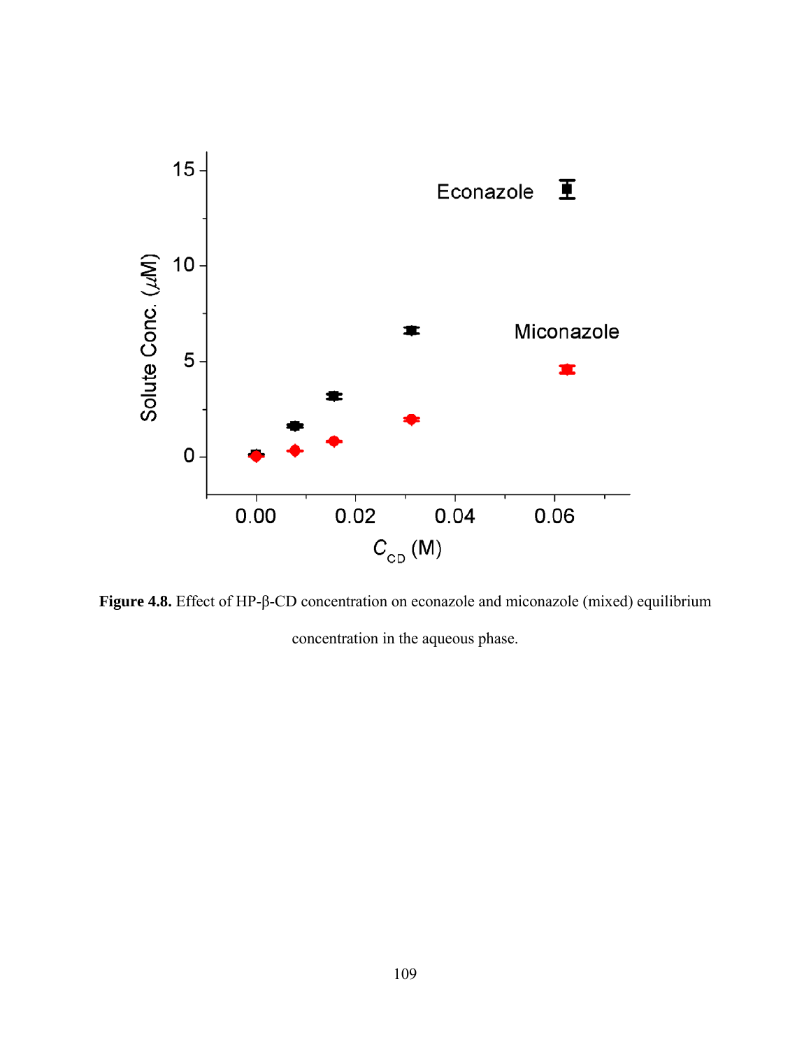**Figure 4.8.** Effect of HP-β-CD concentration on econazole and miconazole (mixed) equilibrium concentration in the aqueous phase.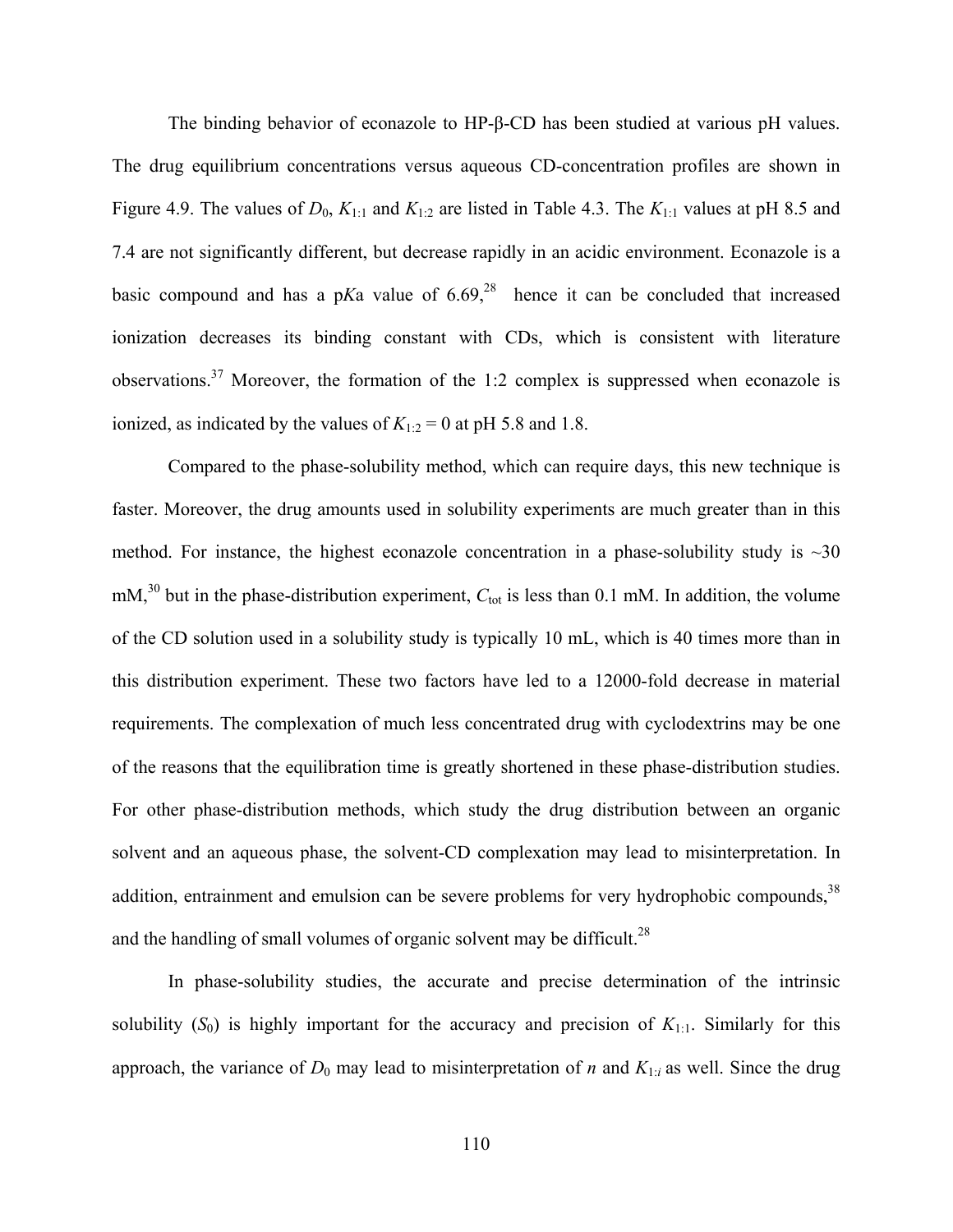The binding behavior of econazole to HP-β-CD has been studied at various pH values. The drug equilibrium concentrations versus aqueous CD-concentration profiles are shown in Figure 4.9. The values of $D_0$, $K_{1:1}$ and $K_{1:2}$ are listed in Table 4.3. The $K_{1:1}$ values at pH 8.5 and 7.4 are not significantly different, but decrease rapidly in an acidic environment. Econazole is a basic compound and has a p*K*a value of 6.69,[28] hence it can be concluded that increased ionization decreases its binding constant with CDs, which is consistent with literature observations.[37] Moreover, the formation of the 1:2 complex is suppressed when econazole is ionized, as indicated by the values of $K_{1:2} = 0$ at pH 5.8 and 1.8.

Compared to the phase-solubility method, which can require days, this new technique is faster. Moreover, the drug amounts used in solubility experiments are much greater than in this method. For instance, the highest econazole concentration in a phase-solubility study is ~30 mM,[30] but in the phase-distribution experiment, $C_{tot}$ is less than 0.1 mM. In addition, the volume of the CD solution used in a solubility study is typically 10 mL, which is 40 times more than in this distribution experiment. These two factors have led to a 12000-fold decrease in material requirements. The complexation of much less concentrated drug with cyclodextrins may be one of the reasons that the equilibration time is greatly shortened in these phase-distribution studies. For other phase-distribution methods, which study the drug distribution between an organic solvent and an aqueous phase, the solvent-CD complexation may lead to misinterpretation. In addition, entrainment and emulsion can be severe problems for very hydrophobic compounds,[38] and the handling of small volumes of organic solvent may be difficult.[28]

In phase-solubility studies, the accurate and precise determination of the intrinsic solubility ($S_0$) is highly important for the accuracy and precision of $K_{1:1}$. Similarly for this approach, the variance of $D_0$ may lead to misinterpretation of $n$ and $K_{1:i}$ as well. Since the drug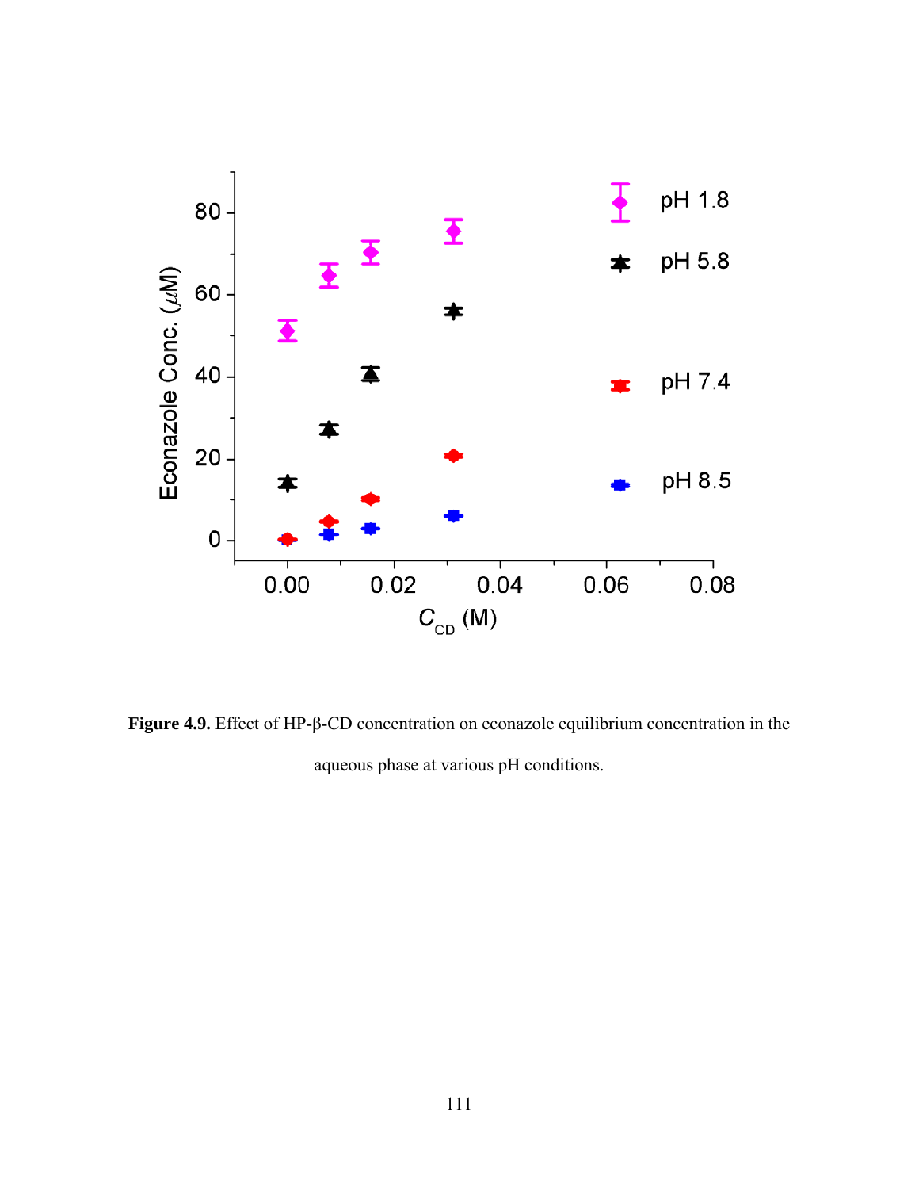**Figure 4.9.** Effect of HP-β-CD concentration on econazole equilibrium concentration in the aqueous phase at various pH conditions.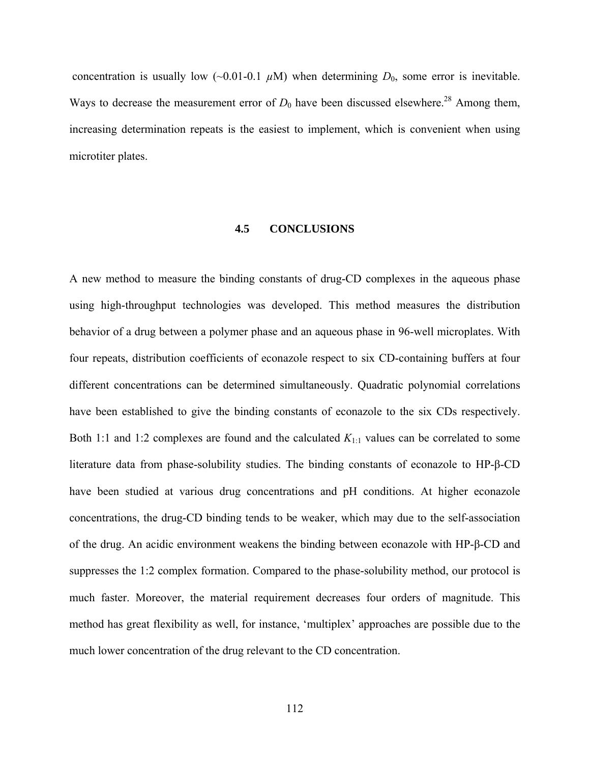concentration is usually low (~0.01-0.1 $\mu$M) when determining $D_0$, some error is inevitable. Ways to decrease the measurement error of $D_0$ have been discussed elsewhere.[28] Among them, increasing determination repeats is the easiest to implement, which is convenient when using microtiter plates.

## 4.5 CONCLUSIONS

A new method to measure the binding constants of drug-CD complexes in the aqueous phase using high-throughput technologies was developed. This method measures the distribution behavior of a drug between a polymer phase and an aqueous phase in 96-well microplates. With four repeats, distribution coefficients of econazole respect to six CD-containing buffers at four different concentrations can be determined simultaneously. Quadratic polynomial correlations have been established to give the binding constants of econazole to the six CDs respectively. Both 1:1 and 1:2 complexes are found and the calculated $K_{1:1}$ values can be correlated to some literature data from phase-solubility studies. The binding constants of econazole to HP-β-CD have been studied at various drug concentrations and pH conditions. At higher econazole concentrations, the drug-CD binding tends to be weaker, which may due to the self-association of the drug. An acidic environment weakens the binding between econazole with HP-β-CD and suppresses the 1:2 complex formation. Compared to the phase-solubility method, our protocol is much faster. Moreover, the material requirement decreases four orders of magnitude. This method has great flexibility as well, for instance, 'multiplex' approaches are possible due to the much lower concentration of the drug relevant to the CD concentration.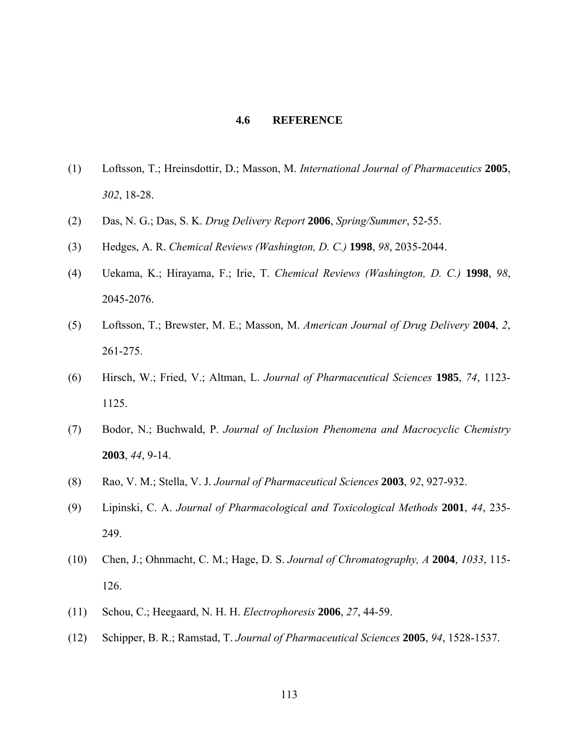## 4.6 REFERENCE

(1) Loftsson, T.; Hreinsdottir, D.; Masson, M. *International Journal of Pharmaceutics* **2005**, *302*, 18-28.

(2) Das, N. G.; Das, S. K. *Drug Delivery Report* **2006**, *Spring/Summer*, 52-55.

(3) Hedges, A. R. *Chemical Reviews (Washington, D. C.)* **1998**, *98*, 2035-2044.

(4) Uekama, K.; Hirayama, F.; Irie, T. *Chemical Reviews (Washington, D. C.)* **1998**, *98*, 2045-2076.

(5) Loftsson, T.; Brewster, M. E.; Masson, M. *American Journal of Drug Delivery* **2004**, *2*, 261-275.

(6) Hirsch, W.; Fried, V.; Altman, L. *Journal of Pharmaceutical Sciences* **1985**, *74*, 1123-1125.

(7) Bodor, N.; Buchwald, P. *Journal of Inclusion Phenomena and Macrocyclic Chemistry* **2003**, *44*, 9-14.

(8) Rao, V. M.; Stella, V. J. *Journal of Pharmaceutical Sciences* **2003**, *92*, 927-932.

(9) Lipinski, C. A. *Journal of Pharmacological and Toxicological Methods* **2001**, *44*, 235-249.

(10) Chen, J.; Ohnmacht, C. M.; Hage, D. S. *Journal of Chromatography, A* **2004**, *1033*, 115-126.

(11) Schou, C.; Heegaard, N. H. H. *Electrophoresis* **2006**, *27*, 44-59.

(12) Schipper, B. R.; Ramstad, T. *Journal of Pharmaceutical Sciences* **2005**, *94*, 1528-1537.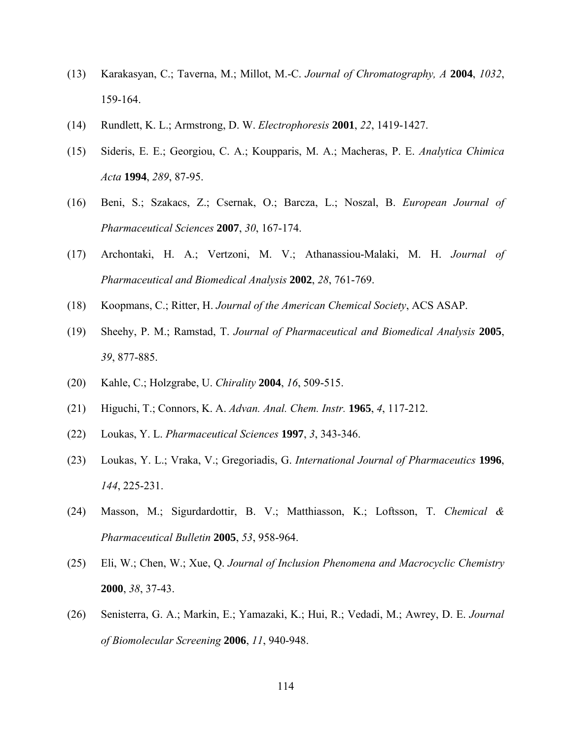(13) Karakasyan, C.; Taverna, M.; Millot, M.-C. *Journal of Chromatography, A* **2004**, *1032*, 159-164.

(14) Rundlett, K. L.; Armstrong, D. W. *Electrophoresis* **2001**, *22*, 1419-1427.

(15) Sideris, E. E.; Georgiou, C. A.; Koupparis, M. A.; Macheras, P. E. *Analytica Chimica Acta* **1994**, *289*, 87-95.

(16) Beni, S.; Szakacs, Z.; Csernak, O.; Barcza, L.; Noszal, B. *European Journal of Pharmaceutical Sciences* **2007**, *30*, 167-174.

(17) Archontaki, H. A.; Vertzoni, M. V.; Athanassiou-Malaki, M. H. *Journal of Pharmaceutical and Biomedical Analysis* **2002**, *28*, 761-769.

(18) Koopmans, C.; Ritter, H. *Journal of the American Chemical Society*, ACS ASAP.

(19) Sheehy, P. M.; Ramstad, T. *Journal of Pharmaceutical and Biomedical Analysis* **2005**, *39*, 877-885.

(20) Kahle, C.; Holzgrabe, U. *Chirality* **2004**, *16*, 509-515.

(21) Higuchi, T.; Connors, K. A. *Advan. Anal. Chem. Instr.* **1965**, *4*, 117-212.

(22) Loukas, Y. L. *Pharmaceutical Sciences* **1997**, *3*, 343-346.

(23) Loukas, Y. L.; Vraka, V.; Gregoriadis, G. *International Journal of Pharmaceutics* **1996**, *144*, 225-231.

(24) Masson, M.; Sigurdardottir, B. V.; Matthiasson, K.; Loftsson, T. *Chemical & Pharmaceutical Bulletin* **2005**, *53*, 958-964.

(25) Eli, W.; Chen, W.; Xue, Q. *Journal of Inclusion Phenomena and Macrocyclic Chemistry* **2000**, *38*, 37-43.

(26) Senisterra, G. A.; Markin, E.; Yamazaki, K.; Hui, R.; Vedadi, M.; Awrey, D. E. *Journal of Biomolecular Screening* **2006**, *11*, 940-948.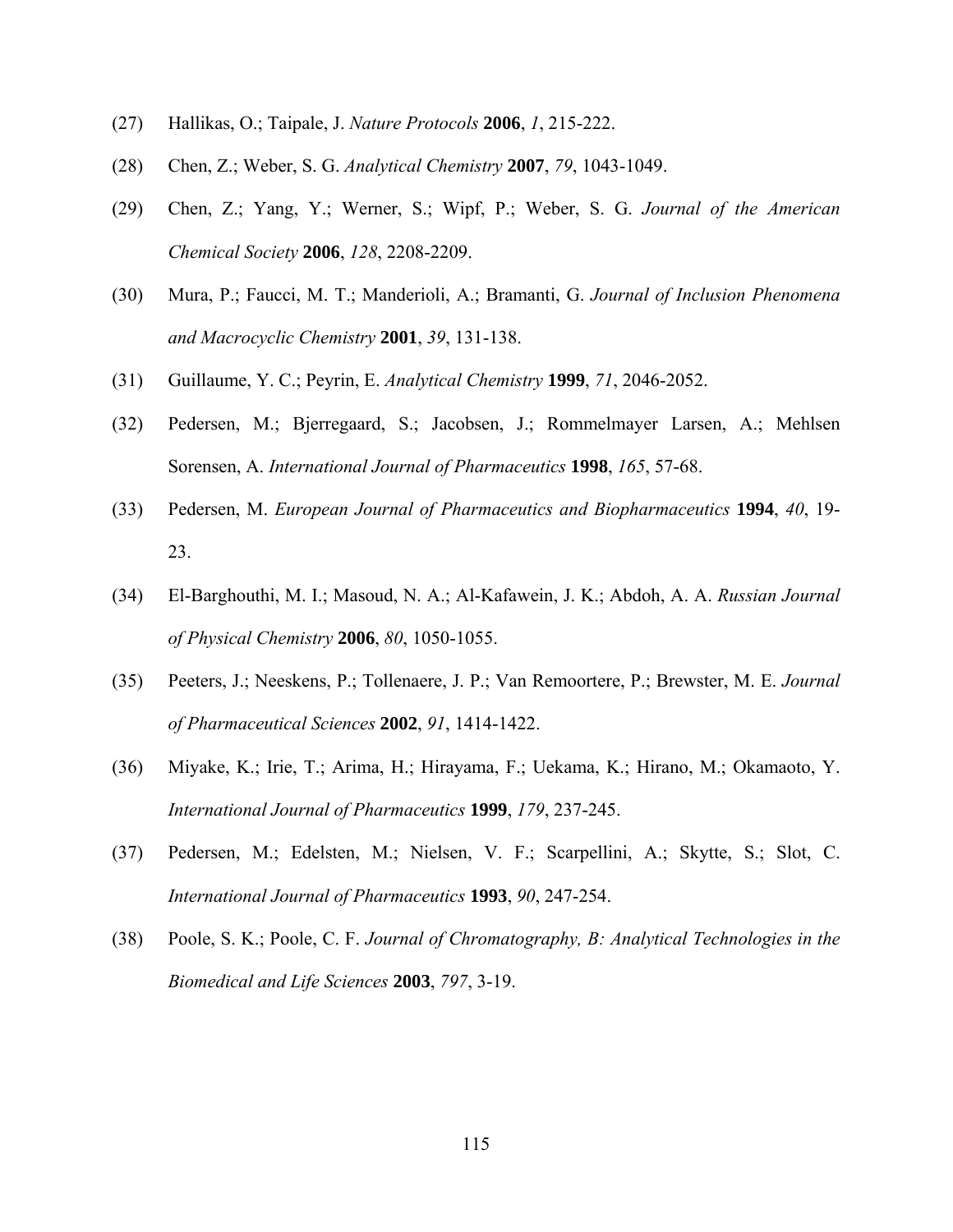(27) Hallikas, O.; Taipale, J. *Nature Protocols* **2006**, *1*, 215-222.

(28) Chen, Z.; Weber, S. G. *Analytical Chemistry* **2007**, *79*, 1043-1049.

(29) Chen, Z.; Yang, Y.; Werner, S.; Wipf, P.; Weber, S. G. *Journal of the American Chemical Society* **2006**, *128*, 2208-2209.

(30) Mura, P.; Faucci, M. T.; Manderioli, A.; Bramanti, G. *Journal of Inclusion Phenomena and Macrocyclic Chemistry* **2001**, *39*, 131-138.

(31) Guillaume, Y. C.; Peyrin, E. *Analytical Chemistry* **1999**, *71*, 2046-2052.

(32) Pedersen, M.; Bjerregaard, S.; Jacobsen, J.; Rommelmayer Larsen, A.; Mehlsen Sorensen, A. *International Journal of Pharmaceutics* **1998**, *165*, 57-68.

(33) Pedersen, M. *European Journal of Pharmaceutics and Biopharmaceutics* **1994**, *40*, 19-23.

(34) El-Barghouthi, M. I.; Masoud, N. A.; Al-Kafawein, J. K.; Abdoh, A. A. *Russian Journal of Physical Chemistry* **2006**, *80*, 1050-1055.

(35) Peeters, J.; Neeskens, P.; Tollenaere, J. P.; Van Remoortere, P.; Brewster, M. E. *Journal of Pharmaceutical Sciences* **2002**, *91*, 1414-1422.

(36) Miyake, K.; Irie, T.; Arima, H.; Hirayama, F.; Uekama, K.; Hirano, M.; Okamaoto, Y. *International Journal of Pharmaceutics* **1999**, *179*, 237-245.

(37) Pedersen, M.; Edelsten, M.; Nielsen, V. F.; Scarpellini, A.; Skytte, S.; Slot, C. *International Journal of Pharmaceutics* **1993**, *90*, 247-254.

(38) Poole, S. K.; Poole, C. F. *Journal of Chromatography, B: Analytical Technologies in the Biomedical and Life Sciences* **2003**, *797*, 3-19.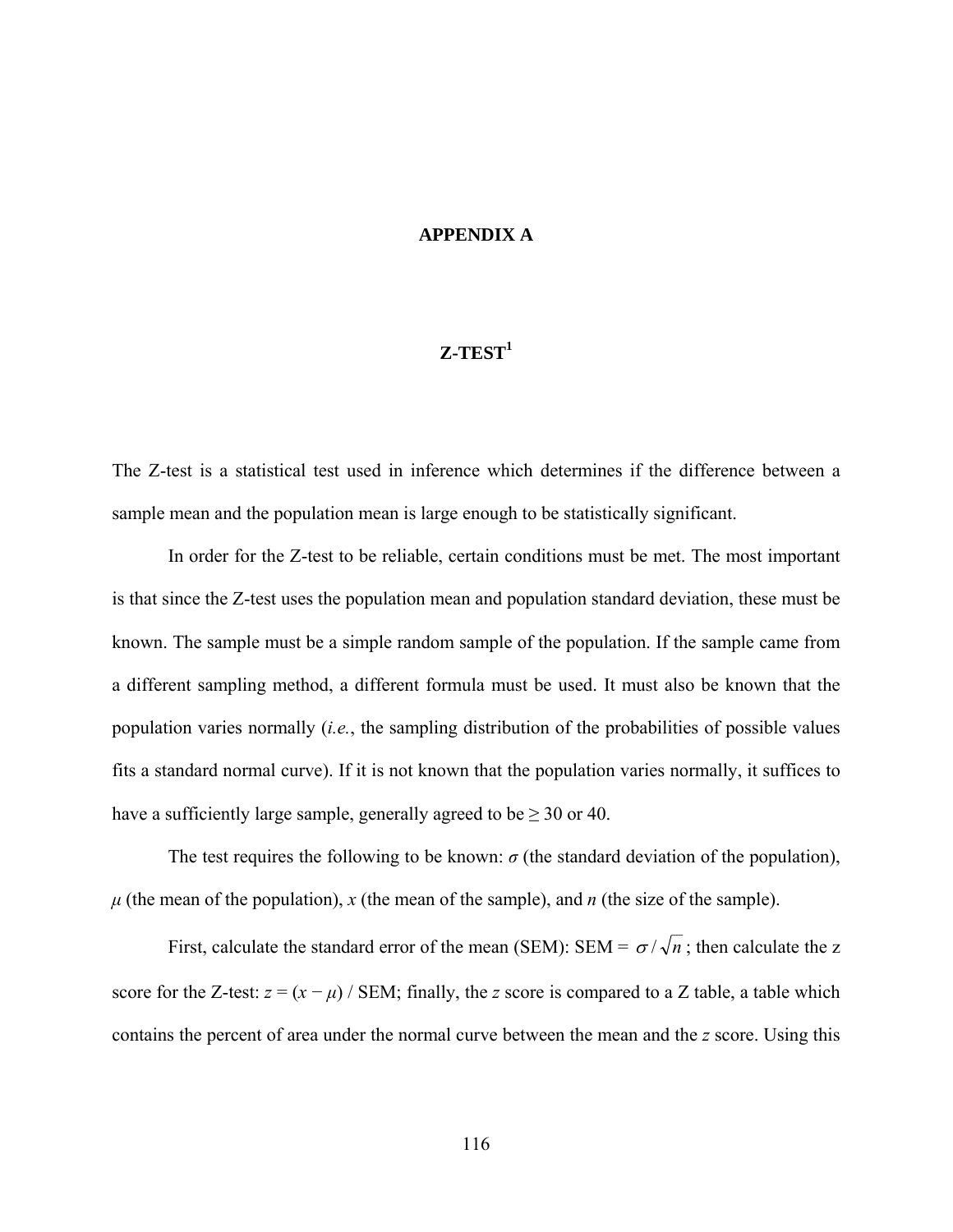# APPENDIX A

## Z-TEST[1]

The Z-test is a statistical test used in inference which determines if the difference between a sample mean and the population mean is large enough to be statistically significant.

In order for the Z-test to be reliable, certain conditions must be met. The most important is that since the Z-test uses the population mean and population standard deviation, these must be known. The sample must be a simple random sample of the population. If the sample came from a different sampling method, a different formula must be used. It must also be known that the population varies normally (*i.e.*, the sampling distribution of the probabilities of possible values fits a standard normal curve). If it is not known that the population varies normally, it suffices to have a sufficiently large sample, generally agreed to be ≥ 30 or 40.

The test requires the following to be known: $\sigma$ (the standard deviation of the population), $\mu$ (the mean of the population), $x$ (the mean of the sample), and $n$ (the size of the sample).

First, calculate the standard error of the mean (SEM): SEM = $\sigma / \sqrt{n}$; then calculate the z score for the Z-test: $z = (x - \mu)$ / SEM; finally, the $z$ score is compared to a Z table, a table which contains the percent of area under the normal curve between the mean and the $z$ score. Using this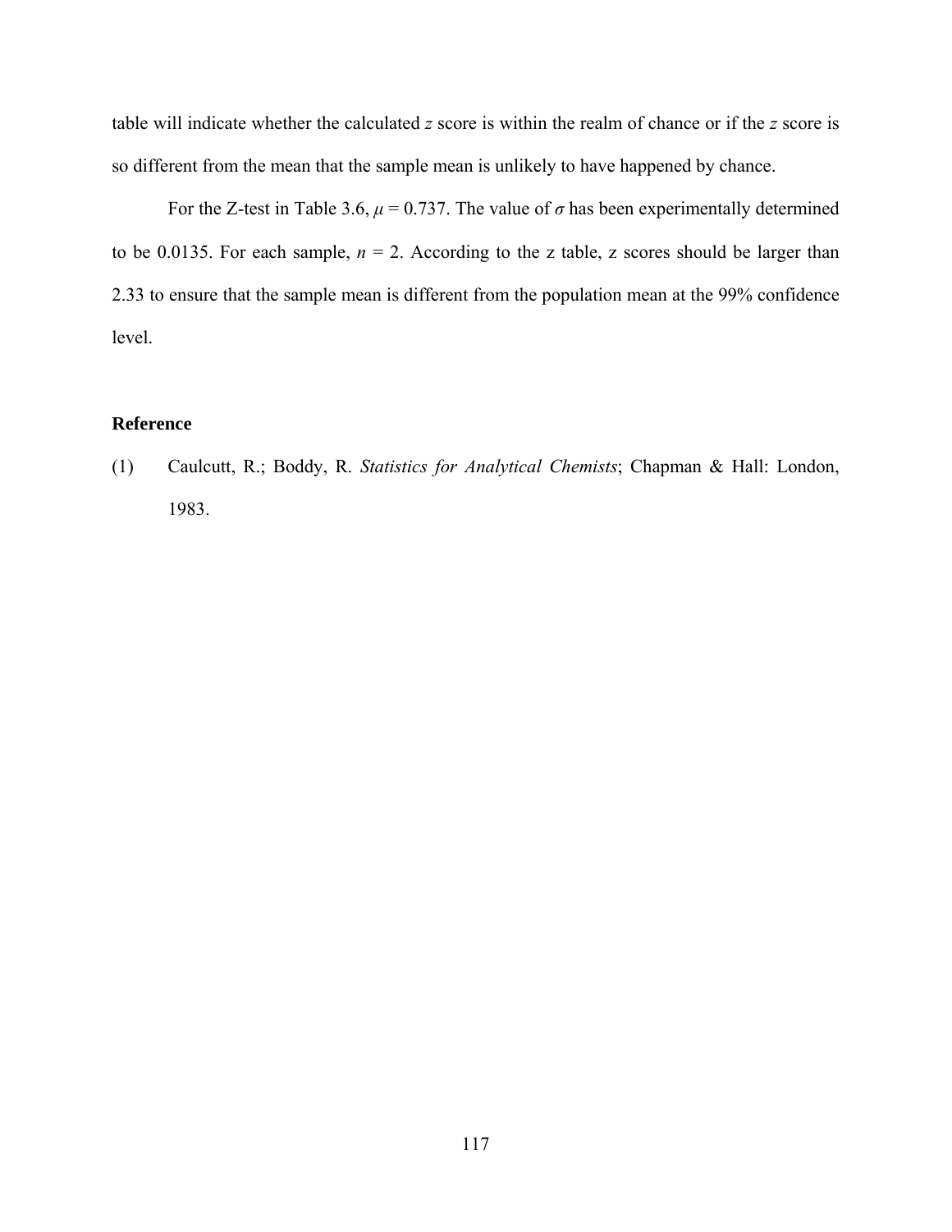table will indicate whether the calculated $z$ score is within the realm of chance or if the $z$ score is so different from the mean that the sample mean is unlikely to have happened by chance.

For the Z-test in Table 3.6, $\mu = 0.737$. The value of $\sigma$ has been experimentally determined to be 0.0135. For each sample, $n = 2$. According to the z table, z scores should be larger than 2.33 to ensure that the sample mean is different from the population mean at the 99% confidence level.

**Reference**

(1) Caulcutt, R.; Boddy, R. *Statistics for Analytical Chemists*; Chapman & Hall: London, 1983.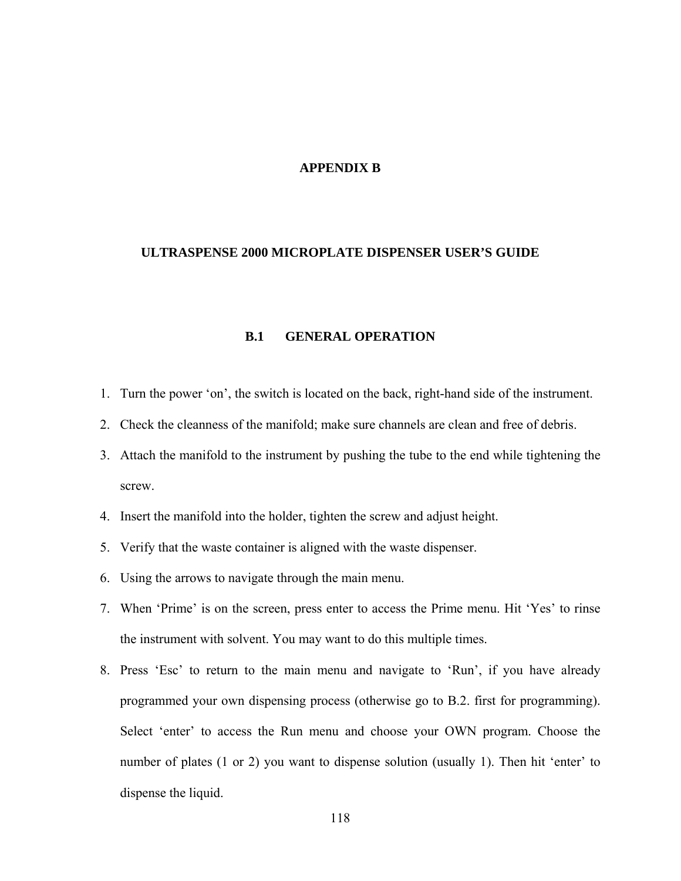# APPENDIX B

## ULTRASPENSE 2000 MICROPLATE DISPENSER USER'S GUIDE

### B.1 GENERAL OPERATION

1. Turn the power 'on', the switch is located on the back, right-hand side of the instrument.
2. Check the cleanness of the manifold; make sure channels are clean and free of debris.
3. Attach the manifold to the instrument by pushing the tube to the end while tightening the screw.
4. Insert the manifold into the holder, tighten the screw and adjust height.
5. Verify that the waste container is aligned with the waste dispenser.
6. Using the arrows to navigate through the main menu.
7. When 'Prime' is on the screen, press enter to access the Prime menu. Hit 'Yes' to rinse the instrument with solvent. You may want to do this multiple times.
8. Press 'Esc' to return to the main menu and navigate to 'Run', if you have already programmed your own dispensing process (otherwise go to B.2. first for programming). Select 'enter' to access the Run menu and choose your OWN program. Choose the number of plates (1 or 2) you want to dispense solution (usually 1). Then hit 'enter' to dispense the liquid.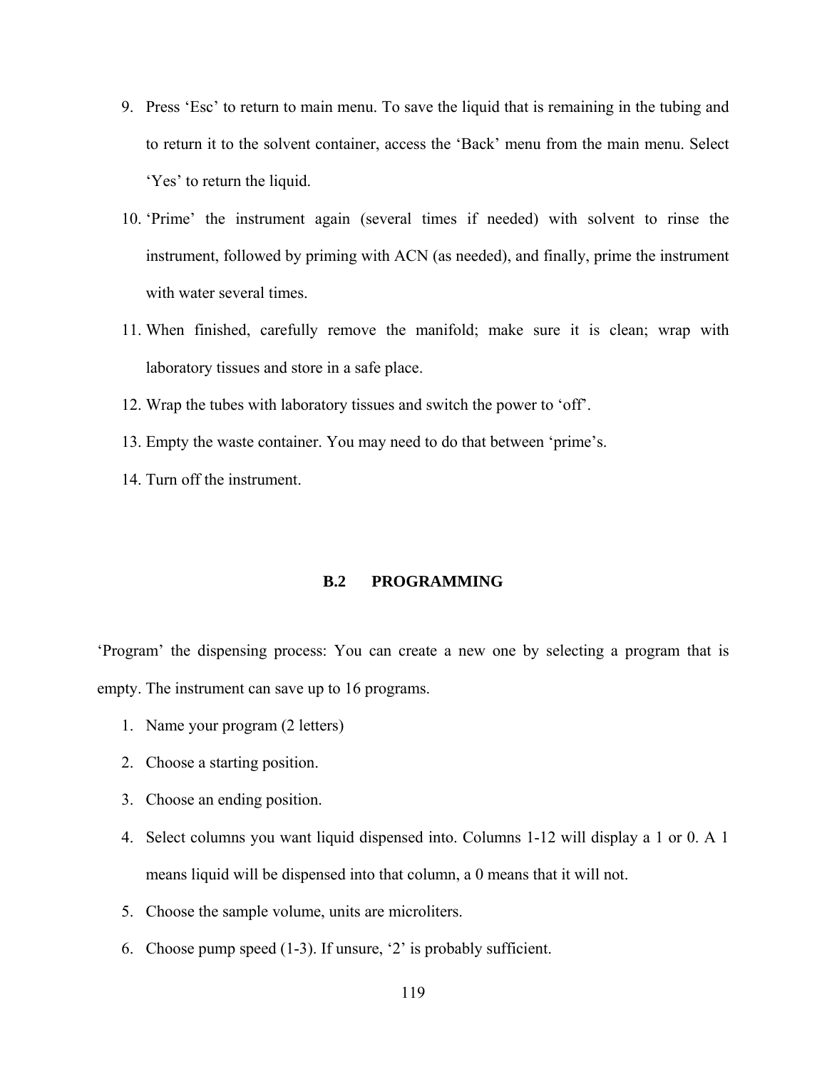9. Press ‘Esc’ to return to main menu. To save the liquid that is remaining in the tubing and to return it to the solvent container, access the ‘Back’ menu from the main menu. Select ‘Yes’ to return the liquid.
10. ‘Prime’ the instrument again (several times if needed) with solvent to rinse the instrument, followed by priming with ACN (as needed), and finally, prime the instrument with water several times.
11. When finished, carefully remove the manifold; make sure it is clean; wrap with laboratory tissues and store in a safe place.
12. Wrap the tubes with laboratory tissues and switch the power to ‘off’.
13. Empty the waste container. You may need to do that between ‘prime’s.
14. Turn off the instrument.

## B.2 PROGRAMMING

‘Program’ the dispensing process: You can create a new one by selecting a program that is empty. The instrument can save up to 16 programs.

1. Name your program (2 letters)
2. Choose a starting position.
3. Choose an ending position.
4. Select columns you want liquid dispensed into. Columns 1-12 will display a 1 or 0. A 1 means liquid will be dispensed into that column, a 0 means that it will not.
5. Choose the sample volume, units are microliters.
6. Choose pump speed (1-3). If unsure, ‘2’ is probably sufficient.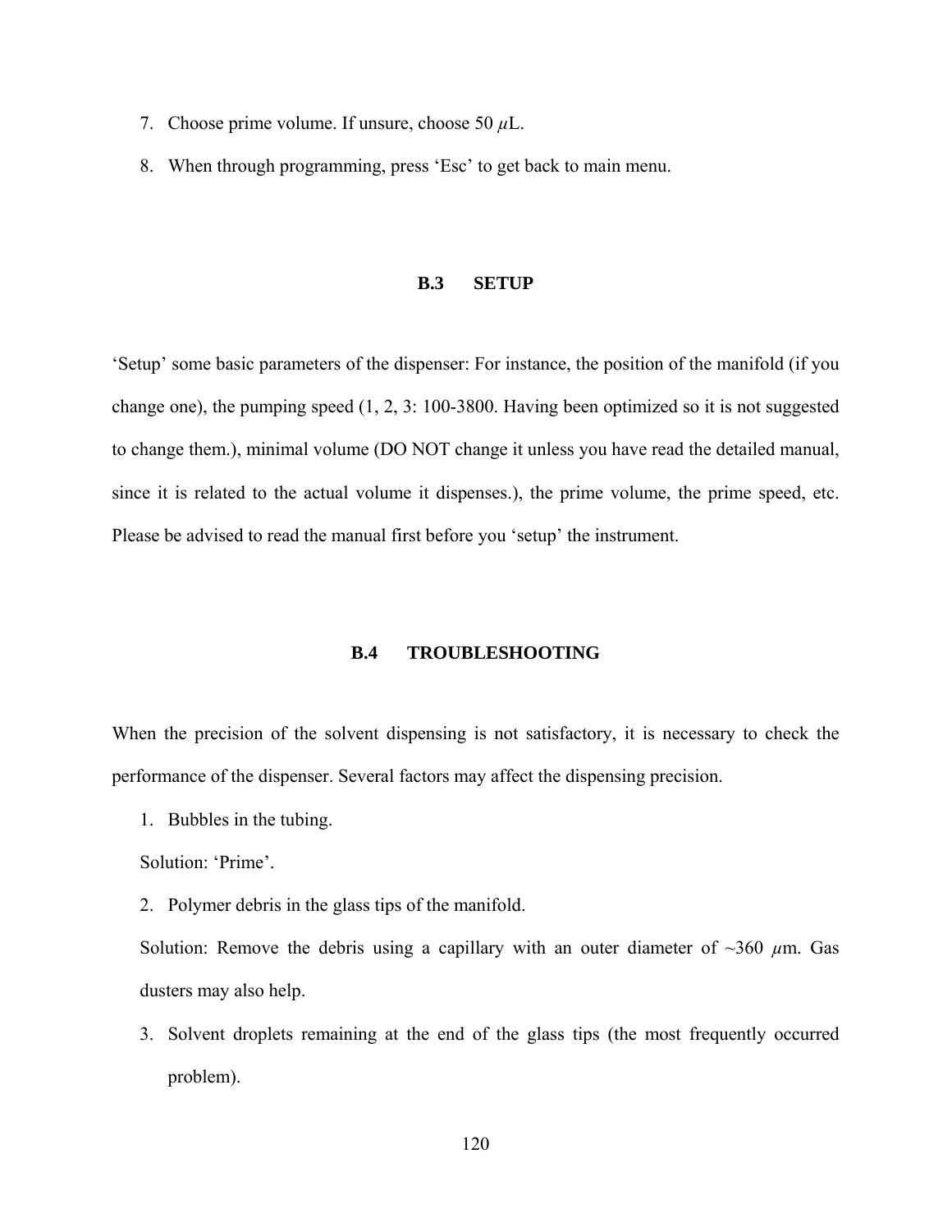7. Choose prime volume. If unsure, choose 50 $\mu$L.
8. When through programming, press 'Esc' to get back to main menu.

## B.3 SETUP

'Setup' some basic parameters of the dispenser: For instance, the position of the manifold (if you change one), the pumping speed (1, 2, 3: 100-3800. Having been optimized so it is not suggested to change them.), minimal volume (DO NOT change it unless you have read the detailed manual, since it is related to the actual volume it dispenses.), the prime volume, the prime speed, etc. Please be advised to read the manual first before you 'setup' the instrument.

## B.4 TROUBLESHOOTING

When the precision of the solvent dispensing is not satisfactory, it is necessary to check the performance of the dispenser. Several factors may affect the dispensing precision.

1. Bubbles in the tubing.

   Solution: 'Prime'.

2. Polymer debris in the glass tips of the manifold.

   Solution: Remove the debris using a capillary with an outer diameter of ~360 $\mu$m. Gas dusters may also help.

3. Solvent droplets remaining at the end of the glass tips (the most frequently occurred problem).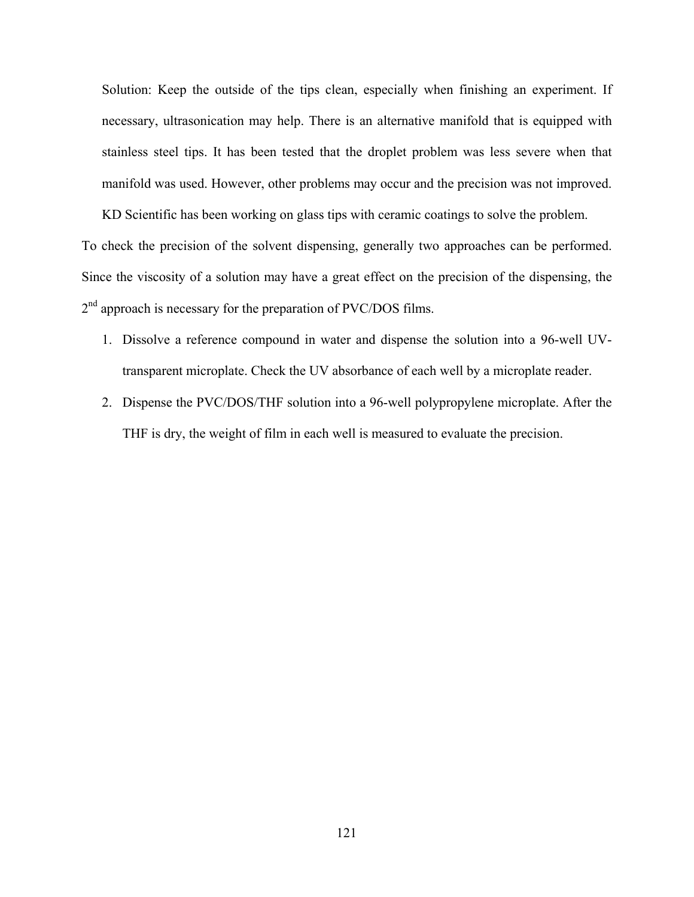Solution: Keep the outside of the tips clean, especially when finishing an experiment. If necessary, ultrasonication may help. There is an alternative manifold that is equipped with stainless steel tips. It has been tested that the droplet problem was less severe when that manifold was used. However, other problems may occur and the precision was not improved. KD Scientific has been working on glass tips with ceramic coatings to solve the problem.

To check the precision of the solvent dispensing, generally two approaches can be performed. Since the viscosity of a solution may have a great effect on the precision of the dispensing, the $2^{nd}$ approach is necessary for the preparation of PVC/DOS films.

1. Dissolve a reference compound in water and dispense the solution into a 96-well UV-transparent microplate. Check the UV absorbance of each well by a microplate reader.
2. Dispense the PVC/DOS/THF solution into a 96-well polypropylene microplate. After the THF is dry, the weight of film in each well is measured to evaluate the precision.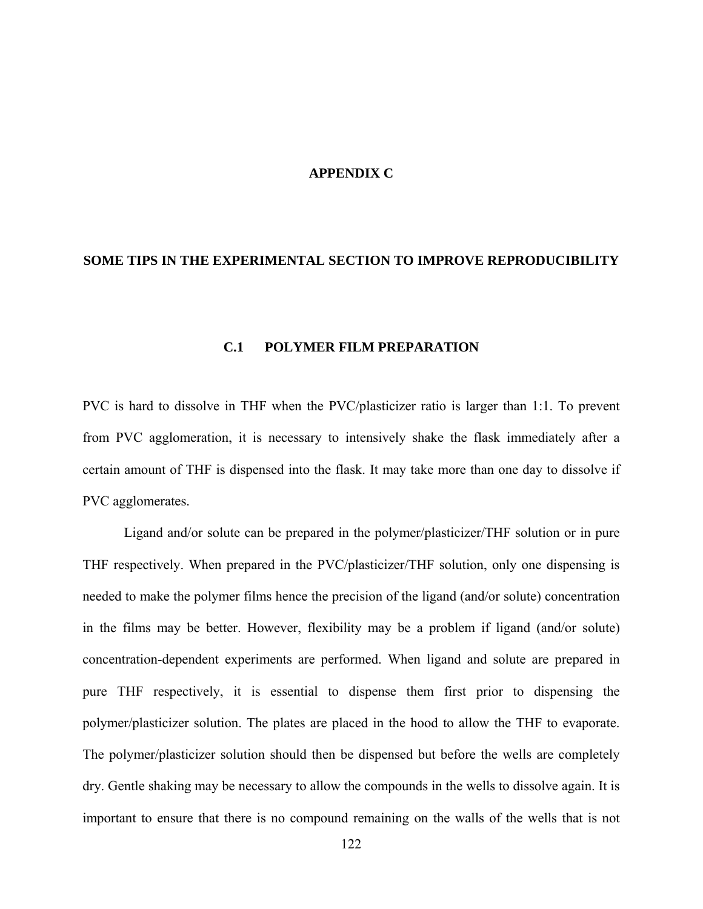# APPENDIX C

## SOME TIPS IN THE EXPERIMENTAL SECTION TO IMPROVE REPRODUCIBILITY

### C.1 POLYMER FILM PREPARATION

PVC is hard to dissolve in THF when the PVC/plasticizer ratio is larger than 1:1. To prevent from PVC agglomeration, it is necessary to intensively shake the flask immediately after a certain amount of THF is dispensed into the flask. It may take more than one day to dissolve if PVC agglomerates.

Ligand and/or solute can be prepared in the polymer/plasticizer/THF solution or in pure THF respectively. When prepared in the PVC/plasticizer/THF solution, only one dispensing is needed to make the polymer films hence the precision of the ligand (and/or solute) concentration in the films may be better. However, flexibility may be a problem if ligand (and/or solute) concentration-dependent experiments are performed. When ligand and solute are prepared in pure THF respectively, it is essential to dispense them first prior to dispensing the polymer/plasticizer solution. The plates are placed in the hood to allow the THF to evaporate. The polymer/plasticizer solution should then be dispensed but before the wells are completely dry. Gentle shaking may be necessary to allow the compounds in the wells to dissolve again. It is important to ensure that there is no compound remaining on the walls of the wells that is not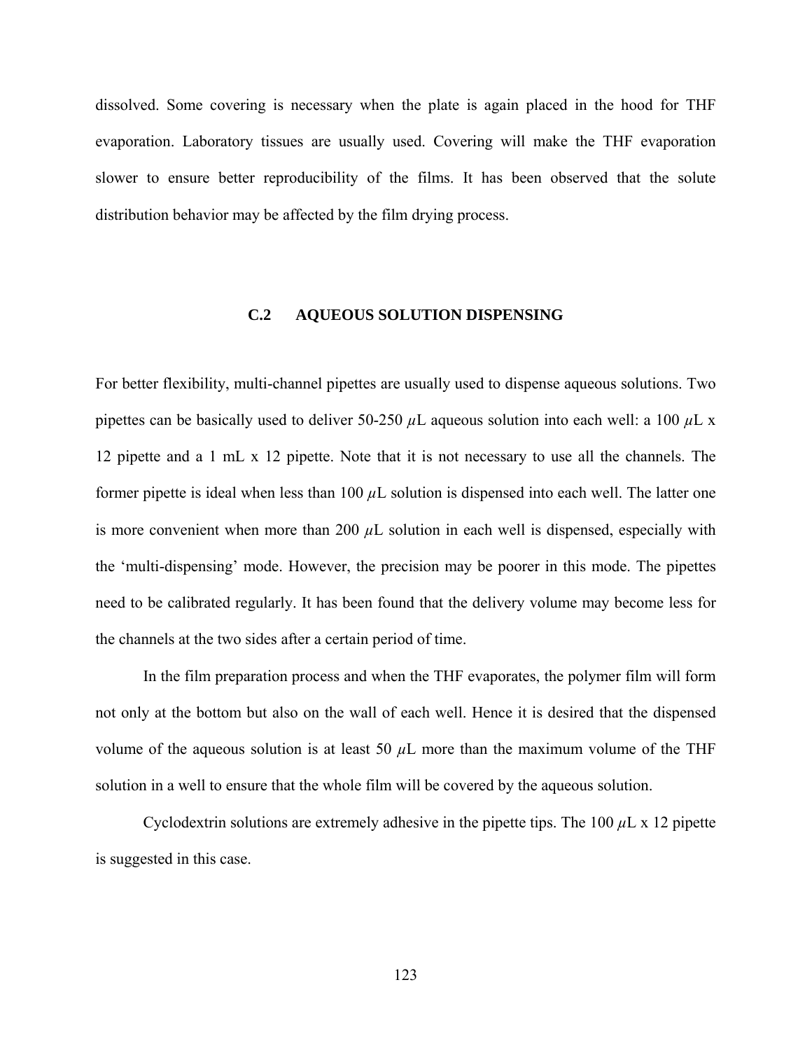dissolved. Some covering is necessary when the plate is again placed in the hood for THF evaporation. Laboratory tissues are usually used. Covering will make the THF evaporation slower to ensure better reproducibility of the films. It has been observed that the solute distribution behavior may be affected by the film drying process.

## C.2 AQUEOUS SOLUTION DISPENSING

For better flexibility, multi-channel pipettes are usually used to dispense aqueous solutions. Two pipettes can be basically used to deliver 50-250 $\mu$L aqueous solution into each well: a 100 $\mu$L x 12 pipette and a 1 mL x 12 pipette. Note that it is not necessary to use all the channels. The former pipette is ideal when less than 100 $\mu$L solution is dispensed into each well. The latter one is more convenient when more than 200 $\mu$L solution in each well is dispensed, especially with the 'multi-dispensing' mode. However, the precision may be poorer in this mode. The pipettes need to be calibrated regularly. It has been found that the delivery volume may become less for the channels at the two sides after a certain period of time.

In the film preparation process and when the THF evaporates, the polymer film will form not only at the bottom but also on the wall of each well. Hence it is desired that the dispensed volume of the aqueous solution is at least 50 $\mu$L more than the maximum volume of the THF solution in a well to ensure that the whole film will be covered by the aqueous solution.

Cyclodextrin solutions are extremely adhesive in the pipette tips. The 100 $\mu$L x 12 pipette is suggested in this case.